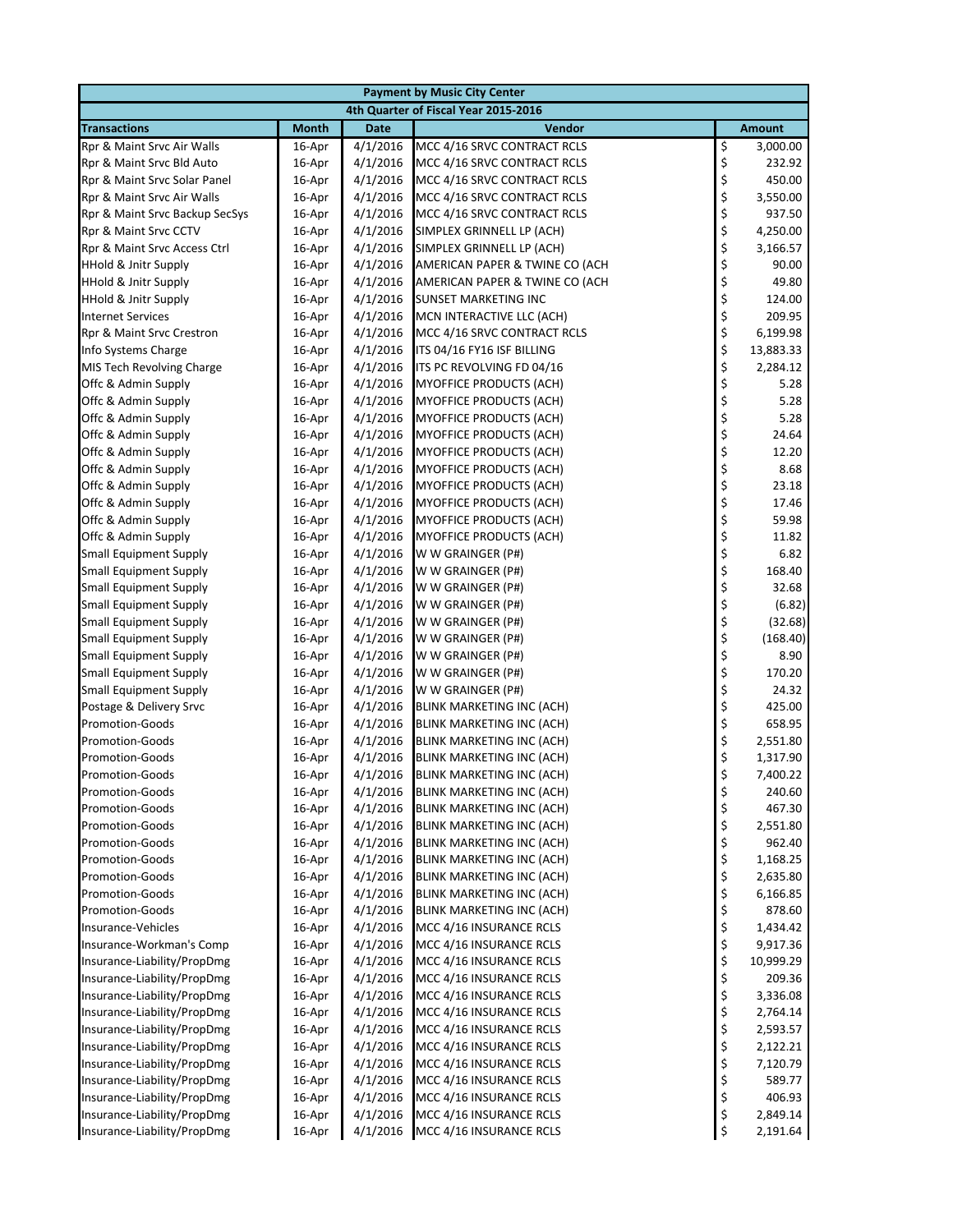| Payment by Music City Center | | | | |
|---|---|---|---|---|
| 4th Quarter of Fiscal Year 2015-2016 | | | | |
| **Transactions** | **Month** | **Date** | **Vendor** | **Amount** |
| Rpr & Maint Srvc Air Walls | 16-Apr | 4/1/2016 | MCC 4/16 SRVC CONTRACT RCLS | $ 3,000.00 |
| Rpr & Maint Srvc Bld Auto | 16-Apr | 4/1/2016 | MCC 4/16 SRVC CONTRACT RCLS | $ 232.92 |
| Rpr & Maint Srvc Solar Panel | 16-Apr | 4/1/2016 | MCC 4/16 SRVC CONTRACT RCLS | $ 450.00 |
| Rpr & Maint Srvc Air Walls | 16-Apr | 4/1/2016 | MCC 4/16 SRVC CONTRACT RCLS | $ 3,550.00 |
| Rpr & Maint Srvc Backup SecSys | 16-Apr | 4/1/2016 | MCC 4/16 SRVC CONTRACT RCLS | $ 937.50 |
| Rpr & Maint Srvc CCTV | 16-Apr | 4/1/2016 | SIMPLEX GRINNELL LP (ACH) | $ 4,250.00 |
| Rpr & Maint Srvc Access Ctrl | 16-Apr | 4/1/2016 | SIMPLEX GRINNELL LP (ACH) | $ 3,166.57 |
| HHold & Jnitr Supply | 16-Apr | 4/1/2016 | AMERICAN PAPER & TWINE CO (ACH | $ 90.00 |
| HHold & Jnitr Supply | 16-Apr | 4/1/2016 | AMERICAN PAPER & TWINE CO (ACH | $ 49.80 |
| HHold & Jnitr Supply | 16-Apr | 4/1/2016 | SUNSET MARKETING INC | $ 124.00 |
| Internet Services | 16-Apr | 4/1/2016 | MCN INTERACTIVE LLC (ACH) | $ 209.95 |
| Rpr & Maint Srvc Crestron | 16-Apr | 4/1/2016 | MCC 4/16 SRVC CONTRACT RCLS | $ 6,199.98 |
| Info Systems Charge | 16-Apr | 4/1/2016 | ITS 04/16 FY16 ISF BILLING | $ 13,883.33 |
| MIS Tech Revolving Charge | 16-Apr | 4/1/2016 | ITS PC REVOLVING FD 04/16 | $ 2,284.12 |
| Offc & Admin Supply | 16-Apr | 4/1/2016 | MYOFFICE PRODUCTS (ACH) | $ 5.28 |
| Offc & Admin Supply | 16-Apr | 4/1/2016 | MYOFFICE PRODUCTS (ACH) | $ 5.28 |
| Offc & Admin Supply | 16-Apr | 4/1/2016 | MYOFFICE PRODUCTS (ACH) | $ 5.28 |
| Offc & Admin Supply | 16-Apr | 4/1/2016 | MYOFFICE PRODUCTS (ACH) | $ 24.64 |
| Offc & Admin Supply | 16-Apr | 4/1/2016 | MYOFFICE PRODUCTS (ACH) | $ 12.20 |
| Offc & Admin Supply | 16-Apr | 4/1/2016 | MYOFFICE PRODUCTS (ACH) | $ 8.68 |
| Offc & Admin Supply | 16-Apr | 4/1/2016 | MYOFFICE PRODUCTS (ACH) | $ 23.18 |
| Offc & Admin Supply | 16-Apr | 4/1/2016 | MYOFFICE PRODUCTS (ACH) | $ 17.46 |
| Offc & Admin Supply | 16-Apr | 4/1/2016 | MYOFFICE PRODUCTS (ACH) | $ 59.98 |
| Offc & Admin Supply | 16-Apr | 4/1/2016 | MYOFFICE PRODUCTS (ACH) | $ 11.82 |
| Small Equipment Supply | 16-Apr | 4/1/2016 | W W GRAINGER (P#) | $ 6.82 |
| Small Equipment Supply | 16-Apr | 4/1/2016 | W W GRAINGER (P#) | $ 168.40 |
| Small Equipment Supply | 16-Apr | 4/1/2016 | W W GRAINGER (P#) | $ 32.68 |
| Small Equipment Supply | 16-Apr | 4/1/2016 | W W GRAINGER (P#) | $ (6.82) |
| Small Equipment Supply | 16-Apr | 4/1/2016 | W W GRAINGER (P#) | $ (32.68) |
| Small Equipment Supply | 16-Apr | 4/1/2016 | W W GRAINGER (P#) | $ (168.40) |
| Small Equipment Supply | 16-Apr | 4/1/2016 | W W GRAINGER (P#) | $ 8.90 |
| Small Equipment Supply | 16-Apr | 4/1/2016 | W W GRAINGER (P#) | $ 170.20 |
| Small Equipment Supply | 16-Apr | 4/1/2016 | W W GRAINGER (P#) | $ 24.32 |
| Postage & Delivery Srvc | 16-Apr | 4/1/2016 | BLINK MARKETING INC (ACH) | $ 425.00 |
| Promotion-Goods | 16-Apr | 4/1/2016 | BLINK MARKETING INC (ACH) | $ 658.95 |
| Promotion-Goods | 16-Apr | 4/1/2016 | BLINK MARKETING INC (ACH) | $ 2,551.80 |
| Promotion-Goods | 16-Apr | 4/1/2016 | BLINK MARKETING INC (ACH) | $ 1,317.90 |
| Promotion-Goods | 16-Apr | 4/1/2016 | BLINK MARKETING INC (ACH) | $ 7,400.22 |
| Promotion-Goods | 16-Apr | 4/1/2016 | BLINK MARKETING INC (ACH) | $ 240.60 |
| Promotion-Goods | 16-Apr | 4/1/2016 | BLINK MARKETING INC (ACH) | $ 467.30 |
| Promotion-Goods | 16-Apr | 4/1/2016 | BLINK MARKETING INC (ACH) | $ 2,551.80 |
| Promotion-Goods | 16-Apr | 4/1/2016 | BLINK MARKETING INC (ACH) | $ 962.40 |
| Promotion-Goods | 16-Apr | 4/1/2016 | BLINK MARKETING INC (ACH) | $ 1,168.25 |
| Promotion-Goods | 16-Apr | 4/1/2016 | BLINK MARKETING INC (ACH) | $ 2,635.80 |
| Promotion-Goods | 16-Apr | 4/1/2016 | BLINK MARKETING INC (ACH) | $ 6,166.85 |
| Promotion-Goods | 16-Apr | 4/1/2016 | BLINK MARKETING INC (ACH) | $ 878.60 |
| Insurance-Vehicles | 16-Apr | 4/1/2016 | MCC 4/16 INSURANCE RCLS | $ 1,434.42 |
| Insurance-Workman's Comp | 16-Apr | 4/1/2016 | MCC 4/16 INSURANCE RCLS | $ 9,917.36 |
| Insurance-Liability/PropDmg | 16-Apr | 4/1/2016 | MCC 4/16 INSURANCE RCLS | $ 10,999.29 |
| Insurance-Liability/PropDmg | 16-Apr | 4/1/2016 | MCC 4/16 INSURANCE RCLS | $ 209.36 |
| Insurance-Liability/PropDmg | 16-Apr | 4/1/2016 | MCC 4/16 INSURANCE RCLS | $ 3,336.08 |
| Insurance-Liability/PropDmg | 16-Apr | 4/1/2016 | MCC 4/16 INSURANCE RCLS | $ 2,764.14 |
| Insurance-Liability/PropDmg | 16-Apr | 4/1/2016 | MCC 4/16 INSURANCE RCLS | $ 2,593.57 |
| Insurance-Liability/PropDmg | 16-Apr | 4/1/2016 | MCC 4/16 INSURANCE RCLS | $ 2,122.21 |
| Insurance-Liability/PropDmg | 16-Apr | 4/1/2016 | MCC 4/16 INSURANCE RCLS | $ 7,120.79 |
| Insurance-Liability/PropDmg | 16-Apr | 4/1/2016 | MCC 4/16 INSURANCE RCLS | $ 589.77 |
| Insurance-Liability/PropDmg | 16-Apr | 4/1/2016 | MCC 4/16 INSURANCE RCLS | $ 406.93 |
| Insurance-Liability/PropDmg | 16-Apr | 4/1/2016 | MCC 4/16 INSURANCE RCLS | $ 2,849.14 |
| Insurance-Liability/PropDmg | 16-Apr | 4/1/2016 | MCC 4/16 INSURANCE RCLS | $ 2,191.64 |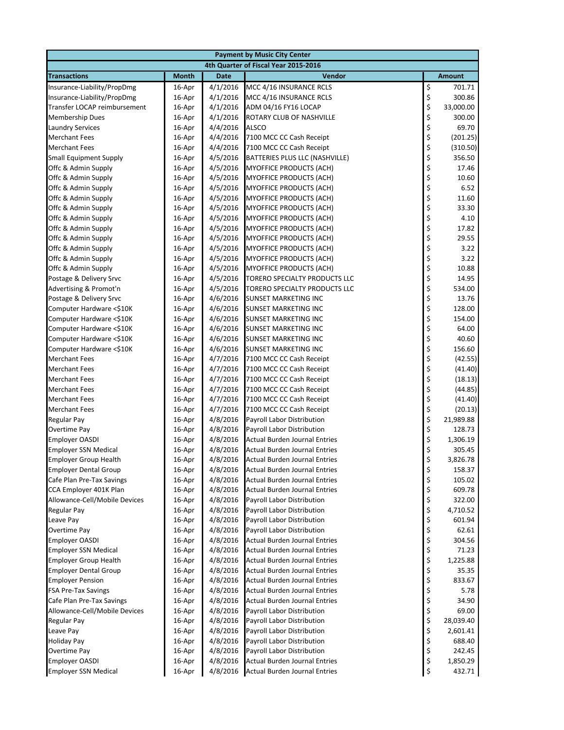| Payment by Music City Center | | | | |
|---|---|---|---|---|
| 4th Quarter of Fiscal Year 2015-2016 | | | | |
| **Transactions** | **Month** | **Date** | **Vendor** | **Amount** |
| Insurance-Liability/PropDmg | 16-Apr | 4/1/2016 | MCC 4/16 INSURANCE RCLS | $ 701.71 |
| Insurance-Liability/PropDmg | 16-Apr | 4/1/2016 | MCC 4/16 INSURANCE RCLS | $ 300.86 |
| Transfer LOCAP reimbursement | 16-Apr | 4/1/2016 | ADM 04/16 FY16 LOCAP | $ 33,000.00 |
| Membership Dues | 16-Apr | 4/1/2016 | ROTARY CLUB OF NASHVILLE | $ 300.00 |
| Laundry Services | 16-Apr | 4/4/2016 | ALSCO | $ 69.70 |
| Merchant Fees | 16-Apr | 4/4/2016 | 7100 MCC CC Cash Receipt | $ (201.25) |
| Merchant Fees | 16-Apr | 4/4/2016 | 7100 MCC CC Cash Receipt | $ (310.50) |
| Small Equipment Supply | 16-Apr | 4/5/2016 | BATTERIES PLUS LLC (NASHVILLE) | $ 356.50 |
| Offc & Admin Supply | 16-Apr | 4/5/2016 | MYOFFICE PRODUCTS (ACH) | $ 17.46 |
| Offc & Admin Supply | 16-Apr | 4/5/2016 | MYOFFICE PRODUCTS (ACH) | $ 10.60 |
| Offc & Admin Supply | 16-Apr | 4/5/2016 | MYOFFICE PRODUCTS (ACH) | $ 6.52 |
| Offc & Admin Supply | 16-Apr | 4/5/2016 | MYOFFICE PRODUCTS (ACH) | $ 11.60 |
| Offc & Admin Supply | 16-Apr | 4/5/2016 | MYOFFICE PRODUCTS (ACH) | $ 33.30 |
| Offc & Admin Supply | 16-Apr | 4/5/2016 | MYOFFICE PRODUCTS (ACH) | $ 4.10 |
| Offc & Admin Supply | 16-Apr | 4/5/2016 | MYOFFICE PRODUCTS (ACH) | $ 17.82 |
| Offc & Admin Supply | 16-Apr | 4/5/2016 | MYOFFICE PRODUCTS (ACH) | $ 29.55 |
| Offc & Admin Supply | 16-Apr | 4/5/2016 | MYOFFICE PRODUCTS (ACH) | $ 3.22 |
| Offc & Admin Supply | 16-Apr | 4/5/2016 | MYOFFICE PRODUCTS (ACH) | $ 3.22 |
| Offc & Admin Supply | 16-Apr | 4/5/2016 | MYOFFICE PRODUCTS (ACH) | $ 10.88 |
| Postage & Delivery Srvc | 16-Apr | 4/5/2016 | TORERO SPECIALTY PRODUCTS LLC | $ 14.95 |
| Advertising & Promot'n | 16-Apr | 4/5/2016 | TORERO SPECIALTY PRODUCTS LLC | $ 534.00 |
| Postage & Delivery Srvc | 16-Apr | 4/6/2016 | SUNSET MARKETING INC | $ 13.76 |
| Computer Hardware <$10K | 16-Apr | 4/6/2016 | SUNSET MARKETING INC | $ 128.00 |
| Computer Hardware <$10K | 16-Apr | 4/6/2016 | SUNSET MARKETING INC | $ 154.00 |
| Computer Hardware <$10K | 16-Apr | 4/6/2016 | SUNSET MARKETING INC | $ 64.00 |
| Computer Hardware <$10K | 16-Apr | 4/6/2016 | SUNSET MARKETING INC | $ 40.60 |
| Computer Hardware <$10K | 16-Apr | 4/6/2016 | SUNSET MARKETING INC | $ 156.60 |
| Merchant Fees | 16-Apr | 4/7/2016 | 7100 MCC CC Cash Receipt | $ (42.55) |
| Merchant Fees | 16-Apr | 4/7/2016 | 7100 MCC CC Cash Receipt | $ (41.40) |
| Merchant Fees | 16-Apr | 4/7/2016 | 7100 MCC CC Cash Receipt | $ (18.13) |
| Merchant Fees | 16-Apr | 4/7/2016 | 7100 MCC CC Cash Receipt | $ (44.85) |
| Merchant Fees | 16-Apr | 4/7/2016 | 7100 MCC CC Cash Receipt | $ (41.40) |
| Merchant Fees | 16-Apr | 4/7/2016 | 7100 MCC CC Cash Receipt | $ (20.13) |
| Regular Pay | 16-Apr | 4/8/2016 | Payroll Labor Distribution | $ 21,989.88 |
| Overtime Pay | 16-Apr | 4/8/2016 | Payroll Labor Distribution | $ 128.73 |
| Employer OASDI | 16-Apr | 4/8/2016 | Actual Burden Journal Entries | $ 1,306.19 |
| Employer SSN Medical | 16-Apr | 4/8/2016 | Actual Burden Journal Entries | $ 305.45 |
| Employer Group Health | 16-Apr | 4/8/2016 | Actual Burden Journal Entries | $ 3,826.78 |
| Employer Dental Group | 16-Apr | 4/8/2016 | Actual Burden Journal Entries | $ 158.37 |
| Cafe Plan Pre-Tax Savings | 16-Apr | 4/8/2016 | Actual Burden Journal Entries | $ 105.02 |
| CCA Employer 401K Plan | 16-Apr | 4/8/2016 | Actual Burden Journal Entries | $ 609.78 |
| Allowance-Cell/Mobile Devices | 16-Apr | 4/8/2016 | Payroll Labor Distribution | $ 322.00 |
| Regular Pay | 16-Apr | 4/8/2016 | Payroll Labor Distribution | $ 4,710.52 |
| Leave Pay | 16-Apr | 4/8/2016 | Payroll Labor Distribution | $ 601.94 |
| Overtime Pay | 16-Apr | 4/8/2016 | Payroll Labor Distribution | $ 62.61 |
| Employer OASDI | 16-Apr | 4/8/2016 | Actual Burden Journal Entries | $ 304.56 |
| Employer SSN Medical | 16-Apr | 4/8/2016 | Actual Burden Journal Entries | $ 71.23 |
| Employer Group Health | 16-Apr | 4/8/2016 | Actual Burden Journal Entries | $ 1,225.88 |
| Employer Dental Group | 16-Apr | 4/8/2016 | Actual Burden Journal Entries | $ 35.35 |
| Employer Pension | 16-Apr | 4/8/2016 | Actual Burden Journal Entries | $ 833.67 |
| FSA Pre-Tax Savings | 16-Apr | 4/8/2016 | Actual Burden Journal Entries | $ 5.78 |
| Cafe Plan Pre-Tax Savings | 16-Apr | 4/8/2016 | Actual Burden Journal Entries | $ 34.90 |
| Allowance-Cell/Mobile Devices | 16-Apr | 4/8/2016 | Payroll Labor Distribution | $ 69.00 |
| Regular Pay | 16-Apr | 4/8/2016 | Payroll Labor Distribution | $ 28,039.40 |
| Leave Pay | 16-Apr | 4/8/2016 | Payroll Labor Distribution | $ 2,601.41 |
| Holiday Pay | 16-Apr | 4/8/2016 | Payroll Labor Distribution | $ 688.40 |
| Overtime Pay | 16-Apr | 4/8/2016 | Payroll Labor Distribution | $ 242.45 |
| Employer OASDI | 16-Apr | 4/8/2016 | Actual Burden Journal Entries | $ 1,850.29 |
| Employer SSN Medical | 16-Apr | 4/8/2016 | Actual Burden Journal Entries | $ 432.71 |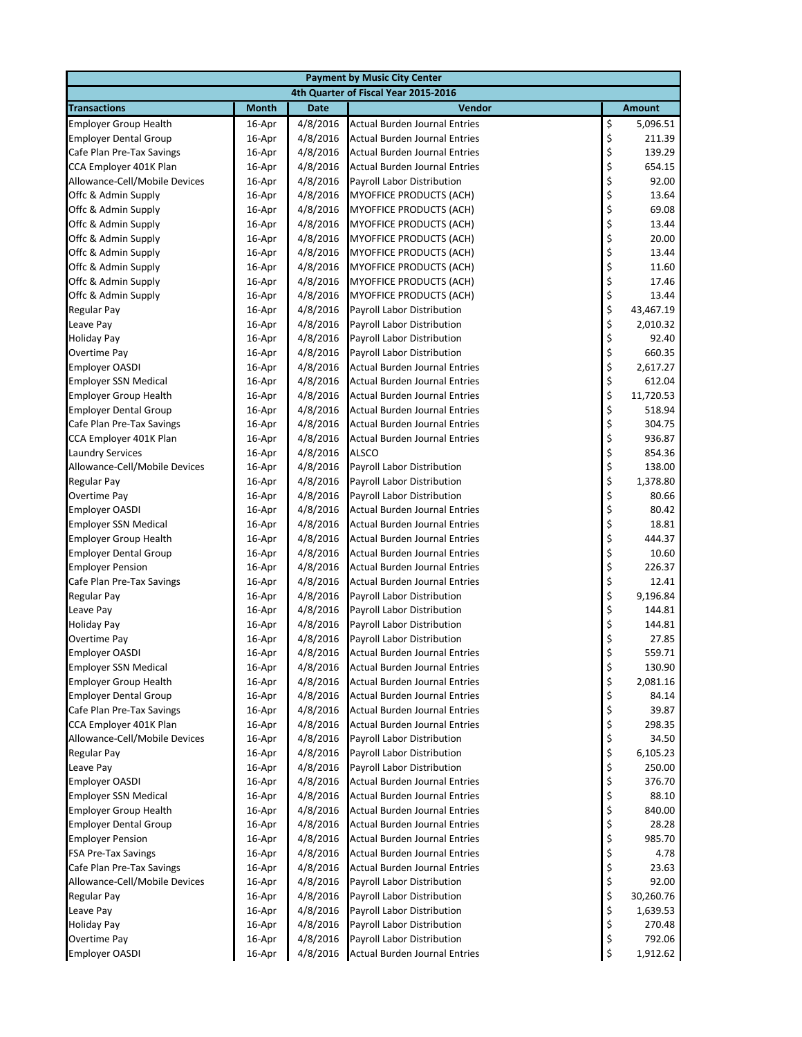| Payment by Music City Center | | | | |
|---|---|---|---|---|
| 4th Quarter of Fiscal Year 2015-2016 | | | | |
| **Transactions** | **Month** | **Date** | **Vendor** | **Amount** |
| Employer Group Health | 16-Apr | 4/8/2016 | Actual Burden Journal Entries | $ 5,096.51 |
| Employer Dental Group | 16-Apr | 4/8/2016 | Actual Burden Journal Entries | $ 211.39 |
| Cafe Plan Pre-Tax Savings | 16-Apr | 4/8/2016 | Actual Burden Journal Entries | $ 139.29 |
| CCA Employer 401K Plan | 16-Apr | 4/8/2016 | Actual Burden Journal Entries | $ 654.15 |
| Allowance-Cell/Mobile Devices | 16-Apr | 4/8/2016 | Payroll Labor Distribution | $ 92.00 |
| Offc & Admin Supply | 16-Apr | 4/8/2016 | MYOFFICE PRODUCTS (ACH) | $ 13.64 |
| Offc & Admin Supply | 16-Apr | 4/8/2016 | MYOFFICE PRODUCTS (ACH) | $ 69.08 |
| Offc & Admin Supply | 16-Apr | 4/8/2016 | MYOFFICE PRODUCTS (ACH) | $ 13.44 |
| Offc & Admin Supply | 16-Apr | 4/8/2016 | MYOFFICE PRODUCTS (ACH) | $ 20.00 |
| Offc & Admin Supply | 16-Apr | 4/8/2016 | MYOFFICE PRODUCTS (ACH) | $ 13.44 |
| Offc & Admin Supply | 16-Apr | 4/8/2016 | MYOFFICE PRODUCTS (ACH) | $ 11.60 |
| Offc & Admin Supply | 16-Apr | 4/8/2016 | MYOFFICE PRODUCTS (ACH) | $ 17.46 |
| Offc & Admin Supply | 16-Apr | 4/8/2016 | MYOFFICE PRODUCTS (ACH) | $ 13.44 |
| Regular Pay | 16-Apr | 4/8/2016 | Payroll Labor Distribution | $ 43,467.19 |
| Leave Pay | 16-Apr | 4/8/2016 | Payroll Labor Distribution | $ 2,010.32 |
| Holiday Pay | 16-Apr | 4/8/2016 | Payroll Labor Distribution | $ 92.40 |
| Overtime Pay | 16-Apr | 4/8/2016 | Payroll Labor Distribution | $ 660.35 |
| Employer OASDI | 16-Apr | 4/8/2016 | Actual Burden Journal Entries | $ 2,617.27 |
| Employer SSN Medical | 16-Apr | 4/8/2016 | Actual Burden Journal Entries | $ 612.04 |
| Employer Group Health | 16-Apr | 4/8/2016 | Actual Burden Journal Entries | $ 11,720.53 |
| Employer Dental Group | 16-Apr | 4/8/2016 | Actual Burden Journal Entries | $ 518.94 |
| Cafe Plan Pre-Tax Savings | 16-Apr | 4/8/2016 | Actual Burden Journal Entries | $ 304.75 |
| CCA Employer 401K Plan | 16-Apr | 4/8/2016 | Actual Burden Journal Entries | $ 936.87 |
| Laundry Services | 16-Apr | 4/8/2016 | ALSCO | $ 854.36 |
| Allowance-Cell/Mobile Devices | 16-Apr | 4/8/2016 | Payroll Labor Distribution | $ 138.00 |
| Regular Pay | 16-Apr | 4/8/2016 | Payroll Labor Distribution | $ 1,378.80 |
| Overtime Pay | 16-Apr | 4/8/2016 | Payroll Labor Distribution | $ 80.66 |
| Employer OASDI | 16-Apr | 4/8/2016 | Actual Burden Journal Entries | $ 80.42 |
| Employer SSN Medical | 16-Apr | 4/8/2016 | Actual Burden Journal Entries | $ 18.81 |
| Employer Group Health | 16-Apr | 4/8/2016 | Actual Burden Journal Entries | $ 444.37 |
| Employer Dental Group | 16-Apr | 4/8/2016 | Actual Burden Journal Entries | $ 10.60 |
| Employer Pension | 16-Apr | 4/8/2016 | Actual Burden Journal Entries | $ 226.37 |
| Cafe Plan Pre-Tax Savings | 16-Apr | 4/8/2016 | Actual Burden Journal Entries | $ 12.41 |
| Regular Pay | 16-Apr | 4/8/2016 | Payroll Labor Distribution | $ 9,196.84 |
| Leave Pay | 16-Apr | 4/8/2016 | Payroll Labor Distribution | $ 144.81 |
| Holiday Pay | 16-Apr | 4/8/2016 | Payroll Labor Distribution | $ 144.81 |
| Overtime Pay | 16-Apr | 4/8/2016 | Payroll Labor Distribution | $ 27.85 |
| Employer OASDI | 16-Apr | 4/8/2016 | Actual Burden Journal Entries | $ 559.71 |
| Employer SSN Medical | 16-Apr | 4/8/2016 | Actual Burden Journal Entries | $ 130.90 |
| Employer Group Health | 16-Apr | 4/8/2016 | Actual Burden Journal Entries | $ 2,081.16 |
| Employer Dental Group | 16-Apr | 4/8/2016 | Actual Burden Journal Entries | $ 84.14 |
| Cafe Plan Pre-Tax Savings | 16-Apr | 4/8/2016 | Actual Burden Journal Entries | $ 39.87 |
| CCA Employer 401K Plan | 16-Apr | 4/8/2016 | Actual Burden Journal Entries | $ 298.35 |
| Allowance-Cell/Mobile Devices | 16-Apr | 4/8/2016 | Payroll Labor Distribution | $ 34.50 |
| Regular Pay | 16-Apr | 4/8/2016 | Payroll Labor Distribution | $ 6,105.23 |
| Leave Pay | 16-Apr | 4/8/2016 | Payroll Labor Distribution | $ 250.00 |
| Employer OASDI | 16-Apr | 4/8/2016 | Actual Burden Journal Entries | $ 376.70 |
| Employer SSN Medical | 16-Apr | 4/8/2016 | Actual Burden Journal Entries | $ 88.10 |
| Employer Group Health | 16-Apr | 4/8/2016 | Actual Burden Journal Entries | $ 840.00 |
| Employer Dental Group | 16-Apr | 4/8/2016 | Actual Burden Journal Entries | $ 28.28 |
| Employer Pension | 16-Apr | 4/8/2016 | Actual Burden Journal Entries | $ 985.70 |
| FSA Pre-Tax Savings | 16-Apr | 4/8/2016 | Actual Burden Journal Entries | $ 4.78 |
| Cafe Plan Pre-Tax Savings | 16-Apr | 4/8/2016 | Actual Burden Journal Entries | $ 23.63 |
| Allowance-Cell/Mobile Devices | 16-Apr | 4/8/2016 | Payroll Labor Distribution | $ 92.00 |
| Regular Pay | 16-Apr | 4/8/2016 | Payroll Labor Distribution | $ 30,260.76 |
| Leave Pay | 16-Apr | 4/8/2016 | Payroll Labor Distribution | $ 1,639.53 |
| Holiday Pay | 16-Apr | 4/8/2016 | Payroll Labor Distribution | $ 270.48 |
| Overtime Pay | 16-Apr | 4/8/2016 | Payroll Labor Distribution | $ 792.06 |
| Employer OASDI | 16-Apr | 4/8/2016 | Actual Burden Journal Entries | $ 1,912.62 |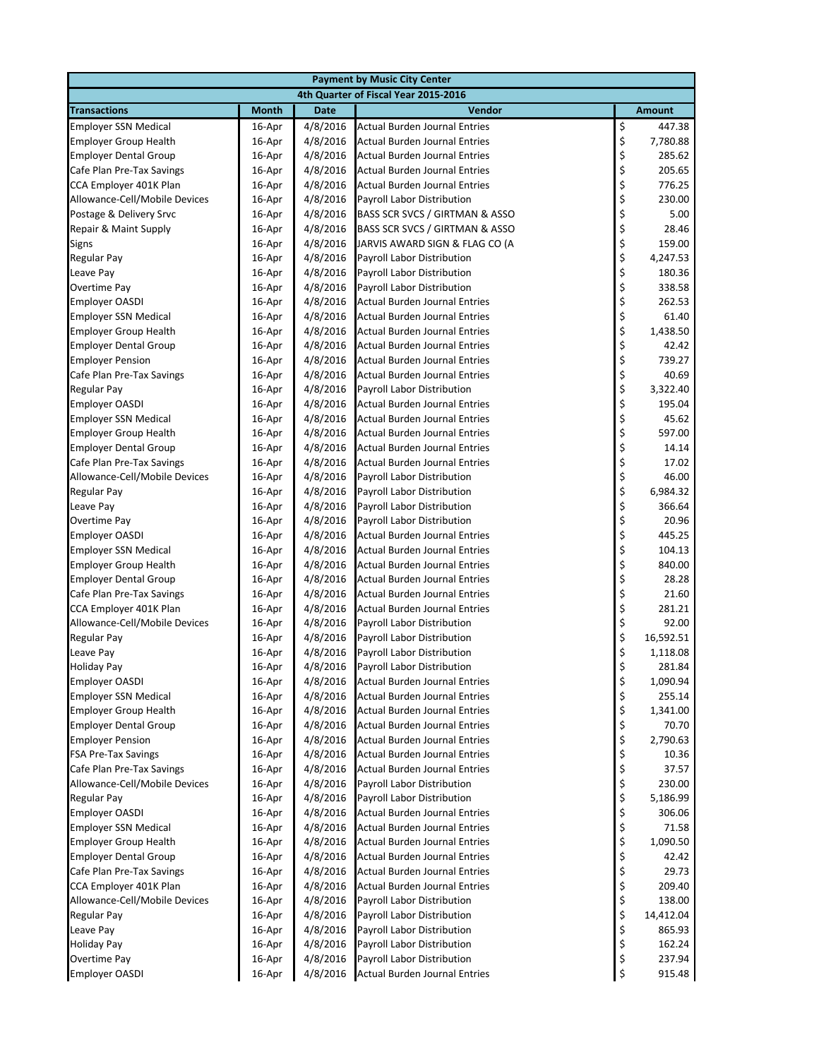| Payment by Music City Center | | | | |
|---|---|---|---|---|
| 4th Quarter of Fiscal Year 2015-2016 | | | | |
| Transactions | Month | Date | Vendor | Amount |
| Employer SSN Medical | 16-Apr | 4/8/2016 | Actual Burden Journal Entries | $ 447.38 |
| Employer Group Health | 16-Apr | 4/8/2016 | Actual Burden Journal Entries | $ 7,780.88 |
| Employer Dental Group | 16-Apr | 4/8/2016 | Actual Burden Journal Entries | $ 285.62 |
| Cafe Plan Pre-Tax Savings | 16-Apr | 4/8/2016 | Actual Burden Journal Entries | $ 205.65 |
| CCA Employer 401K Plan | 16-Apr | 4/8/2016 | Actual Burden Journal Entries | $ 776.25 |
| Allowance-Cell/Mobile Devices | 16-Apr | 4/8/2016 | Payroll Labor Distribution | $ 230.00 |
| Postage & Delivery Srvc | 16-Apr | 4/8/2016 | BASS SCR SVCS / GIRTMAN & ASSO | $ 5.00 |
| Repair & Maint Supply | 16-Apr | 4/8/2016 | BASS SCR SVCS / GIRTMAN & ASSO | $ 28.46 |
| Signs | 16-Apr | 4/8/2016 | JARVIS AWARD SIGN & FLAG CO (A | $ 159.00 |
| Regular Pay | 16-Apr | 4/8/2016 | Payroll Labor Distribution | $ 4,247.53 |
| Leave Pay | 16-Apr | 4/8/2016 | Payroll Labor Distribution | $ 180.36 |
| Overtime Pay | 16-Apr | 4/8/2016 | Payroll Labor Distribution | $ 338.58 |
| Employer OASDI | 16-Apr | 4/8/2016 | Actual Burden Journal Entries | $ 262.53 |
| Employer SSN Medical | 16-Apr | 4/8/2016 | Actual Burden Journal Entries | $ 61.40 |
| Employer Group Health | 16-Apr | 4/8/2016 | Actual Burden Journal Entries | $ 1,438.50 |
| Employer Dental Group | 16-Apr | 4/8/2016 | Actual Burden Journal Entries | $ 42.42 |
| Employer Pension | 16-Apr | 4/8/2016 | Actual Burden Journal Entries | $ 739.27 |
| Cafe Plan Pre-Tax Savings | 16-Apr | 4/8/2016 | Actual Burden Journal Entries | $ 40.69 |
| Regular Pay | 16-Apr | 4/8/2016 | Payroll Labor Distribution | $ 3,322.40 |
| Employer OASDI | 16-Apr | 4/8/2016 | Actual Burden Journal Entries | $ 195.04 |
| Employer SSN Medical | 16-Apr | 4/8/2016 | Actual Burden Journal Entries | $ 45.62 |
| Employer Group Health | 16-Apr | 4/8/2016 | Actual Burden Journal Entries | $ 597.00 |
| Employer Dental Group | 16-Apr | 4/8/2016 | Actual Burden Journal Entries | $ 14.14 |
| Cafe Plan Pre-Tax Savings | 16-Apr | 4/8/2016 | Actual Burden Journal Entries | $ 17.02 |
| Allowance-Cell/Mobile Devices | 16-Apr | 4/8/2016 | Payroll Labor Distribution | $ 46.00 |
| Regular Pay | 16-Apr | 4/8/2016 | Payroll Labor Distribution | $ 6,984.32 |
| Leave Pay | 16-Apr | 4/8/2016 | Payroll Labor Distribution | $ 366.64 |
| Overtime Pay | 16-Apr | 4/8/2016 | Payroll Labor Distribution | $ 20.96 |
| Employer OASDI | 16-Apr | 4/8/2016 | Actual Burden Journal Entries | $ 445.25 |
| Employer SSN Medical | 16-Apr | 4/8/2016 | Actual Burden Journal Entries | $ 104.13 |
| Employer Group Health | 16-Apr | 4/8/2016 | Actual Burden Journal Entries | $ 840.00 |
| Employer Dental Group | 16-Apr | 4/8/2016 | Actual Burden Journal Entries | $ 28.28 |
| Cafe Plan Pre-Tax Savings | 16-Apr | 4/8/2016 | Actual Burden Journal Entries | $ 21.60 |
| CCA Employer 401K Plan | 16-Apr | 4/8/2016 | Actual Burden Journal Entries | $ 281.21 |
| Allowance-Cell/Mobile Devices | 16-Apr | 4/8/2016 | Payroll Labor Distribution | $ 92.00 |
| Regular Pay | 16-Apr | 4/8/2016 | Payroll Labor Distribution | $ 16,592.51 |
| Leave Pay | 16-Apr | 4/8/2016 | Payroll Labor Distribution | $ 1,118.08 |
| Holiday Pay | 16-Apr | 4/8/2016 | Payroll Labor Distribution | $ 281.84 |
| Employer OASDI | 16-Apr | 4/8/2016 | Actual Burden Journal Entries | $ 1,090.94 |
| Employer SSN Medical | 16-Apr | 4/8/2016 | Actual Burden Journal Entries | $ 255.14 |
| Employer Group Health | 16-Apr | 4/8/2016 | Actual Burden Journal Entries | $ 1,341.00 |
| Employer Dental Group | 16-Apr | 4/8/2016 | Actual Burden Journal Entries | $ 70.70 |
| Employer Pension | 16-Apr | 4/8/2016 | Actual Burden Journal Entries | $ 2,790.63 |
| FSA Pre-Tax Savings | 16-Apr | 4/8/2016 | Actual Burden Journal Entries | $ 10.36 |
| Cafe Plan Pre-Tax Savings | 16-Apr | 4/8/2016 | Actual Burden Journal Entries | $ 37.57 |
| Allowance-Cell/Mobile Devices | 16-Apr | 4/8/2016 | Payroll Labor Distribution | $ 230.00 |
| Regular Pay | 16-Apr | 4/8/2016 | Payroll Labor Distribution | $ 5,186.99 |
| Employer OASDI | 16-Apr | 4/8/2016 | Actual Burden Journal Entries | $ 306.06 |
| Employer SSN Medical | 16-Apr | 4/8/2016 | Actual Burden Journal Entries | $ 71.58 |
| Employer Group Health | 16-Apr | 4/8/2016 | Actual Burden Journal Entries | $ 1,090.50 |
| Employer Dental Group | 16-Apr | 4/8/2016 | Actual Burden Journal Entries | $ 42.42 |
| Cafe Plan Pre-Tax Savings | 16-Apr | 4/8/2016 | Actual Burden Journal Entries | $ 29.73 |
| CCA Employer 401K Plan | 16-Apr | 4/8/2016 | Actual Burden Journal Entries | $ 209.40 |
| Allowance-Cell/Mobile Devices | 16-Apr | 4/8/2016 | Payroll Labor Distribution | $ 138.00 |
| Regular Pay | 16-Apr | 4/8/2016 | Payroll Labor Distribution | $ 14,412.04 |
| Leave Pay | 16-Apr | 4/8/2016 | Payroll Labor Distribution | $ 865.93 |
| Holiday Pay | 16-Apr | 4/8/2016 | Payroll Labor Distribution | $ 162.24 |
| Overtime Pay | 16-Apr | 4/8/2016 | Payroll Labor Distribution | $ 237.94 |
| Employer OASDI | 16-Apr | 4/8/2016 | Actual Burden Journal Entries | $ 915.48 |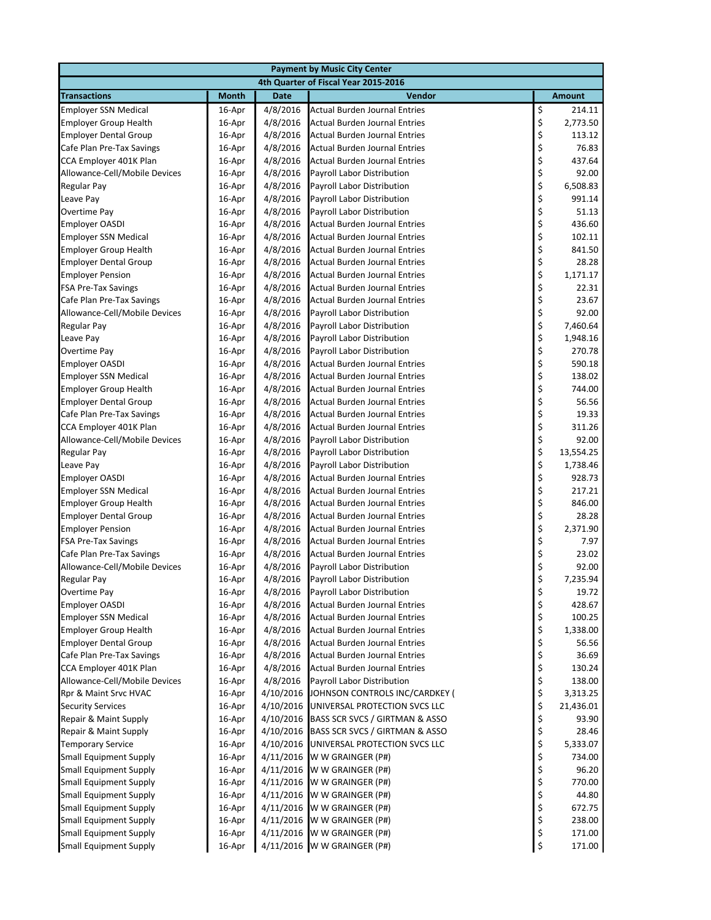| Payment by Music City Center | | | | |
|---|---|---|---|---|
| 4th Quarter of Fiscal Year 2015-2016 | | | | |
| **Transactions** | **Month** | **Date** | **Vendor** | **Amount** |
| Employer SSN Medical | 16-Apr | 4/8/2016 | Actual Burden Journal Entries | $ 214.11 |
| Employer Group Health | 16-Apr | 4/8/2016 | Actual Burden Journal Entries | $ 2,773.50 |
| Employer Dental Group | 16-Apr | 4/8/2016 | Actual Burden Journal Entries | $ 113.12 |
| Cafe Plan Pre-Tax Savings | 16-Apr | 4/8/2016 | Actual Burden Journal Entries | $ 76.83 |
| CCA Employer 401K Plan | 16-Apr | 4/8/2016 | Actual Burden Journal Entries | $ 437.64 |
| Allowance-Cell/Mobile Devices | 16-Apr | 4/8/2016 | Payroll Labor Distribution | $ 92.00 |
| Regular Pay | 16-Apr | 4/8/2016 | Payroll Labor Distribution | $ 6,508.83 |
| Leave Pay | 16-Apr | 4/8/2016 | Payroll Labor Distribution | $ 991.14 |
| Overtime Pay | 16-Apr | 4/8/2016 | Payroll Labor Distribution | $ 51.13 |
| Employer OASDI | 16-Apr | 4/8/2016 | Actual Burden Journal Entries | $ 436.60 |
| Employer SSN Medical | 16-Apr | 4/8/2016 | Actual Burden Journal Entries | $ 102.11 |
| Employer Group Health | 16-Apr | 4/8/2016 | Actual Burden Journal Entries | $ 841.50 |
| Employer Dental Group | 16-Apr | 4/8/2016 | Actual Burden Journal Entries | $ 28.28 |
| Employer Pension | 16-Apr | 4/8/2016 | Actual Burden Journal Entries | $ 1,171.17 |
| FSA Pre-Tax Savings | 16-Apr | 4/8/2016 | Actual Burden Journal Entries | $ 22.31 |
| Cafe Plan Pre-Tax Savings | 16-Apr | 4/8/2016 | Actual Burden Journal Entries | $ 23.67 |
| Allowance-Cell/Mobile Devices | 16-Apr | 4/8/2016 | Payroll Labor Distribution | $ 92.00 |
| Regular Pay | 16-Apr | 4/8/2016 | Payroll Labor Distribution | $ 7,460.64 |
| Leave Pay | 16-Apr | 4/8/2016 | Payroll Labor Distribution | $ 1,948.16 |
| Overtime Pay | 16-Apr | 4/8/2016 | Payroll Labor Distribution | $ 270.78 |
| Employer OASDI | 16-Apr | 4/8/2016 | Actual Burden Journal Entries | $ 590.18 |
| Employer SSN Medical | 16-Apr | 4/8/2016 | Actual Burden Journal Entries | $ 138.02 |
| Employer Group Health | 16-Apr | 4/8/2016 | Actual Burden Journal Entries | $ 744.00 |
| Employer Dental Group | 16-Apr | 4/8/2016 | Actual Burden Journal Entries | $ 56.56 |
| Cafe Plan Pre-Tax Savings | 16-Apr | 4/8/2016 | Actual Burden Journal Entries | $ 19.33 |
| CCA Employer 401K Plan | 16-Apr | 4/8/2016 | Actual Burden Journal Entries | $ 311.26 |
| Allowance-Cell/Mobile Devices | 16-Apr | 4/8/2016 | Payroll Labor Distribution | $ 92.00 |
| Regular Pay | 16-Apr | 4/8/2016 | Payroll Labor Distribution | $ 13,554.25 |
| Leave Pay | 16-Apr | 4/8/2016 | Payroll Labor Distribution | $ 1,738.46 |
| Employer OASDI | 16-Apr | 4/8/2016 | Actual Burden Journal Entries | $ 928.73 |
| Employer SSN Medical | 16-Apr | 4/8/2016 | Actual Burden Journal Entries | $ 217.21 |
| Employer Group Health | 16-Apr | 4/8/2016 | Actual Burden Journal Entries | $ 846.00 |
| Employer Dental Group | 16-Apr | 4/8/2016 | Actual Burden Journal Entries | $ 28.28 |
| Employer Pension | 16-Apr | 4/8/2016 | Actual Burden Journal Entries | $ 2,371.90 |
| FSA Pre-Tax Savings | 16-Apr | 4/8/2016 | Actual Burden Journal Entries | $ 7.97 |
| Cafe Plan Pre-Tax Savings | 16-Apr | 4/8/2016 | Actual Burden Journal Entries | $ 23.02 |
| Allowance-Cell/Mobile Devices | 16-Apr | 4/8/2016 | Payroll Labor Distribution | $ 92.00 |
| Regular Pay | 16-Apr | 4/8/2016 | Payroll Labor Distribution | $ 7,235.94 |
| Overtime Pay | 16-Apr | 4/8/2016 | Payroll Labor Distribution | $ 19.72 |
| Employer OASDI | 16-Apr | 4/8/2016 | Actual Burden Journal Entries | $ 428.67 |
| Employer SSN Medical | 16-Apr | 4/8/2016 | Actual Burden Journal Entries | $ 100.25 |
| Employer Group Health | 16-Apr | 4/8/2016 | Actual Burden Journal Entries | $ 1,338.00 |
| Employer Dental Group | 16-Apr | 4/8/2016 | Actual Burden Journal Entries | $ 56.56 |
| Cafe Plan Pre-Tax Savings | 16-Apr | 4/8/2016 | Actual Burden Journal Entries | $ 36.69 |
| CCA Employer 401K Plan | 16-Apr | 4/8/2016 | Actual Burden Journal Entries | $ 130.24 |
| Allowance-Cell/Mobile Devices | 16-Apr | 4/8/2016 | Payroll Labor Distribution | $ 138.00 |
| Rpr & Maint Srvc HVAC | 16-Apr | 4/10/2016 | JOHNSON CONTROLS INC/CARDKEY ( | $ 3,313.25 |
| Security Services | 16-Apr | 4/10/2016 | UNIVERSAL PROTECTION SVCS LLC | $ 21,436.01 |
| Repair & Maint Supply | 16-Apr | 4/10/2016 | BASS SCR SVCS / GIRTMAN & ASSO | $ 93.90 |
| Repair & Maint Supply | 16-Apr | 4/10/2016 | BASS SCR SVCS / GIRTMAN & ASSO | $ 28.46 |
| Temporary Service | 16-Apr | 4/10/2016 | UNIVERSAL PROTECTION SVCS LLC | $ 5,333.07 |
| Small Equipment Supply | 16-Apr | 4/11/2016 | W W GRAINGER (P#) | $ 734.00 |
| Small Equipment Supply | 16-Apr | 4/11/2016 | W W GRAINGER (P#) | $ 96.20 |
| Small Equipment Supply | 16-Apr | 4/11/2016 | W W GRAINGER (P#) | $ 770.00 |
| Small Equipment Supply | 16-Apr | 4/11/2016 | W W GRAINGER (P#) | $ 44.80 |
| Small Equipment Supply | 16-Apr | 4/11/2016 | W W GRAINGER (P#) | $ 672.75 |
| Small Equipment Supply | 16-Apr | 4/11/2016 | W W GRAINGER (P#) | $ 238.00 |
| Small Equipment Supply | 16-Apr | 4/11/2016 | W W GRAINGER (P#) | $ 171.00 |
| Small Equipment Supply | 16-Apr | 4/11/2016 | W W GRAINGER (P#) | $ 171.00 |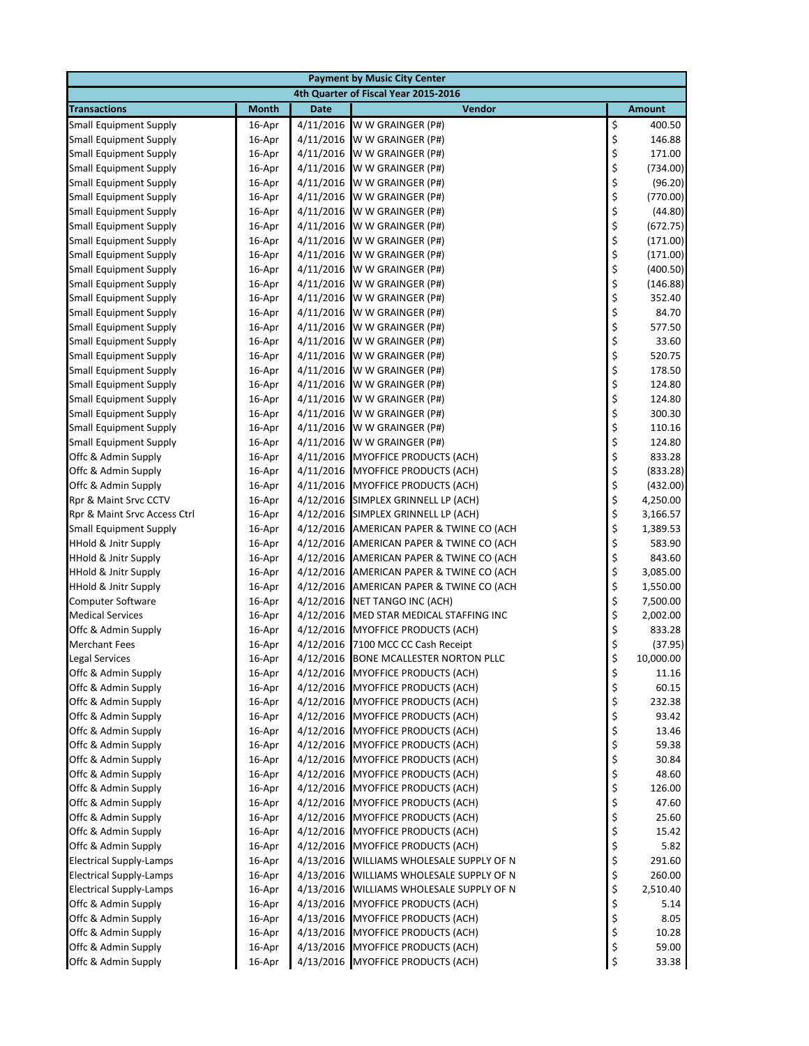| Payment by Music City Center | | | | |
|---|---|---|---|---|
| 4th Quarter of Fiscal Year 2015-2016 | | | | |
| **Transactions** | **Month** | **Date** | **Vendor** | **Amount** |
| Small Equipment Supply | 16-Apr | 4/11/2016 | W W GRAINGER (P#) | $ 400.50 |
| Small Equipment Supply | 16-Apr | 4/11/2016 | W W GRAINGER (P#) | $ 146.88 |
| Small Equipment Supply | 16-Apr | 4/11/2016 | W W GRAINGER (P#) | $ 171.00 |
| Small Equipment Supply | 16-Apr | 4/11/2016 | W W GRAINGER (P#) | $ (734.00) |
| Small Equipment Supply | 16-Apr | 4/11/2016 | W W GRAINGER (P#) | $ (96.20) |
| Small Equipment Supply | 16-Apr | 4/11/2016 | W W GRAINGER (P#) | $ (770.00) |
| Small Equipment Supply | 16-Apr | 4/11/2016 | W W GRAINGER (P#) | $ (44.80) |
| Small Equipment Supply | 16-Apr | 4/11/2016 | W W GRAINGER (P#) | $ (672.75) |
| Small Equipment Supply | 16-Apr | 4/11/2016 | W W GRAINGER (P#) | $ (171.00) |
| Small Equipment Supply | 16-Apr | 4/11/2016 | W W GRAINGER (P#) | $ (171.00) |
| Small Equipment Supply | 16-Apr | 4/11/2016 | W W GRAINGER (P#) | $ (400.50) |
| Small Equipment Supply | 16-Apr | 4/11/2016 | W W GRAINGER (P#) | $ (146.88) |
| Small Equipment Supply | 16-Apr | 4/11/2016 | W W GRAINGER (P#) | $ 352.40 |
| Small Equipment Supply | 16-Apr | 4/11/2016 | W W GRAINGER (P#) | $ 84.70 |
| Small Equipment Supply | 16-Apr | 4/11/2016 | W W GRAINGER (P#) | $ 577.50 |
| Small Equipment Supply | 16-Apr | 4/11/2016 | W W GRAINGER (P#) | $ 33.60 |
| Small Equipment Supply | 16-Apr | 4/11/2016 | W W GRAINGER (P#) | $ 520.75 |
| Small Equipment Supply | 16-Apr | 4/11/2016 | W W GRAINGER (P#) | $ 178.50 |
| Small Equipment Supply | 16-Apr | 4/11/2016 | W W GRAINGER (P#) | $ 124.80 |
| Small Equipment Supply | 16-Apr | 4/11/2016 | W W GRAINGER (P#) | $ 124.80 |
| Small Equipment Supply | 16-Apr | 4/11/2016 | W W GRAINGER (P#) | $ 300.30 |
| Small Equipment Supply | 16-Apr | 4/11/2016 | W W GRAINGER (P#) | $ 110.16 |
| Small Equipment Supply | 16-Apr | 4/11/2016 | W W GRAINGER (P#) | $ 124.80 |
| Offc & Admin Supply | 16-Apr | 4/11/2016 | MYOFFICE PRODUCTS (ACH) | $ 833.28 |
| Offc & Admin Supply | 16-Apr | 4/11/2016 | MYOFFICE PRODUCTS (ACH) | $ (833.28) |
| Offc & Admin Supply | 16-Apr | 4/11/2016 | MYOFFICE PRODUCTS (ACH) | $ (432.00) |
| Rpr & Maint Srvc CCTV | 16-Apr | 4/12/2016 | SIMPLEX GRINNELL LP (ACH) | $ 4,250.00 |
| Rpr & Maint Srvc Access Ctrl | 16-Apr | 4/12/2016 | SIMPLEX GRINNELL LP (ACH) | $ 3,166.57 |
| Small Equipment Supply | 16-Apr | 4/12/2016 | AMERICAN PAPER & TWINE CO (ACH | $ 1,389.53 |
| HHold & Jnitr Supply | 16-Apr | 4/12/2016 | AMERICAN PAPER & TWINE CO (ACH | $ 583.90 |
| HHold & Jnitr Supply | 16-Apr | 4/12/2016 | AMERICAN PAPER & TWINE CO (ACH | $ 843.60 |
| HHold & Jnitr Supply | 16-Apr | 4/12/2016 | AMERICAN PAPER & TWINE CO (ACH | $ 3,085.00 |
| HHold & Jnitr Supply | 16-Apr | 4/12/2016 | AMERICAN PAPER & TWINE CO (ACH | $ 1,550.00 |
| Computer Software | 16-Apr | 4/12/2016 | NET TANGO INC (ACH) | $ 7,500.00 |
| Medical Services | 16-Apr | 4/12/2016 | MED STAR MEDICAL STAFFING INC | $ 2,002.00 |
| Offc & Admin Supply | 16-Apr | 4/12/2016 | MYOFFICE PRODUCTS (ACH) | $ 833.28 |
| Merchant Fees | 16-Apr | 4/12/2016 | 7100 MCC CC Cash Receipt | $ (37.95) |
| Legal Services | 16-Apr | 4/12/2016 | BONE MCALLESTER NORTON PLLC | $ 10,000.00 |
| Offc & Admin Supply | 16-Apr | 4/12/2016 | MYOFFICE PRODUCTS (ACH) | $ 11.16 |
| Offc & Admin Supply | 16-Apr | 4/12/2016 | MYOFFICE PRODUCTS (ACH) | $ 60.15 |
| Offc & Admin Supply | 16-Apr | 4/12/2016 | MYOFFICE PRODUCTS (ACH) | $ 232.38 |
| Offc & Admin Supply | 16-Apr | 4/12/2016 | MYOFFICE PRODUCTS (ACH) | $ 93.42 |
| Offc & Admin Supply | 16-Apr | 4/12/2016 | MYOFFICE PRODUCTS (ACH) | $ 13.46 |
| Offc & Admin Supply | 16-Apr | 4/12/2016 | MYOFFICE PRODUCTS (ACH) | $ 59.38 |
| Offc & Admin Supply | 16-Apr | 4/12/2016 | MYOFFICE PRODUCTS (ACH) | $ 30.84 |
| Offc & Admin Supply | 16-Apr | 4/12/2016 | MYOFFICE PRODUCTS (ACH) | $ 48.60 |
| Offc & Admin Supply | 16-Apr | 4/12/2016 | MYOFFICE PRODUCTS (ACH) | $ 126.00 |
| Offc & Admin Supply | 16-Apr | 4/12/2016 | MYOFFICE PRODUCTS (ACH) | $ 47.60 |
| Offc & Admin Supply | 16-Apr | 4/12/2016 | MYOFFICE PRODUCTS (ACH) | $ 25.60 |
| Offc & Admin Supply | 16-Apr | 4/12/2016 | MYOFFICE PRODUCTS (ACH) | $ 15.42 |
| Offc & Admin Supply | 16-Apr | 4/12/2016 | MYOFFICE PRODUCTS (ACH) | $ 5.82 |
| Electrical Supply-Lamps | 16-Apr | 4/13/2016 | WILLIAMS WHOLESALE SUPPLY OF N | $ 291.60 |
| Electrical Supply-Lamps | 16-Apr | 4/13/2016 | WILLIAMS WHOLESALE SUPPLY OF N | $ 260.00 |
| Electrical Supply-Lamps | 16-Apr | 4/13/2016 | WILLIAMS WHOLESALE SUPPLY OF N | $ 2,510.40 |
| Offc & Admin Supply | 16-Apr | 4/13/2016 | MYOFFICE PRODUCTS (ACH) | $ 5.14 |
| Offc & Admin Supply | 16-Apr | 4/13/2016 | MYOFFICE PRODUCTS (ACH) | $ 8.05 |
| Offc & Admin Supply | 16-Apr | 4/13/2016 | MYOFFICE PRODUCTS (ACH) | $ 10.28 |
| Offc & Admin Supply | 16-Apr | 4/13/2016 | MYOFFICE PRODUCTS (ACH) | $ 59.00 |
| Offc & Admin Supply | 16-Apr | 4/13/2016 | MYOFFICE PRODUCTS (ACH) | $ 33.38 |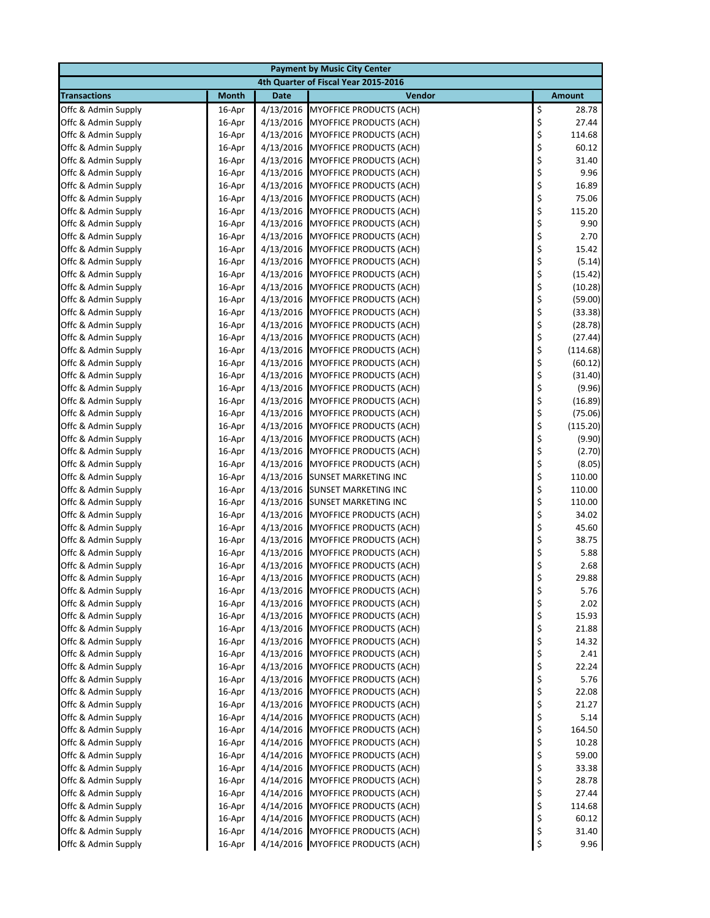| Payment by Music City Center | | | | |
|---|---|---|---|---|
| 4th Quarter of Fiscal Year 2015-2016 | | | | |
| Transactions | Month | Date | Vendor | Amount |
| Offc & Admin Supply | 16-Apr | 4/13/2016 | MYOFFICE PRODUCTS (ACH) | $ 28.78 |
| Offc & Admin Supply | 16-Apr | 4/13/2016 | MYOFFICE PRODUCTS (ACH) | $ 27.44 |
| Offc & Admin Supply | 16-Apr | 4/13/2016 | MYOFFICE PRODUCTS (ACH) | $ 114.68 |
| Offc & Admin Supply | 16-Apr | 4/13/2016 | MYOFFICE PRODUCTS (ACH) | $ 60.12 |
| Offc & Admin Supply | 16-Apr | 4/13/2016 | MYOFFICE PRODUCTS (ACH) | $ 31.40 |
| Offc & Admin Supply | 16-Apr | 4/13/2016 | MYOFFICE PRODUCTS (ACH) | $ 9.96 |
| Offc & Admin Supply | 16-Apr | 4/13/2016 | MYOFFICE PRODUCTS (ACH) | $ 16.89 |
| Offc & Admin Supply | 16-Apr | 4/13/2016 | MYOFFICE PRODUCTS (ACH) | $ 75.06 |
| Offc & Admin Supply | 16-Apr | 4/13/2016 | MYOFFICE PRODUCTS (ACH) | $ 115.20 |
| Offc & Admin Supply | 16-Apr | 4/13/2016 | MYOFFICE PRODUCTS (ACH) | $ 9.90 |
| Offc & Admin Supply | 16-Apr | 4/13/2016 | MYOFFICE PRODUCTS (ACH) | $ 2.70 |
| Offc & Admin Supply | 16-Apr | 4/13/2016 | MYOFFICE PRODUCTS (ACH) | $ 15.42 |
| Offc & Admin Supply | 16-Apr | 4/13/2016 | MYOFFICE PRODUCTS (ACH) | $ (5.14) |
| Offc & Admin Supply | 16-Apr | 4/13/2016 | MYOFFICE PRODUCTS (ACH) | $ (15.42) |
| Offc & Admin Supply | 16-Apr | 4/13/2016 | MYOFFICE PRODUCTS (ACH) | $ (10.28) |
| Offc & Admin Supply | 16-Apr | 4/13/2016 | MYOFFICE PRODUCTS (ACH) | $ (59.00) |
| Offc & Admin Supply | 16-Apr | 4/13/2016 | MYOFFICE PRODUCTS (ACH) | $ (33.38) |
| Offc & Admin Supply | 16-Apr | 4/13/2016 | MYOFFICE PRODUCTS (ACH) | $ (28.78) |
| Offc & Admin Supply | 16-Apr | 4/13/2016 | MYOFFICE PRODUCTS (ACH) | $ (27.44) |
| Offc & Admin Supply | 16-Apr | 4/13/2016 | MYOFFICE PRODUCTS (ACH) | $ (114.68) |
| Offc & Admin Supply | 16-Apr | 4/13/2016 | MYOFFICE PRODUCTS (ACH) | $ (60.12) |
| Offc & Admin Supply | 16-Apr | 4/13/2016 | MYOFFICE PRODUCTS (ACH) | $ (31.40) |
| Offc & Admin Supply | 16-Apr | 4/13/2016 | MYOFFICE PRODUCTS (ACH) | $ (9.96) |
| Offc & Admin Supply | 16-Apr | 4/13/2016 | MYOFFICE PRODUCTS (ACH) | $ (16.89) |
| Offc & Admin Supply | 16-Apr | 4/13/2016 | MYOFFICE PRODUCTS (ACH) | $ (75.06) |
| Offc & Admin Supply | 16-Apr | 4/13/2016 | MYOFFICE PRODUCTS (ACH) | $ (115.20) |
| Offc & Admin Supply | 16-Apr | 4/13/2016 | MYOFFICE PRODUCTS (ACH) | $ (9.90) |
| Offc & Admin Supply | 16-Apr | 4/13/2016 | MYOFFICE PRODUCTS (ACH) | $ (2.70) |
| Offc & Admin Supply | 16-Apr | 4/13/2016 | MYOFFICE PRODUCTS (ACH) | $ (8.05) |
| Offc & Admin Supply | 16-Apr | 4/13/2016 | SUNSET MARKETING INC | $ 110.00 |
| Offc & Admin Supply | 16-Apr | 4/13/2016 | SUNSET MARKETING INC | $ 110.00 |
| Offc & Admin Supply | 16-Apr | 4/13/2016 | SUNSET MARKETING INC | $ 110.00 |
| Offc & Admin Supply | 16-Apr | 4/13/2016 | MYOFFICE PRODUCTS (ACH) | $ 34.02 |
| Offc & Admin Supply | 16-Apr | 4/13/2016 | MYOFFICE PRODUCTS (ACH) | $ 45.60 |
| Offc & Admin Supply | 16-Apr | 4/13/2016 | MYOFFICE PRODUCTS (ACH) | $ 38.75 |
| Offc & Admin Supply | 16-Apr | 4/13/2016 | MYOFFICE PRODUCTS (ACH) | $ 5.88 |
| Offc & Admin Supply | 16-Apr | 4/13/2016 | MYOFFICE PRODUCTS (ACH) | $ 2.68 |
| Offc & Admin Supply | 16-Apr | 4/13/2016 | MYOFFICE PRODUCTS (ACH) | $ 29.88 |
| Offc & Admin Supply | 16-Apr | 4/13/2016 | MYOFFICE PRODUCTS (ACH) | $ 5.76 |
| Offc & Admin Supply | 16-Apr | 4/13/2016 | MYOFFICE PRODUCTS (ACH) | $ 2.02 |
| Offc & Admin Supply | 16-Apr | 4/13/2016 | MYOFFICE PRODUCTS (ACH) | $ 15.93 |
| Offc & Admin Supply | 16-Apr | 4/13/2016 | MYOFFICE PRODUCTS (ACH) | $ 21.88 |
| Offc & Admin Supply | 16-Apr | 4/13/2016 | MYOFFICE PRODUCTS (ACH) | $ 14.32 |
| Offc & Admin Supply | 16-Apr | 4/13/2016 | MYOFFICE PRODUCTS (ACH) | $ 2.41 |
| Offc & Admin Supply | 16-Apr | 4/13/2016 | MYOFFICE PRODUCTS (ACH) | $ 22.24 |
| Offc & Admin Supply | 16-Apr | 4/13/2016 | MYOFFICE PRODUCTS (ACH) | $ 5.76 |
| Offc & Admin Supply | 16-Apr | 4/13/2016 | MYOFFICE PRODUCTS (ACH) | $ 22.08 |
| Offc & Admin Supply | 16-Apr | 4/13/2016 | MYOFFICE PRODUCTS (ACH) | $ 21.27 |
| Offc & Admin Supply | 16-Apr | 4/14/2016 | MYOFFICE PRODUCTS (ACH) | $ 5.14 |
| Offc & Admin Supply | 16-Apr | 4/14/2016 | MYOFFICE PRODUCTS (ACH) | $ 164.50 |
| Offc & Admin Supply | 16-Apr | 4/14/2016 | MYOFFICE PRODUCTS (ACH) | $ 10.28 |
| Offc & Admin Supply | 16-Apr | 4/14/2016 | MYOFFICE PRODUCTS (ACH) | $ 59.00 |
| Offc & Admin Supply | 16-Apr | 4/14/2016 | MYOFFICE PRODUCTS (ACH) | $ 33.38 |
| Offc & Admin Supply | 16-Apr | 4/14/2016 | MYOFFICE PRODUCTS (ACH) | $ 28.78 |
| Offc & Admin Supply | 16-Apr | 4/14/2016 | MYOFFICE PRODUCTS (ACH) | $ 27.44 |
| Offc & Admin Supply | 16-Apr | 4/14/2016 | MYOFFICE PRODUCTS (ACH) | $ 114.68 |
| Offc & Admin Supply | 16-Apr | 4/14/2016 | MYOFFICE PRODUCTS (ACH) | $ 60.12 |
| Offc & Admin Supply | 16-Apr | 4/14/2016 | MYOFFICE PRODUCTS (ACH) | $ 31.40 |
| Offc & Admin Supply | 16-Apr | 4/14/2016 | MYOFFICE PRODUCTS (ACH) | $ 9.96 |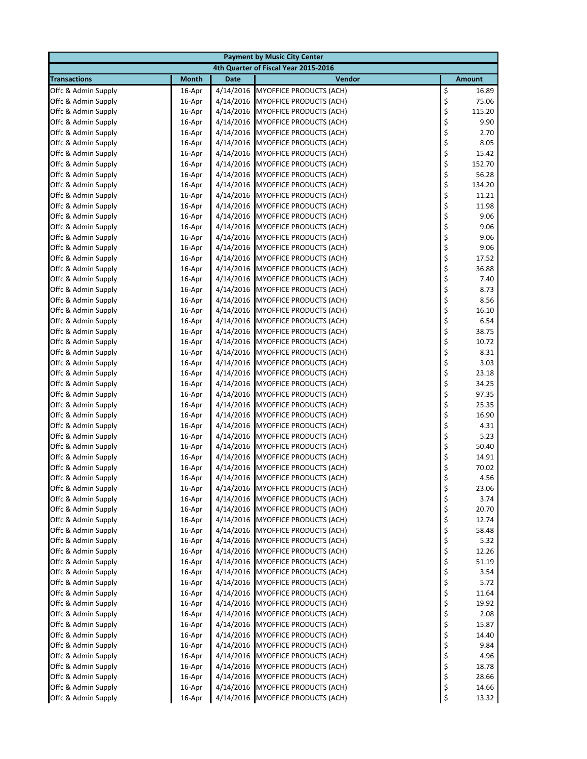| Payment by Music City Center | | | | |
|---|---|---|---|---|
| 4th Quarter of Fiscal Year 2015-2016 | | | | |
| **Transactions** | **Month** | **Date** | **Vendor** | **Amount** |
| Offc & Admin Supply | 16-Apr | 4/14/2016 | MYOFFICE PRODUCTS (ACH) | $ 16.89 |
| Offc & Admin Supply | 16-Apr | 4/14/2016 | MYOFFICE PRODUCTS (ACH) | $ 75.06 |
| Offc & Admin Supply | 16-Apr | 4/14/2016 | MYOFFICE PRODUCTS (ACH) | $ 115.20 |
| Offc & Admin Supply | 16-Apr | 4/14/2016 | MYOFFICE PRODUCTS (ACH) | $ 9.90 |
| Offc & Admin Supply | 16-Apr | 4/14/2016 | MYOFFICE PRODUCTS (ACH) | $ 2.70 |
| Offc & Admin Supply | 16-Apr | 4/14/2016 | MYOFFICE PRODUCTS (ACH) | $ 8.05 |
| Offc & Admin Supply | 16-Apr | 4/14/2016 | MYOFFICE PRODUCTS (ACH) | $ 15.42 |
| Offc & Admin Supply | 16-Apr | 4/14/2016 | MYOFFICE PRODUCTS (ACH) | $ 152.70 |
| Offc & Admin Supply | 16-Apr | 4/14/2016 | MYOFFICE PRODUCTS (ACH) | $ 56.28 |
| Offc & Admin Supply | 16-Apr | 4/14/2016 | MYOFFICE PRODUCTS (ACH) | $ 134.20 |
| Offc & Admin Supply | 16-Apr | 4/14/2016 | MYOFFICE PRODUCTS (ACH) | $ 11.21 |
| Offc & Admin Supply | 16-Apr | 4/14/2016 | MYOFFICE PRODUCTS (ACH) | $ 11.98 |
| Offc & Admin Supply | 16-Apr | 4/14/2016 | MYOFFICE PRODUCTS (ACH) | $ 9.06 |
| Offc & Admin Supply | 16-Apr | 4/14/2016 | MYOFFICE PRODUCTS (ACH) | $ 9.06 |
| Offc & Admin Supply | 16-Apr | 4/14/2016 | MYOFFICE PRODUCTS (ACH) | $ 9.06 |
| Offc & Admin Supply | 16-Apr | 4/14/2016 | MYOFFICE PRODUCTS (ACH) | $ 9.06 |
| Offc & Admin Supply | 16-Apr | 4/14/2016 | MYOFFICE PRODUCTS (ACH) | $ 17.52 |
| Offc & Admin Supply | 16-Apr | 4/14/2016 | MYOFFICE PRODUCTS (ACH) | $ 36.88 |
| Offc & Admin Supply | 16-Apr | 4/14/2016 | MYOFFICE PRODUCTS (ACH) | $ 7.40 |
| Offc & Admin Supply | 16-Apr | 4/14/2016 | MYOFFICE PRODUCTS (ACH) | $ 8.73 |
| Offc & Admin Supply | 16-Apr | 4/14/2016 | MYOFFICE PRODUCTS (ACH) | $ 8.56 |
| Offc & Admin Supply | 16-Apr | 4/14/2016 | MYOFFICE PRODUCTS (ACH) | $ 16.10 |
| Offc & Admin Supply | 16-Apr | 4/14/2016 | MYOFFICE PRODUCTS (ACH) | $ 6.54 |
| Offc & Admin Supply | 16-Apr | 4/14/2016 | MYOFFICE PRODUCTS (ACH) | $ 38.75 |
| Offc & Admin Supply | 16-Apr | 4/14/2016 | MYOFFICE PRODUCTS (ACH) | $ 10.72 |
| Offc & Admin Supply | 16-Apr | 4/14/2016 | MYOFFICE PRODUCTS (ACH) | $ 8.31 |
| Offc & Admin Supply | 16-Apr | 4/14/2016 | MYOFFICE PRODUCTS (ACH) | $ 3.03 |
| Offc & Admin Supply | 16-Apr | 4/14/2016 | MYOFFICE PRODUCTS (ACH) | $ 23.18 |
| Offc & Admin Supply | 16-Apr | 4/14/2016 | MYOFFICE PRODUCTS (ACH) | $ 34.25 |
| Offc & Admin Supply | 16-Apr | 4/14/2016 | MYOFFICE PRODUCTS (ACH) | $ 97.35 |
| Offc & Admin Supply | 16-Apr | 4/14/2016 | MYOFFICE PRODUCTS (ACH) | $ 25.35 |
| Offc & Admin Supply | 16-Apr | 4/14/2016 | MYOFFICE PRODUCTS (ACH) | $ 16.90 |
| Offc & Admin Supply | 16-Apr | 4/14/2016 | MYOFFICE PRODUCTS (ACH) | $ 4.31 |
| Offc & Admin Supply | 16-Apr | 4/14/2016 | MYOFFICE PRODUCTS (ACH) | $ 5.23 |
| Offc & Admin Supply | 16-Apr | 4/14/2016 | MYOFFICE PRODUCTS (ACH) | $ 50.40 |
| Offc & Admin Supply | 16-Apr | 4/14/2016 | MYOFFICE PRODUCTS (ACH) | $ 14.91 |
| Offc & Admin Supply | 16-Apr | 4/14/2016 | MYOFFICE PRODUCTS (ACH) | $ 70.02 |
| Offc & Admin Supply | 16-Apr | 4/14/2016 | MYOFFICE PRODUCTS (ACH) | $ 4.56 |
| Offc & Admin Supply | 16-Apr | 4/14/2016 | MYOFFICE PRODUCTS (ACH) | $ 23.06 |
| Offc & Admin Supply | 16-Apr | 4/14/2016 | MYOFFICE PRODUCTS (ACH) | $ 3.74 |
| Offc & Admin Supply | 16-Apr | 4/14/2016 | MYOFFICE PRODUCTS (ACH) | $ 20.70 |
| Offc & Admin Supply | 16-Apr | 4/14/2016 | MYOFFICE PRODUCTS (ACH) | $ 12.74 |
| Offc & Admin Supply | 16-Apr | 4/14/2016 | MYOFFICE PRODUCTS (ACH) | $ 58.48 |
| Offc & Admin Supply | 16-Apr | 4/14/2016 | MYOFFICE PRODUCTS (ACH) | $ 5.32 |
| Offc & Admin Supply | 16-Apr | 4/14/2016 | MYOFFICE PRODUCTS (ACH) | $ 12.26 |
| Offc & Admin Supply | 16-Apr | 4/14/2016 | MYOFFICE PRODUCTS (ACH) | $ 51.19 |
| Offc & Admin Supply | 16-Apr | 4/14/2016 | MYOFFICE PRODUCTS (ACH) | $ 3.54 |
| Offc & Admin Supply | 16-Apr | 4/14/2016 | MYOFFICE PRODUCTS (ACH) | $ 5.72 |
| Offc & Admin Supply | 16-Apr | 4/14/2016 | MYOFFICE PRODUCTS (ACH) | $ 11.64 |
| Offc & Admin Supply | 16-Apr | 4/14/2016 | MYOFFICE PRODUCTS (ACH) | $ 19.92 |
| Offc & Admin Supply | 16-Apr | 4/14/2016 | MYOFFICE PRODUCTS (ACH) | $ 2.08 |
| Offc & Admin Supply | 16-Apr | 4/14/2016 | MYOFFICE PRODUCTS (ACH) | $ 15.87 |
| Offc & Admin Supply | 16-Apr | 4/14/2016 | MYOFFICE PRODUCTS (ACH) | $ 14.40 |
| Offc & Admin Supply | 16-Apr | 4/14/2016 | MYOFFICE PRODUCTS (ACH) | $ 9.84 |
| Offc & Admin Supply | 16-Apr | 4/14/2016 | MYOFFICE PRODUCTS (ACH) | $ 4.96 |
| Offc & Admin Supply | 16-Apr | 4/14/2016 | MYOFFICE PRODUCTS (ACH) | $ 18.78 |
| Offc & Admin Supply | 16-Apr | 4/14/2016 | MYOFFICE PRODUCTS (ACH) | $ 28.66 |
| Offc & Admin Supply | 16-Apr | 4/14/2016 | MYOFFICE PRODUCTS (ACH) | $ 14.66 |
| Offc & Admin Supply | 16-Apr | 4/14/2016 | MYOFFICE PRODUCTS (ACH) | $ 13.32 |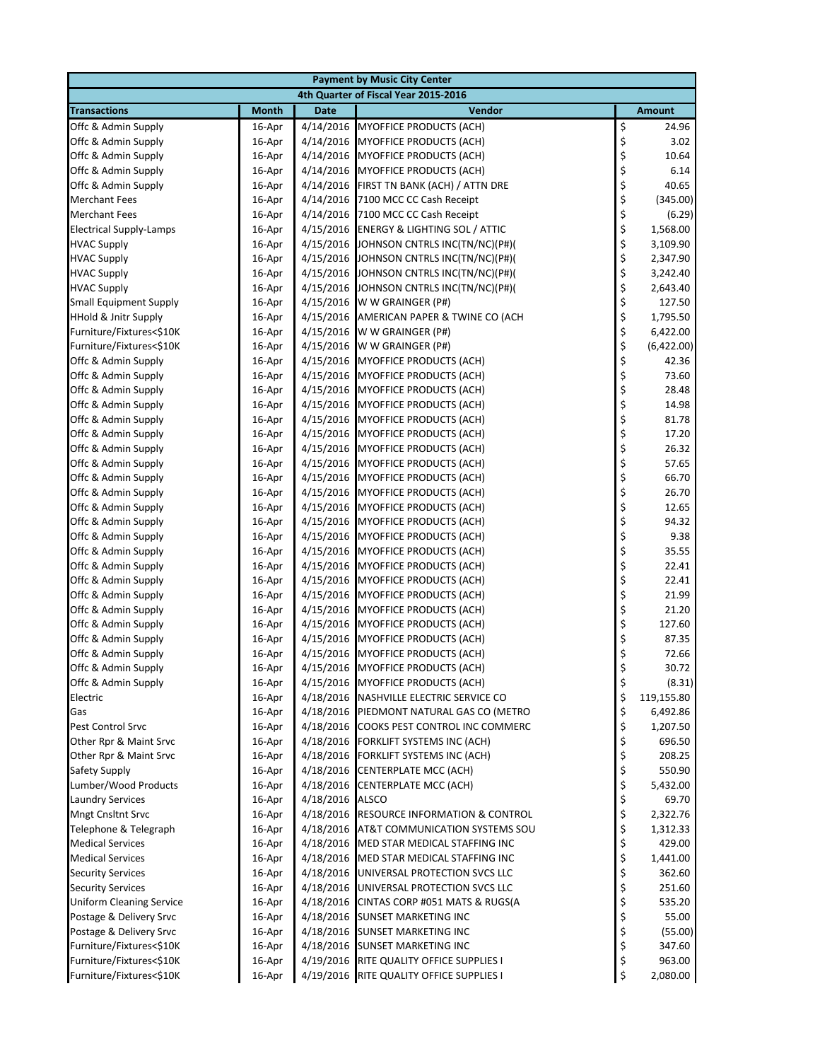| Payment by Music City Center | | | | |
|---|---|---|---|---|
| 4th Quarter of Fiscal Year 2015-2016 | | | | |
| **Transactions** | **Month** | **Date** | **Vendor** | **Amount** |
| Offc & Admin Supply | 16-Apr | 4/14/2016 | MYOFFICE PRODUCTS (ACH) | $ 24.96 |
| Offc & Admin Supply | 16-Apr | 4/14/2016 | MYOFFICE PRODUCTS (ACH) | $ 3.02 |
| Offc & Admin Supply | 16-Apr | 4/14/2016 | MYOFFICE PRODUCTS (ACH) | $ 10.64 |
| Offc & Admin Supply | 16-Apr | 4/14/2016 | MYOFFICE PRODUCTS (ACH) | $ 6.14 |
| Offc & Admin Supply | 16-Apr | 4/14/2016 | FIRST TN BANK (ACH) / ATTN DRE | $ 40.65 |
| Merchant Fees | 16-Apr | 4/14/2016 | 7100 MCC CC Cash Receipt | $ (345.00) |
| Merchant Fees | 16-Apr | 4/14/2016 | 7100 MCC CC Cash Receipt | $ (6.29) |
| Electrical Supply-Lamps | 16-Apr | 4/15/2016 | ENERGY & LIGHTING SOL / ATTIC | $ 1,568.00 |
| HVAC Supply | 16-Apr | 4/15/2016 | JOHNSON CNTRLS INC(TN/NC)(P#)( | $ 3,109.90 |
| HVAC Supply | 16-Apr | 4/15/2016 | JOHNSON CNTRLS INC(TN/NC)(P#)( | $ 2,347.90 |
| HVAC Supply | 16-Apr | 4/15/2016 | JOHNSON CNTRLS INC(TN/NC)(P#)( | $ 3,242.40 |
| HVAC Supply | 16-Apr | 4/15/2016 | JOHNSON CNTRLS INC(TN/NC)(P#)( | $ 2,643.40 |
| Small Equipment Supply | 16-Apr | 4/15/2016 | W W GRAINGER (P#) | $ 127.50 |
| HHold & Jnitr Supply | 16-Apr | 4/15/2016 | AMERICAN PAPER & TWINE CO (ACH | $ 1,795.50 |
| Furniture/Fixtures<$10K | 16-Apr | 4/15/2016 | W W GRAINGER (P#) | $ 6,422.00 |
| Furniture/Fixtures<$10K | 16-Apr | 4/15/2016 | W W GRAINGER (P#) | $ (6,422.00) |
| Offc & Admin Supply | 16-Apr | 4/15/2016 | MYOFFICE PRODUCTS (ACH) | $ 42.36 |
| Offc & Admin Supply | 16-Apr | 4/15/2016 | MYOFFICE PRODUCTS (ACH) | $ 73.60 |
| Offc & Admin Supply | 16-Apr | 4/15/2016 | MYOFFICE PRODUCTS (ACH) | $ 28.48 |
| Offc & Admin Supply | 16-Apr | 4/15/2016 | MYOFFICE PRODUCTS (ACH) | $ 14.98 |
| Offc & Admin Supply | 16-Apr | 4/15/2016 | MYOFFICE PRODUCTS (ACH) | $ 81.78 |
| Offc & Admin Supply | 16-Apr | 4/15/2016 | MYOFFICE PRODUCTS (ACH) | $ 17.20 |
| Offc & Admin Supply | 16-Apr | 4/15/2016 | MYOFFICE PRODUCTS (ACH) | $ 26.32 |
| Offc & Admin Supply | 16-Apr | 4/15/2016 | MYOFFICE PRODUCTS (ACH) | $ 57.65 |
| Offc & Admin Supply | 16-Apr | 4/15/2016 | MYOFFICE PRODUCTS (ACH) | $ 66.70 |
| Offc & Admin Supply | 16-Apr | 4/15/2016 | MYOFFICE PRODUCTS (ACH) | $ 26.70 |
| Offc & Admin Supply | 16-Apr | 4/15/2016 | MYOFFICE PRODUCTS (ACH) | $ 12.65 |
| Offc & Admin Supply | 16-Apr | 4/15/2016 | MYOFFICE PRODUCTS (ACH) | $ 94.32 |
| Offc & Admin Supply | 16-Apr | 4/15/2016 | MYOFFICE PRODUCTS (ACH) | $ 9.38 |
| Offc & Admin Supply | 16-Apr | 4/15/2016 | MYOFFICE PRODUCTS (ACH) | $ 35.55 |
| Offc & Admin Supply | 16-Apr | 4/15/2016 | MYOFFICE PRODUCTS (ACH) | $ 22.41 |
| Offc & Admin Supply | 16-Apr | 4/15/2016 | MYOFFICE PRODUCTS (ACH) | $ 22.41 |
| Offc & Admin Supply | 16-Apr | 4/15/2016 | MYOFFICE PRODUCTS (ACH) | $ 21.99 |
| Offc & Admin Supply | 16-Apr | 4/15/2016 | MYOFFICE PRODUCTS (ACH) | $ 21.20 |
| Offc & Admin Supply | 16-Apr | 4/15/2016 | MYOFFICE PRODUCTS (ACH) | $ 127.60 |
| Offc & Admin Supply | 16-Apr | 4/15/2016 | MYOFFICE PRODUCTS (ACH) | $ 87.35 |
| Offc & Admin Supply | 16-Apr | 4/15/2016 | MYOFFICE PRODUCTS (ACH) | $ 72.66 |
| Offc & Admin Supply | 16-Apr | 4/15/2016 | MYOFFICE PRODUCTS (ACH) | $ 30.72 |
| Offc & Admin Supply | 16-Apr | 4/15/2016 | MYOFFICE PRODUCTS (ACH) | $ (8.31) |
| Electric | 16-Apr | 4/18/2016 | NASHVILLE ELECTRIC SERVICE CO | $ 119,155.80 |
| Gas | 16-Apr | 4/18/2016 | PIEDMONT NATURAL GAS CO (METRO | $ 6,492.86 |
| Pest Control Srvc | 16-Apr | 4/18/2016 | COOKS PEST CONTROL INC COMMERC | $ 1,207.50 |
| Other Rpr & Maint Srvc | 16-Apr | 4/18/2016 | FORKLIFT SYSTEMS INC (ACH) | $ 696.50 |
| Other Rpr & Maint Srvc | 16-Apr | 4/18/2016 | FORKLIFT SYSTEMS INC (ACH) | $ 208.25 |
| Safety Supply | 16-Apr | 4/18/2016 | CENTERPLATE MCC (ACH) | $ 550.90 |
| Lumber/Wood Products | 16-Apr | 4/18/2016 | CENTERPLATE MCC (ACH) | $ 5,432.00 |
| Laundry Services | 16-Apr | 4/18/2016 | ALSCO | $ 69.70 |
| Mngt Cnsltnt Srvc | 16-Apr | 4/18/2016 | RESOURCE INFORMATION & CONTROL | $ 2,322.76 |
| Telephone & Telegraph | 16-Apr | 4/18/2016 | AT&T COMMUNICATION SYSTEMS SOU | $ 1,312.33 |
| Medical Services | 16-Apr | 4/18/2016 | MED STAR MEDICAL STAFFING INC | $ 429.00 |
| Medical Services | 16-Apr | 4/18/2016 | MED STAR MEDICAL STAFFING INC | $ 1,441.00 |
| Security Services | 16-Apr | 4/18/2016 | UNIVERSAL PROTECTION SVCS LLC | $ 362.60 |
| Security Services | 16-Apr | 4/18/2016 | UNIVERSAL PROTECTION SVCS LLC | $ 251.60 |
| Uniform Cleaning Service | 16-Apr | 4/18/2016 | CINTAS CORP #051 MATS & RUGS(A | $ 535.20 |
| Postage & Delivery Srvc | 16-Apr | 4/18/2016 | SUNSET MARKETING INC | $ 55.00 |
| Postage & Delivery Srvc | 16-Apr | 4/18/2016 | SUNSET MARKETING INC | $ (55.00) |
| Furniture/Fixtures<$10K | 16-Apr | 4/18/2016 | SUNSET MARKETING INC | $ 347.60 |
| Furniture/Fixtures<$10K | 16-Apr | 4/19/2016 | RITE QUALITY OFFICE SUPPLIES I | $ 963.00 |
| Furniture/Fixtures<$10K | 16-Apr | 4/19/2016 | RITE QUALITY OFFICE SUPPLIES I | $ 2,080.00 |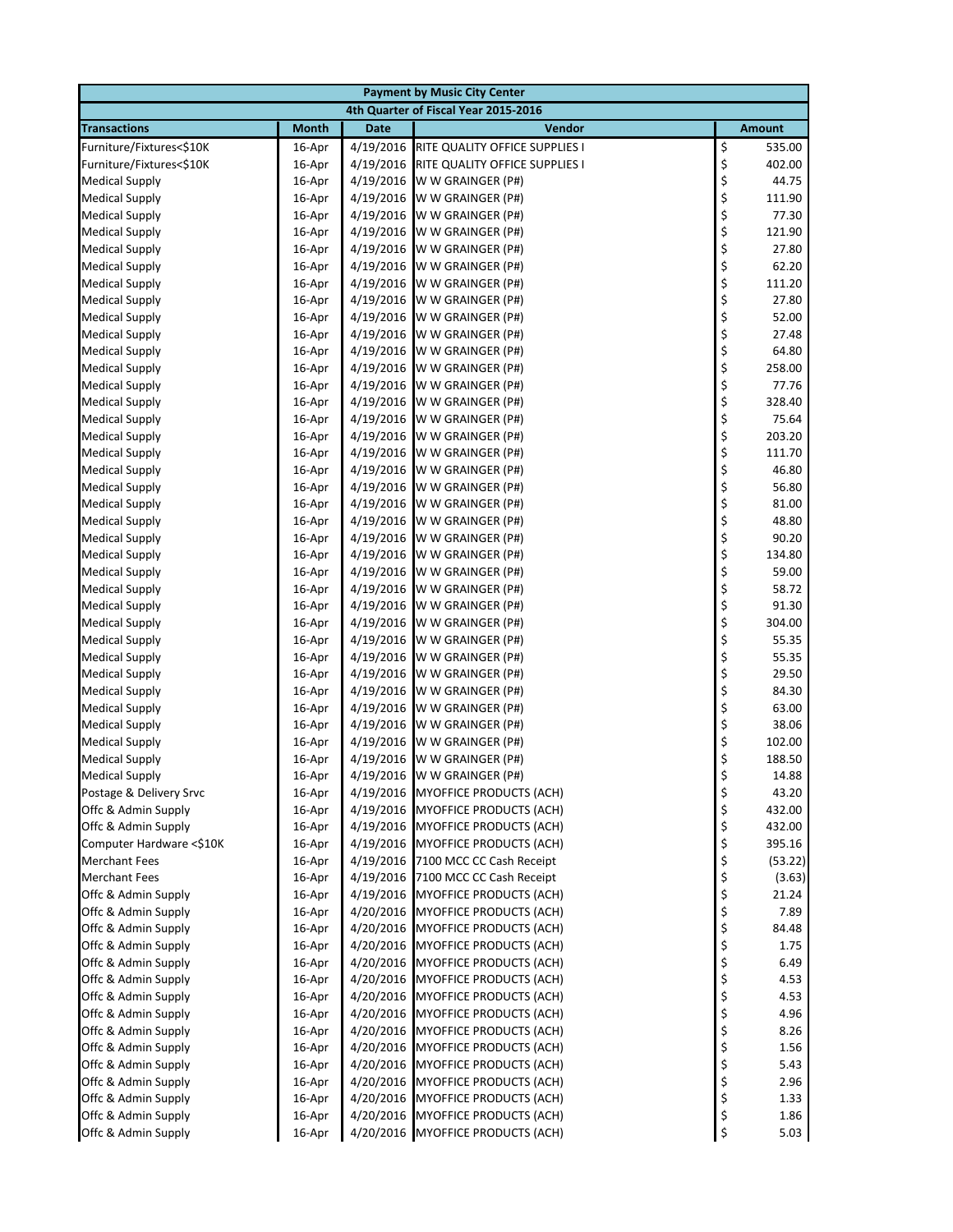| Payment by Music City Center | | | | |
|---|---|---|---|---|
| 4th Quarter of Fiscal Year 2015-2016 | | | | |
| **Transactions** | **Month** | **Date** | **Vendor** | **Amount** |
| Furniture/Fixtures<$10K | 16-Apr | 4/19/2016 | RITE QUALITY OFFICE SUPPLIES I | $ 535.00 |
| Furniture/Fixtures<$10K | 16-Apr | 4/19/2016 | RITE QUALITY OFFICE SUPPLIES I | $ 402.00 |
| Medical Supply | 16-Apr | 4/19/2016 | W W GRAINGER (P#) | $ 44.75 |
| Medical Supply | 16-Apr | 4/19/2016 | W W GRAINGER (P#) | $ 111.90 |
| Medical Supply | 16-Apr | 4/19/2016 | W W GRAINGER (P#) | $ 77.30 |
| Medical Supply | 16-Apr | 4/19/2016 | W W GRAINGER (P#) | $ 121.90 |
| Medical Supply | 16-Apr | 4/19/2016 | W W GRAINGER (P#) | $ 27.80 |
| Medical Supply | 16-Apr | 4/19/2016 | W W GRAINGER (P#) | $ 62.20 |
| Medical Supply | 16-Apr | 4/19/2016 | W W GRAINGER (P#) | $ 111.20 |
| Medical Supply | 16-Apr | 4/19/2016 | W W GRAINGER (P#) | $ 27.80 |
| Medical Supply | 16-Apr | 4/19/2016 | W W GRAINGER (P#) | $ 52.00 |
| Medical Supply | 16-Apr | 4/19/2016 | W W GRAINGER (P#) | $ 27.48 |
| Medical Supply | 16-Apr | 4/19/2016 | W W GRAINGER (P#) | $ 64.80 |
| Medical Supply | 16-Apr | 4/19/2016 | W W GRAINGER (P#) | $ 258.00 |
| Medical Supply | 16-Apr | 4/19/2016 | W W GRAINGER (P#) | $ 77.76 |
| Medical Supply | 16-Apr | 4/19/2016 | W W GRAINGER (P#) | $ 328.40 |
| Medical Supply | 16-Apr | 4/19/2016 | W W GRAINGER (P#) | $ 75.64 |
| Medical Supply | 16-Apr | 4/19/2016 | W W GRAINGER (P#) | $ 203.20 |
| Medical Supply | 16-Apr | 4/19/2016 | W W GRAINGER (P#) | $ 111.70 |
| Medical Supply | 16-Apr | 4/19/2016 | W W GRAINGER (P#) | $ 46.80 |
| Medical Supply | 16-Apr | 4/19/2016 | W W GRAINGER (P#) | $ 56.80 |
| Medical Supply | 16-Apr | 4/19/2016 | W W GRAINGER (P#) | $ 81.00 |
| Medical Supply | 16-Apr | 4/19/2016 | W W GRAINGER (P#) | $ 48.80 |
| Medical Supply | 16-Apr | 4/19/2016 | W W GRAINGER (P#) | $ 90.20 |
| Medical Supply | 16-Apr | 4/19/2016 | W W GRAINGER (P#) | $ 134.80 |
| Medical Supply | 16-Apr | 4/19/2016 | W W GRAINGER (P#) | $ 59.00 |
| Medical Supply | 16-Apr | 4/19/2016 | W W GRAINGER (P#) | $ 58.72 |
| Medical Supply | 16-Apr | 4/19/2016 | W W GRAINGER (P#) | $ 91.30 |
| Medical Supply | 16-Apr | 4/19/2016 | W W GRAINGER (P#) | $ 304.00 |
| Medical Supply | 16-Apr | 4/19/2016 | W W GRAINGER (P#) | $ 55.35 |
| Medical Supply | 16-Apr | 4/19/2016 | W W GRAINGER (P#) | $ 55.35 |
| Medical Supply | 16-Apr | 4/19/2016 | W W GRAINGER (P#) | $ 29.50 |
| Medical Supply | 16-Apr | 4/19/2016 | W W GRAINGER (P#) | $ 84.30 |
| Medical Supply | 16-Apr | 4/19/2016 | W W GRAINGER (P#) | $ 63.00 |
| Medical Supply | 16-Apr | 4/19/2016 | W W GRAINGER (P#) | $ 38.06 |
| Medical Supply | 16-Apr | 4/19/2016 | W W GRAINGER (P#) | $ 102.00 |
| Medical Supply | 16-Apr | 4/19/2016 | W W GRAINGER (P#) | $ 188.50 |
| Medical Supply | 16-Apr | 4/19/2016 | W W GRAINGER (P#) | $ 14.88 |
| Postage & Delivery Srvc | 16-Apr | 4/19/2016 | MYOFFICE PRODUCTS (ACH) | $ 43.20 |
| Offc & Admin Supply | 16-Apr | 4/19/2016 | MYOFFICE PRODUCTS (ACH) | $ 432.00 |
| Offc & Admin Supply | 16-Apr | 4/19/2016 | MYOFFICE PRODUCTS (ACH) | $ 432.00 |
| Computer Hardware <$10K | 16-Apr | 4/19/2016 | MYOFFICE PRODUCTS (ACH) | $ 395.16 |
| Merchant Fees | 16-Apr | 4/19/2016 | 7100 MCC CC Cash Receipt | $ (53.22) |
| Merchant Fees | 16-Apr | 4/19/2016 | 7100 MCC CC Cash Receipt | $ (3.63) |
| Offc & Admin Supply | 16-Apr | 4/19/2016 | MYOFFICE PRODUCTS (ACH) | $ 21.24 |
| Offc & Admin Supply | 16-Apr | 4/20/2016 | MYOFFICE PRODUCTS (ACH) | $ 7.89 |
| Offc & Admin Supply | 16-Apr | 4/20/2016 | MYOFFICE PRODUCTS (ACH) | $ 84.48 |
| Offc & Admin Supply | 16-Apr | 4/20/2016 | MYOFFICE PRODUCTS (ACH) | $ 1.75 |
| Offc & Admin Supply | 16-Apr | 4/20/2016 | MYOFFICE PRODUCTS (ACH) | $ 6.49 |
| Offc & Admin Supply | 16-Apr | 4/20/2016 | MYOFFICE PRODUCTS (ACH) | $ 4.53 |
| Offc & Admin Supply | 16-Apr | 4/20/2016 | MYOFFICE PRODUCTS (ACH) | $ 4.53 |
| Offc & Admin Supply | 16-Apr | 4/20/2016 | MYOFFICE PRODUCTS (ACH) | $ 4.96 |
| Offc & Admin Supply | 16-Apr | 4/20/2016 | MYOFFICE PRODUCTS (ACH) | $ 8.26 |
| Offc & Admin Supply | 16-Apr | 4/20/2016 | MYOFFICE PRODUCTS (ACH) | $ 1.56 |
| Offc & Admin Supply | 16-Apr | 4/20/2016 | MYOFFICE PRODUCTS (ACH) | $ 5.43 |
| Offc & Admin Supply | 16-Apr | 4/20/2016 | MYOFFICE PRODUCTS (ACH) | $ 2.96 |
| Offc & Admin Supply | 16-Apr | 4/20/2016 | MYOFFICE PRODUCTS (ACH) | $ 1.33 |
| Offc & Admin Supply | 16-Apr | 4/20/2016 | MYOFFICE PRODUCTS (ACH) | $ 1.86 |
| Offc & Admin Supply | 16-Apr | 4/20/2016 | MYOFFICE PRODUCTS (ACH) | $ 5.03 |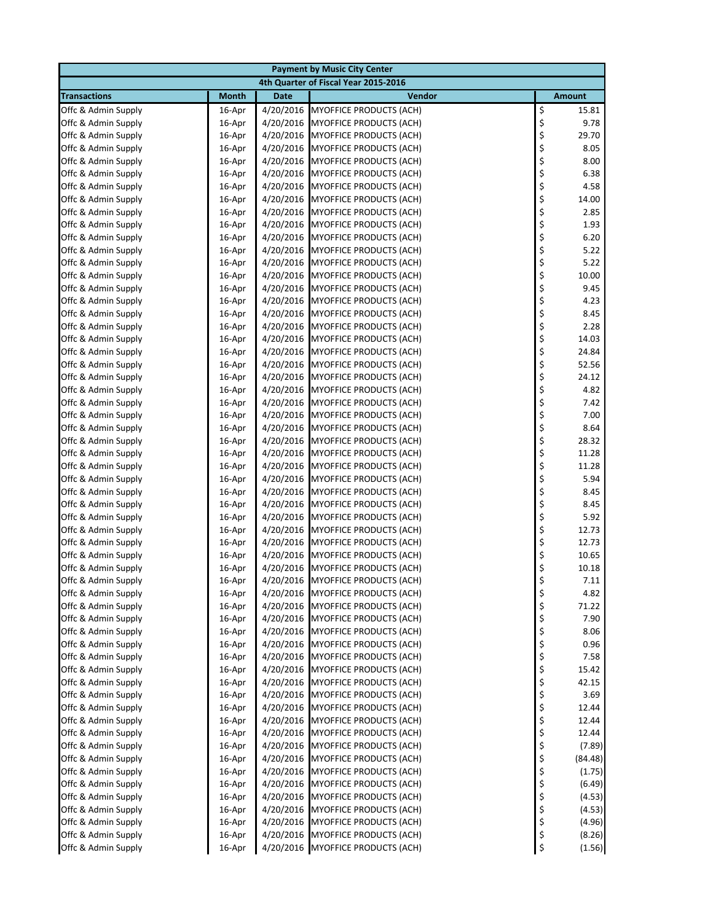| Payment by Music City Center | | | | |
|---|---|---|---|---|
| 4th Quarter of Fiscal Year 2015-2016 | | | | |
| **Transactions** | **Month** | **Date** | **Vendor** | **Amount** |
| Offc & Admin Supply | 16-Apr | 4/20/2016 | MYOFFICE PRODUCTS (ACH) | $ 15.81 |
| Offc & Admin Supply | 16-Apr | 4/20/2016 | MYOFFICE PRODUCTS (ACH) | $ 9.78 |
| Offc & Admin Supply | 16-Apr | 4/20/2016 | MYOFFICE PRODUCTS (ACH) | $ 29.70 |
| Offc & Admin Supply | 16-Apr | 4/20/2016 | MYOFFICE PRODUCTS (ACH) | $ 8.05 |
| Offc & Admin Supply | 16-Apr | 4/20/2016 | MYOFFICE PRODUCTS (ACH) | $ 8.00 |
| Offc & Admin Supply | 16-Apr | 4/20/2016 | MYOFFICE PRODUCTS (ACH) | $ 6.38 |
| Offc & Admin Supply | 16-Apr | 4/20/2016 | MYOFFICE PRODUCTS (ACH) | $ 4.58 |
| Offc & Admin Supply | 16-Apr | 4/20/2016 | MYOFFICE PRODUCTS (ACH) | $ 14.00 |
| Offc & Admin Supply | 16-Apr | 4/20/2016 | MYOFFICE PRODUCTS (ACH) | $ 2.85 |
| Offc & Admin Supply | 16-Apr | 4/20/2016 | MYOFFICE PRODUCTS (ACH) | $ 1.93 |
| Offc & Admin Supply | 16-Apr | 4/20/2016 | MYOFFICE PRODUCTS (ACH) | $ 6.20 |
| Offc & Admin Supply | 16-Apr | 4/20/2016 | MYOFFICE PRODUCTS (ACH) | $ 5.22 |
| Offc & Admin Supply | 16-Apr | 4/20/2016 | MYOFFICE PRODUCTS (ACH) | $ 5.22 |
| Offc & Admin Supply | 16-Apr | 4/20/2016 | MYOFFICE PRODUCTS (ACH) | $ 10.00 |
| Offc & Admin Supply | 16-Apr | 4/20/2016 | MYOFFICE PRODUCTS (ACH) | $ 9.45 |
| Offc & Admin Supply | 16-Apr | 4/20/2016 | MYOFFICE PRODUCTS (ACH) | $ 4.23 |
| Offc & Admin Supply | 16-Apr | 4/20/2016 | MYOFFICE PRODUCTS (ACH) | $ 8.45 |
| Offc & Admin Supply | 16-Apr | 4/20/2016 | MYOFFICE PRODUCTS (ACH) | $ 2.28 |
| Offc & Admin Supply | 16-Apr | 4/20/2016 | MYOFFICE PRODUCTS (ACH) | $ 14.03 |
| Offc & Admin Supply | 16-Apr | 4/20/2016 | MYOFFICE PRODUCTS (ACH) | $ 24.84 |
| Offc & Admin Supply | 16-Apr | 4/20/2016 | MYOFFICE PRODUCTS (ACH) | $ 52.56 |
| Offc & Admin Supply | 16-Apr | 4/20/2016 | MYOFFICE PRODUCTS (ACH) | $ 24.12 |
| Offc & Admin Supply | 16-Apr | 4/20/2016 | MYOFFICE PRODUCTS (ACH) | $ 4.82 |
| Offc & Admin Supply | 16-Apr | 4/20/2016 | MYOFFICE PRODUCTS (ACH) | $ 7.42 |
| Offc & Admin Supply | 16-Apr | 4/20/2016 | MYOFFICE PRODUCTS (ACH) | $ 7.00 |
| Offc & Admin Supply | 16-Apr | 4/20/2016 | MYOFFICE PRODUCTS (ACH) | $ 8.64 |
| Offc & Admin Supply | 16-Apr | 4/20/2016 | MYOFFICE PRODUCTS (ACH) | $ 28.32 |
| Offc & Admin Supply | 16-Apr | 4/20/2016 | MYOFFICE PRODUCTS (ACH) | $ 11.28 |
| Offc & Admin Supply | 16-Apr | 4/20/2016 | MYOFFICE PRODUCTS (ACH) | $ 11.28 |
| Offc & Admin Supply | 16-Apr | 4/20/2016 | MYOFFICE PRODUCTS (ACH) | $ 5.94 |
| Offc & Admin Supply | 16-Apr | 4/20/2016 | MYOFFICE PRODUCTS (ACH) | $ 8.45 |
| Offc & Admin Supply | 16-Apr | 4/20/2016 | MYOFFICE PRODUCTS (ACH) | $ 8.45 |
| Offc & Admin Supply | 16-Apr | 4/20/2016 | MYOFFICE PRODUCTS (ACH) | $ 5.92 |
| Offc & Admin Supply | 16-Apr | 4/20/2016 | MYOFFICE PRODUCTS (ACH) | $ 12.73 |
| Offc & Admin Supply | 16-Apr | 4/20/2016 | MYOFFICE PRODUCTS (ACH) | $ 12.73 |
| Offc & Admin Supply | 16-Apr | 4/20/2016 | MYOFFICE PRODUCTS (ACH) | $ 10.65 |
| Offc & Admin Supply | 16-Apr | 4/20/2016 | MYOFFICE PRODUCTS (ACH) | $ 10.18 |
| Offc & Admin Supply | 16-Apr | 4/20/2016 | MYOFFICE PRODUCTS (ACH) | $ 7.11 |
| Offc & Admin Supply | 16-Apr | 4/20/2016 | MYOFFICE PRODUCTS (ACH) | $ 4.82 |
| Offc & Admin Supply | 16-Apr | 4/20/2016 | MYOFFICE PRODUCTS (ACH) | $ 71.22 |
| Offc & Admin Supply | 16-Apr | 4/20/2016 | MYOFFICE PRODUCTS (ACH) | $ 7.90 |
| Offc & Admin Supply | 16-Apr | 4/20/2016 | MYOFFICE PRODUCTS (ACH) | $ 8.06 |
| Offc & Admin Supply | 16-Apr | 4/20/2016 | MYOFFICE PRODUCTS (ACH) | $ 0.96 |
| Offc & Admin Supply | 16-Apr | 4/20/2016 | MYOFFICE PRODUCTS (ACH) | $ 7.58 |
| Offc & Admin Supply | 16-Apr | 4/20/2016 | MYOFFICE PRODUCTS (ACH) | $ 15.42 |
| Offc & Admin Supply | 16-Apr | 4/20/2016 | MYOFFICE PRODUCTS (ACH) | $ 42.15 |
| Offc & Admin Supply | 16-Apr | 4/20/2016 | MYOFFICE PRODUCTS (ACH) | $ 3.69 |
| Offc & Admin Supply | 16-Apr | 4/20/2016 | MYOFFICE PRODUCTS (ACH) | $ 12.44 |
| Offc & Admin Supply | 16-Apr | 4/20/2016 | MYOFFICE PRODUCTS (ACH) | $ 12.44 |
| Offc & Admin Supply | 16-Apr | 4/20/2016 | MYOFFICE PRODUCTS (ACH) | $ 12.44 |
| Offc & Admin Supply | 16-Apr | 4/20/2016 | MYOFFICE PRODUCTS (ACH) | $ (7.89) |
| Offc & Admin Supply | 16-Apr | 4/20/2016 | MYOFFICE PRODUCTS (ACH) | $ (84.48) |
| Offc & Admin Supply | 16-Apr | 4/20/2016 | MYOFFICE PRODUCTS (ACH) | $ (1.75) |
| Offc & Admin Supply | 16-Apr | 4/20/2016 | MYOFFICE PRODUCTS (ACH) | $ (6.49) |
| Offc & Admin Supply | 16-Apr | 4/20/2016 | MYOFFICE PRODUCTS (ACH) | $ (4.53) |
| Offc & Admin Supply | 16-Apr | 4/20/2016 | MYOFFICE PRODUCTS (ACH) | $ (4.53) |
| Offc & Admin Supply | 16-Apr | 4/20/2016 | MYOFFICE PRODUCTS (ACH) | $ (4.96) |
| Offc & Admin Supply | 16-Apr | 4/20/2016 | MYOFFICE PRODUCTS (ACH) | $ (8.26) |
| Offc & Admin Supply | 16-Apr | 4/20/2016 | MYOFFICE PRODUCTS (ACH) | $ (1.56) |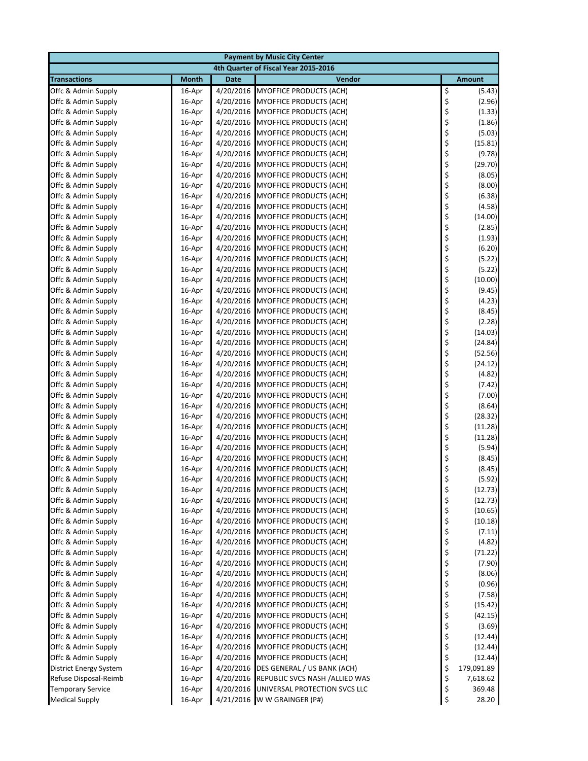| Payment by Music City Center | | | | |
|---|---|---|---|---|
| 4th Quarter of Fiscal Year 2015-2016 | | | | |
| **Transactions** | **Month** | **Date** | **Vendor** | **Amount** |
| Offc & Admin Supply | 16-Apr | 4/20/2016 | MYOFFICE PRODUCTS (ACH) | $ (5.43) |
| Offc & Admin Supply | 16-Apr | 4/20/2016 | MYOFFICE PRODUCTS (ACH) | $ (2.96) |
| Offc & Admin Supply | 16-Apr | 4/20/2016 | MYOFFICE PRODUCTS (ACH) | $ (1.33) |
| Offc & Admin Supply | 16-Apr | 4/20/2016 | MYOFFICE PRODUCTS (ACH) | $ (1.86) |
| Offc & Admin Supply | 16-Apr | 4/20/2016 | MYOFFICE PRODUCTS (ACH) | $ (5.03) |
| Offc & Admin Supply | 16-Apr | 4/20/2016 | MYOFFICE PRODUCTS (ACH) | $ (15.81) |
| Offc & Admin Supply | 16-Apr | 4/20/2016 | MYOFFICE PRODUCTS (ACH) | $ (9.78) |
| Offc & Admin Supply | 16-Apr | 4/20/2016 | MYOFFICE PRODUCTS (ACH) | $ (29.70) |
| Offc & Admin Supply | 16-Apr | 4/20/2016 | MYOFFICE PRODUCTS (ACH) | $ (8.05) |
| Offc & Admin Supply | 16-Apr | 4/20/2016 | MYOFFICE PRODUCTS (ACH) | $ (8.00) |
| Offc & Admin Supply | 16-Apr | 4/20/2016 | MYOFFICE PRODUCTS (ACH) | $ (6.38) |
| Offc & Admin Supply | 16-Apr | 4/20/2016 | MYOFFICE PRODUCTS (ACH) | $ (4.58) |
| Offc & Admin Supply | 16-Apr | 4/20/2016 | MYOFFICE PRODUCTS (ACH) | $ (14.00) |
| Offc & Admin Supply | 16-Apr | 4/20/2016 | MYOFFICE PRODUCTS (ACH) | $ (2.85) |
| Offc & Admin Supply | 16-Apr | 4/20/2016 | MYOFFICE PRODUCTS (ACH) | $ (1.93) |
| Offc & Admin Supply | 16-Apr | 4/20/2016 | MYOFFICE PRODUCTS (ACH) | $ (6.20) |
| Offc & Admin Supply | 16-Apr | 4/20/2016 | MYOFFICE PRODUCTS (ACH) | $ (5.22) |
| Offc & Admin Supply | 16-Apr | 4/20/2016 | MYOFFICE PRODUCTS (ACH) | $ (5.22) |
| Offc & Admin Supply | 16-Apr | 4/20/2016 | MYOFFICE PRODUCTS (ACH) | $ (10.00) |
| Offc & Admin Supply | 16-Apr | 4/20/2016 | MYOFFICE PRODUCTS (ACH) | $ (9.45) |
| Offc & Admin Supply | 16-Apr | 4/20/2016 | MYOFFICE PRODUCTS (ACH) | $ (4.23) |
| Offc & Admin Supply | 16-Apr | 4/20/2016 | MYOFFICE PRODUCTS (ACH) | $ (8.45) |
| Offc & Admin Supply | 16-Apr | 4/20/2016 | MYOFFICE PRODUCTS (ACH) | $ (2.28) |
| Offc & Admin Supply | 16-Apr | 4/20/2016 | MYOFFICE PRODUCTS (ACH) | $ (14.03) |
| Offc & Admin Supply | 16-Apr | 4/20/2016 | MYOFFICE PRODUCTS (ACH) | $ (24.84) |
| Offc & Admin Supply | 16-Apr | 4/20/2016 | MYOFFICE PRODUCTS (ACH) | $ (52.56) |
| Offc & Admin Supply | 16-Apr | 4/20/2016 | MYOFFICE PRODUCTS (ACH) | $ (24.12) |
| Offc & Admin Supply | 16-Apr | 4/20/2016 | MYOFFICE PRODUCTS (ACH) | $ (4.82) |
| Offc & Admin Supply | 16-Apr | 4/20/2016 | MYOFFICE PRODUCTS (ACH) | $ (7.42) |
| Offc & Admin Supply | 16-Apr | 4/20/2016 | MYOFFICE PRODUCTS (ACH) | $ (7.00) |
| Offc & Admin Supply | 16-Apr | 4/20/2016 | MYOFFICE PRODUCTS (ACH) | $ (8.64) |
| Offc & Admin Supply | 16-Apr | 4/20/2016 | MYOFFICE PRODUCTS (ACH) | $ (28.32) |
| Offc & Admin Supply | 16-Apr | 4/20/2016 | MYOFFICE PRODUCTS (ACH) | $ (11.28) |
| Offc & Admin Supply | 16-Apr | 4/20/2016 | MYOFFICE PRODUCTS (ACH) | $ (11.28) |
| Offc & Admin Supply | 16-Apr | 4/20/2016 | MYOFFICE PRODUCTS (ACH) | $ (5.94) |
| Offc & Admin Supply | 16-Apr | 4/20/2016 | MYOFFICE PRODUCTS (ACH) | $ (8.45) |
| Offc & Admin Supply | 16-Apr | 4/20/2016 | MYOFFICE PRODUCTS (ACH) | $ (8.45) |
| Offc & Admin Supply | 16-Apr | 4/20/2016 | MYOFFICE PRODUCTS (ACH) | $ (5.92) |
| Offc & Admin Supply | 16-Apr | 4/20/2016 | MYOFFICE PRODUCTS (ACH) | $ (12.73) |
| Offc & Admin Supply | 16-Apr | 4/20/2016 | MYOFFICE PRODUCTS (ACH) | $ (12.73) |
| Offc & Admin Supply | 16-Apr | 4/20/2016 | MYOFFICE PRODUCTS (ACH) | $ (10.65) |
| Offc & Admin Supply | 16-Apr | 4/20/2016 | MYOFFICE PRODUCTS (ACH) | $ (10.18) |
| Offc & Admin Supply | 16-Apr | 4/20/2016 | MYOFFICE PRODUCTS (ACH) | $ (7.11) |
| Offc & Admin Supply | 16-Apr | 4/20/2016 | MYOFFICE PRODUCTS (ACH) | $ (4.82) |
| Offc & Admin Supply | 16-Apr | 4/20/2016 | MYOFFICE PRODUCTS (ACH) | $ (71.22) |
| Offc & Admin Supply | 16-Apr | 4/20/2016 | MYOFFICE PRODUCTS (ACH) | $ (7.90) |
| Offc & Admin Supply | 16-Apr | 4/20/2016 | MYOFFICE PRODUCTS (ACH) | $ (8.06) |
| Offc & Admin Supply | 16-Apr | 4/20/2016 | MYOFFICE PRODUCTS (ACH) | $ (0.96) |
| Offc & Admin Supply | 16-Apr | 4/20/2016 | MYOFFICE PRODUCTS (ACH) | $ (7.58) |
| Offc & Admin Supply | 16-Apr | 4/20/2016 | MYOFFICE PRODUCTS (ACH) | $ (15.42) |
| Offc & Admin Supply | 16-Apr | 4/20/2016 | MYOFFICE PRODUCTS (ACH) | $ (42.15) |
| Offc & Admin Supply | 16-Apr | 4/20/2016 | MYOFFICE PRODUCTS (ACH) | $ (3.69) |
| Offc & Admin Supply | 16-Apr | 4/20/2016 | MYOFFICE PRODUCTS (ACH) | $ (12.44) |
| Offc & Admin Supply | 16-Apr | 4/20/2016 | MYOFFICE PRODUCTS (ACH) | $ (12.44) |
| Offc & Admin Supply | 16-Apr | 4/20/2016 | MYOFFICE PRODUCTS (ACH) | $ (12.44) |
| District Energy System | 16-Apr | 4/20/2016 | DES GENERAL / US BANK (ACH) | $ 179,091.89 |
| Refuse Disposal-Reimb | 16-Apr | 4/20/2016 | REPUBLIC SVCS NASH /ALLIED WAS | $ 7,618.62 |
| Temporary Service | 16-Apr | 4/20/2016 | UNIVERSAL PROTECTION SVCS LLC | $ 369.48 |
| Medical Supply | 16-Apr | 4/21/2016 | W W GRAINGER (P#) | $ 28.20 |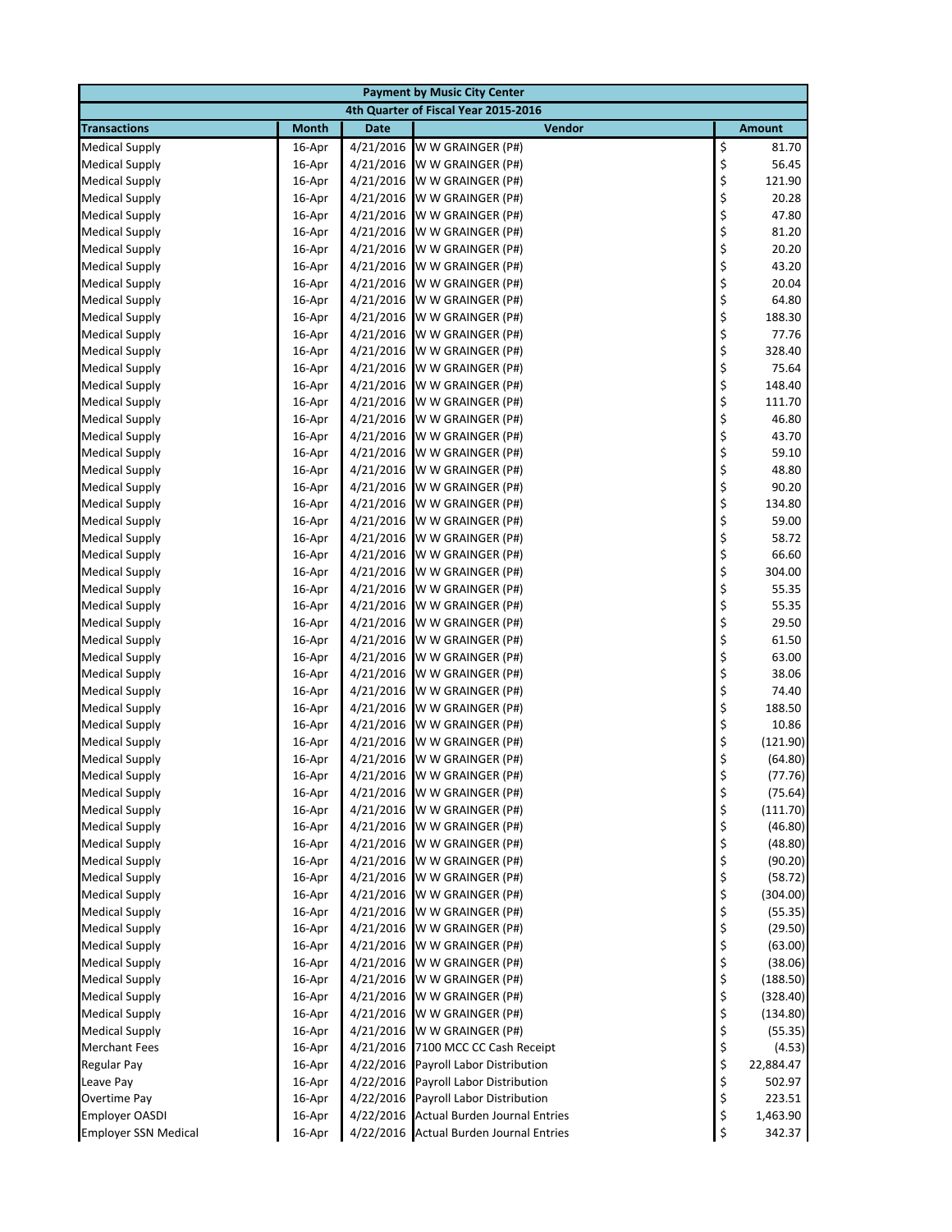| Payment by Music City Center | | | | |
|---|---|---|---|---|
| 4th Quarter of Fiscal Year 2015-2016 | | | | |
| **Transactions** | **Month** | **Date** | **Vendor** | **Amount** |
| Medical Supply | 16-Apr | 4/21/2016 | W W GRAINGER (P#) | $ 81.70 |
| Medical Supply | 16-Apr | 4/21/2016 | W W GRAINGER (P#) | $ 56.45 |
| Medical Supply | 16-Apr | 4/21/2016 | W W GRAINGER (P#) | $ 121.90 |
| Medical Supply | 16-Apr | 4/21/2016 | W W GRAINGER (P#) | $ 20.28 |
| Medical Supply | 16-Apr | 4/21/2016 | W W GRAINGER (P#) | $ 47.80 |
| Medical Supply | 16-Apr | 4/21/2016 | W W GRAINGER (P#) | $ 81.20 |
| Medical Supply | 16-Apr | 4/21/2016 | W W GRAINGER (P#) | $ 20.20 |
| Medical Supply | 16-Apr | 4/21/2016 | W W GRAINGER (P#) | $ 43.20 |
| Medical Supply | 16-Apr | 4/21/2016 | W W GRAINGER (P#) | $ 20.04 |
| Medical Supply | 16-Apr | 4/21/2016 | W W GRAINGER (P#) | $ 64.80 |
| Medical Supply | 16-Apr | 4/21/2016 | W W GRAINGER (P#) | $ 188.30 |
| Medical Supply | 16-Apr | 4/21/2016 | W W GRAINGER (P#) | $ 77.76 |
| Medical Supply | 16-Apr | 4/21/2016 | W W GRAINGER (P#) | $ 328.40 |
| Medical Supply | 16-Apr | 4/21/2016 | W W GRAINGER (P#) | $ 75.64 |
| Medical Supply | 16-Apr | 4/21/2016 | W W GRAINGER (P#) | $ 148.40 |
| Medical Supply | 16-Apr | 4/21/2016 | W W GRAINGER (P#) | $ 111.70 |
| Medical Supply | 16-Apr | 4/21/2016 | W W GRAINGER (P#) | $ 46.80 |
| Medical Supply | 16-Apr | 4/21/2016 | W W GRAINGER (P#) | $ 43.70 |
| Medical Supply | 16-Apr | 4/21/2016 | W W GRAINGER (P#) | $ 59.10 |
| Medical Supply | 16-Apr | 4/21/2016 | W W GRAINGER (P#) | $ 48.80 |
| Medical Supply | 16-Apr | 4/21/2016 | W W GRAINGER (P#) | $ 90.20 |
| Medical Supply | 16-Apr | 4/21/2016 | W W GRAINGER (P#) | $ 134.80 |
| Medical Supply | 16-Apr | 4/21/2016 | W W GRAINGER (P#) | $ 59.00 |
| Medical Supply | 16-Apr | 4/21/2016 | W W GRAINGER (P#) | $ 58.72 |
| Medical Supply | 16-Apr | 4/21/2016 | W W GRAINGER (P#) | $ 66.60 |
| Medical Supply | 16-Apr | 4/21/2016 | W W GRAINGER (P#) | $ 304.00 |
| Medical Supply | 16-Apr | 4/21/2016 | W W GRAINGER (P#) | $ 55.35 |
| Medical Supply | 16-Apr | 4/21/2016 | W W GRAINGER (P#) | $ 55.35 |
| Medical Supply | 16-Apr | 4/21/2016 | W W GRAINGER (P#) | $ 29.50 |
| Medical Supply | 16-Apr | 4/21/2016 | W W GRAINGER (P#) | $ 61.50 |
| Medical Supply | 16-Apr | 4/21/2016 | W W GRAINGER (P#) | $ 63.00 |
| Medical Supply | 16-Apr | 4/21/2016 | W W GRAINGER (P#) | $ 38.06 |
| Medical Supply | 16-Apr | 4/21/2016 | W W GRAINGER (P#) | $ 74.40 |
| Medical Supply | 16-Apr | 4/21/2016 | W W GRAINGER (P#) | $ 188.50 |
| Medical Supply | 16-Apr | 4/21/2016 | W W GRAINGER (P#) | $ 10.86 |
| Medical Supply | 16-Apr | 4/21/2016 | W W GRAINGER (P#) | $ (121.90) |
| Medical Supply | 16-Apr | 4/21/2016 | W W GRAINGER (P#) | $ (64.80) |
| Medical Supply | 16-Apr | 4/21/2016 | W W GRAINGER (P#) | $ (77.76) |
| Medical Supply | 16-Apr | 4/21/2016 | W W GRAINGER (P#) | $ (75.64) |
| Medical Supply | 16-Apr | 4/21/2016 | W W GRAINGER (P#) | $ (111.70) |
| Medical Supply | 16-Apr | 4/21/2016 | W W GRAINGER (P#) | $ (46.80) |
| Medical Supply | 16-Apr | 4/21/2016 | W W GRAINGER (P#) | $ (48.80) |
| Medical Supply | 16-Apr | 4/21/2016 | W W GRAINGER (P#) | $ (90.20) |
| Medical Supply | 16-Apr | 4/21/2016 | W W GRAINGER (P#) | $ (58.72) |
| Medical Supply | 16-Apr | 4/21/2016 | W W GRAINGER (P#) | $ (304.00) |
| Medical Supply | 16-Apr | 4/21/2016 | W W GRAINGER (P#) | $ (55.35) |
| Medical Supply | 16-Apr | 4/21/2016 | W W GRAINGER (P#) | $ (29.50) |
| Medical Supply | 16-Apr | 4/21/2016 | W W GRAINGER (P#) | $ (63.00) |
| Medical Supply | 16-Apr | 4/21/2016 | W W GRAINGER (P#) | $ (38.06) |
| Medical Supply | 16-Apr | 4/21/2016 | W W GRAINGER (P#) | $ (188.50) |
| Medical Supply | 16-Apr | 4/21/2016 | W W GRAINGER (P#) | $ (328.40) |
| Medical Supply | 16-Apr | 4/21/2016 | W W GRAINGER (P#) | $ (134.80) |
| Medical Supply | 16-Apr | 4/21/2016 | W W GRAINGER (P#) | $ (55.35) |
| Merchant Fees | 16-Apr | 4/21/2016 | 7100 MCC CC Cash Receipt | $ (4.53) |
| Regular Pay | 16-Apr | 4/22/2016 | Payroll Labor Distribution | $ 22,884.47 |
| Leave Pay | 16-Apr | 4/22/2016 | Payroll Labor Distribution | $ 502.97 |
| Overtime Pay | 16-Apr | 4/22/2016 | Payroll Labor Distribution | $ 223.51 |
| Employer OASDI | 16-Apr | 4/22/2016 | Actual Burden Journal Entries | $ 1,463.90 |
| Employer SSN Medical | 16-Apr | 4/22/2016 | Actual Burden Journal Entries | $ 342.37 |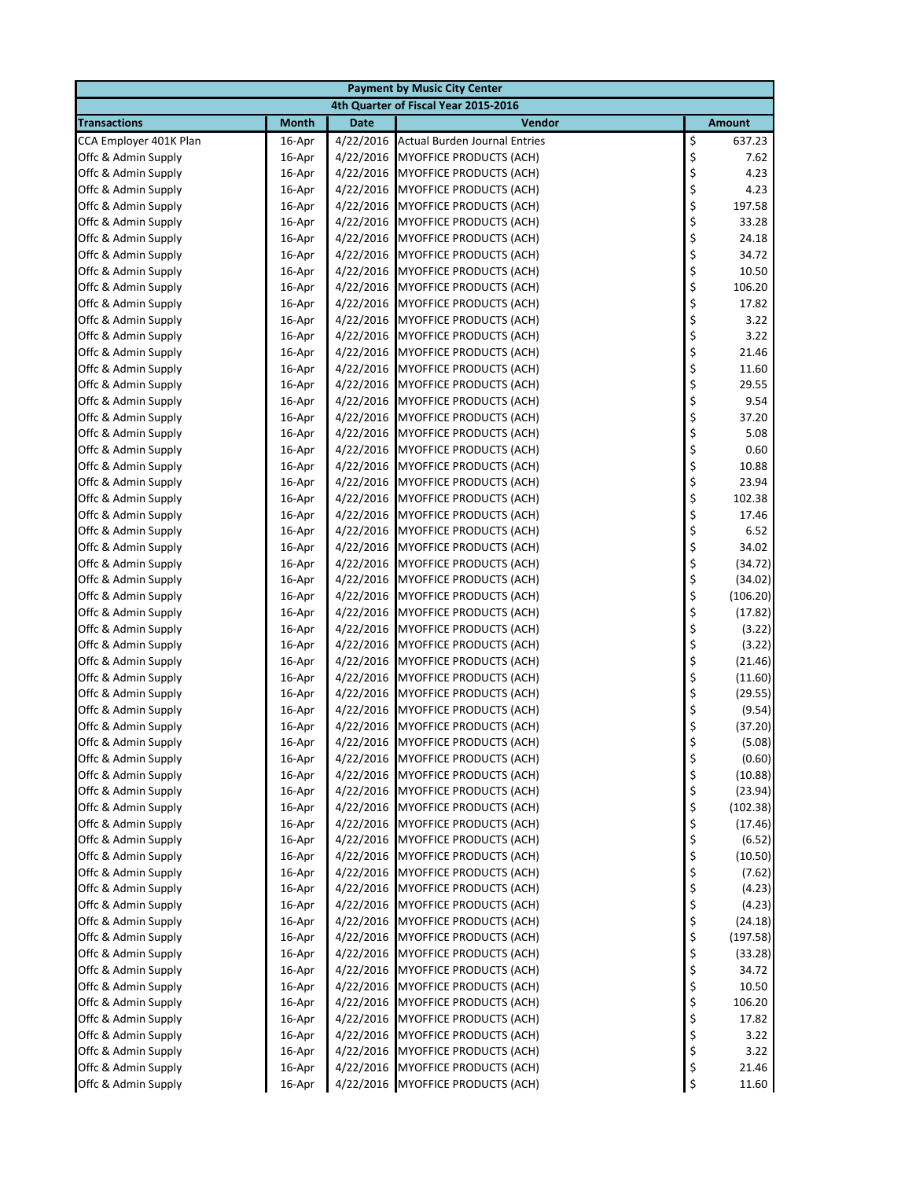| Payment by Music City Center | | | | |
|---|---|---|---|---|
| 4th Quarter of Fiscal Year 2015-2016 | | | | |
| **Transactions** | **Month** | **Date** | **Vendor** | **Amount** |
| CCA Employer 401K Plan | 16-Apr | 4/22/2016 | Actual Burden Journal Entries | $ 637.23 |
| Offc & Admin Supply | 16-Apr | 4/22/2016 | MYOFFICE PRODUCTS (ACH) | $ 7.62 |
| Offc & Admin Supply | 16-Apr | 4/22/2016 | MYOFFICE PRODUCTS (ACH) | $ 4.23 |
| Offc & Admin Supply | 16-Apr | 4/22/2016 | MYOFFICE PRODUCTS (ACH) | $ 4.23 |
| Offc & Admin Supply | 16-Apr | 4/22/2016 | MYOFFICE PRODUCTS (ACH) | $ 197.58 |
| Offc & Admin Supply | 16-Apr | 4/22/2016 | MYOFFICE PRODUCTS (ACH) | $ 33.28 |
| Offc & Admin Supply | 16-Apr | 4/22/2016 | MYOFFICE PRODUCTS (ACH) | $ 24.18 |
| Offc & Admin Supply | 16-Apr | 4/22/2016 | MYOFFICE PRODUCTS (ACH) | $ 34.72 |
| Offc & Admin Supply | 16-Apr | 4/22/2016 | MYOFFICE PRODUCTS (ACH) | $ 10.50 |
| Offc & Admin Supply | 16-Apr | 4/22/2016 | MYOFFICE PRODUCTS (ACH) | $ 106.20 |
| Offc & Admin Supply | 16-Apr | 4/22/2016 | MYOFFICE PRODUCTS (ACH) | $ 17.82 |
| Offc & Admin Supply | 16-Apr | 4/22/2016 | MYOFFICE PRODUCTS (ACH) | $ 3.22 |
| Offc & Admin Supply | 16-Apr | 4/22/2016 | MYOFFICE PRODUCTS (ACH) | $ 3.22 |
| Offc & Admin Supply | 16-Apr | 4/22/2016 | MYOFFICE PRODUCTS (ACH) | $ 21.46 |
| Offc & Admin Supply | 16-Apr | 4/22/2016 | MYOFFICE PRODUCTS (ACH) | $ 11.60 |
| Offc & Admin Supply | 16-Apr | 4/22/2016 | MYOFFICE PRODUCTS (ACH) | $ 29.55 |
| Offc & Admin Supply | 16-Apr | 4/22/2016 | MYOFFICE PRODUCTS (ACH) | $ 9.54 |
| Offc & Admin Supply | 16-Apr | 4/22/2016 | MYOFFICE PRODUCTS (ACH) | $ 37.20 |
| Offc & Admin Supply | 16-Apr | 4/22/2016 | MYOFFICE PRODUCTS (ACH) | $ 5.08 |
| Offc & Admin Supply | 16-Apr | 4/22/2016 | MYOFFICE PRODUCTS (ACH) | $ 0.60 |
| Offc & Admin Supply | 16-Apr | 4/22/2016 | MYOFFICE PRODUCTS (ACH) | $ 10.88 |
| Offc & Admin Supply | 16-Apr | 4/22/2016 | MYOFFICE PRODUCTS (ACH) | $ 23.94 |
| Offc & Admin Supply | 16-Apr | 4/22/2016 | MYOFFICE PRODUCTS (ACH) | $ 102.38 |
| Offc & Admin Supply | 16-Apr | 4/22/2016 | MYOFFICE PRODUCTS (ACH) | $ 17.46 |
| Offc & Admin Supply | 16-Apr | 4/22/2016 | MYOFFICE PRODUCTS (ACH) | $ 6.52 |
| Offc & Admin Supply | 16-Apr | 4/22/2016 | MYOFFICE PRODUCTS (ACH) | $ 34.02 |
| Offc & Admin Supply | 16-Apr | 4/22/2016 | MYOFFICE PRODUCTS (ACH) | $ (34.72) |
| Offc & Admin Supply | 16-Apr | 4/22/2016 | MYOFFICE PRODUCTS (ACH) | $ (34.02) |
| Offc & Admin Supply | 16-Apr | 4/22/2016 | MYOFFICE PRODUCTS (ACH) | $ (106.20) |
| Offc & Admin Supply | 16-Apr | 4/22/2016 | MYOFFICE PRODUCTS (ACH) | $ (17.82) |
| Offc & Admin Supply | 16-Apr | 4/22/2016 | MYOFFICE PRODUCTS (ACH) | $ (3.22) |
| Offc & Admin Supply | 16-Apr | 4/22/2016 | MYOFFICE PRODUCTS (ACH) | $ (3.22) |
| Offc & Admin Supply | 16-Apr | 4/22/2016 | MYOFFICE PRODUCTS (ACH) | $ (21.46) |
| Offc & Admin Supply | 16-Apr | 4/22/2016 | MYOFFICE PRODUCTS (ACH) | $ (11.60) |
| Offc & Admin Supply | 16-Apr | 4/22/2016 | MYOFFICE PRODUCTS (ACH) | $ (29.55) |
| Offc & Admin Supply | 16-Apr | 4/22/2016 | MYOFFICE PRODUCTS (ACH) | $ (9.54) |
| Offc & Admin Supply | 16-Apr | 4/22/2016 | MYOFFICE PRODUCTS (ACH) | $ (37.20) |
| Offc & Admin Supply | 16-Apr | 4/22/2016 | MYOFFICE PRODUCTS (ACH) | $ (5.08) |
| Offc & Admin Supply | 16-Apr | 4/22/2016 | MYOFFICE PRODUCTS (ACH) | $ (0.60) |
| Offc & Admin Supply | 16-Apr | 4/22/2016 | MYOFFICE PRODUCTS (ACH) | $ (10.88) |
| Offc & Admin Supply | 16-Apr | 4/22/2016 | MYOFFICE PRODUCTS (ACH) | $ (23.94) |
| Offc & Admin Supply | 16-Apr | 4/22/2016 | MYOFFICE PRODUCTS (ACH) | $ (102.38) |
| Offc & Admin Supply | 16-Apr | 4/22/2016 | MYOFFICE PRODUCTS (ACH) | $ (17.46) |
| Offc & Admin Supply | 16-Apr | 4/22/2016 | MYOFFICE PRODUCTS (ACH) | $ (6.52) |
| Offc & Admin Supply | 16-Apr | 4/22/2016 | MYOFFICE PRODUCTS (ACH) | $ (10.50) |
| Offc & Admin Supply | 16-Apr | 4/22/2016 | MYOFFICE PRODUCTS (ACH) | $ (7.62) |
| Offc & Admin Supply | 16-Apr | 4/22/2016 | MYOFFICE PRODUCTS (ACH) | $ (4.23) |
| Offc & Admin Supply | 16-Apr | 4/22/2016 | MYOFFICE PRODUCTS (ACH) | $ (4.23) |
| Offc & Admin Supply | 16-Apr | 4/22/2016 | MYOFFICE PRODUCTS (ACH) | $ (24.18) |
| Offc & Admin Supply | 16-Apr | 4/22/2016 | MYOFFICE PRODUCTS (ACH) | $ (197.58) |
| Offc & Admin Supply | 16-Apr | 4/22/2016 | MYOFFICE PRODUCTS (ACH) | $ (33.28) |
| Offc & Admin Supply | 16-Apr | 4/22/2016 | MYOFFICE PRODUCTS (ACH) | $ 34.72 |
| Offc & Admin Supply | 16-Apr | 4/22/2016 | MYOFFICE PRODUCTS (ACH) | $ 10.50 |
| Offc & Admin Supply | 16-Apr | 4/22/2016 | MYOFFICE PRODUCTS (ACH) | $ 106.20 |
| Offc & Admin Supply | 16-Apr | 4/22/2016 | MYOFFICE PRODUCTS (ACH) | $ 17.82 |
| Offc & Admin Supply | 16-Apr | 4/22/2016 | MYOFFICE PRODUCTS (ACH) | $ 3.22 |
| Offc & Admin Supply | 16-Apr | 4/22/2016 | MYOFFICE PRODUCTS (ACH) | $ 3.22 |
| Offc & Admin Supply | 16-Apr | 4/22/2016 | MYOFFICE PRODUCTS (ACH) | $ 21.46 |
| Offc & Admin Supply | 16-Apr | 4/22/2016 | MYOFFICE PRODUCTS (ACH) | $ 11.60 |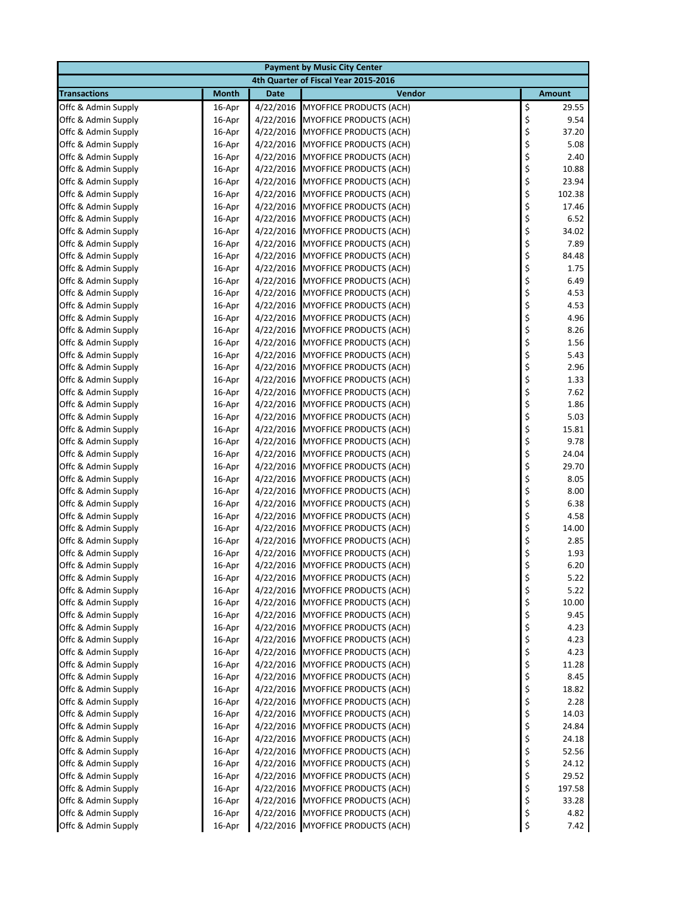| Payment by Music City Center | | | | |
|---|---|---|---|---|
| 4th Quarter of Fiscal Year 2015-2016 | | | | |
| **Transactions** | **Month** | **Date** | **Vendor** | **Amount** |
| Offc & Admin Supply | 16-Apr | 4/22/2016 | MYOFFICE PRODUCTS (ACH) | $ 29.55 |
| Offc & Admin Supply | 16-Apr | 4/22/2016 | MYOFFICE PRODUCTS (ACH) | $ 9.54 |
| Offc & Admin Supply | 16-Apr | 4/22/2016 | MYOFFICE PRODUCTS (ACH) | $ 37.20 |
| Offc & Admin Supply | 16-Apr | 4/22/2016 | MYOFFICE PRODUCTS (ACH) | $ 5.08 |
| Offc & Admin Supply | 16-Apr | 4/22/2016 | MYOFFICE PRODUCTS (ACH) | $ 2.40 |
| Offc & Admin Supply | 16-Apr | 4/22/2016 | MYOFFICE PRODUCTS (ACH) | $ 10.88 |
| Offc & Admin Supply | 16-Apr | 4/22/2016 | MYOFFICE PRODUCTS (ACH) | $ 23.94 |
| Offc & Admin Supply | 16-Apr | 4/22/2016 | MYOFFICE PRODUCTS (ACH) | $ 102.38 |
| Offc & Admin Supply | 16-Apr | 4/22/2016 | MYOFFICE PRODUCTS (ACH) | $ 17.46 |
| Offc & Admin Supply | 16-Apr | 4/22/2016 | MYOFFICE PRODUCTS (ACH) | $ 6.52 |
| Offc & Admin Supply | 16-Apr | 4/22/2016 | MYOFFICE PRODUCTS (ACH) | $ 34.02 |
| Offc & Admin Supply | 16-Apr | 4/22/2016 | MYOFFICE PRODUCTS (ACH) | $ 7.89 |
| Offc & Admin Supply | 16-Apr | 4/22/2016 | MYOFFICE PRODUCTS (ACH) | $ 84.48 |
| Offc & Admin Supply | 16-Apr | 4/22/2016 | MYOFFICE PRODUCTS (ACH) | $ 1.75 |
| Offc & Admin Supply | 16-Apr | 4/22/2016 | MYOFFICE PRODUCTS (ACH) | $ 6.49 |
| Offc & Admin Supply | 16-Apr | 4/22/2016 | MYOFFICE PRODUCTS (ACH) | $ 4.53 |
| Offc & Admin Supply | 16-Apr | 4/22/2016 | MYOFFICE PRODUCTS (ACH) | $ 4.53 |
| Offc & Admin Supply | 16-Apr | 4/22/2016 | MYOFFICE PRODUCTS (ACH) | $ 4.96 |
| Offc & Admin Supply | 16-Apr | 4/22/2016 | MYOFFICE PRODUCTS (ACH) | $ 8.26 |
| Offc & Admin Supply | 16-Apr | 4/22/2016 | MYOFFICE PRODUCTS (ACH) | $ 1.56 |
| Offc & Admin Supply | 16-Apr | 4/22/2016 | MYOFFICE PRODUCTS (ACH) | $ 5.43 |
| Offc & Admin Supply | 16-Apr | 4/22/2016 | MYOFFICE PRODUCTS (ACH) | $ 2.96 |
| Offc & Admin Supply | 16-Apr | 4/22/2016 | MYOFFICE PRODUCTS (ACH) | $ 1.33 |
| Offc & Admin Supply | 16-Apr | 4/22/2016 | MYOFFICE PRODUCTS (ACH) | $ 7.62 |
| Offc & Admin Supply | 16-Apr | 4/22/2016 | MYOFFICE PRODUCTS (ACH) | $ 1.86 |
| Offc & Admin Supply | 16-Apr | 4/22/2016 | MYOFFICE PRODUCTS (ACH) | $ 5.03 |
| Offc & Admin Supply | 16-Apr | 4/22/2016 | MYOFFICE PRODUCTS (ACH) | $ 15.81 |
| Offc & Admin Supply | 16-Apr | 4/22/2016 | MYOFFICE PRODUCTS (ACH) | $ 9.78 |
| Offc & Admin Supply | 16-Apr | 4/22/2016 | MYOFFICE PRODUCTS (ACH) | $ 24.04 |
| Offc & Admin Supply | 16-Apr | 4/22/2016 | MYOFFICE PRODUCTS (ACH) | $ 29.70 |
| Offc & Admin Supply | 16-Apr | 4/22/2016 | MYOFFICE PRODUCTS (ACH) | $ 8.05 |
| Offc & Admin Supply | 16-Apr | 4/22/2016 | MYOFFICE PRODUCTS (ACH) | $ 8.00 |
| Offc & Admin Supply | 16-Apr | 4/22/2016 | MYOFFICE PRODUCTS (ACH) | $ 6.38 |
| Offc & Admin Supply | 16-Apr | 4/22/2016 | MYOFFICE PRODUCTS (ACH) | $ 4.58 |
| Offc & Admin Supply | 16-Apr | 4/22/2016 | MYOFFICE PRODUCTS (ACH) | $ 14.00 |
| Offc & Admin Supply | 16-Apr | 4/22/2016 | MYOFFICE PRODUCTS (ACH) | $ 2.85 |
| Offc & Admin Supply | 16-Apr | 4/22/2016 | MYOFFICE PRODUCTS (ACH) | $ 1.93 |
| Offc & Admin Supply | 16-Apr | 4/22/2016 | MYOFFICE PRODUCTS (ACH) | $ 6.20 |
| Offc & Admin Supply | 16-Apr | 4/22/2016 | MYOFFICE PRODUCTS (ACH) | $ 5.22 |
| Offc & Admin Supply | 16-Apr | 4/22/2016 | MYOFFICE PRODUCTS (ACH) | $ 5.22 |
| Offc & Admin Supply | 16-Apr | 4/22/2016 | MYOFFICE PRODUCTS (ACH) | $ 10.00 |
| Offc & Admin Supply | 16-Apr | 4/22/2016 | MYOFFICE PRODUCTS (ACH) | $ 9.45 |
| Offc & Admin Supply | 16-Apr | 4/22/2016 | MYOFFICE PRODUCTS (ACH) | $ 4.23 |
| Offc & Admin Supply | 16-Apr | 4/22/2016 | MYOFFICE PRODUCTS (ACH) | $ 4.23 |
| Offc & Admin Supply | 16-Apr | 4/22/2016 | MYOFFICE PRODUCTS (ACH) | $ 4.23 |
| Offc & Admin Supply | 16-Apr | 4/22/2016 | MYOFFICE PRODUCTS (ACH) | $ 11.28 |
| Offc & Admin Supply | 16-Apr | 4/22/2016 | MYOFFICE PRODUCTS (ACH) | $ 8.45 |
| Offc & Admin Supply | 16-Apr | 4/22/2016 | MYOFFICE PRODUCTS (ACH) | $ 18.82 |
| Offc & Admin Supply | 16-Apr | 4/22/2016 | MYOFFICE PRODUCTS (ACH) | $ 2.28 |
| Offc & Admin Supply | 16-Apr | 4/22/2016 | MYOFFICE PRODUCTS (ACH) | $ 14.03 |
| Offc & Admin Supply | 16-Apr | 4/22/2016 | MYOFFICE PRODUCTS (ACH) | $ 24.84 |
| Offc & Admin Supply | 16-Apr | 4/22/2016 | MYOFFICE PRODUCTS (ACH) | $ 24.18 |
| Offc & Admin Supply | 16-Apr | 4/22/2016 | MYOFFICE PRODUCTS (ACH) | $ 52.56 |
| Offc & Admin Supply | 16-Apr | 4/22/2016 | MYOFFICE PRODUCTS (ACH) | $ 24.12 |
| Offc & Admin Supply | 16-Apr | 4/22/2016 | MYOFFICE PRODUCTS (ACH) | $ 29.52 |
| Offc & Admin Supply | 16-Apr | 4/22/2016 | MYOFFICE PRODUCTS (ACH) | $ 197.58 |
| Offc & Admin Supply | 16-Apr | 4/22/2016 | MYOFFICE PRODUCTS (ACH) | $ 33.28 |
| Offc & Admin Supply | 16-Apr | 4/22/2016 | MYOFFICE PRODUCTS (ACH) | $ 4.82 |
| Offc & Admin Supply | 16-Apr | 4/22/2016 | MYOFFICE PRODUCTS (ACH) | $ 7.42 |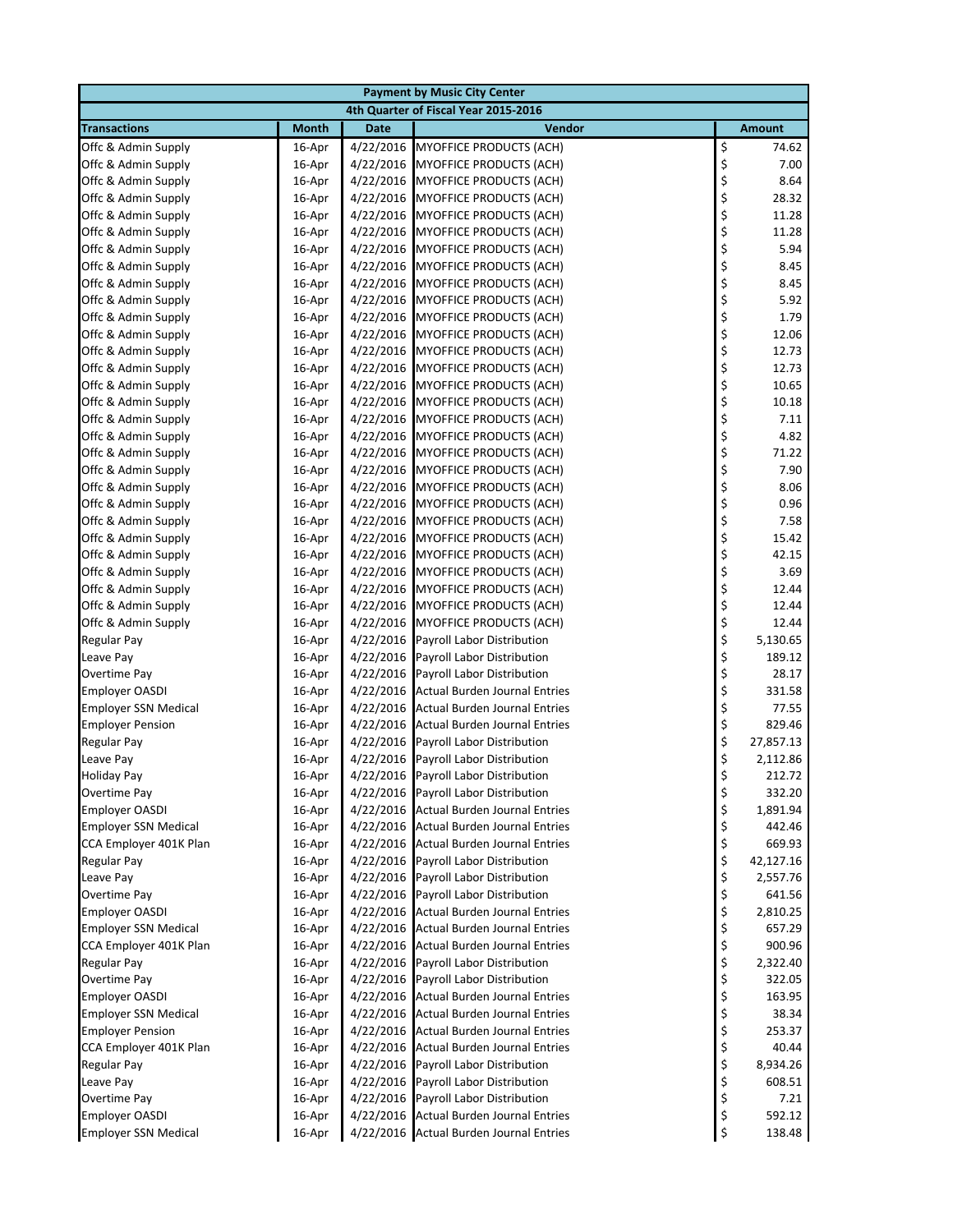| Payment by Music City Center | | | | |
|---|---|---|---|---|
| 4th Quarter of Fiscal Year 2015-2016 | | | | |
| **Transactions** | **Month** | **Date** | **Vendor** | **Amount** |
| Offc & Admin Supply | 16-Apr | 4/22/2016 | MYOFFICE PRODUCTS (ACH) | $ 74.62 |
| Offc & Admin Supply | 16-Apr | 4/22/2016 | MYOFFICE PRODUCTS (ACH) | $ 7.00 |
| Offc & Admin Supply | 16-Apr | 4/22/2016 | MYOFFICE PRODUCTS (ACH) | $ 8.64 |
| Offc & Admin Supply | 16-Apr | 4/22/2016 | MYOFFICE PRODUCTS (ACH) | $ 28.32 |
| Offc & Admin Supply | 16-Apr | 4/22/2016 | MYOFFICE PRODUCTS (ACH) | $ 11.28 |
| Offc & Admin Supply | 16-Apr | 4/22/2016 | MYOFFICE PRODUCTS (ACH) | $ 11.28 |
| Offc & Admin Supply | 16-Apr | 4/22/2016 | MYOFFICE PRODUCTS (ACH) | $ 5.94 |
| Offc & Admin Supply | 16-Apr | 4/22/2016 | MYOFFICE PRODUCTS (ACH) | $ 8.45 |
| Offc & Admin Supply | 16-Apr | 4/22/2016 | MYOFFICE PRODUCTS (ACH) | $ 8.45 |
| Offc & Admin Supply | 16-Apr | 4/22/2016 | MYOFFICE PRODUCTS (ACH) | $ 5.92 |
| Offc & Admin Supply | 16-Apr | 4/22/2016 | MYOFFICE PRODUCTS (ACH) | $ 1.79 |
| Offc & Admin Supply | 16-Apr | 4/22/2016 | MYOFFICE PRODUCTS (ACH) | $ 12.06 |
| Offc & Admin Supply | 16-Apr | 4/22/2016 | MYOFFICE PRODUCTS (ACH) | $ 12.73 |
| Offc & Admin Supply | 16-Apr | 4/22/2016 | MYOFFICE PRODUCTS (ACH) | $ 12.73 |
| Offc & Admin Supply | 16-Apr | 4/22/2016 | MYOFFICE PRODUCTS (ACH) | $ 10.65 |
| Offc & Admin Supply | 16-Apr | 4/22/2016 | MYOFFICE PRODUCTS (ACH) | $ 10.18 |
| Offc & Admin Supply | 16-Apr | 4/22/2016 | MYOFFICE PRODUCTS (ACH) | $ 7.11 |
| Offc & Admin Supply | 16-Apr | 4/22/2016 | MYOFFICE PRODUCTS (ACH) | $ 4.82 |
| Offc & Admin Supply | 16-Apr | 4/22/2016 | MYOFFICE PRODUCTS (ACH) | $ 71.22 |
| Offc & Admin Supply | 16-Apr | 4/22/2016 | MYOFFICE PRODUCTS (ACH) | $ 7.90 |
| Offc & Admin Supply | 16-Apr | 4/22/2016 | MYOFFICE PRODUCTS (ACH) | $ 8.06 |
| Offc & Admin Supply | 16-Apr | 4/22/2016 | MYOFFICE PRODUCTS (ACH) | $ 0.96 |
| Offc & Admin Supply | 16-Apr | 4/22/2016 | MYOFFICE PRODUCTS (ACH) | $ 7.58 |
| Offc & Admin Supply | 16-Apr | 4/22/2016 | MYOFFICE PRODUCTS (ACH) | $ 15.42 |
| Offc & Admin Supply | 16-Apr | 4/22/2016 | MYOFFICE PRODUCTS (ACH) | $ 42.15 |
| Offc & Admin Supply | 16-Apr | 4/22/2016 | MYOFFICE PRODUCTS (ACH) | $ 3.69 |
| Offc & Admin Supply | 16-Apr | 4/22/2016 | MYOFFICE PRODUCTS (ACH) | $ 12.44 |
| Offc & Admin Supply | 16-Apr | 4/22/2016 | MYOFFICE PRODUCTS (ACH) | $ 12.44 |
| Offc & Admin Supply | 16-Apr | 4/22/2016 | MYOFFICE PRODUCTS (ACH) | $ 12.44 |
| Regular Pay | 16-Apr | 4/22/2016 | Payroll Labor Distribution | $ 5,130.65 |
| Leave Pay | 16-Apr | 4/22/2016 | Payroll Labor Distribution | $ 189.12 |
| Overtime Pay | 16-Apr | 4/22/2016 | Payroll Labor Distribution | $ 28.17 |
| Employer OASDI | 16-Apr | 4/22/2016 | Actual Burden Journal Entries | $ 331.58 |
| Employer SSN Medical | 16-Apr | 4/22/2016 | Actual Burden Journal Entries | $ 77.55 |
| Employer Pension | 16-Apr | 4/22/2016 | Actual Burden Journal Entries | $ 829.46 |
| Regular Pay | 16-Apr | 4/22/2016 | Payroll Labor Distribution | $ 27,857.13 |
| Leave Pay | 16-Apr | 4/22/2016 | Payroll Labor Distribution | $ 2,112.86 |
| Holiday Pay | 16-Apr | 4/22/2016 | Payroll Labor Distribution | $ 212.72 |
| Overtime Pay | 16-Apr | 4/22/2016 | Payroll Labor Distribution | $ 332.20 |
| Employer OASDI | 16-Apr | 4/22/2016 | Actual Burden Journal Entries | $ 1,891.94 |
| Employer SSN Medical | 16-Apr | 4/22/2016 | Actual Burden Journal Entries | $ 442.46 |
| CCA Employer 401K Plan | 16-Apr | 4/22/2016 | Actual Burden Journal Entries | $ 669.93 |
| Regular Pay | 16-Apr | 4/22/2016 | Payroll Labor Distribution | $ 42,127.16 |
| Leave Pay | 16-Apr | 4/22/2016 | Payroll Labor Distribution | $ 2,557.76 |
| Overtime Pay | 16-Apr | 4/22/2016 | Payroll Labor Distribution | $ 641.56 |
| Employer OASDI | 16-Apr | 4/22/2016 | Actual Burden Journal Entries | $ 2,810.25 |
| Employer SSN Medical | 16-Apr | 4/22/2016 | Actual Burden Journal Entries | $ 657.29 |
| CCA Employer 401K Plan | 16-Apr | 4/22/2016 | Actual Burden Journal Entries | $ 900.96 |
| Regular Pay | 16-Apr | 4/22/2016 | Payroll Labor Distribution | $ 2,322.40 |
| Overtime Pay | 16-Apr | 4/22/2016 | Payroll Labor Distribution | $ 322.05 |
| Employer OASDI | 16-Apr | 4/22/2016 | Actual Burden Journal Entries | $ 163.95 |
| Employer SSN Medical | 16-Apr | 4/22/2016 | Actual Burden Journal Entries | $ 38.34 |
| Employer Pension | 16-Apr | 4/22/2016 | Actual Burden Journal Entries | $ 253.37 |
| CCA Employer 401K Plan | 16-Apr | 4/22/2016 | Actual Burden Journal Entries | $ 40.44 |
| Regular Pay | 16-Apr | 4/22/2016 | Payroll Labor Distribution | $ 8,934.26 |
| Leave Pay | 16-Apr | 4/22/2016 | Payroll Labor Distribution | $ 608.51 |
| Overtime Pay | 16-Apr | 4/22/2016 | Payroll Labor Distribution | $ 7.21 |
| Employer OASDI | 16-Apr | 4/22/2016 | Actual Burden Journal Entries | $ 592.12 |
| Employer SSN Medical | 16-Apr | 4/22/2016 | Actual Burden Journal Entries | $ 138.48 |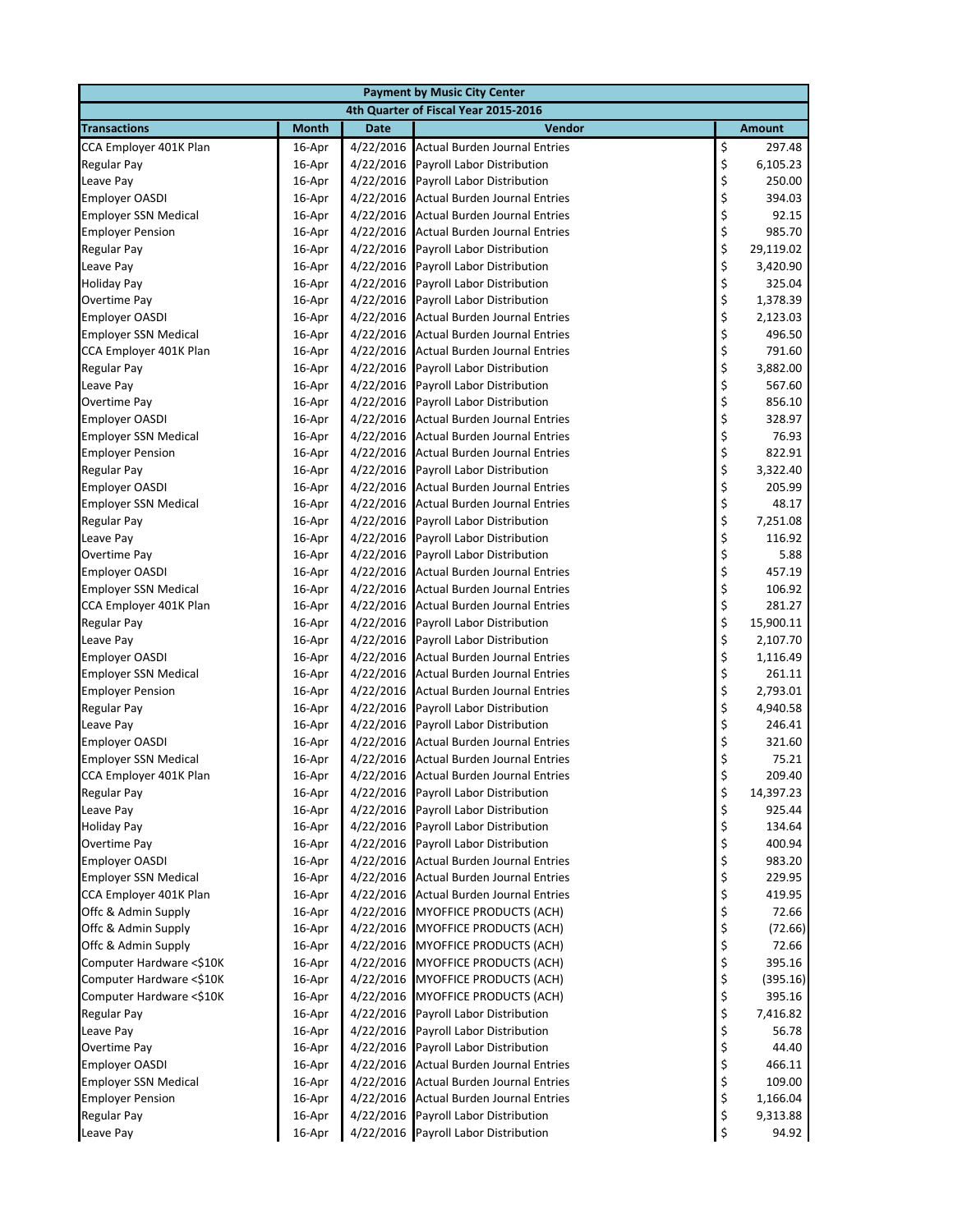| Payment by Music City Center | | | | |
|---|---|---|---|---|
| 4th Quarter of Fiscal Year 2015-2016 | | | | |
| **Transactions** | **Month** | **Date** | **Vendor** | **Amount** |
| CCA Employer 401K Plan | 16-Apr | 4/22/2016 | Actual Burden Journal Entries | $ 297.48 |
| Regular Pay | 16-Apr | 4/22/2016 | Payroll Labor Distribution | $ 6,105.23 |
| Leave Pay | 16-Apr | 4/22/2016 | Payroll Labor Distribution | $ 250.00 |
| Employer OASDI | 16-Apr | 4/22/2016 | Actual Burden Journal Entries | $ 394.03 |
| Employer SSN Medical | 16-Apr | 4/22/2016 | Actual Burden Journal Entries | $ 92.15 |
| Employer Pension | 16-Apr | 4/22/2016 | Actual Burden Journal Entries | $ 985.70 |
| Regular Pay | 16-Apr | 4/22/2016 | Payroll Labor Distribution | $ 29,119.02 |
| Leave Pay | 16-Apr | 4/22/2016 | Payroll Labor Distribution | $ 3,420.90 |
| Holiday Pay | 16-Apr | 4/22/2016 | Payroll Labor Distribution | $ 325.04 |
| Overtime Pay | 16-Apr | 4/22/2016 | Payroll Labor Distribution | $ 1,378.39 |
| Employer OASDI | 16-Apr | 4/22/2016 | Actual Burden Journal Entries | $ 2,123.03 |
| Employer SSN Medical | 16-Apr | 4/22/2016 | Actual Burden Journal Entries | $ 496.50 |
| CCA Employer 401K Plan | 16-Apr | 4/22/2016 | Actual Burden Journal Entries | $ 791.60 |
| Regular Pay | 16-Apr | 4/22/2016 | Payroll Labor Distribution | $ 3,882.00 |
| Leave Pay | 16-Apr | 4/22/2016 | Payroll Labor Distribution | $ 567.60 |
| Overtime Pay | 16-Apr | 4/22/2016 | Payroll Labor Distribution | $ 856.10 |
| Employer OASDI | 16-Apr | 4/22/2016 | Actual Burden Journal Entries | $ 328.97 |
| Employer SSN Medical | 16-Apr | 4/22/2016 | Actual Burden Journal Entries | $ 76.93 |
| Employer Pension | 16-Apr | 4/22/2016 | Actual Burden Journal Entries | $ 822.91 |
| Regular Pay | 16-Apr | 4/22/2016 | Payroll Labor Distribution | $ 3,322.40 |
| Employer OASDI | 16-Apr | 4/22/2016 | Actual Burden Journal Entries | $ 205.99 |
| Employer SSN Medical | 16-Apr | 4/22/2016 | Actual Burden Journal Entries | $ 48.17 |
| Regular Pay | 16-Apr | 4/22/2016 | Payroll Labor Distribution | $ 7,251.08 |
| Leave Pay | 16-Apr | 4/22/2016 | Payroll Labor Distribution | $ 116.92 |
| Overtime Pay | 16-Apr | 4/22/2016 | Payroll Labor Distribution | $ 5.88 |
| Employer OASDI | 16-Apr | 4/22/2016 | Actual Burden Journal Entries | $ 457.19 |
| Employer SSN Medical | 16-Apr | 4/22/2016 | Actual Burden Journal Entries | $ 106.92 |
| CCA Employer 401K Plan | 16-Apr | 4/22/2016 | Actual Burden Journal Entries | $ 281.27 |
| Regular Pay | 16-Apr | 4/22/2016 | Payroll Labor Distribution | $ 15,900.11 |
| Leave Pay | 16-Apr | 4/22/2016 | Payroll Labor Distribution | $ 2,107.70 |
| Employer OASDI | 16-Apr | 4/22/2016 | Actual Burden Journal Entries | $ 1,116.49 |
| Employer SSN Medical | 16-Apr | 4/22/2016 | Actual Burden Journal Entries | $ 261.11 |
| Employer Pension | 16-Apr | 4/22/2016 | Actual Burden Journal Entries | $ 2,793.01 |
| Regular Pay | 16-Apr | 4/22/2016 | Payroll Labor Distribution | $ 4,940.58 |
| Leave Pay | 16-Apr | 4/22/2016 | Payroll Labor Distribution | $ 246.41 |
| Employer OASDI | 16-Apr | 4/22/2016 | Actual Burden Journal Entries | $ 321.60 |
| Employer SSN Medical | 16-Apr | 4/22/2016 | Actual Burden Journal Entries | $ 75.21 |
| CCA Employer 401K Plan | 16-Apr | 4/22/2016 | Actual Burden Journal Entries | $ 209.40 |
| Regular Pay | 16-Apr | 4/22/2016 | Payroll Labor Distribution | $ 14,397.23 |
| Leave Pay | 16-Apr | 4/22/2016 | Payroll Labor Distribution | $ 925.44 |
| Holiday Pay | 16-Apr | 4/22/2016 | Payroll Labor Distribution | $ 134.64 |
| Overtime Pay | 16-Apr | 4/22/2016 | Payroll Labor Distribution | $ 400.94 |
| Employer OASDI | 16-Apr | 4/22/2016 | Actual Burden Journal Entries | $ 983.20 |
| Employer SSN Medical | 16-Apr | 4/22/2016 | Actual Burden Journal Entries | $ 229.95 |
| CCA Employer 401K Plan | 16-Apr | 4/22/2016 | Actual Burden Journal Entries | $ 419.95 |
| Offc & Admin Supply | 16-Apr | 4/22/2016 | MYOFFICE PRODUCTS (ACH) | $ 72.66 |
| Offc & Admin Supply | 16-Apr | 4/22/2016 | MYOFFICE PRODUCTS (ACH) | $ (72.66) |
| Offc & Admin Supply | 16-Apr | 4/22/2016 | MYOFFICE PRODUCTS (ACH) | $ 72.66 |
| Computer Hardware <$10K | 16-Apr | 4/22/2016 | MYOFFICE PRODUCTS (ACH) | $ 395.16 |
| Computer Hardware <$10K | 16-Apr | 4/22/2016 | MYOFFICE PRODUCTS (ACH) | $ (395.16) |
| Computer Hardware <$10K | 16-Apr | 4/22/2016 | MYOFFICE PRODUCTS (ACH) | $ 395.16 |
| Regular Pay | 16-Apr | 4/22/2016 | Payroll Labor Distribution | $ 7,416.82 |
| Leave Pay | 16-Apr | 4/22/2016 | Payroll Labor Distribution | $ 56.78 |
| Overtime Pay | 16-Apr | 4/22/2016 | Payroll Labor Distribution | $ 44.40 |
| Employer OASDI | 16-Apr | 4/22/2016 | Actual Burden Journal Entries | $ 466.11 |
| Employer SSN Medical | 16-Apr | 4/22/2016 | Actual Burden Journal Entries | $ 109.00 |
| Employer Pension | 16-Apr | 4/22/2016 | Actual Burden Journal Entries | $ 1,166.04 |
| Regular Pay | 16-Apr | 4/22/2016 | Payroll Labor Distribution | $ 9,313.88 |
| Leave Pay | 16-Apr | 4/22/2016 | Payroll Labor Distribution | $ 94.92 |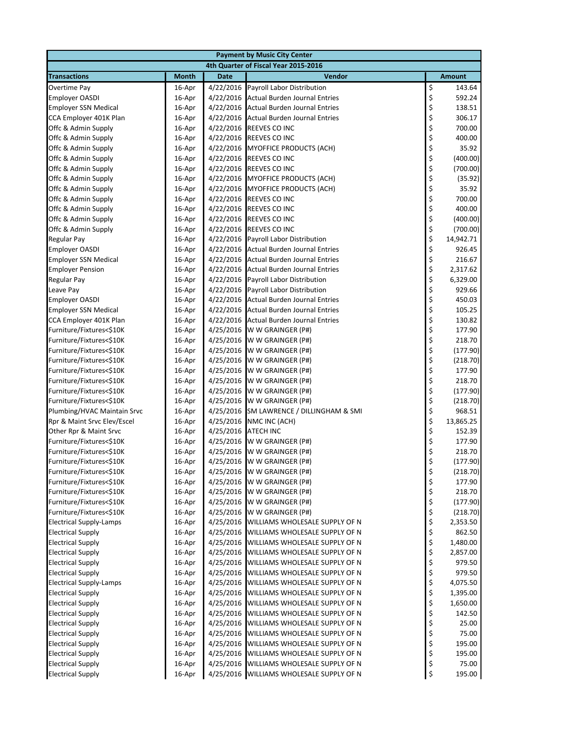| Payment by Music City Center | | | | |
|---|---|---|---|---|
| 4th Quarter of Fiscal Year 2015-2016 | | | | |
| Transactions | Month | Date | Vendor | Amount |
| Overtime Pay | 16-Apr | 4/22/2016 | Payroll Labor Distribution | $ 143.64 |
| Employer OASDI | 16-Apr | 4/22/2016 | Actual Burden Journal Entries | $ 592.24 |
| Employer SSN Medical | 16-Apr | 4/22/2016 | Actual Burden Journal Entries | $ 138.51 |
| CCA Employer 401K Plan | 16-Apr | 4/22/2016 | Actual Burden Journal Entries | $ 306.17 |
| Offc & Admin Supply | 16-Apr | 4/22/2016 | REEVES CO INC | $ 700.00 |
| Offc & Admin Supply | 16-Apr | 4/22/2016 | REEVES CO INC | $ 400.00 |
| Offc & Admin Supply | 16-Apr | 4/22/2016 | MYOFFICE PRODUCTS (ACH) | $ 35.92 |
| Offc & Admin Supply | 16-Apr | 4/22/2016 | REEVES CO INC | $ (400.00) |
| Offc & Admin Supply | 16-Apr | 4/22/2016 | REEVES CO INC | $ (700.00) |
| Offc & Admin Supply | 16-Apr | 4/22/2016 | MYOFFICE PRODUCTS (ACH) | $ (35.92) |
| Offc & Admin Supply | 16-Apr | 4/22/2016 | MYOFFICE PRODUCTS (ACH) | $ 35.92 |
| Offc & Admin Supply | 16-Apr | 4/22/2016 | REEVES CO INC | $ 700.00 |
| Offc & Admin Supply | 16-Apr | 4/22/2016 | REEVES CO INC | $ 400.00 |
| Offc & Admin Supply | 16-Apr | 4/22/2016 | REEVES CO INC | $ (400.00) |
| Offc & Admin Supply | 16-Apr | 4/22/2016 | REEVES CO INC | $ (700.00) |
| Regular Pay | 16-Apr | 4/22/2016 | Payroll Labor Distribution | $ 14,942.71 |
| Employer OASDI | 16-Apr | 4/22/2016 | Actual Burden Journal Entries | $ 926.45 |
| Employer SSN Medical | 16-Apr | 4/22/2016 | Actual Burden Journal Entries | $ 216.67 |
| Employer Pension | 16-Apr | 4/22/2016 | Actual Burden Journal Entries | $ 2,317.62 |
| Regular Pay | 16-Apr | 4/22/2016 | Payroll Labor Distribution | $ 6,329.00 |
| Leave Pay | 16-Apr | 4/22/2016 | Payroll Labor Distribution | $ 929.66 |
| Employer OASDI | 16-Apr | 4/22/2016 | Actual Burden Journal Entries | $ 450.03 |
| Employer SSN Medical | 16-Apr | 4/22/2016 | Actual Burden Journal Entries | $ 105.25 |
| CCA Employer 401K Plan | 16-Apr | 4/22/2016 | Actual Burden Journal Entries | $ 130.82 |
| Furniture/Fixtures<$10K | 16-Apr | 4/25/2016 | W W GRAINGER (P#) | $ 177.90 |
| Furniture/Fixtures<$10K | 16-Apr | 4/25/2016 | W W GRAINGER (P#) | $ 218.70 |
| Furniture/Fixtures<$10K | 16-Apr | 4/25/2016 | W W GRAINGER (P#) | $ (177.90) |
| Furniture/Fixtures<$10K | 16-Apr | 4/25/2016 | W W GRAINGER (P#) | $ (218.70) |
| Furniture/Fixtures<$10K | 16-Apr | 4/25/2016 | W W GRAINGER (P#) | $ 177.90 |
| Furniture/Fixtures<$10K | 16-Apr | 4/25/2016 | W W GRAINGER (P#) | $ 218.70 |
| Furniture/Fixtures<$10K | 16-Apr | 4/25/2016 | W W GRAINGER (P#) | $ (177.90) |
| Furniture/Fixtures<$10K | 16-Apr | 4/25/2016 | W W GRAINGER (P#) | $ (218.70) |
| Plumbing/HVAC Maintain Srvc | 16-Apr | 4/25/2016 | SM LAWRENCE / DILLINGHAM & SMI | $ 968.51 |
| Rpr & Maint Srvc Elev/Escel | 16-Apr | 4/25/2016 | NMC INC (ACH) | $ 13,865.25 |
| Other Rpr & Maint Srvc | 16-Apr | 4/25/2016 | ATECH INC | $ 152.39 |
| Furniture/Fixtures<$10K | 16-Apr | 4/25/2016 | W W GRAINGER (P#) | $ 177.90 |
| Furniture/Fixtures<$10K | 16-Apr | 4/25/2016 | W W GRAINGER (P#) | $ 218.70 |
| Furniture/Fixtures<$10K | 16-Apr | 4/25/2016 | W W GRAINGER (P#) | $ (177.90) |
| Furniture/Fixtures<$10K | 16-Apr | 4/25/2016 | W W GRAINGER (P#) | $ (218.70) |
| Furniture/Fixtures<$10K | 16-Apr | 4/25/2016 | W W GRAINGER (P#) | $ 177.90 |
| Furniture/Fixtures<$10K | 16-Apr | 4/25/2016 | W W GRAINGER (P#) | $ 218.70 |
| Furniture/Fixtures<$10K | 16-Apr | 4/25/2016 | W W GRAINGER (P#) | $ (177.90) |
| Furniture/Fixtures<$10K | 16-Apr | 4/25/2016 | W W GRAINGER (P#) | $ (218.70) |
| Electrical Supply-Lamps | 16-Apr | 4/25/2016 | WILLIAMS WHOLESALE SUPPLY OF N | $ 2,353.50 |
| Electrical Supply | 16-Apr | 4/25/2016 | WILLIAMS WHOLESALE SUPPLY OF N | $ 862.50 |
| Electrical Supply | 16-Apr | 4/25/2016 | WILLIAMS WHOLESALE SUPPLY OF N | $ 1,480.00 |
| Electrical Supply | 16-Apr | 4/25/2016 | WILLIAMS WHOLESALE SUPPLY OF N | $ 2,857.00 |
| Electrical Supply | 16-Apr | 4/25/2016 | WILLIAMS WHOLESALE SUPPLY OF N | $ 979.50 |
| Electrical Supply | 16-Apr | 4/25/2016 | WILLIAMS WHOLESALE SUPPLY OF N | $ 979.50 |
| Electrical Supply-Lamps | 16-Apr | 4/25/2016 | WILLIAMS WHOLESALE SUPPLY OF N | $ 4,075.50 |
| Electrical Supply | 16-Apr | 4/25/2016 | WILLIAMS WHOLESALE SUPPLY OF N | $ 1,395.00 |
| Electrical Supply | 16-Apr | 4/25/2016 | WILLIAMS WHOLESALE SUPPLY OF N | $ 1,650.00 |
| Electrical Supply | 16-Apr | 4/25/2016 | WILLIAMS WHOLESALE SUPPLY OF N | $ 142.50 |
| Electrical Supply | 16-Apr | 4/25/2016 | WILLIAMS WHOLESALE SUPPLY OF N | $ 25.00 |
| Electrical Supply | 16-Apr | 4/25/2016 | WILLIAMS WHOLESALE SUPPLY OF N | $ 75.00 |
| Electrical Supply | 16-Apr | 4/25/2016 | WILLIAMS WHOLESALE SUPPLY OF N | $ 195.00 |
| Electrical Supply | 16-Apr | 4/25/2016 | WILLIAMS WHOLESALE SUPPLY OF N | $ 195.00 |
| Electrical Supply | 16-Apr | 4/25/2016 | WILLIAMS WHOLESALE SUPPLY OF N | $ 75.00 |
| Electrical Supply | 16-Apr | 4/25/2016 | WILLIAMS WHOLESALE SUPPLY OF N | $ 195.00 |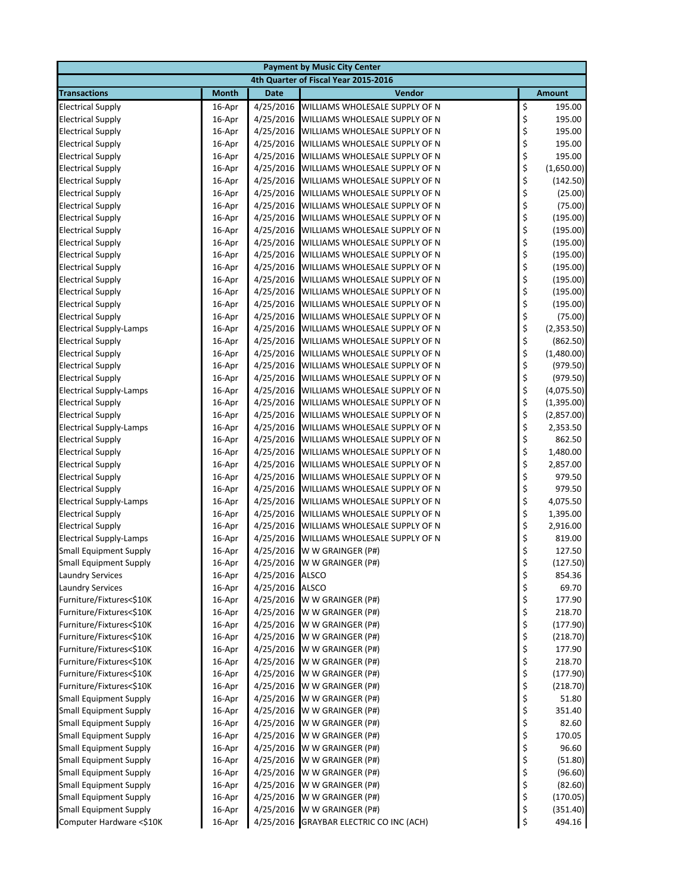| Payment by Music City Center | | | | |
|---|---|---|---|---|
| 4th Quarter of Fiscal Year 2015-2016 | | | | |
| **Transactions** | **Month** | **Date** | **Vendor** | **Amount** |
| Electrical Supply | 16-Apr | 4/25/2016 | WILLIAMS WHOLESALE SUPPLY OF N | $ 195.00 |
| Electrical Supply | 16-Apr | 4/25/2016 | WILLIAMS WHOLESALE SUPPLY OF N | $ 195.00 |
| Electrical Supply | 16-Apr | 4/25/2016 | WILLIAMS WHOLESALE SUPPLY OF N | $ 195.00 |
| Electrical Supply | 16-Apr | 4/25/2016 | WILLIAMS WHOLESALE SUPPLY OF N | $ 195.00 |
| Electrical Supply | 16-Apr | 4/25/2016 | WILLIAMS WHOLESALE SUPPLY OF N | $ 195.00 |
| Electrical Supply | 16-Apr | 4/25/2016 | WILLIAMS WHOLESALE SUPPLY OF N | $ (1,650.00) |
| Electrical Supply | 16-Apr | 4/25/2016 | WILLIAMS WHOLESALE SUPPLY OF N | $ (142.50) |
| Electrical Supply | 16-Apr | 4/25/2016 | WILLIAMS WHOLESALE SUPPLY OF N | $ (25.00) |
| Electrical Supply | 16-Apr | 4/25/2016 | WILLIAMS WHOLESALE SUPPLY OF N | $ (75.00) |
| Electrical Supply | 16-Apr | 4/25/2016 | WILLIAMS WHOLESALE SUPPLY OF N | $ (195.00) |
| Electrical Supply | 16-Apr | 4/25/2016 | WILLIAMS WHOLESALE SUPPLY OF N | $ (195.00) |
| Electrical Supply | 16-Apr | 4/25/2016 | WILLIAMS WHOLESALE SUPPLY OF N | $ (195.00) |
| Electrical Supply | 16-Apr | 4/25/2016 | WILLIAMS WHOLESALE SUPPLY OF N | $ (195.00) |
| Electrical Supply | 16-Apr | 4/25/2016 | WILLIAMS WHOLESALE SUPPLY OF N | $ (195.00) |
| Electrical Supply | 16-Apr | 4/25/2016 | WILLIAMS WHOLESALE SUPPLY OF N | $ (195.00) |
| Electrical Supply | 16-Apr | 4/25/2016 | WILLIAMS WHOLESALE SUPPLY OF N | $ (195.00) |
| Electrical Supply | 16-Apr | 4/25/2016 | WILLIAMS WHOLESALE SUPPLY OF N | $ (195.00) |
| Electrical Supply | 16-Apr | 4/25/2016 | WILLIAMS WHOLESALE SUPPLY OF N | $ (75.00) |
| Electrical Supply-Lamps | 16-Apr | 4/25/2016 | WILLIAMS WHOLESALE SUPPLY OF N | $ (2,353.50) |
| Electrical Supply | 16-Apr | 4/25/2016 | WILLIAMS WHOLESALE SUPPLY OF N | $ (862.50) |
| Electrical Supply | 16-Apr | 4/25/2016 | WILLIAMS WHOLESALE SUPPLY OF N | $ (1,480.00) |
| Electrical Supply | 16-Apr | 4/25/2016 | WILLIAMS WHOLESALE SUPPLY OF N | $ (979.50) |
| Electrical Supply | 16-Apr | 4/25/2016 | WILLIAMS WHOLESALE SUPPLY OF N | $ (979.50) |
| Electrical Supply-Lamps | 16-Apr | 4/25/2016 | WILLIAMS WHOLESALE SUPPLY OF N | $ (4,075.50) |
| Electrical Supply | 16-Apr | 4/25/2016 | WILLIAMS WHOLESALE SUPPLY OF N | $ (1,395.00) |
| Electrical Supply | 16-Apr | 4/25/2016 | WILLIAMS WHOLESALE SUPPLY OF N | $ (2,857.00) |
| Electrical Supply-Lamps | 16-Apr | 4/25/2016 | WILLIAMS WHOLESALE SUPPLY OF N | $ 2,353.50 |
| Electrical Supply | 16-Apr | 4/25/2016 | WILLIAMS WHOLESALE SUPPLY OF N | $ 862.50 |
| Electrical Supply | 16-Apr | 4/25/2016 | WILLIAMS WHOLESALE SUPPLY OF N | $ 1,480.00 |
| Electrical Supply | 16-Apr | 4/25/2016 | WILLIAMS WHOLESALE SUPPLY OF N | $ 2,857.00 |
| Electrical Supply | 16-Apr | 4/25/2016 | WILLIAMS WHOLESALE SUPPLY OF N | $ 979.50 |
| Electrical Supply | 16-Apr | 4/25/2016 | WILLIAMS WHOLESALE SUPPLY OF N | $ 979.50 |
| Electrical Supply-Lamps | 16-Apr | 4/25/2016 | WILLIAMS WHOLESALE SUPPLY OF N | $ 4,075.50 |
| Electrical Supply | 16-Apr | 4/25/2016 | WILLIAMS WHOLESALE SUPPLY OF N | $ 1,395.00 |
| Electrical Supply | 16-Apr | 4/25/2016 | WILLIAMS WHOLESALE SUPPLY OF N | $ 2,916.00 |
| Electrical Supply-Lamps | 16-Apr | 4/25/2016 | WILLIAMS WHOLESALE SUPPLY OF N | $ 819.00 |
| Small Equipment Supply | 16-Apr | 4/25/2016 | W W GRAINGER (P#) | $ 127.50 |
| Small Equipment Supply | 16-Apr | 4/25/2016 | W W GRAINGER (P#) | $ (127.50) |
| Laundry Services | 16-Apr | 4/25/2016 | ALSCO | $ 854.36 |
| Laundry Services | 16-Apr | 4/25/2016 | ALSCO | $ 69.70 |
| Furniture/Fixtures<$10K | 16-Apr | 4/25/2016 | W W GRAINGER (P#) | $ 177.90 |
| Furniture/Fixtures<$10K | 16-Apr | 4/25/2016 | W W GRAINGER (P#) | $ 218.70 |
| Furniture/Fixtures<$10K | 16-Apr | 4/25/2016 | W W GRAINGER (P#) | $ (177.90) |
| Furniture/Fixtures<$10K | 16-Apr | 4/25/2016 | W W GRAINGER (P#) | $ (218.70) |
| Furniture/Fixtures<$10K | 16-Apr | 4/25/2016 | W W GRAINGER (P#) | $ 177.90 |
| Furniture/Fixtures<$10K | 16-Apr | 4/25/2016 | W W GRAINGER (P#) | $ 218.70 |
| Furniture/Fixtures<$10K | 16-Apr | 4/25/2016 | W W GRAINGER (P#) | $ (177.90) |
| Furniture/Fixtures<$10K | 16-Apr | 4/25/2016 | W W GRAINGER (P#) | $ (218.70) |
| Small Equipment Supply | 16-Apr | 4/25/2016 | W W GRAINGER (P#) | $ 51.80 |
| Small Equipment Supply | 16-Apr | 4/25/2016 | W W GRAINGER (P#) | $ 351.40 |
| Small Equipment Supply | 16-Apr | 4/25/2016 | W W GRAINGER (P#) | $ 82.60 |
| Small Equipment Supply | 16-Apr | 4/25/2016 | W W GRAINGER (P#) | $ 170.05 |
| Small Equipment Supply | 16-Apr | 4/25/2016 | W W GRAINGER (P#) | $ 96.60 |
| Small Equipment Supply | 16-Apr | 4/25/2016 | W W GRAINGER (P#) | $ (51.80) |
| Small Equipment Supply | 16-Apr | 4/25/2016 | W W GRAINGER (P#) | $ (96.60) |
| Small Equipment Supply | 16-Apr | 4/25/2016 | W W GRAINGER (P#) | $ (82.60) |
| Small Equipment Supply | 16-Apr | 4/25/2016 | W W GRAINGER (P#) | $ (170.05) |
| Small Equipment Supply | 16-Apr | 4/25/2016 | W W GRAINGER (P#) | $ (351.40) |
| Computer Hardware <$10K | 16-Apr | 4/25/2016 | GRAYBAR ELECTRIC CO INC (ACH) | $ 494.16 |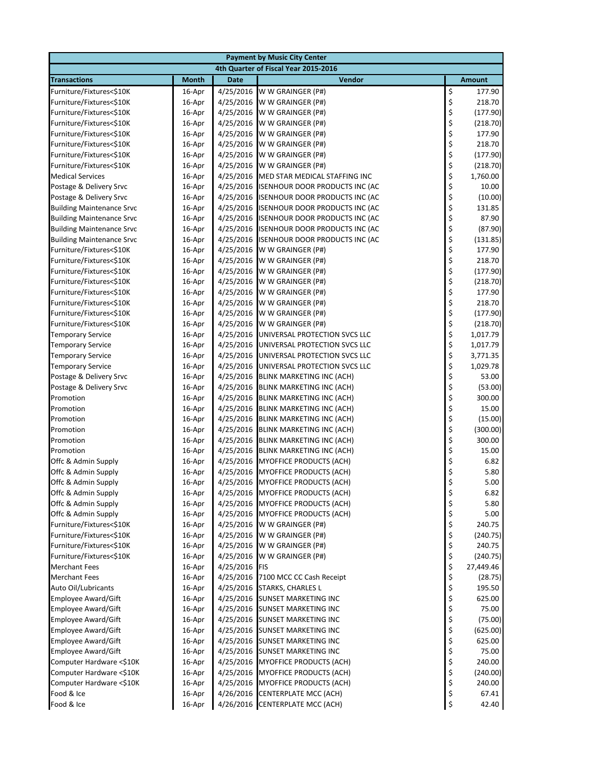| Payment by Music City Center | | | | |
|---|---|---|---|---|
| 4th Quarter of Fiscal Year 2015-2016 | | | | |
| **Transactions** | **Month** | **Date** | **Vendor** | **Amount** |
| Furniture/Fixtures<$10K | 16-Apr | 4/25/2016 | W W GRAINGER (P#) | $ 177.90 |
| Furniture/Fixtures<$10K | 16-Apr | 4/25/2016 | W W GRAINGER (P#) | $ 218.70 |
| Furniture/Fixtures<$10K | 16-Apr | 4/25/2016 | W W GRAINGER (P#) | $ (177.90) |
| Furniture/Fixtures<$10K | 16-Apr | 4/25/2016 | W W GRAINGER (P#) | $ (218.70) |
| Furniture/Fixtures<$10K | 16-Apr | 4/25/2016 | W W GRAINGER (P#) | $ 177.90 |
| Furniture/Fixtures<$10K | 16-Apr | 4/25/2016 | W W GRAINGER (P#) | $ 218.70 |
| Furniture/Fixtures<$10K | 16-Apr | 4/25/2016 | W W GRAINGER (P#) | $ (177.90) |
| Furniture/Fixtures<$10K | 16-Apr | 4/25/2016 | W W GRAINGER (P#) | $ (218.70) |
| Medical Services | 16-Apr | 4/25/2016 | MED STAR MEDICAL STAFFING INC | $ 1,760.00 |
| Postage & Delivery Srvc | 16-Apr | 4/25/2016 | ISENHOUR DOOR PRODUCTS INC (AC | $ 10.00 |
| Postage & Delivery Srvc | 16-Apr | 4/25/2016 | ISENHOUR DOOR PRODUCTS INC (AC | $ (10.00) |
| Building Maintenance Srvc | 16-Apr | 4/25/2016 | ISENHOUR DOOR PRODUCTS INC (AC | $ 131.85 |
| Building Maintenance Srvc | 16-Apr | 4/25/2016 | ISENHOUR DOOR PRODUCTS INC (AC | $ 87.90 |
| Building Maintenance Srvc | 16-Apr | 4/25/2016 | ISENHOUR DOOR PRODUCTS INC (AC | $ (87.90) |
| Building Maintenance Srvc | 16-Apr | 4/25/2016 | ISENHOUR DOOR PRODUCTS INC (AC | $ (131.85) |
| Furniture/Fixtures<$10K | 16-Apr | 4/25/2016 | W W GRAINGER (P#) | $ 177.90 |
| Furniture/Fixtures<$10K | 16-Apr | 4/25/2016 | W W GRAINGER (P#) | $ 218.70 |
| Furniture/Fixtures<$10K | 16-Apr | 4/25/2016 | W W GRAINGER (P#) | $ (177.90) |
| Furniture/Fixtures<$10K | 16-Apr | 4/25/2016 | W W GRAINGER (P#) | $ (218.70) |
| Furniture/Fixtures<$10K | 16-Apr | 4/25/2016 | W W GRAINGER (P#) | $ 177.90 |
| Furniture/Fixtures<$10K | 16-Apr | 4/25/2016 | W W GRAINGER (P#) | $ 218.70 |
| Furniture/Fixtures<$10K | 16-Apr | 4/25/2016 | W W GRAINGER (P#) | $ (177.90) |
| Furniture/Fixtures<$10K | 16-Apr | 4/25/2016 | W W GRAINGER (P#) | $ (218.70) |
| Temporary Service | 16-Apr | 4/25/2016 | UNIVERSAL PROTECTION SVCS LLC | $ 1,017.79 |
| Temporary Service | 16-Apr | 4/25/2016 | UNIVERSAL PROTECTION SVCS LLC | $ 1,017.79 |
| Temporary Service | 16-Apr | 4/25/2016 | UNIVERSAL PROTECTION SVCS LLC | $ 3,771.35 |
| Temporary Service | 16-Apr | 4/25/2016 | UNIVERSAL PROTECTION SVCS LLC | $ 1,029.78 |
| Postage & Delivery Srvc | 16-Apr | 4/25/2016 | BLINK MARKETING INC (ACH) | $ 53.00 |
| Postage & Delivery Srvc | 16-Apr | 4/25/2016 | BLINK MARKETING INC (ACH) | $ (53.00) |
| Promotion | 16-Apr | 4/25/2016 | BLINK MARKETING INC (ACH) | $ 300.00 |
| Promotion | 16-Apr | 4/25/2016 | BLINK MARKETING INC (ACH) | $ 15.00 |
| Promotion | 16-Apr | 4/25/2016 | BLINK MARKETING INC (ACH) | $ (15.00) |
| Promotion | 16-Apr | 4/25/2016 | BLINK MARKETING INC (ACH) | $ (300.00) |
| Promotion | 16-Apr | 4/25/2016 | BLINK MARKETING INC (ACH) | $ 300.00 |
| Promotion | 16-Apr | 4/25/2016 | BLINK MARKETING INC (ACH) | $ 15.00 |
| Offc & Admin Supply | 16-Apr | 4/25/2016 | MYOFFICE PRODUCTS (ACH) | $ 6.82 |
| Offc & Admin Supply | 16-Apr | 4/25/2016 | MYOFFICE PRODUCTS (ACH) | $ 5.80 |
| Offc & Admin Supply | 16-Apr | 4/25/2016 | MYOFFICE PRODUCTS (ACH) | $ 5.00 |
| Offc & Admin Supply | 16-Apr | 4/25/2016 | MYOFFICE PRODUCTS (ACH) | $ 6.82 |
| Offc & Admin Supply | 16-Apr | 4/25/2016 | MYOFFICE PRODUCTS (ACH) | $ 5.80 |
| Offc & Admin Supply | 16-Apr | 4/25/2016 | MYOFFICE PRODUCTS (ACH) | $ 5.00 |
| Furniture/Fixtures<$10K | 16-Apr | 4/25/2016 | W W GRAINGER (P#) | $ 240.75 |
| Furniture/Fixtures<$10K | 16-Apr | 4/25/2016 | W W GRAINGER (P#) | $ (240.75) |
| Furniture/Fixtures<$10K | 16-Apr | 4/25/2016 | W W GRAINGER (P#) | $ 240.75 |
| Furniture/Fixtures<$10K | 16-Apr | 4/25/2016 | W W GRAINGER (P#) | $ (240.75) |
| Merchant Fees | 16-Apr | 4/25/2016 | FIS | $ 27,449.46 |
| Merchant Fees | 16-Apr | 4/25/2016 | 7100 MCC CC Cash Receipt | $ (28.75) |
| Auto Oil/Lubricants | 16-Apr | 4/25/2016 | STARKS, CHARLES L | $ 195.50 |
| Employee Award/Gift | 16-Apr | 4/25/2016 | SUNSET MARKETING INC | $ 625.00 |
| Employee Award/Gift | 16-Apr | 4/25/2016 | SUNSET MARKETING INC | $ 75.00 |
| Employee Award/Gift | 16-Apr | 4/25/2016 | SUNSET MARKETING INC | $ (75.00) |
| Employee Award/Gift | 16-Apr | 4/25/2016 | SUNSET MARKETING INC | $ (625.00) |
| Employee Award/Gift | 16-Apr | 4/25/2016 | SUNSET MARKETING INC | $ 625.00 |
| Employee Award/Gift | 16-Apr | 4/25/2016 | SUNSET MARKETING INC | $ 75.00 |
| Computer Hardware <$10K | 16-Apr | 4/25/2016 | MYOFFICE PRODUCTS (ACH) | $ 240.00 |
| Computer Hardware <$10K | 16-Apr | 4/25/2016 | MYOFFICE PRODUCTS (ACH) | $ (240.00) |
| Computer Hardware <$10K | 16-Apr | 4/25/2016 | MYOFFICE PRODUCTS (ACH) | $ 240.00 |
| Food & Ice | 16-Apr | 4/26/2016 | CENTERPLATE MCC (ACH) | $ 67.41 |
| Food & Ice | 16-Apr | 4/26/2016 | CENTERPLATE MCC (ACH) | $ 42.40 |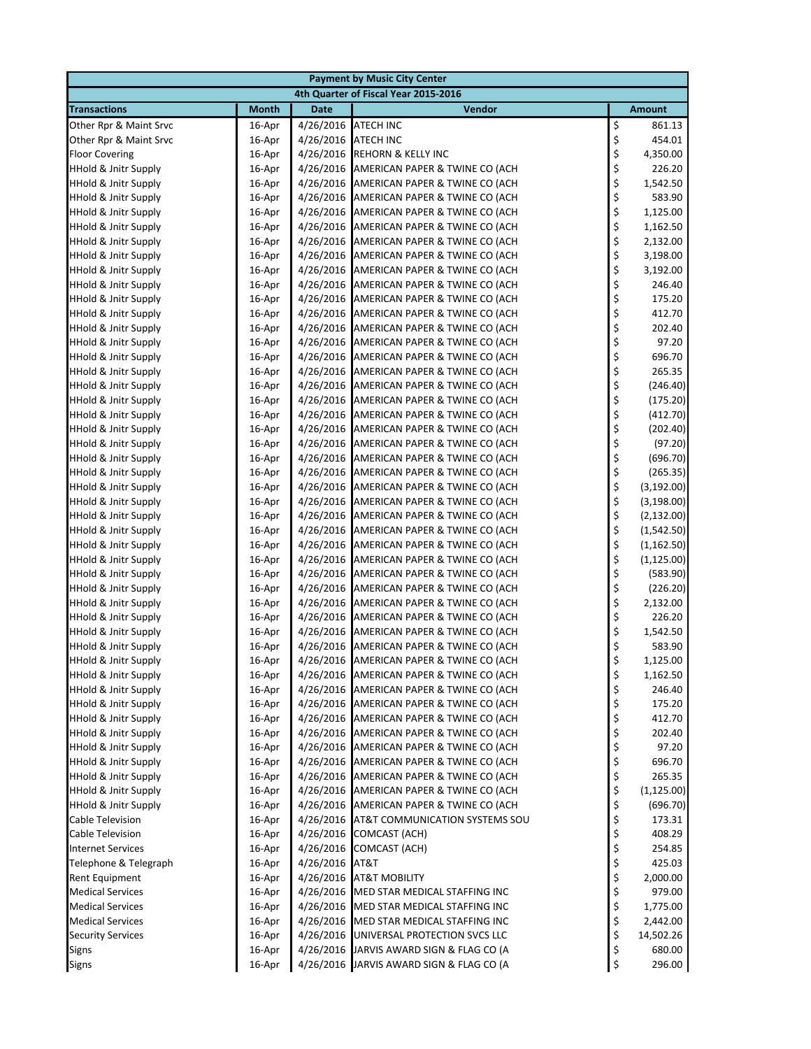| Payment by Music City Center | | | | |
|---|---|---|---|---|
| 4th Quarter of Fiscal Year 2015-2016 | | | | |
| **Transactions** | **Month** | **Date** | **Vendor** | **Amount** |
| Other Rpr & Maint Srvc | 16-Apr | 4/26/2016 | ATECH INC | $ 861.13 |
| Other Rpr & Maint Srvc | 16-Apr | 4/26/2016 | ATECH INC | $ 454.01 |
| Floor Covering | 16-Apr | 4/26/2016 | REHORN & KELLY INC | $ 4,350.00 |
| HHold & Jnitr Supply | 16-Apr | 4/26/2016 | AMERICAN PAPER & TWINE CO (ACH | $ 226.20 |
| HHold & Jnitr Supply | 16-Apr | 4/26/2016 | AMERICAN PAPER & TWINE CO (ACH | $ 1,542.50 |
| HHold & Jnitr Supply | 16-Apr | 4/26/2016 | AMERICAN PAPER & TWINE CO (ACH | $ 583.90 |
| HHold & Jnitr Supply | 16-Apr | 4/26/2016 | AMERICAN PAPER & TWINE CO (ACH | $ 1,125.00 |
| HHold & Jnitr Supply | 16-Apr | 4/26/2016 | AMERICAN PAPER & TWINE CO (ACH | $ 1,162.50 |
| HHold & Jnitr Supply | 16-Apr | 4/26/2016 | AMERICAN PAPER & TWINE CO (ACH | $ 2,132.00 |
| HHold & Jnitr Supply | 16-Apr | 4/26/2016 | AMERICAN PAPER & TWINE CO (ACH | $ 3,198.00 |
| HHold & Jnitr Supply | 16-Apr | 4/26/2016 | AMERICAN PAPER & TWINE CO (ACH | $ 3,192.00 |
| HHold & Jnitr Supply | 16-Apr | 4/26/2016 | AMERICAN PAPER & TWINE CO (ACH | $ 246.40 |
| HHold & Jnitr Supply | 16-Apr | 4/26/2016 | AMERICAN PAPER & TWINE CO (ACH | $ 175.20 |
| HHold & Jnitr Supply | 16-Apr | 4/26/2016 | AMERICAN PAPER & TWINE CO (ACH | $ 412.70 |
| HHold & Jnitr Supply | 16-Apr | 4/26/2016 | AMERICAN PAPER & TWINE CO (ACH | $ 202.40 |
| HHold & Jnitr Supply | 16-Apr | 4/26/2016 | AMERICAN PAPER & TWINE CO (ACH | $ 97.20 |
| HHold & Jnitr Supply | 16-Apr | 4/26/2016 | AMERICAN PAPER & TWINE CO (ACH | $ 696.70 |
| HHold & Jnitr Supply | 16-Apr | 4/26/2016 | AMERICAN PAPER & TWINE CO (ACH | $ 265.35 |
| HHold & Jnitr Supply | 16-Apr | 4/26/2016 | AMERICAN PAPER & TWINE CO (ACH | $ (246.40) |
| HHold & Jnitr Supply | 16-Apr | 4/26/2016 | AMERICAN PAPER & TWINE CO (ACH | $ (175.20) |
| HHold & Jnitr Supply | 16-Apr | 4/26/2016 | AMERICAN PAPER & TWINE CO (ACH | $ (412.70) |
| HHold & Jnitr Supply | 16-Apr | 4/26/2016 | AMERICAN PAPER & TWINE CO (ACH | $ (202.40) |
| HHold & Jnitr Supply | 16-Apr | 4/26/2016 | AMERICAN PAPER & TWINE CO (ACH | $ (97.20) |
| HHold & Jnitr Supply | 16-Apr | 4/26/2016 | AMERICAN PAPER & TWINE CO (ACH | $ (696.70) |
| HHold & Jnitr Supply | 16-Apr | 4/26/2016 | AMERICAN PAPER & TWINE CO (ACH | $ (265.35) |
| HHold & Jnitr Supply | 16-Apr | 4/26/2016 | AMERICAN PAPER & TWINE CO (ACH | $ (3,192.00) |
| HHold & Jnitr Supply | 16-Apr | 4/26/2016 | AMERICAN PAPER & TWINE CO (ACH | $ (3,198.00) |
| HHold & Jnitr Supply | 16-Apr | 4/26/2016 | AMERICAN PAPER & TWINE CO (ACH | $ (2,132.00) |
| HHold & Jnitr Supply | 16-Apr | 4/26/2016 | AMERICAN PAPER & TWINE CO (ACH | $ (1,542.50) |
| HHold & Jnitr Supply | 16-Apr | 4/26/2016 | AMERICAN PAPER & TWINE CO (ACH | $ (1,162.50) |
| HHold & Jnitr Supply | 16-Apr | 4/26/2016 | AMERICAN PAPER & TWINE CO (ACH | $ (1,125.00) |
| HHold & Jnitr Supply | 16-Apr | 4/26/2016 | AMERICAN PAPER & TWINE CO (ACH | $ (583.90) |
| HHold & Jnitr Supply | 16-Apr | 4/26/2016 | AMERICAN PAPER & TWINE CO (ACH | $ (226.20) |
| HHold & Jnitr Supply | 16-Apr | 4/26/2016 | AMERICAN PAPER & TWINE CO (ACH | $ 2,132.00 |
| HHold & Jnitr Supply | 16-Apr | 4/26/2016 | AMERICAN PAPER & TWINE CO (ACH | $ 226.20 |
| HHold & Jnitr Supply | 16-Apr | 4/26/2016 | AMERICAN PAPER & TWINE CO (ACH | $ 1,542.50 |
| HHold & Jnitr Supply | 16-Apr | 4/26/2016 | AMERICAN PAPER & TWINE CO (ACH | $ 583.90 |
| HHold & Jnitr Supply | 16-Apr | 4/26/2016 | AMERICAN PAPER & TWINE CO (ACH | $ 1,125.00 |
| HHold & Jnitr Supply | 16-Apr | 4/26/2016 | AMERICAN PAPER & TWINE CO (ACH | $ 1,162.50 |
| HHold & Jnitr Supply | 16-Apr | 4/26/2016 | AMERICAN PAPER & TWINE CO (ACH | $ 246.40 |
| HHold & Jnitr Supply | 16-Apr | 4/26/2016 | AMERICAN PAPER & TWINE CO (ACH | $ 175.20 |
| HHold & Jnitr Supply | 16-Apr | 4/26/2016 | AMERICAN PAPER & TWINE CO (ACH | $ 412.70 |
| HHold & Jnitr Supply | 16-Apr | 4/26/2016 | AMERICAN PAPER & TWINE CO (ACH | $ 202.40 |
| HHold & Jnitr Supply | 16-Apr | 4/26/2016 | AMERICAN PAPER & TWINE CO (ACH | $ 97.20 |
| HHold & Jnitr Supply | 16-Apr | 4/26/2016 | AMERICAN PAPER & TWINE CO (ACH | $ 696.70 |
| HHold & Jnitr Supply | 16-Apr | 4/26/2016 | AMERICAN PAPER & TWINE CO (ACH | $ 265.35 |
| HHold & Jnitr Supply | 16-Apr | 4/26/2016 | AMERICAN PAPER & TWINE CO (ACH | $ (1,125.00) |
| HHold & Jnitr Supply | 16-Apr | 4/26/2016 | AMERICAN PAPER & TWINE CO (ACH | $ (696.70) |
| Cable Television | 16-Apr | 4/26/2016 | AT&T COMMUNICATION SYSTEMS SOU | $ 173.31 |
| Cable Television | 16-Apr | 4/26/2016 | COMCAST (ACH) | $ 408.29 |
| Internet Services | 16-Apr | 4/26/2016 | COMCAST (ACH) | $ 254.85 |
| Telephone & Telegraph | 16-Apr | 4/26/2016 | AT&T | $ 425.03 |
| Rent Equipment | 16-Apr | 4/26/2016 | AT&T MOBILITY | $ 2,000.00 |
| Medical Services | 16-Apr | 4/26/2016 | MED STAR MEDICAL STAFFING INC | $ 979.00 |
| Medical Services | 16-Apr | 4/26/2016 | MED STAR MEDICAL STAFFING INC | $ 1,775.00 |
| Medical Services | 16-Apr | 4/26/2016 | MED STAR MEDICAL STAFFING INC | $ 2,442.00 |
| Security Services | 16-Apr | 4/26/2016 | UNIVERSAL PROTECTION SVCS LLC | $ 14,502.26 |
| Signs | 16-Apr | 4/26/2016 | JARVIS AWARD SIGN & FLAG CO (A | $ 680.00 |
| Signs | 16-Apr | 4/26/2016 | JARVIS AWARD SIGN & FLAG CO (A | $ 296.00 |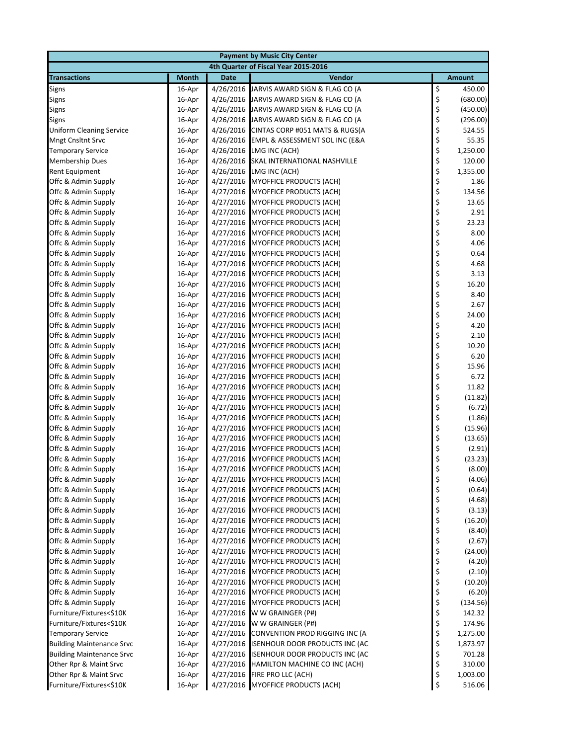| Payment by Music City Center | | | | |
|---|---|---|---|---|
| 4th Quarter of Fiscal Year 2015-2016 | | | | |
| **Transactions** | **Month** | **Date** | **Vendor** | **Amount** |
| Signs | 16-Apr | 4/26/2016 | JARVIS AWARD SIGN & FLAG CO (A | $ 450.00 |
| Signs | 16-Apr | 4/26/2016 | JARVIS AWARD SIGN & FLAG CO (A | $ (680.00) |
| Signs | 16-Apr | 4/26/2016 | JARVIS AWARD SIGN & FLAG CO (A | $ (450.00) |
| Signs | 16-Apr | 4/26/2016 | JARVIS AWARD SIGN & FLAG CO (A | $ (296.00) |
| Uniform Cleaning Service | 16-Apr | 4/26/2016 | CINTAS CORP #051 MATS & RUGS(A | $ 524.55 |
| Mngt Cnsltnt Srvc | 16-Apr | 4/26/2016 | EMPL & ASSESSMENT SOL INC (E&A | $ 55.35 |
| Temporary Service | 16-Apr | 4/26/2016 | LMG INC (ACH) | $ 1,250.00 |
| Membership Dues | 16-Apr | 4/26/2016 | SKAL INTERNATIONAL NASHVILLE | $ 120.00 |
| Rent Equipment | 16-Apr | 4/26/2016 | LMG INC (ACH) | $ 1,355.00 |
| Offc & Admin Supply | 16-Apr | 4/27/2016 | MYOFFICE PRODUCTS (ACH) | $ 1.86 |
| Offc & Admin Supply | 16-Apr | 4/27/2016 | MYOFFICE PRODUCTS (ACH) | $ 134.56 |
| Offc & Admin Supply | 16-Apr | 4/27/2016 | MYOFFICE PRODUCTS (ACH) | $ 13.65 |
| Offc & Admin Supply | 16-Apr | 4/27/2016 | MYOFFICE PRODUCTS (ACH) | $ 2.91 |
| Offc & Admin Supply | 16-Apr | 4/27/2016 | MYOFFICE PRODUCTS (ACH) | $ 23.23 |
| Offc & Admin Supply | 16-Apr | 4/27/2016 | MYOFFICE PRODUCTS (ACH) | $ 8.00 |
| Offc & Admin Supply | 16-Apr | 4/27/2016 | MYOFFICE PRODUCTS (ACH) | $ 4.06 |
| Offc & Admin Supply | 16-Apr | 4/27/2016 | MYOFFICE PRODUCTS (ACH) | $ 0.64 |
| Offc & Admin Supply | 16-Apr | 4/27/2016 | MYOFFICE PRODUCTS (ACH) | $ 4.68 |
| Offc & Admin Supply | 16-Apr | 4/27/2016 | MYOFFICE PRODUCTS (ACH) | $ 3.13 |
| Offc & Admin Supply | 16-Apr | 4/27/2016 | MYOFFICE PRODUCTS (ACH) | $ 16.20 |
| Offc & Admin Supply | 16-Apr | 4/27/2016 | MYOFFICE PRODUCTS (ACH) | $ 8.40 |
| Offc & Admin Supply | 16-Apr | 4/27/2016 | MYOFFICE PRODUCTS (ACH) | $ 2.67 |
| Offc & Admin Supply | 16-Apr | 4/27/2016 | MYOFFICE PRODUCTS (ACH) | $ 24.00 |
| Offc & Admin Supply | 16-Apr | 4/27/2016 | MYOFFICE PRODUCTS (ACH) | $ 4.20 |
| Offc & Admin Supply | 16-Apr | 4/27/2016 | MYOFFICE PRODUCTS (ACH) | $ 2.10 |
| Offc & Admin Supply | 16-Apr | 4/27/2016 | MYOFFICE PRODUCTS (ACH) | $ 10.20 |
| Offc & Admin Supply | 16-Apr | 4/27/2016 | MYOFFICE PRODUCTS (ACH) | $ 6.20 |
| Offc & Admin Supply | 16-Apr | 4/27/2016 | MYOFFICE PRODUCTS (ACH) | $ 15.96 |
| Offc & Admin Supply | 16-Apr | 4/27/2016 | MYOFFICE PRODUCTS (ACH) | $ 6.72 |
| Offc & Admin Supply | 16-Apr | 4/27/2016 | MYOFFICE PRODUCTS (ACH) | $ 11.82 |
| Offc & Admin Supply | 16-Apr | 4/27/2016 | MYOFFICE PRODUCTS (ACH) | $ (11.82) |
| Offc & Admin Supply | 16-Apr | 4/27/2016 | MYOFFICE PRODUCTS (ACH) | $ (6.72) |
| Offc & Admin Supply | 16-Apr | 4/27/2016 | MYOFFICE PRODUCTS (ACH) | $ (1.86) |
| Offc & Admin Supply | 16-Apr | 4/27/2016 | MYOFFICE PRODUCTS (ACH) | $ (15.96) |
| Offc & Admin Supply | 16-Apr | 4/27/2016 | MYOFFICE PRODUCTS (ACH) | $ (13.65) |
| Offc & Admin Supply | 16-Apr | 4/27/2016 | MYOFFICE PRODUCTS (ACH) | $ (2.91) |
| Offc & Admin Supply | 16-Apr | 4/27/2016 | MYOFFICE PRODUCTS (ACH) | $ (23.23) |
| Offc & Admin Supply | 16-Apr | 4/27/2016 | MYOFFICE PRODUCTS (ACH) | $ (8.00) |
| Offc & Admin Supply | 16-Apr | 4/27/2016 | MYOFFICE PRODUCTS (ACH) | $ (4.06) |
| Offc & Admin Supply | 16-Apr | 4/27/2016 | MYOFFICE PRODUCTS (ACH) | $ (0.64) |
| Offc & Admin Supply | 16-Apr | 4/27/2016 | MYOFFICE PRODUCTS (ACH) | $ (4.68) |
| Offc & Admin Supply | 16-Apr | 4/27/2016 | MYOFFICE PRODUCTS (ACH) | $ (3.13) |
| Offc & Admin Supply | 16-Apr | 4/27/2016 | MYOFFICE PRODUCTS (ACH) | $ (16.20) |
| Offc & Admin Supply | 16-Apr | 4/27/2016 | MYOFFICE PRODUCTS (ACH) | $ (8.40) |
| Offc & Admin Supply | 16-Apr | 4/27/2016 | MYOFFICE PRODUCTS (ACH) | $ (2.67) |
| Offc & Admin Supply | 16-Apr | 4/27/2016 | MYOFFICE PRODUCTS (ACH) | $ (24.00) |
| Offc & Admin Supply | 16-Apr | 4/27/2016 | MYOFFICE PRODUCTS (ACH) | $ (4.20) |
| Offc & Admin Supply | 16-Apr | 4/27/2016 | MYOFFICE PRODUCTS (ACH) | $ (2.10) |
| Offc & Admin Supply | 16-Apr | 4/27/2016 | MYOFFICE PRODUCTS (ACH) | $ (10.20) |
| Offc & Admin Supply | 16-Apr | 4/27/2016 | MYOFFICE PRODUCTS (ACH) | $ (6.20) |
| Offc & Admin Supply | 16-Apr | 4/27/2016 | MYOFFICE PRODUCTS (ACH) | $ (134.56) |
| Furniture/Fixtures<$10K | 16-Apr | 4/27/2016 | W W GRAINGER (P#) | $ 142.32 |
| Furniture/Fixtures<$10K | 16-Apr | 4/27/2016 | W W GRAINGER (P#) | $ 174.96 |
| Temporary Service | 16-Apr | 4/27/2016 | CONVENTION PROD RIGGING INC (A | $ 1,275.00 |
| Building Maintenance Srvc | 16-Apr | 4/27/2016 | ISENHOUR DOOR PRODUCTS INC (AC | $ 1,873.97 |
| Building Maintenance Srvc | 16-Apr | 4/27/2016 | ISENHOUR DOOR PRODUCTS INC (AC | $ 701.28 |
| Other Rpr & Maint Srvc | 16-Apr | 4/27/2016 | HAMILTON MACHINE CO INC (ACH) | $ 310.00 |
| Other Rpr & Maint Srvc | 16-Apr | 4/27/2016 | FIRE PRO LLC (ACH) | $ 1,003.00 |
| Furniture/Fixtures<$10K | 16-Apr | 4/27/2016 | MYOFFICE PRODUCTS (ACH) | $ 516.06 |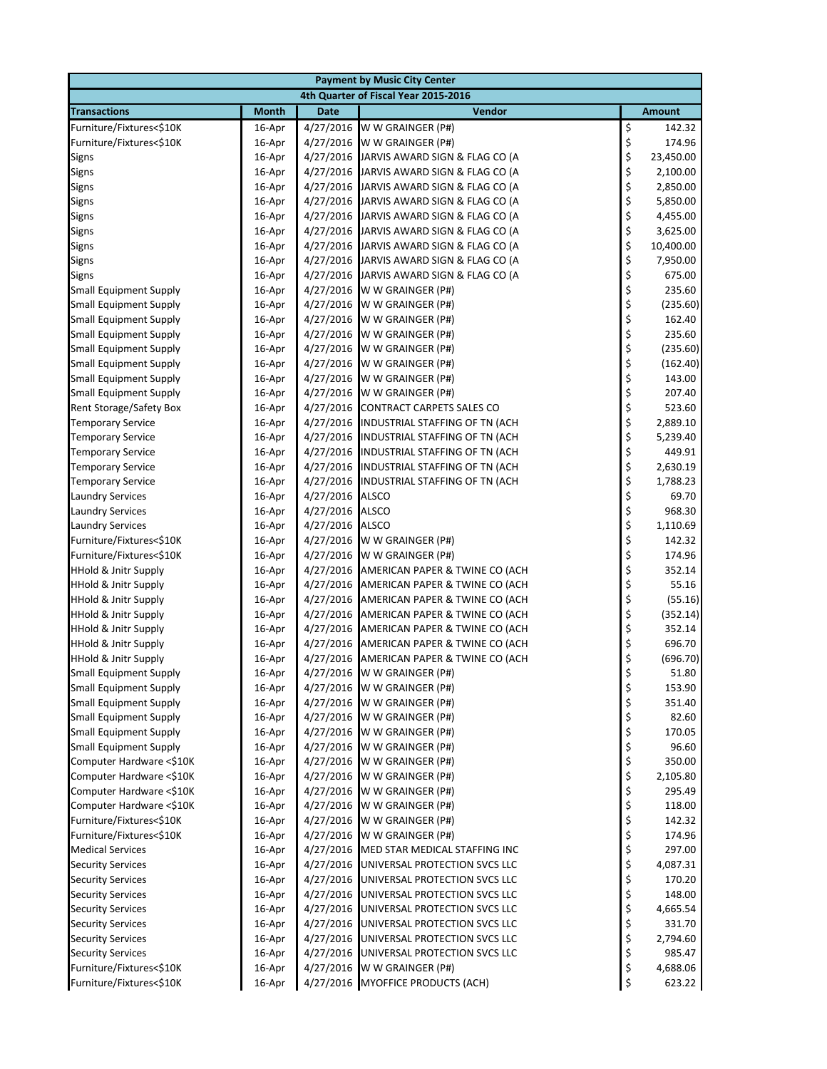| Payment by Music City Center | | | | |
|---|---|---|---|---|
| 4th Quarter of Fiscal Year 2015-2016 | | | | |
| **Transactions** | **Month** | **Date** | **Vendor** | **Amount** |
| Furniture/Fixtures<$10K | 16-Apr | 4/27/2016 | W W GRAINGER (P#) | $ 142.32 |
| Furniture/Fixtures<$10K | 16-Apr | 4/27/2016 | W W GRAINGER (P#) | $ 174.96 |
| Signs | 16-Apr | 4/27/2016 | JARVIS AWARD SIGN & FLAG CO (A | $ 23,450.00 |
| Signs | 16-Apr | 4/27/2016 | JARVIS AWARD SIGN & FLAG CO (A | $ 2,100.00 |
| Signs | 16-Apr | 4/27/2016 | JARVIS AWARD SIGN & FLAG CO (A | $ 2,850.00 |
| Signs | 16-Apr | 4/27/2016 | JARVIS AWARD SIGN & FLAG CO (A | $ 5,850.00 |
| Signs | 16-Apr | 4/27/2016 | JARVIS AWARD SIGN & FLAG CO (A | $ 4,455.00 |
| Signs | 16-Apr | 4/27/2016 | JARVIS AWARD SIGN & FLAG CO (A | $ 3,625.00 |
| Signs | 16-Apr | 4/27/2016 | JARVIS AWARD SIGN & FLAG CO (A | $ 10,400.00 |
| Signs | 16-Apr | 4/27/2016 | JARVIS AWARD SIGN & FLAG CO (A | $ 7,950.00 |
| Signs | 16-Apr | 4/27/2016 | JARVIS AWARD SIGN & FLAG CO (A | $ 675.00 |
| Small Equipment Supply | 16-Apr | 4/27/2016 | W W GRAINGER (P#) | $ 235.60 |
| Small Equipment Supply | 16-Apr | 4/27/2016 | W W GRAINGER (P#) | $ (235.60) |
| Small Equipment Supply | 16-Apr | 4/27/2016 | W W GRAINGER (P#) | $ 162.40 |
| Small Equipment Supply | 16-Apr | 4/27/2016 | W W GRAINGER (P#) | $ 235.60 |
| Small Equipment Supply | 16-Apr | 4/27/2016 | W W GRAINGER (P#) | $ (235.60) |
| Small Equipment Supply | 16-Apr | 4/27/2016 | W W GRAINGER (P#) | $ (162.40) |
| Small Equipment Supply | 16-Apr | 4/27/2016 | W W GRAINGER (P#) | $ 143.00 |
| Small Equipment Supply | 16-Apr | 4/27/2016 | W W GRAINGER (P#) | $ 207.40 |
| Rent Storage/Safety Box | 16-Apr | 4/27/2016 | CONTRACT CARPETS SALES CO | $ 523.60 |
| Temporary Service | 16-Apr | 4/27/2016 | INDUSTRIAL STAFFING OF TN (ACH | $ 2,889.10 |
| Temporary Service | 16-Apr | 4/27/2016 | INDUSTRIAL STAFFING OF TN (ACH | $ 5,239.40 |
| Temporary Service | 16-Apr | 4/27/2016 | INDUSTRIAL STAFFING OF TN (ACH | $ 449.91 |
| Temporary Service | 16-Apr | 4/27/2016 | INDUSTRIAL STAFFING OF TN (ACH | $ 2,630.19 |
| Temporary Service | 16-Apr | 4/27/2016 | INDUSTRIAL STAFFING OF TN (ACH | $ 1,788.23 |
| Laundry Services | 16-Apr | 4/27/2016 | ALSCO | $ 69.70 |
| Laundry Services | 16-Apr | 4/27/2016 | ALSCO | $ 968.30 |
| Laundry Services | 16-Apr | 4/27/2016 | ALSCO | $ 1,110.69 |
| Furniture/Fixtures<$10K | 16-Apr | 4/27/2016 | W W GRAINGER (P#) | $ 142.32 |
| Furniture/Fixtures<$10K | 16-Apr | 4/27/2016 | W W GRAINGER (P#) | $ 174.96 |
| HHold & Jnitr Supply | 16-Apr | 4/27/2016 | AMERICAN PAPER & TWINE CO (ACH | $ 352.14 |
| HHold & Jnitr Supply | 16-Apr | 4/27/2016 | AMERICAN PAPER & TWINE CO (ACH | $ 55.16 |
| HHold & Jnitr Supply | 16-Apr | 4/27/2016 | AMERICAN PAPER & TWINE CO (ACH | $ (55.16) |
| HHold & Jnitr Supply | 16-Apr | 4/27/2016 | AMERICAN PAPER & TWINE CO (ACH | $ (352.14) |
| HHold & Jnitr Supply | 16-Apr | 4/27/2016 | AMERICAN PAPER & TWINE CO (ACH | $ 352.14 |
| HHold & Jnitr Supply | 16-Apr | 4/27/2016 | AMERICAN PAPER & TWINE CO (ACH | $ 696.70 |
| HHold & Jnitr Supply | 16-Apr | 4/27/2016 | AMERICAN PAPER & TWINE CO (ACH | $ (696.70) |
| Small Equipment Supply | 16-Apr | 4/27/2016 | W W GRAINGER (P#) | $ 51.80 |
| Small Equipment Supply | 16-Apr | 4/27/2016 | W W GRAINGER (P#) | $ 153.90 |
| Small Equipment Supply | 16-Apr | 4/27/2016 | W W GRAINGER (P#) | $ 351.40 |
| Small Equipment Supply | 16-Apr | 4/27/2016 | W W GRAINGER (P#) | $ 82.60 |
| Small Equipment Supply | 16-Apr | 4/27/2016 | W W GRAINGER (P#) | $ 170.05 |
| Small Equipment Supply | 16-Apr | 4/27/2016 | W W GRAINGER (P#) | $ 96.60 |
| Computer Hardware <$10K | 16-Apr | 4/27/2016 | W W GRAINGER (P#) | $ 350.00 |
| Computer Hardware <$10K | 16-Apr | 4/27/2016 | W W GRAINGER (P#) | $ 2,105.80 |
| Computer Hardware <$10K | 16-Apr | 4/27/2016 | W W GRAINGER (P#) | $ 295.49 |
| Computer Hardware <$10K | 16-Apr | 4/27/2016 | W W GRAINGER (P#) | $ 118.00 |
| Furniture/Fixtures<$10K | 16-Apr | 4/27/2016 | W W GRAINGER (P#) | $ 142.32 |
| Furniture/Fixtures<$10K | 16-Apr | 4/27/2016 | W W GRAINGER (P#) | $ 174.96 |
| Medical Services | 16-Apr | 4/27/2016 | MED STAR MEDICAL STAFFING INC | $ 297.00 |
| Security Services | 16-Apr | 4/27/2016 | UNIVERSAL PROTECTION SVCS LLC | $ 4,087.31 |
| Security Services | 16-Apr | 4/27/2016 | UNIVERSAL PROTECTION SVCS LLC | $ 170.20 |
| Security Services | 16-Apr | 4/27/2016 | UNIVERSAL PROTECTION SVCS LLC | $ 148.00 |
| Security Services | 16-Apr | 4/27/2016 | UNIVERSAL PROTECTION SVCS LLC | $ 4,665.54 |
| Security Services | 16-Apr | 4/27/2016 | UNIVERSAL PROTECTION SVCS LLC | $ 331.70 |
| Security Services | 16-Apr | 4/27/2016 | UNIVERSAL PROTECTION SVCS LLC | $ 2,794.60 |
| Security Services | 16-Apr | 4/27/2016 | UNIVERSAL PROTECTION SVCS LLC | $ 985.47 |
| Furniture/Fixtures<$10K | 16-Apr | 4/27/2016 | W W GRAINGER (P#) | $ 4,688.06 |
| Furniture/Fixtures<$10K | 16-Apr | 4/27/2016 | MYOFFICE PRODUCTS (ACH) | $ 623.22 |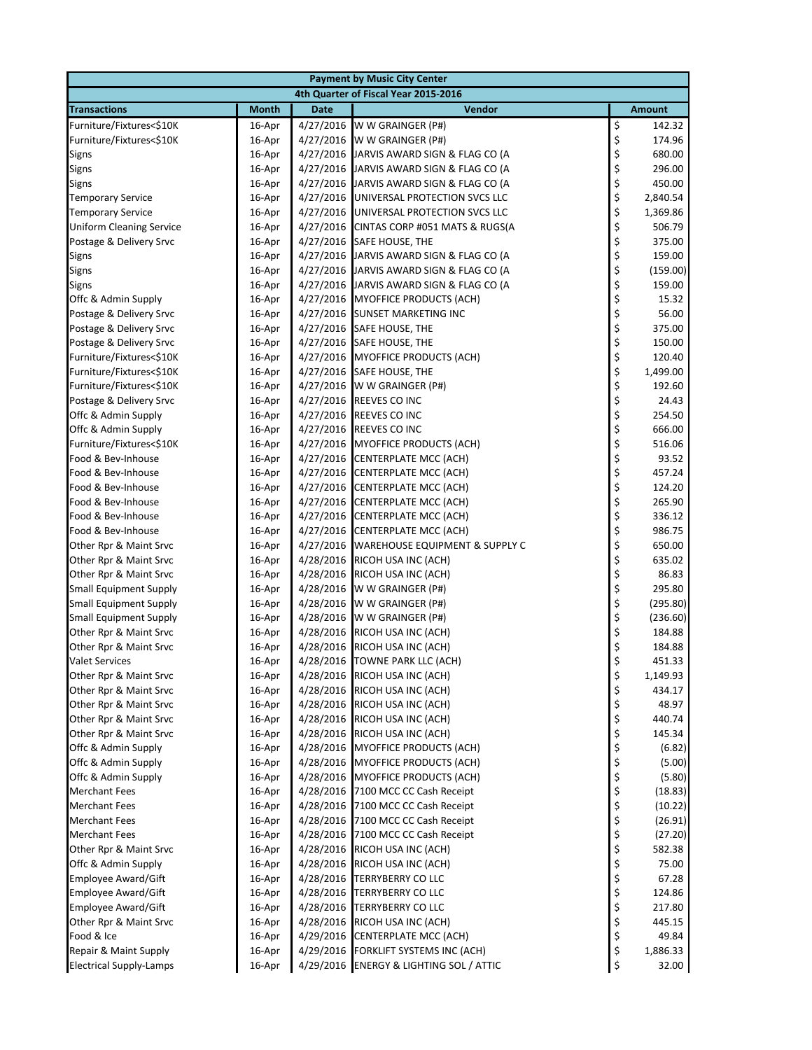| Payment by Music City Center | | | | |
|---|---|---|---|---|
| 4th Quarter of Fiscal Year 2015-2016 | | | | |
| **Transactions** | **Month** | **Date** | **Vendor** | **Amount** |
| Furniture/Fixtures<$10K | 16-Apr | 4/27/2016 | W W GRAINGER (P#) | $ 142.32 |
| Furniture/Fixtures<$10K | 16-Apr | 4/27/2016 | W W GRAINGER (P#) | $ 174.96 |
| Signs | 16-Apr | 4/27/2016 | JARVIS AWARD SIGN & FLAG CO (A | $ 680.00 |
| Signs | 16-Apr | 4/27/2016 | JARVIS AWARD SIGN & FLAG CO (A | $ 296.00 |
| Signs | 16-Apr | 4/27/2016 | JARVIS AWARD SIGN & FLAG CO (A | $ 450.00 |
| Temporary Service | 16-Apr | 4/27/2016 | UNIVERSAL PROTECTION SVCS LLC | $ 2,840.54 |
| Temporary Service | 16-Apr | 4/27/2016 | UNIVERSAL PROTECTION SVCS LLC | $ 1,369.86 |
| Uniform Cleaning Service | 16-Apr | 4/27/2016 | CINTAS CORP #051 MATS & RUGS(A | $ 506.79 |
| Postage & Delivery Srvc | 16-Apr | 4/27/2016 | SAFE HOUSE, THE | $ 375.00 |
| Signs | 16-Apr | 4/27/2016 | JARVIS AWARD SIGN & FLAG CO (A | $ 159.00 |
| Signs | 16-Apr | 4/27/2016 | JARVIS AWARD SIGN & FLAG CO (A | $ (159.00) |
| Signs | 16-Apr | 4/27/2016 | JARVIS AWARD SIGN & FLAG CO (A | $ 159.00 |
| Offc & Admin Supply | 16-Apr | 4/27/2016 | MYOFFICE PRODUCTS (ACH) | $ 15.32 |
| Postage & Delivery Srvc | 16-Apr | 4/27/2016 | SUNSET MARKETING INC | $ 56.00 |
| Postage & Delivery Srvc | 16-Apr | 4/27/2016 | SAFE HOUSE, THE | $ 375.00 |
| Postage & Delivery Srvc | 16-Apr | 4/27/2016 | SAFE HOUSE, THE | $ 150.00 |
| Furniture/Fixtures<$10K | 16-Apr | 4/27/2016 | MYOFFICE PRODUCTS (ACH) | $ 120.40 |
| Furniture/Fixtures<$10K | 16-Apr | 4/27/2016 | SAFE HOUSE, THE | $ 1,499.00 |
| Furniture/Fixtures<$10K | 16-Apr | 4/27/2016 | W W GRAINGER (P#) | $ 192.60 |
| Postage & Delivery Srvc | 16-Apr | 4/27/2016 | REEVES CO INC | $ 24.43 |
| Offc & Admin Supply | 16-Apr | 4/27/2016 | REEVES CO INC | $ 254.50 |
| Offc & Admin Supply | 16-Apr | 4/27/2016 | REEVES CO INC | $ 666.00 |
| Furniture/Fixtures<$10K | 16-Apr | 4/27/2016 | MYOFFICE PRODUCTS (ACH) | $ 516.06 |
| Food & Bev-Inhouse | 16-Apr | 4/27/2016 | CENTERPLATE MCC (ACH) | $ 93.52 |
| Food & Bev-Inhouse | 16-Apr | 4/27/2016 | CENTERPLATE MCC (ACH) | $ 457.24 |
| Food & Bev-Inhouse | 16-Apr | 4/27/2016 | CENTERPLATE MCC (ACH) | $ 124.20 |
| Food & Bev-Inhouse | 16-Apr | 4/27/2016 | CENTERPLATE MCC (ACH) | $ 265.90 |
| Food & Bev-Inhouse | 16-Apr | 4/27/2016 | CENTERPLATE MCC (ACH) | $ 336.12 |
| Food & Bev-Inhouse | 16-Apr | 4/27/2016 | CENTERPLATE MCC (ACH) | $ 986.75 |
| Other Rpr & Maint Srvc | 16-Apr | 4/27/2016 | WAREHOUSE EQUIPMENT & SUPPLY C | $ 650.00 |
| Other Rpr & Maint Srvc | 16-Apr | 4/28/2016 | RICOH USA INC (ACH) | $ 635.02 |
| Other Rpr & Maint Srvc | 16-Apr | 4/28/2016 | RICOH USA INC (ACH) | $ 86.83 |
| Small Equipment Supply | 16-Apr | 4/28/2016 | W W GRAINGER (P#) | $ 295.80 |
| Small Equipment Supply | 16-Apr | 4/28/2016 | W W GRAINGER (P#) | $ (295.80) |
| Small Equipment Supply | 16-Apr | 4/28/2016 | W W GRAINGER (P#) | $ (236.60) |
| Other Rpr & Maint Srvc | 16-Apr | 4/28/2016 | RICOH USA INC (ACH) | $ 184.88 |
| Other Rpr & Maint Srvc | 16-Apr | 4/28/2016 | RICOH USA INC (ACH) | $ 184.88 |
| Valet Services | 16-Apr | 4/28/2016 | TOWNE PARK LLC (ACH) | $ 451.33 |
| Other Rpr & Maint Srvc | 16-Apr | 4/28/2016 | RICOH USA INC (ACH) | $ 1,149.93 |
| Other Rpr & Maint Srvc | 16-Apr | 4/28/2016 | RICOH USA INC (ACH) | $ 434.17 |
| Other Rpr & Maint Srvc | 16-Apr | 4/28/2016 | RICOH USA INC (ACH) | $ 48.97 |
| Other Rpr & Maint Srvc | 16-Apr | 4/28/2016 | RICOH USA INC (ACH) | $ 440.74 |
| Other Rpr & Maint Srvc | 16-Apr | 4/28/2016 | RICOH USA INC (ACH) | $ 145.34 |
| Offc & Admin Supply | 16-Apr | 4/28/2016 | MYOFFICE PRODUCTS (ACH) | $ (6.82) |
| Offc & Admin Supply | 16-Apr | 4/28/2016 | MYOFFICE PRODUCTS (ACH) | $ (5.00) |
| Offc & Admin Supply | 16-Apr | 4/28/2016 | MYOFFICE PRODUCTS (ACH) | $ (5.80) |
| Merchant Fees | 16-Apr | 4/28/2016 | 7100 MCC CC Cash Receipt | $ (18.83) |
| Merchant Fees | 16-Apr | 4/28/2016 | 7100 MCC CC Cash Receipt | $ (10.22) |
| Merchant Fees | 16-Apr | 4/28/2016 | 7100 MCC CC Cash Receipt | $ (26.91) |
| Merchant Fees | 16-Apr | 4/28/2016 | 7100 MCC CC Cash Receipt | $ (27.20) |
| Other Rpr & Maint Srvc | 16-Apr | 4/28/2016 | RICOH USA INC (ACH) | $ 582.38 |
| Offc & Admin Supply | 16-Apr | 4/28/2016 | RICOH USA INC (ACH) | $ 75.00 |
| Employee Award/Gift | 16-Apr | 4/28/2016 | TERRYBERRY CO LLC | $ 67.28 |
| Employee Award/Gift | 16-Apr | 4/28/2016 | TERRYBERRY CO LLC | $ 124.86 |
| Employee Award/Gift | 16-Apr | 4/28/2016 | TERRYBERRY CO LLC | $ 217.80 |
| Other Rpr & Maint Srvc | 16-Apr | 4/28/2016 | RICOH USA INC (ACH) | $ 445.15 |
| Food & Ice | 16-Apr | 4/29/2016 | CENTERPLATE MCC (ACH) | $ 49.84 |
| Repair & Maint Supply | 16-Apr | 4/29/2016 | FORKLIFT SYSTEMS INC (ACH) | $ 1,886.33 |
| Electrical Supply-Lamps | 16-Apr | 4/29/2016 | ENERGY & LIGHTING SOL / ATTIC | $ 32.00 |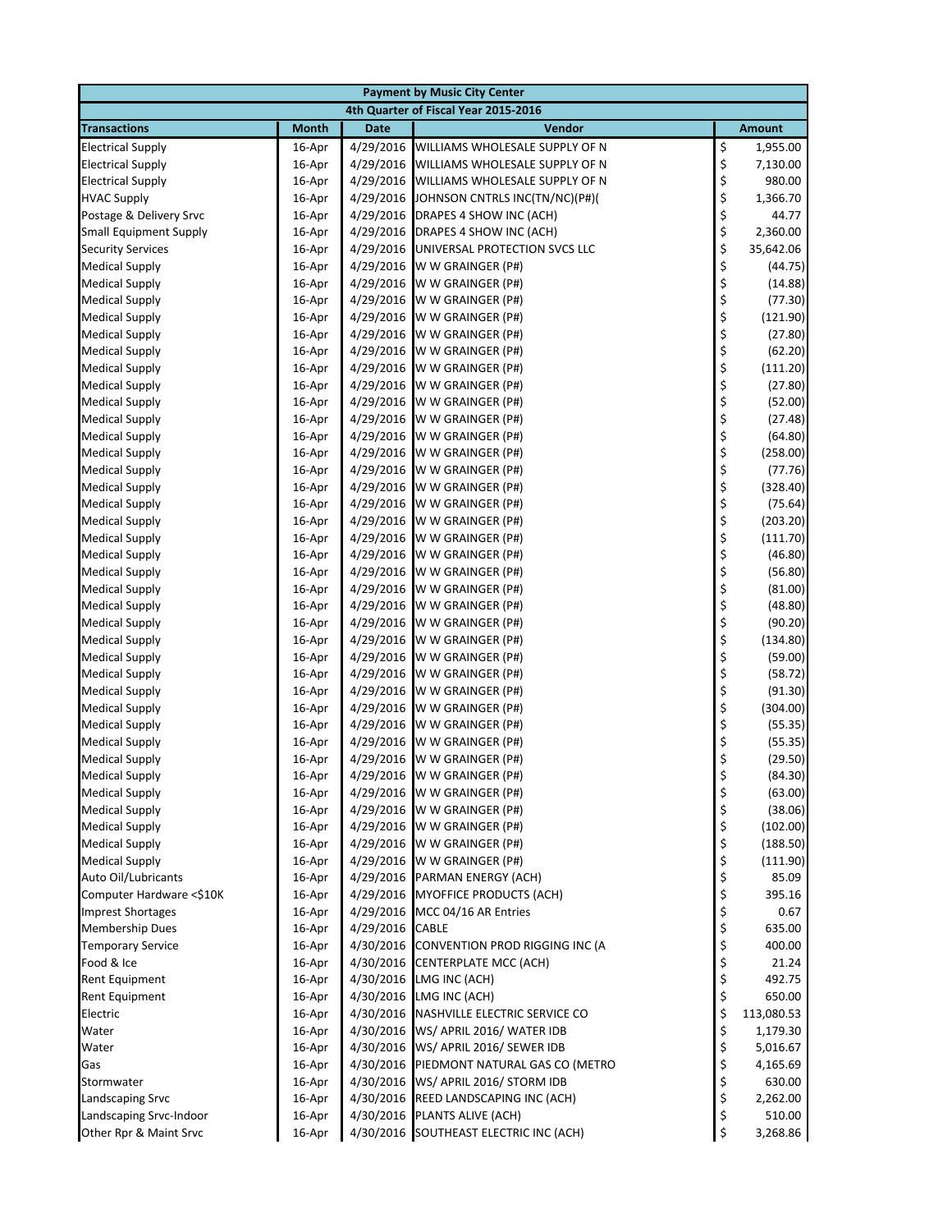| Payment by Music City Center | | | | |
|---|---|---|---|---|
| 4th Quarter of Fiscal Year 2015-2016 | | | | |
| **Transactions** | **Month** | **Date** | **Vendor** | **Amount** |
| Electrical Supply | 16-Apr | 4/29/2016 | WILLIAMS WHOLESALE SUPPLY OF N | $ 1,955.00 |
| Electrical Supply | 16-Apr | 4/29/2016 | WILLIAMS WHOLESALE SUPPLY OF N | $ 7,130.00 |
| Electrical Supply | 16-Apr | 4/29/2016 | WILLIAMS WHOLESALE SUPPLY OF N | $ 980.00 |
| HVAC Supply | 16-Apr | 4/29/2016 | JOHNSON CNTRLS INC(TN/NC)(P#)( | $ 1,366.70 |
| Postage & Delivery Srvc | 16-Apr | 4/29/2016 | DRAPES 4 SHOW INC (ACH) | $ 44.77 |
| Small Equipment Supply | 16-Apr | 4/29/2016 | DRAPES 4 SHOW INC (ACH) | $ 2,360.00 |
| Security Services | 16-Apr | 4/29/2016 | UNIVERSAL PROTECTION SVCS LLC | $ 35,642.06 |
| Medical Supply | 16-Apr | 4/29/2016 | W W GRAINGER (P#) | $ (44.75) |
| Medical Supply | 16-Apr | 4/29/2016 | W W GRAINGER (P#) | $ (14.88) |
| Medical Supply | 16-Apr | 4/29/2016 | W W GRAINGER (P#) | $ (77.30) |
| Medical Supply | 16-Apr | 4/29/2016 | W W GRAINGER (P#) | $ (121.90) |
| Medical Supply | 16-Apr | 4/29/2016 | W W GRAINGER (P#) | $ (27.80) |
| Medical Supply | 16-Apr | 4/29/2016 | W W GRAINGER (P#) | $ (62.20) |
| Medical Supply | 16-Apr | 4/29/2016 | W W GRAINGER (P#) | $ (111.20) |
| Medical Supply | 16-Apr | 4/29/2016 | W W GRAINGER (P#) | $ (27.80) |
| Medical Supply | 16-Apr | 4/29/2016 | W W GRAINGER (P#) | $ (52.00) |
| Medical Supply | 16-Apr | 4/29/2016 | W W GRAINGER (P#) | $ (27.48) |
| Medical Supply | 16-Apr | 4/29/2016 | W W GRAINGER (P#) | $ (64.80) |
| Medical Supply | 16-Apr | 4/29/2016 | W W GRAINGER (P#) | $ (258.00) |
| Medical Supply | 16-Apr | 4/29/2016 | W W GRAINGER (P#) | $ (77.76) |
| Medical Supply | 16-Apr | 4/29/2016 | W W GRAINGER (P#) | $ (328.40) |
| Medical Supply | 16-Apr | 4/29/2016 | W W GRAINGER (P#) | $ (75.64) |
| Medical Supply | 16-Apr | 4/29/2016 | W W GRAINGER (P#) | $ (203.20) |
| Medical Supply | 16-Apr | 4/29/2016 | W W GRAINGER (P#) | $ (111.70) |
| Medical Supply | 16-Apr | 4/29/2016 | W W GRAINGER (P#) | $ (46.80) |
| Medical Supply | 16-Apr | 4/29/2016 | W W GRAINGER (P#) | $ (56.80) |
| Medical Supply | 16-Apr | 4/29/2016 | W W GRAINGER (P#) | $ (81.00) |
| Medical Supply | 16-Apr | 4/29/2016 | W W GRAINGER (P#) | $ (48.80) |
| Medical Supply | 16-Apr | 4/29/2016 | W W GRAINGER (P#) | $ (90.20) |
| Medical Supply | 16-Apr | 4/29/2016 | W W GRAINGER (P#) | $ (134.80) |
| Medical Supply | 16-Apr | 4/29/2016 | W W GRAINGER (P#) | $ (59.00) |
| Medical Supply | 16-Apr | 4/29/2016 | W W GRAINGER (P#) | $ (58.72) |
| Medical Supply | 16-Apr | 4/29/2016 | W W GRAINGER (P#) | $ (91.30) |
| Medical Supply | 16-Apr | 4/29/2016 | W W GRAINGER (P#) | $ (304.00) |
| Medical Supply | 16-Apr | 4/29/2016 | W W GRAINGER (P#) | $ (55.35) |
| Medical Supply | 16-Apr | 4/29/2016 | W W GRAINGER (P#) | $ (55.35) |
| Medical Supply | 16-Apr | 4/29/2016 | W W GRAINGER (P#) | $ (29.50) |
| Medical Supply | 16-Apr | 4/29/2016 | W W GRAINGER (P#) | $ (84.30) |
| Medical Supply | 16-Apr | 4/29/2016 | W W GRAINGER (P#) | $ (63.00) |
| Medical Supply | 16-Apr | 4/29/2016 | W W GRAINGER (P#) | $ (38.06) |
| Medical Supply | 16-Apr | 4/29/2016 | W W GRAINGER (P#) | $ (102.00) |
| Medical Supply | 16-Apr | 4/29/2016 | W W GRAINGER (P#) | $ (188.50) |
| Medical Supply | 16-Apr | 4/29/2016 | W W GRAINGER (P#) | $ (111.90) |
| Auto Oil/Lubricants | 16-Apr | 4/29/2016 | PARMAN ENERGY (ACH) | $ 85.09 |
| Computer Hardware <$10K | 16-Apr | 4/29/2016 | MYOFFICE PRODUCTS (ACH) | $ 395.16 |
| Imprest Shortages | 16-Apr | 4/29/2016 | MCC 04/16 AR Entries | $ 0.67 |
| Membership Dues | 16-Apr | 4/29/2016 | CABLE | $ 635.00 |
| Temporary Service | 16-Apr | 4/30/2016 | CONVENTION PROD RIGGING INC (A | $ 400.00 |
| Food & Ice | 16-Apr | 4/30/2016 | CENTERPLATE MCC (ACH) | $ 21.24 |
| Rent Equipment | 16-Apr | 4/30/2016 | LMG INC (ACH) | $ 492.75 |
| Rent Equipment | 16-Apr | 4/30/2016 | LMG INC (ACH) | $ 650.00 |
| Electric | 16-Apr | 4/30/2016 | NASHVILLE ELECTRIC SERVICE CO | $ 113,080.53 |
| Water | 16-Apr | 4/30/2016 | WS/ APRIL 2016/ WATER IDB | $ 1,179.30 |
| Water | 16-Apr | 4/30/2016 | WS/ APRIL 2016/ SEWER IDB | $ 5,016.67 |
| Gas | 16-Apr | 4/30/2016 | PIEDMONT NATURAL GAS CO (METRO | $ 4,165.69 |
| Stormwater | 16-Apr | 4/30/2016 | WS/ APRIL 2016/ STORM IDB | $ 630.00 |
| Landscaping Srvc | 16-Apr | 4/30/2016 | REED LANDSCAPING INC (ACH) | $ 2,262.00 |
| Landscaping Srvc-Indoor | 16-Apr | 4/30/2016 | PLANTS ALIVE (ACH) | $ 510.00 |
| Other Rpr & Maint Srvc | 16-Apr | 4/30/2016 | SOUTHEAST ELECTRIC INC (ACH) | $ 3,268.86 |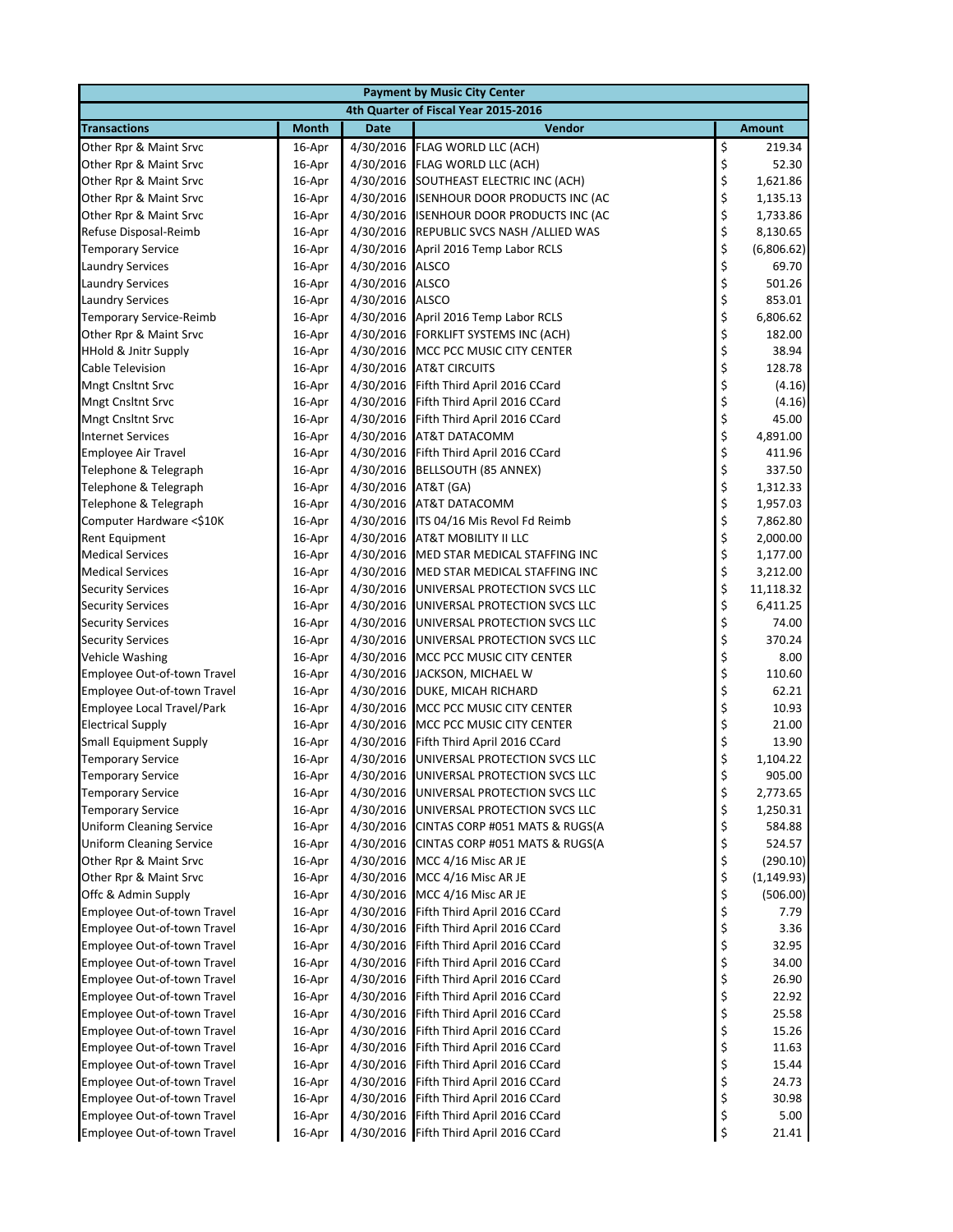| Payment by Music City Center | | | | |
|---|---|---|---|---|
| 4th Quarter of Fiscal Year 2015-2016 | | | | |
| **Transactions** | **Month** | **Date** | **Vendor** | **Amount** |
| Other Rpr & Maint Srvc | 16-Apr | 4/30/2016 | FLAG WORLD LLC (ACH) | $ 219.34 |
| Other Rpr & Maint Srvc | 16-Apr | 4/30/2016 | FLAG WORLD LLC (ACH) | $ 52.30 |
| Other Rpr & Maint Srvc | 16-Apr | 4/30/2016 | SOUTHEAST ELECTRIC INC (ACH) | $ 1,621.86 |
| Other Rpr & Maint Srvc | 16-Apr | 4/30/2016 | ISENHOUR DOOR PRODUCTS INC (AC | $ 1,135.13 |
| Other Rpr & Maint Srvc | 16-Apr | 4/30/2016 | ISENHOUR DOOR PRODUCTS INC (AC | $ 1,733.86 |
| Refuse Disposal-Reimb | 16-Apr | 4/30/2016 | REPUBLIC SVCS NASH /ALLIED WAS | $ 8,130.65 |
| Temporary Service | 16-Apr | 4/30/2016 | April 2016 Temp Labor RCLS | $ (6,806.62) |
| Laundry Services | 16-Apr | 4/30/2016 | ALSCO | $ 69.70 |
| Laundry Services | 16-Apr | 4/30/2016 | ALSCO | $ 501.26 |
| Laundry Services | 16-Apr | 4/30/2016 | ALSCO | $ 853.01 |
| Temporary Service-Reimb | 16-Apr | 4/30/2016 | April 2016 Temp Labor RCLS | $ 6,806.62 |
| Other Rpr & Maint Srvc | 16-Apr | 4/30/2016 | FORKLIFT SYSTEMS INC (ACH) | $ 182.00 |
| HHold & Jnitr Supply | 16-Apr | 4/30/2016 | MCC PCC MUSIC CITY CENTER | $ 38.94 |
| Cable Television | 16-Apr | 4/30/2016 | AT&T CIRCUITS | $ 128.78 |
| Mngt Cnsltnt Srvc | 16-Apr | 4/30/2016 | Fifth Third April 2016 CCard | $ (4.16) |
| Mngt Cnsltnt Srvc | 16-Apr | 4/30/2016 | Fifth Third April 2016 CCard | $ (4.16) |
| Mngt Cnsltnt Srvc | 16-Apr | 4/30/2016 | Fifth Third April 2016 CCard | $ 45.00 |
| Internet Services | 16-Apr | 4/30/2016 | AT&T DATACOMM | $ 4,891.00 |
| Employee Air Travel | 16-Apr | 4/30/2016 | Fifth Third April 2016 CCard | $ 411.96 |
| Telephone & Telegraph | 16-Apr | 4/30/2016 | BELLSOUTH (85 ANNEX) | $ 337.50 |
| Telephone & Telegraph | 16-Apr | 4/30/2016 | AT&T (GA) | $ 1,312.33 |
| Telephone & Telegraph | 16-Apr | 4/30/2016 | AT&T DATACOMM | $ 1,957.03 |
| Computer Hardware <$10K | 16-Apr | 4/30/2016 | ITS 04/16 Mis Revol Fd Reimb | $ 7,862.80 |
| Rent Equipment | 16-Apr | 4/30/2016 | AT&T MOBILITY II LLC | $ 2,000.00 |
| Medical Services | 16-Apr | 4/30/2016 | MED STAR MEDICAL STAFFING INC | $ 1,177.00 |
| Medical Services | 16-Apr | 4/30/2016 | MED STAR MEDICAL STAFFING INC | $ 3,212.00 |
| Security Services | 16-Apr | 4/30/2016 | UNIVERSAL PROTECTION SVCS LLC | $ 11,118.32 |
| Security Services | 16-Apr | 4/30/2016 | UNIVERSAL PROTECTION SVCS LLC | $ 6,411.25 |
| Security Services | 16-Apr | 4/30/2016 | UNIVERSAL PROTECTION SVCS LLC | $ 74.00 |
| Security Services | 16-Apr | 4/30/2016 | UNIVERSAL PROTECTION SVCS LLC | $ 370.24 |
| Vehicle Washing | 16-Apr | 4/30/2016 | MCC PCC MUSIC CITY CENTER | $ 8.00 |
| Employee Out-of-town Travel | 16-Apr | 4/30/2016 | JACKSON, MICHAEL W | $ 110.60 |
| Employee Out-of-town Travel | 16-Apr | 4/30/2016 | DUKE, MICAH RICHARD | $ 62.21 |
| Employee Local Travel/Park | 16-Apr | 4/30/2016 | MCC PCC MUSIC CITY CENTER | $ 10.93 |
| Electrical Supply | 16-Apr | 4/30/2016 | MCC PCC MUSIC CITY CENTER | $ 21.00 |
| Small Equipment Supply | 16-Apr | 4/30/2016 | Fifth Third April 2016 CCard | $ 13.90 |
| Temporary Service | 16-Apr | 4/30/2016 | UNIVERSAL PROTECTION SVCS LLC | $ 1,104.22 |
| Temporary Service | 16-Apr | 4/30/2016 | UNIVERSAL PROTECTION SVCS LLC | $ 905.00 |
| Temporary Service | 16-Apr | 4/30/2016 | UNIVERSAL PROTECTION SVCS LLC | $ 2,773.65 |
| Temporary Service | 16-Apr | 4/30/2016 | UNIVERSAL PROTECTION SVCS LLC | $ 1,250.31 |
| Uniform Cleaning Service | 16-Apr | 4/30/2016 | CINTAS CORP #051 MATS & RUGS(A | $ 584.88 |
| Uniform Cleaning Service | 16-Apr | 4/30/2016 | CINTAS CORP #051 MATS & RUGS(A | $ 524.57 |
| Other Rpr & Maint Srvc | 16-Apr | 4/30/2016 | MCC 4/16 Misc AR JE | $ (290.10) |
| Other Rpr & Maint Srvc | 16-Apr | 4/30/2016 | MCC 4/16 Misc AR JE | $ (1,149.93) |
| Offc & Admin Supply | 16-Apr | 4/30/2016 | MCC 4/16 Misc AR JE | $ (506.00) |
| Employee Out-of-town Travel | 16-Apr | 4/30/2016 | Fifth Third April 2016 CCard | $ 7.79 |
| Employee Out-of-town Travel | 16-Apr | 4/30/2016 | Fifth Third April 2016 CCard | $ 3.36 |
| Employee Out-of-town Travel | 16-Apr | 4/30/2016 | Fifth Third April 2016 CCard | $ 32.95 |
| Employee Out-of-town Travel | 16-Apr | 4/30/2016 | Fifth Third April 2016 CCard | $ 34.00 |
| Employee Out-of-town Travel | 16-Apr | 4/30/2016 | Fifth Third April 2016 CCard | $ 26.90 |
| Employee Out-of-town Travel | 16-Apr | 4/30/2016 | Fifth Third April 2016 CCard | $ 22.92 |
| Employee Out-of-town Travel | 16-Apr | 4/30/2016 | Fifth Third April 2016 CCard | $ 25.58 |
| Employee Out-of-town Travel | 16-Apr | 4/30/2016 | Fifth Third April 2016 CCard | $ 15.26 |
| Employee Out-of-town Travel | 16-Apr | 4/30/2016 | Fifth Third April 2016 CCard | $ 11.63 |
| Employee Out-of-town Travel | 16-Apr | 4/30/2016 | Fifth Third April 2016 CCard | $ 15.44 |
| Employee Out-of-town Travel | 16-Apr | 4/30/2016 | Fifth Third April 2016 CCard | $ 24.73 |
| Employee Out-of-town Travel | 16-Apr | 4/30/2016 | Fifth Third April 2016 CCard | $ 30.98 |
| Employee Out-of-town Travel | 16-Apr | 4/30/2016 | Fifth Third April 2016 CCard | $ 5.00 |
| Employee Out-of-town Travel | 16-Apr | 4/30/2016 | Fifth Third April 2016 CCard | $ 21.41 |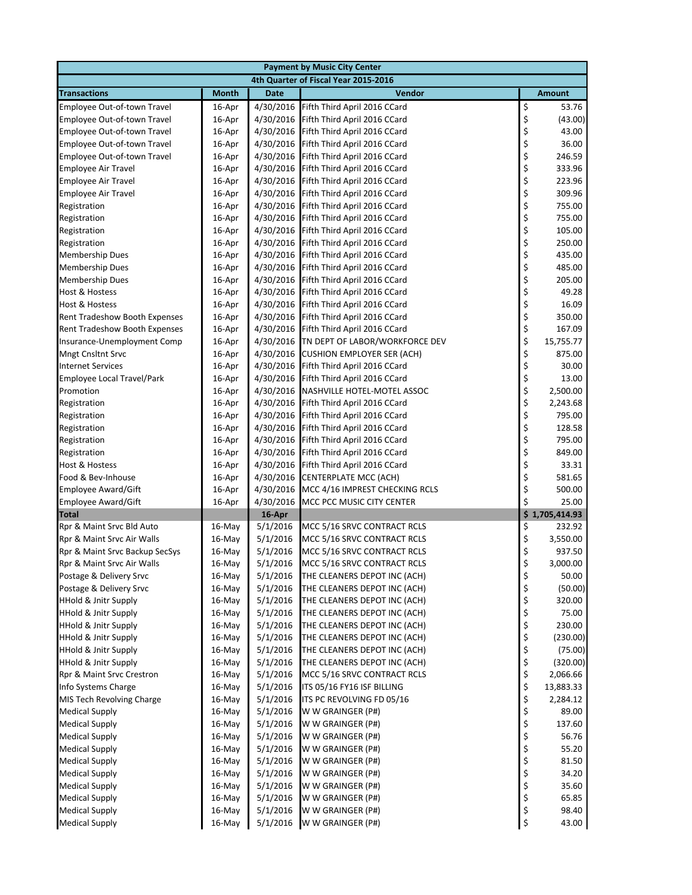| Payment by Music City Center | | | | |
|---|---|---|---|---|
| 4th Quarter of Fiscal Year 2015-2016 | | | | |
| **Transactions** | **Month** | **Date** | **Vendor** | **Amount** |
| Employee Out-of-town Travel | 16-Apr | 4/30/2016 | Fifth Third April 2016 CCard | $ 53.76 |
| Employee Out-of-town Travel | 16-Apr | 4/30/2016 | Fifth Third April 2016 CCard | $ (43.00) |
| Employee Out-of-town Travel | 16-Apr | 4/30/2016 | Fifth Third April 2016 CCard | $ 43.00 |
| Employee Out-of-town Travel | 16-Apr | 4/30/2016 | Fifth Third April 2016 CCard | $ 36.00 |
| Employee Out-of-town Travel | 16-Apr | 4/30/2016 | Fifth Third April 2016 CCard | $ 246.59 |
| Employee Air Travel | 16-Apr | 4/30/2016 | Fifth Third April 2016 CCard | $ 333.96 |
| Employee Air Travel | 16-Apr | 4/30/2016 | Fifth Third April 2016 CCard | $ 223.96 |
| Employee Air Travel | 16-Apr | 4/30/2016 | Fifth Third April 2016 CCard | $ 309.96 |
| Registration | 16-Apr | 4/30/2016 | Fifth Third April 2016 CCard | $ 755.00 |
| Registration | 16-Apr | 4/30/2016 | Fifth Third April 2016 CCard | $ 755.00 |
| Registration | 16-Apr | 4/30/2016 | Fifth Third April 2016 CCard | $ 105.00 |
| Registration | 16-Apr | 4/30/2016 | Fifth Third April 2016 CCard | $ 250.00 |
| Membership Dues | 16-Apr | 4/30/2016 | Fifth Third April 2016 CCard | $ 435.00 |
| Membership Dues | 16-Apr | 4/30/2016 | Fifth Third April 2016 CCard | $ 485.00 |
| Membership Dues | 16-Apr | 4/30/2016 | Fifth Third April 2016 CCard | $ 205.00 |
| Host & Hostess | 16-Apr | 4/30/2016 | Fifth Third April 2016 CCard | $ 49.28 |
| Host & Hostess | 16-Apr | 4/30/2016 | Fifth Third April 2016 CCard | $ 16.09 |
| Rent Tradeshow Booth Expenses | 16-Apr | 4/30/2016 | Fifth Third April 2016 CCard | $ 350.00 |
| Rent Tradeshow Booth Expenses | 16-Apr | 4/30/2016 | Fifth Third April 2016 CCard | $ 167.09 |
| Insurance-Unemployment Comp | 16-Apr | 4/30/2016 | TN DEPT OF LABOR/WORKFORCE DEV | $ 15,755.77 |
| Mngt Cnsltnt Srvc | 16-Apr | 4/30/2016 | CUSHION EMPLOYER SER (ACH) | $ 875.00 |
| Internet Services | 16-Apr | 4/30/2016 | Fifth Third April 2016 CCard | $ 30.00 |
| Employee Local Travel/Park | 16-Apr | 4/30/2016 | Fifth Third April 2016 CCard | $ 13.00 |
| Promotion | 16-Apr | 4/30/2016 | NASHVILLE HOTEL-MOTEL ASSOC | $ 2,500.00 |
| Registration | 16-Apr | 4/30/2016 | Fifth Third April 2016 CCard | $ 2,243.68 |
| Registration | 16-Apr | 4/30/2016 | Fifth Third April 2016 CCard | $ 795.00 |
| Registration | 16-Apr | 4/30/2016 | Fifth Third April 2016 CCard | $ 128.58 |
| Registration | 16-Apr | 4/30/2016 | Fifth Third April 2016 CCard | $ 795.00 |
| Registration | 16-Apr | 4/30/2016 | Fifth Third April 2016 CCard | $ 849.00 |
| Host & Hostess | 16-Apr | 4/30/2016 | Fifth Third April 2016 CCard | $ 33.31 |
| Food & Bev-Inhouse | 16-Apr | 4/30/2016 | CENTERPLATE MCC (ACH) | $ 581.65 |
| Employee Award/Gift | 16-Apr | 4/30/2016 | MCC 4/16 IMPREST CHECKING RCLS | $ 500.00 |
| Employee Award/Gift | 16-Apr | 4/30/2016 | MCC PCC MUSIC CITY CENTER | $ 25.00 |
| **Total** | | **16-Apr** | | **$ 1,705,414.93** |
| Rpr & Maint Srvc Bld Auto | 16-May | 5/1/2016 | MCC 5/16 SRVC CONTRACT RCLS | $ 232.92 |
| Rpr & Maint Srvc Air Walls | 16-May | 5/1/2016 | MCC 5/16 SRVC CONTRACT RCLS | $ 3,550.00 |
| Rpr & Maint Srvc Backup SecSys | 16-May | 5/1/2016 | MCC 5/16 SRVC CONTRACT RCLS | $ 937.50 |
| Rpr & Maint Srvc Air Walls | 16-May | 5/1/2016 | MCC 5/16 SRVC CONTRACT RCLS | $ 3,000.00 |
| Postage & Delivery Srvc | 16-May | 5/1/2016 | THE CLEANERS DEPOT INC (ACH) | $ 50.00 |
| Postage & Delivery Srvc | 16-May | 5/1/2016 | THE CLEANERS DEPOT INC (ACH) | $ (50.00) |
| HHold & Jnitr Supply | 16-May | 5/1/2016 | THE CLEANERS DEPOT INC (ACH) | $ 320.00 |
| HHold & Jnitr Supply | 16-May | 5/1/2016 | THE CLEANERS DEPOT INC (ACH) | $ 75.00 |
| HHold & Jnitr Supply | 16-May | 5/1/2016 | THE CLEANERS DEPOT INC (ACH) | $ 230.00 |
| HHold & Jnitr Supply | 16-May | 5/1/2016 | THE CLEANERS DEPOT INC (ACH) | $ (230.00) |
| HHold & Jnitr Supply | 16-May | 5/1/2016 | THE CLEANERS DEPOT INC (ACH) | $ (75.00) |
| HHold & Jnitr Supply | 16-May | 5/1/2016 | THE CLEANERS DEPOT INC (ACH) | $ (320.00) |
| Rpr & Maint Srvc Crestron | 16-May | 5/1/2016 | MCC 5/16 SRVC CONTRACT RCLS | $ 2,066.66 |
| Info Systems Charge | 16-May | 5/1/2016 | ITS 05/16 FY16 ISF BILLING | $ 13,883.33 |
| MIS Tech Revolving Charge | 16-May | 5/1/2016 | ITS PC REVOLVING FD 05/16 | $ 2,284.12 |
| Medical Supply | 16-May | 5/1/2016 | W W GRAINGER (P#) | $ 89.00 |
| Medical Supply | 16-May | 5/1/2016 | W W GRAINGER (P#) | $ 137.60 |
| Medical Supply | 16-May | 5/1/2016 | W W GRAINGER (P#) | $ 56.76 |
| Medical Supply | 16-May | 5/1/2016 | W W GRAINGER (P#) | $ 55.20 |
| Medical Supply | 16-May | 5/1/2016 | W W GRAINGER (P#) | $ 81.50 |
| Medical Supply | 16-May | 5/1/2016 | W W GRAINGER (P#) | $ 34.20 |
| Medical Supply | 16-May | 5/1/2016 | W W GRAINGER (P#) | $ 35.60 |
| Medical Supply | 16-May | 5/1/2016 | W W GRAINGER (P#) | $ 65.85 |
| Medical Supply | 16-May | 5/1/2016 | W W GRAINGER (P#) | $ 98.40 |
| Medical Supply | 16-May | 5/1/2016 | W W GRAINGER (P#) | $ 43.00 |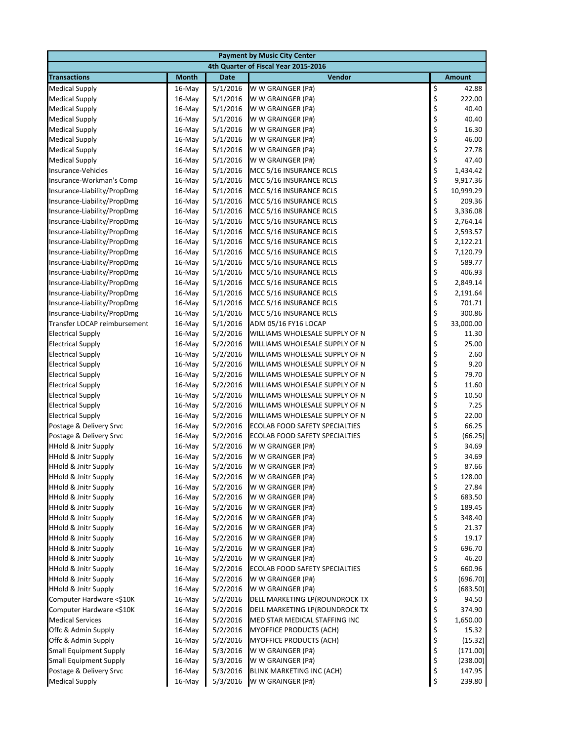| Payment by Music City Center | | | | |
|---|---|---|---|---|
| 4th Quarter of Fiscal Year 2015-2016 | | | | |
| **Transactions** | **Month** | **Date** | **Vendor** | **Amount** |
| Medical Supply | 16-May | 5/1/2016 | W W GRAINGER (P#) | $ 42.88 |
| Medical Supply | 16-May | 5/1/2016 | W W GRAINGER (P#) | $ 222.00 |
| Medical Supply | 16-May | 5/1/2016 | W W GRAINGER (P#) | $ 40.40 |
| Medical Supply | 16-May | 5/1/2016 | W W GRAINGER (P#) | $ 40.40 |
| Medical Supply | 16-May | 5/1/2016 | W W GRAINGER (P#) | $ 16.30 |
| Medical Supply | 16-May | 5/1/2016 | W W GRAINGER (P#) | $ 46.00 |
| Medical Supply | 16-May | 5/1/2016 | W W GRAINGER (P#) | $ 27.78 |
| Medical Supply | 16-May | 5/1/2016 | W W GRAINGER (P#) | $ 47.40 |
| Insurance-Vehicles | 16-May | 5/1/2016 | MCC 5/16 INSURANCE RCLS | $ 1,434.42 |
| Insurance-Workman's Comp | 16-May | 5/1/2016 | MCC 5/16 INSURANCE RCLS | $ 9,917.36 |
| Insurance-Liability/PropDmg | 16-May | 5/1/2016 | MCC 5/16 INSURANCE RCLS | $ 10,999.29 |
| Insurance-Liability/PropDmg | 16-May | 5/1/2016 | MCC 5/16 INSURANCE RCLS | $ 209.36 |
| Insurance-Liability/PropDmg | 16-May | 5/1/2016 | MCC 5/16 INSURANCE RCLS | $ 3,336.08 |
| Insurance-Liability/PropDmg | 16-May | 5/1/2016 | MCC 5/16 INSURANCE RCLS | $ 2,764.14 |
| Insurance-Liability/PropDmg | 16-May | 5/1/2016 | MCC 5/16 INSURANCE RCLS | $ 2,593.57 |
| Insurance-Liability/PropDmg | 16-May | 5/1/2016 | MCC 5/16 INSURANCE RCLS | $ 2,122.21 |
| Insurance-Liability/PropDmg | 16-May | 5/1/2016 | MCC 5/16 INSURANCE RCLS | $ 7,120.79 |
| Insurance-Liability/PropDmg | 16-May | 5/1/2016 | MCC 5/16 INSURANCE RCLS | $ 589.77 |
| Insurance-Liability/PropDmg | 16-May | 5/1/2016 | MCC 5/16 INSURANCE RCLS | $ 406.93 |
| Insurance-Liability/PropDmg | 16-May | 5/1/2016 | MCC 5/16 INSURANCE RCLS | $ 2,849.14 |
| Insurance-Liability/PropDmg | 16-May | 5/1/2016 | MCC 5/16 INSURANCE RCLS | $ 2,191.64 |
| Insurance-Liability/PropDmg | 16-May | 5/1/2016 | MCC 5/16 INSURANCE RCLS | $ 701.71 |
| Insurance-Liability/PropDmg | 16-May | 5/1/2016 | MCC 5/16 INSURANCE RCLS | $ 300.86 |
| Transfer LOCAP reimbursement | 16-May | 5/1/2016 | ADM 05/16 FY16 LOCAP | $ 33,000.00 |
| Electrical Supply | 16-May | 5/2/2016 | WILLIAMS WHOLESALE SUPPLY OF N | $ 11.30 |
| Electrical Supply | 16-May | 5/2/2016 | WILLIAMS WHOLESALE SUPPLY OF N | $ 25.00 |
| Electrical Supply | 16-May | 5/2/2016 | WILLIAMS WHOLESALE SUPPLY OF N | $ 2.60 |
| Electrical Supply | 16-May | 5/2/2016 | WILLIAMS WHOLESALE SUPPLY OF N | $ 9.20 |
| Electrical Supply | 16-May | 5/2/2016 | WILLIAMS WHOLESALE SUPPLY OF N | $ 79.70 |
| Electrical Supply | 16-May | 5/2/2016 | WILLIAMS WHOLESALE SUPPLY OF N | $ 11.60 |
| Electrical Supply | 16-May | 5/2/2016 | WILLIAMS WHOLESALE SUPPLY OF N | $ 10.50 |
| Electrical Supply | 16-May | 5/2/2016 | WILLIAMS WHOLESALE SUPPLY OF N | $ 7.25 |
| Electrical Supply | 16-May | 5/2/2016 | WILLIAMS WHOLESALE SUPPLY OF N | $ 22.00 |
| Postage & Delivery Srvc | 16-May | 5/2/2016 | ECOLAB FOOD SAFETY SPECIALTIES | $ 66.25 |
| Postage & Delivery Srvc | 16-May | 5/2/2016 | ECOLAB FOOD SAFETY SPECIALTIES | $ (66.25) |
| HHold & Jnitr Supply | 16-May | 5/2/2016 | W W GRAINGER (P#) | $ 34.69 |
| HHold & Jnitr Supply | 16-May | 5/2/2016 | W W GRAINGER (P#) | $ 34.69 |
| HHold & Jnitr Supply | 16-May | 5/2/2016 | W W GRAINGER (P#) | $ 87.66 |
| HHold & Jnitr Supply | 16-May | 5/2/2016 | W W GRAINGER (P#) | $ 128.00 |
| HHold & Jnitr Supply | 16-May | 5/2/2016 | W W GRAINGER (P#) | $ 27.84 |
| HHold & Jnitr Supply | 16-May | 5/2/2016 | W W GRAINGER (P#) | $ 683.50 |
| HHold & Jnitr Supply | 16-May | 5/2/2016 | W W GRAINGER (P#) | $ 189.45 |
| HHold & Jnitr Supply | 16-May | 5/2/2016 | W W GRAINGER (P#) | $ 348.40 |
| HHold & Jnitr Supply | 16-May | 5/2/2016 | W W GRAINGER (P#) | $ 21.37 |
| HHold & Jnitr Supply | 16-May | 5/2/2016 | W W GRAINGER (P#) | $ 19.17 |
| HHold & Jnitr Supply | 16-May | 5/2/2016 | W W GRAINGER (P#) | $ 696.70 |
| HHold & Jnitr Supply | 16-May | 5/2/2016 | W W GRAINGER (P#) | $ 46.20 |
| HHold & Jnitr Supply | 16-May | 5/2/2016 | ECOLAB FOOD SAFETY SPECIALTIES | $ 660.96 |
| HHold & Jnitr Supply | 16-May | 5/2/2016 | W W GRAINGER (P#) | $ (696.70) |
| HHold & Jnitr Supply | 16-May | 5/2/2016 | W W GRAINGER (P#) | $ (683.50) |
| Computer Hardware <$10K | 16-May | 5/2/2016 | DELL MARKETING LP(ROUNDROCK TX | $ 94.50 |
| Computer Hardware <$10K | 16-May | 5/2/2016 | DELL MARKETING LP(ROUNDROCK TX | $ 374.90 |
| Medical Services | 16-May | 5/2/2016 | MED STAR MEDICAL STAFFING INC | $ 1,650.00 |
| Offc & Admin Supply | 16-May | 5/2/2016 | MYOFFICE PRODUCTS (ACH) | $ 15.32 |
| Offc & Admin Supply | 16-May | 5/2/2016 | MYOFFICE PRODUCTS (ACH) | $ (15.32) |
| Small Equipment Supply | 16-May | 5/3/2016 | W W GRAINGER (P#) | $ (171.00) |
| Small Equipment Supply | 16-May | 5/3/2016 | W W GRAINGER (P#) | $ (238.00) |
| Postage & Delivery Srvc | 16-May | 5/3/2016 | BLINK MARKETING INC (ACH) | $ 147.95 |
| Medical Supply | 16-May | 5/3/2016 | W W GRAINGER (P#) | $ 239.80 |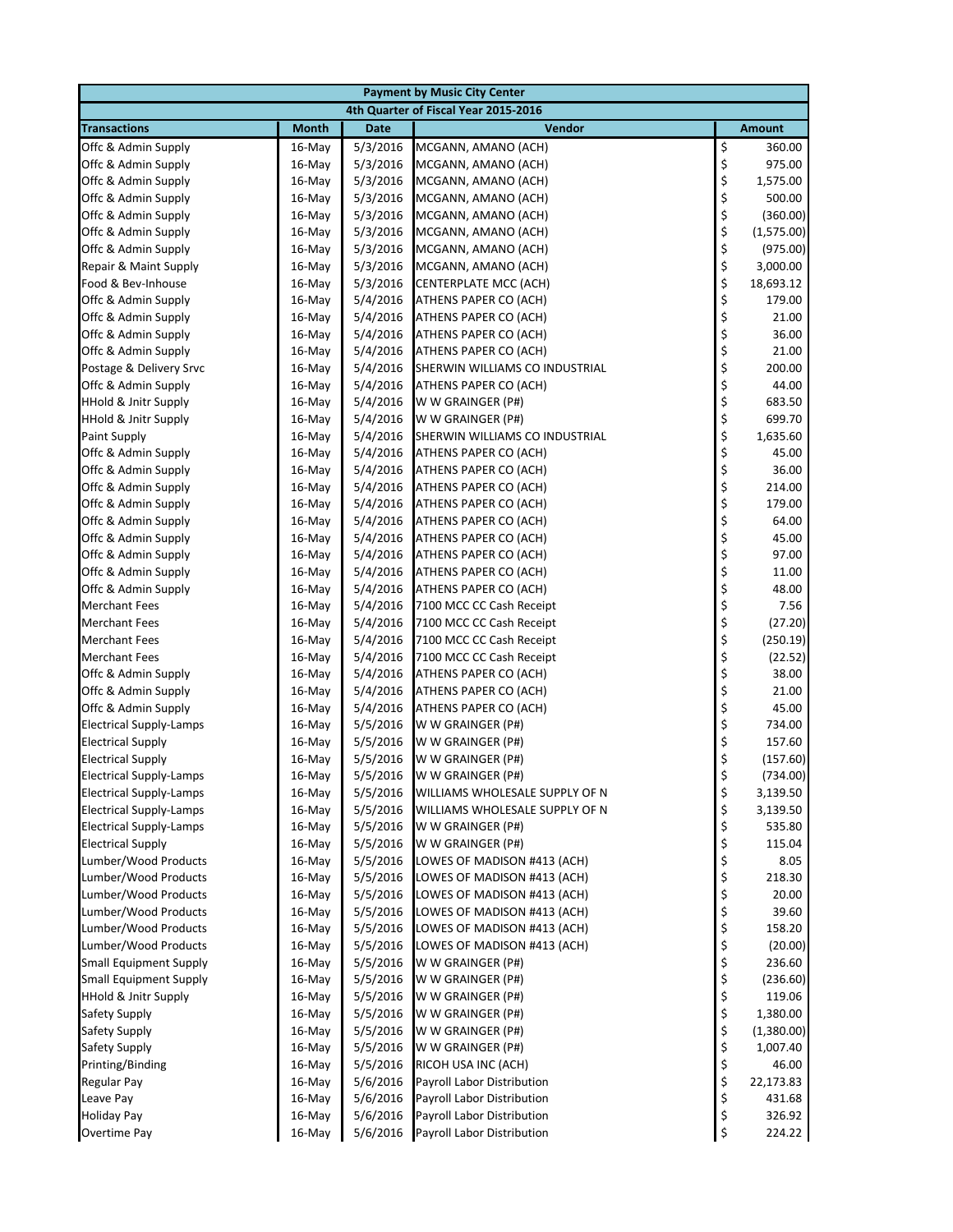| Payment by Music City Center | | | | |
|---|---|---|---|---|
| 4th Quarter of Fiscal Year 2015-2016 | | | | |
| Transactions | Month | Date | Vendor | Amount |
| Offc & Admin Supply | 16-May | 5/3/2016 | MCGANN, AMANO (ACH) | $ 360.00 |
| Offc & Admin Supply | 16-May | 5/3/2016 | MCGANN, AMANO (ACH) | $ 975.00 |
| Offc & Admin Supply | 16-May | 5/3/2016 | MCGANN, AMANO (ACH) | $ 1,575.00 |
| Offc & Admin Supply | 16-May | 5/3/2016 | MCGANN, AMANO (ACH) | $ 500.00 |
| Offc & Admin Supply | 16-May | 5/3/2016 | MCGANN, AMANO (ACH) | $ (360.00) |
| Offc & Admin Supply | 16-May | 5/3/2016 | MCGANN, AMANO (ACH) | $ (1,575.00) |
| Offc & Admin Supply | 16-May | 5/3/2016 | MCGANN, AMANO (ACH) | $ (975.00) |
| Repair & Maint Supply | 16-May | 5/3/2016 | MCGANN, AMANO (ACH) | $ 3,000.00 |
| Food & Bev-Inhouse | 16-May | 5/3/2016 | CENTERPLATE MCC (ACH) | $ 18,693.12 |
| Offc & Admin Supply | 16-May | 5/4/2016 | ATHENS PAPER CO (ACH) | $ 179.00 |
| Offc & Admin Supply | 16-May | 5/4/2016 | ATHENS PAPER CO (ACH) | $ 21.00 |
| Offc & Admin Supply | 16-May | 5/4/2016 | ATHENS PAPER CO (ACH) | $ 36.00 |
| Offc & Admin Supply | 16-May | 5/4/2016 | ATHENS PAPER CO (ACH) | $ 21.00 |
| Postage & Delivery Srvc | 16-May | 5/4/2016 | SHERWIN WILLIAMS CO INDUSTRIAL | $ 200.00 |
| Offc & Admin Supply | 16-May | 5/4/2016 | ATHENS PAPER CO (ACH) | $ 44.00 |
| HHold & Jnitr Supply | 16-May | 5/4/2016 | W W GRAINGER (P#) | $ 683.50 |
| HHold & Jnitr Supply | 16-May | 5/4/2016 | W W GRAINGER (P#) | $ 699.70 |
| Paint Supply | 16-May | 5/4/2016 | SHERWIN WILLIAMS CO INDUSTRIAL | $ 1,635.60 |
| Offc & Admin Supply | 16-May | 5/4/2016 | ATHENS PAPER CO (ACH) | $ 45.00 |
| Offc & Admin Supply | 16-May | 5/4/2016 | ATHENS PAPER CO (ACH) | $ 36.00 |
| Offc & Admin Supply | 16-May | 5/4/2016 | ATHENS PAPER CO (ACH) | $ 214.00 |
| Offc & Admin Supply | 16-May | 5/4/2016 | ATHENS PAPER CO (ACH) | $ 179.00 |
| Offc & Admin Supply | 16-May | 5/4/2016 | ATHENS PAPER CO (ACH) | $ 64.00 |
| Offc & Admin Supply | 16-May | 5/4/2016 | ATHENS PAPER CO (ACH) | $ 45.00 |
| Offc & Admin Supply | 16-May | 5/4/2016 | ATHENS PAPER CO (ACH) | $ 97.00 |
| Offc & Admin Supply | 16-May | 5/4/2016 | ATHENS PAPER CO (ACH) | $ 11.00 |
| Offc & Admin Supply | 16-May | 5/4/2016 | ATHENS PAPER CO (ACH) | $ 48.00 |
| Merchant Fees | 16-May | 5/4/2016 | 7100 MCC CC Cash Receipt | $ 7.56 |
| Merchant Fees | 16-May | 5/4/2016 | 7100 MCC CC Cash Receipt | $ (27.20) |
| Merchant Fees | 16-May | 5/4/2016 | 7100 MCC CC Cash Receipt | $ (250.19) |
| Merchant Fees | 16-May | 5/4/2016 | 7100 MCC CC Cash Receipt | $ (22.52) |
| Offc & Admin Supply | 16-May | 5/4/2016 | ATHENS PAPER CO (ACH) | $ 38.00 |
| Offc & Admin Supply | 16-May | 5/4/2016 | ATHENS PAPER CO (ACH) | $ 21.00 |
| Offc & Admin Supply | 16-May | 5/4/2016 | ATHENS PAPER CO (ACH) | $ 45.00 |
| Electrical Supply-Lamps | 16-May | 5/5/2016 | W W GRAINGER (P#) | $ 734.00 |
| Electrical Supply | 16-May | 5/5/2016 | W W GRAINGER (P#) | $ 157.60 |
| Electrical Supply | 16-May | 5/5/2016 | W W GRAINGER (P#) | $ (157.60) |
| Electrical Supply-Lamps | 16-May | 5/5/2016 | W W GRAINGER (P#) | $ (734.00) |
| Electrical Supply-Lamps | 16-May | 5/5/2016 | WILLIAMS WHOLESALE SUPPLY OF N | $ 3,139.50 |
| Electrical Supply-Lamps | 16-May | 5/5/2016 | WILLIAMS WHOLESALE SUPPLY OF N | $ 3,139.50 |
| Electrical Supply-Lamps | 16-May | 5/5/2016 | W W GRAINGER (P#) | $ 535.80 |
| Electrical Supply | 16-May | 5/5/2016 | W W GRAINGER (P#) | $ 115.04 |
| Lumber/Wood Products | 16-May | 5/5/2016 | LOWES OF MADISON #413 (ACH) | $ 8.05 |
| Lumber/Wood Products | 16-May | 5/5/2016 | LOWES OF MADISON #413 (ACH) | $ 218.30 |
| Lumber/Wood Products | 16-May | 5/5/2016 | LOWES OF MADISON #413 (ACH) | $ 20.00 |
| Lumber/Wood Products | 16-May | 5/5/2016 | LOWES OF MADISON #413 (ACH) | $ 39.60 |
| Lumber/Wood Products | 16-May | 5/5/2016 | LOWES OF MADISON #413 (ACH) | $ 158.20 |
| Lumber/Wood Products | 16-May | 5/5/2016 | LOWES OF MADISON #413 (ACH) | $ (20.00) |
| Small Equipment Supply | 16-May | 5/5/2016 | W W GRAINGER (P#) | $ 236.60 |
| Small Equipment Supply | 16-May | 5/5/2016 | W W GRAINGER (P#) | $ (236.60) |
| HHold & Jnitr Supply | 16-May | 5/5/2016 | W W GRAINGER (P#) | $ 119.06 |
| Safety Supply | 16-May | 5/5/2016 | W W GRAINGER (P#) | $ 1,380.00 |
| Safety Supply | 16-May | 5/5/2016 | W W GRAINGER (P#) | $ (1,380.00) |
| Safety Supply | 16-May | 5/5/2016 | W W GRAINGER (P#) | $ 1,007.40 |
| Printing/Binding | 16-May | 5/5/2016 | RICOH USA INC (ACH) | $ 46.00 |
| Regular Pay | 16-May | 5/6/2016 | Payroll Labor Distribution | $ 22,173.83 |
| Leave Pay | 16-May | 5/6/2016 | Payroll Labor Distribution | $ 431.68 |
| Holiday Pay | 16-May | 5/6/2016 | Payroll Labor Distribution | $ 326.92 |
| Overtime Pay | 16-May | 5/6/2016 | Payroll Labor Distribution | $ 224.22 |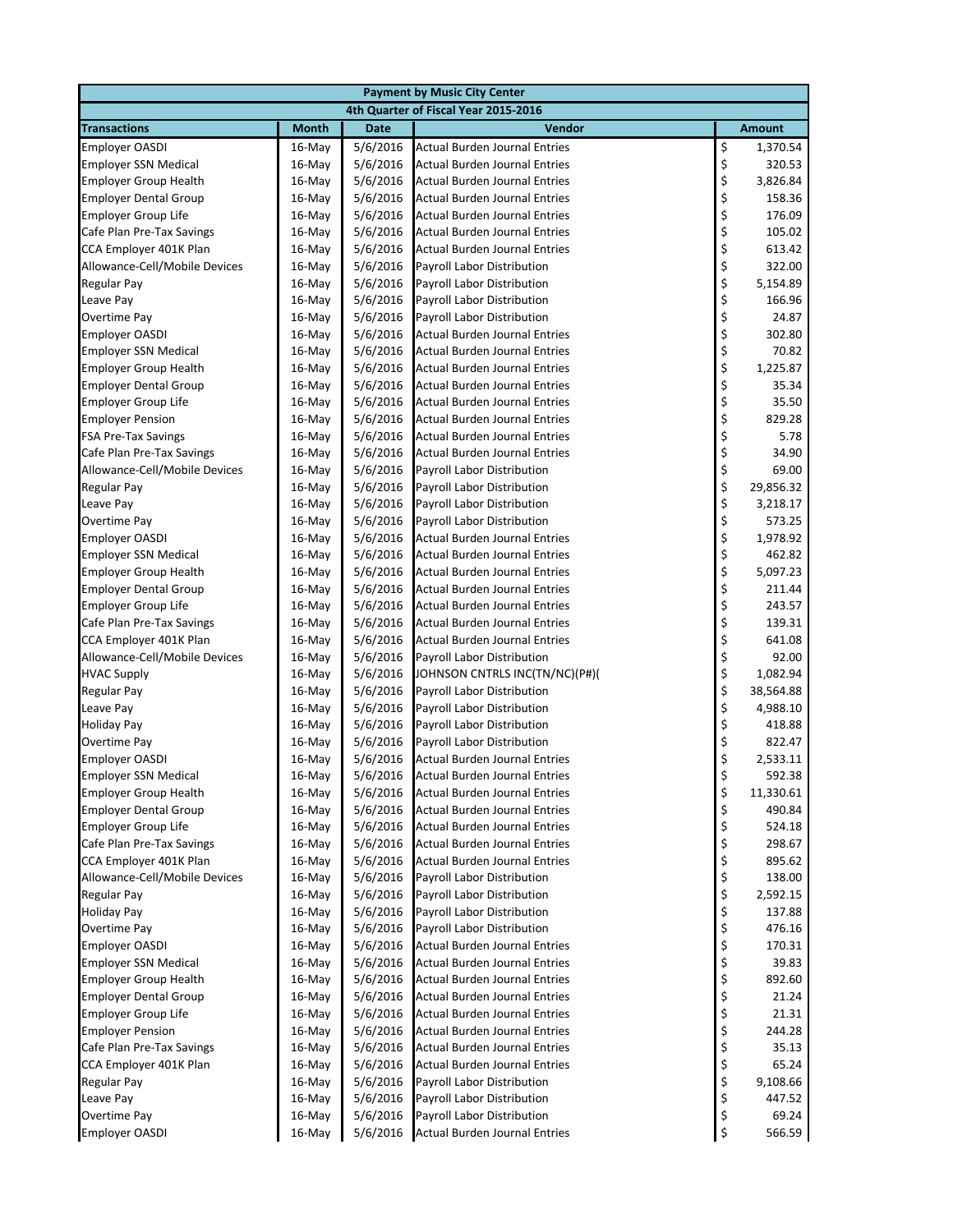| Payment by Music City Center | | | | |
|---|---|---|---|---|
| 4th Quarter of Fiscal Year 2015-2016 | | | | |
| **Transactions** | **Month** | **Date** | **Vendor** | **Amount** |
| Employer OASDI | 16-May | 5/6/2016 | Actual Burden Journal Entries | $ 1,370.54 |
| Employer SSN Medical | 16-May | 5/6/2016 | Actual Burden Journal Entries | $ 320.53 |
| Employer Group Health | 16-May | 5/6/2016 | Actual Burden Journal Entries | $ 3,826.84 |
| Employer Dental Group | 16-May | 5/6/2016 | Actual Burden Journal Entries | $ 158.36 |
| Employer Group Life | 16-May | 5/6/2016 | Actual Burden Journal Entries | $ 176.09 |
| Cafe Plan Pre-Tax Savings | 16-May | 5/6/2016 | Actual Burden Journal Entries | $ 105.02 |
| CCA Employer 401K Plan | 16-May | 5/6/2016 | Actual Burden Journal Entries | $ 613.42 |
| Allowance-Cell/Mobile Devices | 16-May | 5/6/2016 | Payroll Labor Distribution | $ 322.00 |
| Regular Pay | 16-May | 5/6/2016 | Payroll Labor Distribution | $ 5,154.89 |
| Leave Pay | 16-May | 5/6/2016 | Payroll Labor Distribution | $ 166.96 |
| Overtime Pay | 16-May | 5/6/2016 | Payroll Labor Distribution | $ 24.87 |
| Employer OASDI | 16-May | 5/6/2016 | Actual Burden Journal Entries | $ 302.80 |
| Employer SSN Medical | 16-May | 5/6/2016 | Actual Burden Journal Entries | $ 70.82 |
| Employer Group Health | 16-May | 5/6/2016 | Actual Burden Journal Entries | $ 1,225.87 |
| Employer Dental Group | 16-May | 5/6/2016 | Actual Burden Journal Entries | $ 35.34 |
| Employer Group Life | 16-May | 5/6/2016 | Actual Burden Journal Entries | $ 35.50 |
| Employer Pension | 16-May | 5/6/2016 | Actual Burden Journal Entries | $ 829.28 |
| FSA Pre-Tax Savings | 16-May | 5/6/2016 | Actual Burden Journal Entries | $ 5.78 |
| Cafe Plan Pre-Tax Savings | 16-May | 5/6/2016 | Actual Burden Journal Entries | $ 34.90 |
| Allowance-Cell/Mobile Devices | 16-May | 5/6/2016 | Payroll Labor Distribution | $ 69.00 |
| Regular Pay | 16-May | 5/6/2016 | Payroll Labor Distribution | $ 29,856.32 |
| Leave Pay | 16-May | 5/6/2016 | Payroll Labor Distribution | $ 3,218.17 |
| Overtime Pay | 16-May | 5/6/2016 | Payroll Labor Distribution | $ 573.25 |
| Employer OASDI | 16-May | 5/6/2016 | Actual Burden Journal Entries | $ 1,978.92 |
| Employer SSN Medical | 16-May | 5/6/2016 | Actual Burden Journal Entries | $ 462.82 |
| Employer Group Health | 16-May | 5/6/2016 | Actual Burden Journal Entries | $ 5,097.23 |
| Employer Dental Group | 16-May | 5/6/2016 | Actual Burden Journal Entries | $ 211.44 |
| Employer Group Life | 16-May | 5/6/2016 | Actual Burden Journal Entries | $ 243.57 |
| Cafe Plan Pre-Tax Savings | 16-May | 5/6/2016 | Actual Burden Journal Entries | $ 139.31 |
| CCA Employer 401K Plan | 16-May | 5/6/2016 | Actual Burden Journal Entries | $ 641.08 |
| Allowance-Cell/Mobile Devices | 16-May | 5/6/2016 | Payroll Labor Distribution | $ 92.00 |
| HVAC Supply | 16-May | 5/6/2016 | JOHNSON CNTRLS INC(TN/NC)(P#)( | $ 1,082.94 |
| Regular Pay | 16-May | 5/6/2016 | Payroll Labor Distribution | $ 38,564.88 |
| Leave Pay | 16-May | 5/6/2016 | Payroll Labor Distribution | $ 4,988.10 |
| Holiday Pay | 16-May | 5/6/2016 | Payroll Labor Distribution | $ 418.88 |
| Overtime Pay | 16-May | 5/6/2016 | Payroll Labor Distribution | $ 822.47 |
| Employer OASDI | 16-May | 5/6/2016 | Actual Burden Journal Entries | $ 2,533.11 |
| Employer SSN Medical | 16-May | 5/6/2016 | Actual Burden Journal Entries | $ 592.38 |
| Employer Group Health | 16-May | 5/6/2016 | Actual Burden Journal Entries | $ 11,330.61 |
| Employer Dental Group | 16-May | 5/6/2016 | Actual Burden Journal Entries | $ 490.84 |
| Employer Group Life | 16-May | 5/6/2016 | Actual Burden Journal Entries | $ 524.18 |
| Cafe Plan Pre-Tax Savings | 16-May | 5/6/2016 | Actual Burden Journal Entries | $ 298.67 |
| CCA Employer 401K Plan | 16-May | 5/6/2016 | Actual Burden Journal Entries | $ 895.62 |
| Allowance-Cell/Mobile Devices | 16-May | 5/6/2016 | Payroll Labor Distribution | $ 138.00 |
| Regular Pay | 16-May | 5/6/2016 | Payroll Labor Distribution | $ 2,592.15 |
| Holiday Pay | 16-May | 5/6/2016 | Payroll Labor Distribution | $ 137.88 |
| Overtime Pay | 16-May | 5/6/2016 | Payroll Labor Distribution | $ 476.16 |
| Employer OASDI | 16-May | 5/6/2016 | Actual Burden Journal Entries | $ 170.31 |
| Employer SSN Medical | 16-May | 5/6/2016 | Actual Burden Journal Entries | $ 39.83 |
| Employer Group Health | 16-May | 5/6/2016 | Actual Burden Journal Entries | $ 892.60 |
| Employer Dental Group | 16-May | 5/6/2016 | Actual Burden Journal Entries | $ 21.24 |
| Employer Group Life | 16-May | 5/6/2016 | Actual Burden Journal Entries | $ 21.31 |
| Employer Pension | 16-May | 5/6/2016 | Actual Burden Journal Entries | $ 244.28 |
| Cafe Plan Pre-Tax Savings | 16-May | 5/6/2016 | Actual Burden Journal Entries | $ 35.13 |
| CCA Employer 401K Plan | 16-May | 5/6/2016 | Actual Burden Journal Entries | $ 65.24 |
| Regular Pay | 16-May | 5/6/2016 | Payroll Labor Distribution | $ 9,108.66 |
| Leave Pay | 16-May | 5/6/2016 | Payroll Labor Distribution | $ 447.52 |
| Overtime Pay | 16-May | 5/6/2016 | Payroll Labor Distribution | $ 69.24 |
| Employer OASDI | 16-May | 5/6/2016 | Actual Burden Journal Entries | $ 566.59 |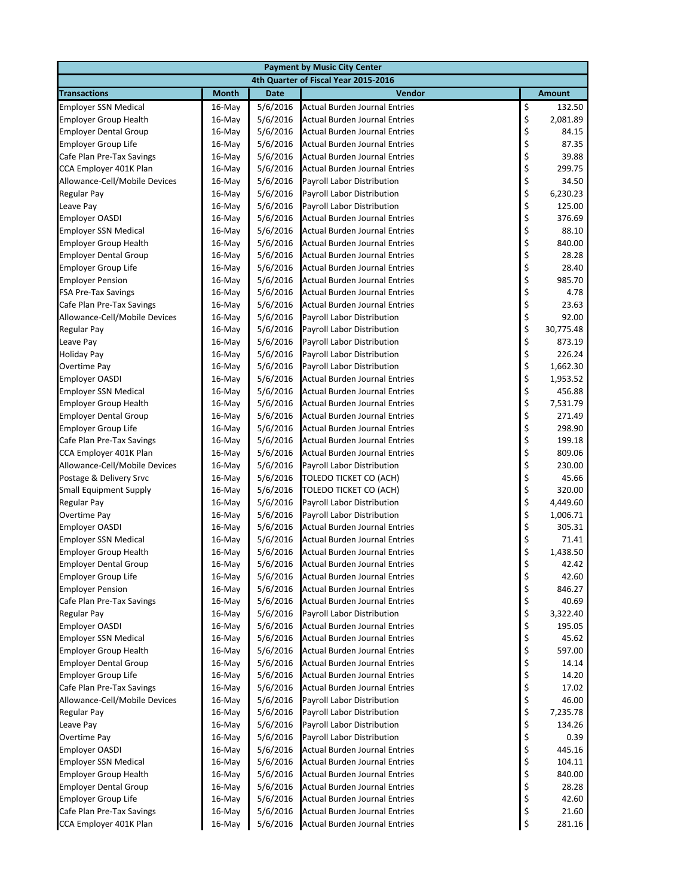| Payment by Music City Center | | | | |
|---|---|---|---|---|
| 4th Quarter of Fiscal Year 2015-2016 | | | | |
| **Transactions** | **Month** | **Date** | **Vendor** | **Amount** |
| Employer SSN Medical | 16-May | 5/6/2016 | Actual Burden Journal Entries | $ 132.50 |
| Employer Group Health | 16-May | 5/6/2016 | Actual Burden Journal Entries | $ 2,081.89 |
| Employer Dental Group | 16-May | 5/6/2016 | Actual Burden Journal Entries | $ 84.15 |
| Employer Group Life | 16-May | 5/6/2016 | Actual Burden Journal Entries | $ 87.35 |
| Cafe Plan Pre-Tax Savings | 16-May | 5/6/2016 | Actual Burden Journal Entries | $ 39.88 |
| CCA Employer 401K Plan | 16-May | 5/6/2016 | Actual Burden Journal Entries | $ 299.75 |
| Allowance-Cell/Mobile Devices | 16-May | 5/6/2016 | Payroll Labor Distribution | $ 34.50 |
| Regular Pay | 16-May | 5/6/2016 | Payroll Labor Distribution | $ 6,230.23 |
| Leave Pay | 16-May | 5/6/2016 | Payroll Labor Distribution | $ 125.00 |
| Employer OASDI | 16-May | 5/6/2016 | Actual Burden Journal Entries | $ 376.69 |
| Employer SSN Medical | 16-May | 5/6/2016 | Actual Burden Journal Entries | $ 88.10 |
| Employer Group Health | 16-May | 5/6/2016 | Actual Burden Journal Entries | $ 840.00 |
| Employer Dental Group | 16-May | 5/6/2016 | Actual Burden Journal Entries | $ 28.28 |
| Employer Group Life | 16-May | 5/6/2016 | Actual Burden Journal Entries | $ 28.40 |
| Employer Pension | 16-May | 5/6/2016 | Actual Burden Journal Entries | $ 985.70 |
| FSA Pre-Tax Savings | 16-May | 5/6/2016 | Actual Burden Journal Entries | $ 4.78 |
| Cafe Plan Pre-Tax Savings | 16-May | 5/6/2016 | Actual Burden Journal Entries | $ 23.63 |
| Allowance-Cell/Mobile Devices | 16-May | 5/6/2016 | Payroll Labor Distribution | $ 92.00 |
| Regular Pay | 16-May | 5/6/2016 | Payroll Labor Distribution | $ 30,775.48 |
| Leave Pay | 16-May | 5/6/2016 | Payroll Labor Distribution | $ 873.19 |
| Holiday Pay | 16-May | 5/6/2016 | Payroll Labor Distribution | $ 226.24 |
| Overtime Pay | 16-May | 5/6/2016 | Payroll Labor Distribution | $ 1,662.30 |
| Employer OASDI | 16-May | 5/6/2016 | Actual Burden Journal Entries | $ 1,953.52 |
| Employer SSN Medical | 16-May | 5/6/2016 | Actual Burden Journal Entries | $ 456.88 |
| Employer Group Health | 16-May | 5/6/2016 | Actual Burden Journal Entries | $ 7,531.79 |
| Employer Dental Group | 16-May | 5/6/2016 | Actual Burden Journal Entries | $ 271.49 |
| Employer Group Life | 16-May | 5/6/2016 | Actual Burden Journal Entries | $ 298.90 |
| Cafe Plan Pre-Tax Savings | 16-May | 5/6/2016 | Actual Burden Journal Entries | $ 199.18 |
| CCA Employer 401K Plan | 16-May | 5/6/2016 | Actual Burden Journal Entries | $ 809.06 |
| Allowance-Cell/Mobile Devices | 16-May | 5/6/2016 | Payroll Labor Distribution | $ 230.00 |
| Postage & Delivery Srvc | 16-May | 5/6/2016 | TOLEDO TICKET CO (ACH) | $ 45.66 |
| Small Equipment Supply | 16-May | 5/6/2016 | TOLEDO TICKET CO (ACH) | $ 320.00 |
| Regular Pay | 16-May | 5/6/2016 | Payroll Labor Distribution | $ 4,449.60 |
| Overtime Pay | 16-May | 5/6/2016 | Payroll Labor Distribution | $ 1,006.71 |
| Employer OASDI | 16-May | 5/6/2016 | Actual Burden Journal Entries | $ 305.31 |
| Employer SSN Medical | 16-May | 5/6/2016 | Actual Burden Journal Entries | $ 71.41 |
| Employer Group Health | 16-May | 5/6/2016 | Actual Burden Journal Entries | $ 1,438.50 |
| Employer Dental Group | 16-May | 5/6/2016 | Actual Burden Journal Entries | $ 42.42 |
| Employer Group Life | 16-May | 5/6/2016 | Actual Burden Journal Entries | $ 42.60 |
| Employer Pension | 16-May | 5/6/2016 | Actual Burden Journal Entries | $ 846.27 |
| Cafe Plan Pre-Tax Savings | 16-May | 5/6/2016 | Actual Burden Journal Entries | $ 40.69 |
| Regular Pay | 16-May | 5/6/2016 | Payroll Labor Distribution | $ 3,322.40 |
| Employer OASDI | 16-May | 5/6/2016 | Actual Burden Journal Entries | $ 195.05 |
| Employer SSN Medical | 16-May | 5/6/2016 | Actual Burden Journal Entries | $ 45.62 |
| Employer Group Health | 16-May | 5/6/2016 | Actual Burden Journal Entries | $ 597.00 |
| Employer Dental Group | 16-May | 5/6/2016 | Actual Burden Journal Entries | $ 14.14 |
| Employer Group Life | 16-May | 5/6/2016 | Actual Burden Journal Entries | $ 14.20 |
| Cafe Plan Pre-Tax Savings | 16-May | 5/6/2016 | Actual Burden Journal Entries | $ 17.02 |
| Allowance-Cell/Mobile Devices | 16-May | 5/6/2016 | Payroll Labor Distribution | $ 46.00 |
| Regular Pay | 16-May | 5/6/2016 | Payroll Labor Distribution | $ 7,235.78 |
| Leave Pay | 16-May | 5/6/2016 | Payroll Labor Distribution | $ 134.26 |
| Overtime Pay | 16-May | 5/6/2016 | Payroll Labor Distribution | $ 0.39 |
| Employer OASDI | 16-May | 5/6/2016 | Actual Burden Journal Entries | $ 445.16 |
| Employer SSN Medical | 16-May | 5/6/2016 | Actual Burden Journal Entries | $ 104.11 |
| Employer Group Health | 16-May | 5/6/2016 | Actual Burden Journal Entries | $ 840.00 |
| Employer Dental Group | 16-May | 5/6/2016 | Actual Burden Journal Entries | $ 28.28 |
| Employer Group Life | 16-May | 5/6/2016 | Actual Burden Journal Entries | $ 42.60 |
| Cafe Plan Pre-Tax Savings | 16-May | 5/6/2016 | Actual Burden Journal Entries | $ 21.60 |
| CCA Employer 401K Plan | 16-May | 5/6/2016 | Actual Burden Journal Entries | $ 281.16 |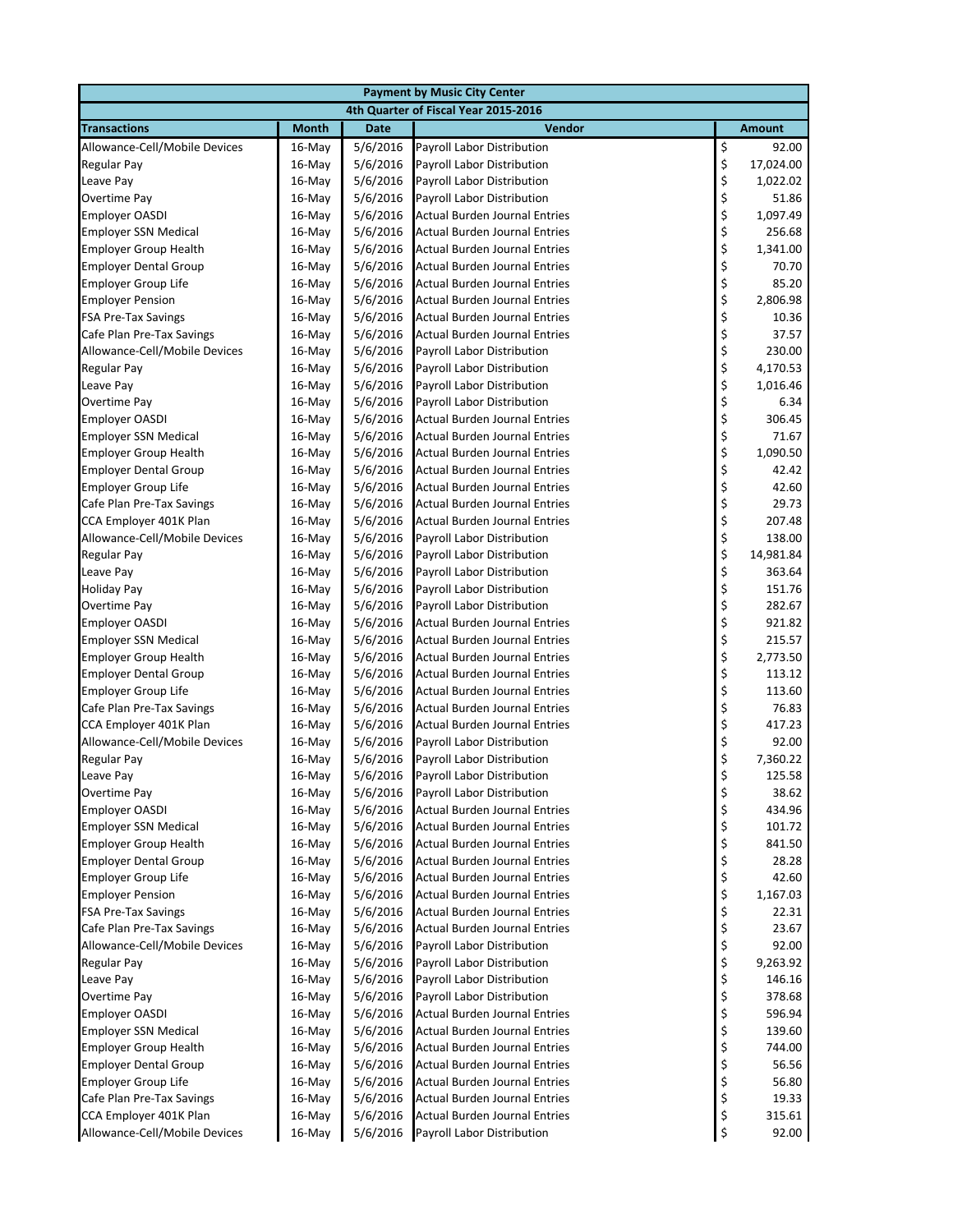| Payment by Music City Center | | | | |
|---|---|---|---|---|
| 4th Quarter of Fiscal Year 2015-2016 | | | | |
| **Transactions** | **Month** | **Date** | **Vendor** | **Amount** |
| Allowance-Cell/Mobile Devices | 16-May | 5/6/2016 | Payroll Labor Distribution | $ 92.00 |
| Regular Pay | 16-May | 5/6/2016 | Payroll Labor Distribution | $ 17,024.00 |
| Leave Pay | 16-May | 5/6/2016 | Payroll Labor Distribution | $ 1,022.02 |
| Overtime Pay | 16-May | 5/6/2016 | Payroll Labor Distribution | $ 51.86 |
| Employer OASDI | 16-May | 5/6/2016 | Actual Burden Journal Entries | $ 1,097.49 |
| Employer SSN Medical | 16-May | 5/6/2016 | Actual Burden Journal Entries | $ 256.68 |
| Employer Group Health | 16-May | 5/6/2016 | Actual Burden Journal Entries | $ 1,341.00 |
| Employer Dental Group | 16-May | 5/6/2016 | Actual Burden Journal Entries | $ 70.70 |
| Employer Group Life | 16-May | 5/6/2016 | Actual Burden Journal Entries | $ 85.20 |
| Employer Pension | 16-May | 5/6/2016 | Actual Burden Journal Entries | $ 2,806.98 |
| FSA Pre-Tax Savings | 16-May | 5/6/2016 | Actual Burden Journal Entries | $ 10.36 |
| Cafe Plan Pre-Tax Savings | 16-May | 5/6/2016 | Actual Burden Journal Entries | $ 37.57 |
| Allowance-Cell/Mobile Devices | 16-May | 5/6/2016 | Payroll Labor Distribution | $ 230.00 |
| Regular Pay | 16-May | 5/6/2016 | Payroll Labor Distribution | $ 4,170.53 |
| Leave Pay | 16-May | 5/6/2016 | Payroll Labor Distribution | $ 1,016.46 |
| Overtime Pay | 16-May | 5/6/2016 | Payroll Labor Distribution | $ 6.34 |
| Employer OASDI | 16-May | 5/6/2016 | Actual Burden Journal Entries | $ 306.45 |
| Employer SSN Medical | 16-May | 5/6/2016 | Actual Burden Journal Entries | $ 71.67 |
| Employer Group Health | 16-May | 5/6/2016 | Actual Burden Journal Entries | $ 1,090.50 |
| Employer Dental Group | 16-May | 5/6/2016 | Actual Burden Journal Entries | $ 42.42 |
| Employer Group Life | 16-May | 5/6/2016 | Actual Burden Journal Entries | $ 42.60 |
| Cafe Plan Pre-Tax Savings | 16-May | 5/6/2016 | Actual Burden Journal Entries | $ 29.73 |
| CCA Employer 401K Plan | 16-May | 5/6/2016 | Actual Burden Journal Entries | $ 207.48 |
| Allowance-Cell/Mobile Devices | 16-May | 5/6/2016 | Payroll Labor Distribution | $ 138.00 |
| Regular Pay | 16-May | 5/6/2016 | Payroll Labor Distribution | $ 14,981.84 |
| Leave Pay | 16-May | 5/6/2016 | Payroll Labor Distribution | $ 363.64 |
| Holiday Pay | 16-May | 5/6/2016 | Payroll Labor Distribution | $ 151.76 |
| Overtime Pay | 16-May | 5/6/2016 | Payroll Labor Distribution | $ 282.67 |
| Employer OASDI | 16-May | 5/6/2016 | Actual Burden Journal Entries | $ 921.82 |
| Employer SSN Medical | 16-May | 5/6/2016 | Actual Burden Journal Entries | $ 215.57 |
| Employer Group Health | 16-May | 5/6/2016 | Actual Burden Journal Entries | $ 2,773.50 |
| Employer Dental Group | 16-May | 5/6/2016 | Actual Burden Journal Entries | $ 113.12 |
| Employer Group Life | 16-May | 5/6/2016 | Actual Burden Journal Entries | $ 113.60 |
| Cafe Plan Pre-Tax Savings | 16-May | 5/6/2016 | Actual Burden Journal Entries | $ 76.83 |
| CCA Employer 401K Plan | 16-May | 5/6/2016 | Actual Burden Journal Entries | $ 417.23 |
| Allowance-Cell/Mobile Devices | 16-May | 5/6/2016 | Payroll Labor Distribution | $ 92.00 |
| Regular Pay | 16-May | 5/6/2016 | Payroll Labor Distribution | $ 7,360.22 |
| Leave Pay | 16-May | 5/6/2016 | Payroll Labor Distribution | $ 125.58 |
| Overtime Pay | 16-May | 5/6/2016 | Payroll Labor Distribution | $ 38.62 |
| Employer OASDI | 16-May | 5/6/2016 | Actual Burden Journal Entries | $ 434.96 |
| Employer SSN Medical | 16-May | 5/6/2016 | Actual Burden Journal Entries | $ 101.72 |
| Employer Group Health | 16-May | 5/6/2016 | Actual Burden Journal Entries | $ 841.50 |
| Employer Dental Group | 16-May | 5/6/2016 | Actual Burden Journal Entries | $ 28.28 |
| Employer Group Life | 16-May | 5/6/2016 | Actual Burden Journal Entries | $ 42.60 |
| Employer Pension | 16-May | 5/6/2016 | Actual Burden Journal Entries | $ 1,167.03 |
| FSA Pre-Tax Savings | 16-May | 5/6/2016 | Actual Burden Journal Entries | $ 22.31 |
| Cafe Plan Pre-Tax Savings | 16-May | 5/6/2016 | Actual Burden Journal Entries | $ 23.67 |
| Allowance-Cell/Mobile Devices | 16-May | 5/6/2016 | Payroll Labor Distribution | $ 92.00 |
| Regular Pay | 16-May | 5/6/2016 | Payroll Labor Distribution | $ 9,263.92 |
| Leave Pay | 16-May | 5/6/2016 | Payroll Labor Distribution | $ 146.16 |
| Overtime Pay | 16-May | 5/6/2016 | Payroll Labor Distribution | $ 378.68 |
| Employer OASDI | 16-May | 5/6/2016 | Actual Burden Journal Entries | $ 596.94 |
| Employer SSN Medical | 16-May | 5/6/2016 | Actual Burden Journal Entries | $ 139.60 |
| Employer Group Health | 16-May | 5/6/2016 | Actual Burden Journal Entries | $ 744.00 |
| Employer Dental Group | 16-May | 5/6/2016 | Actual Burden Journal Entries | $ 56.56 |
| Employer Group Life | 16-May | 5/6/2016 | Actual Burden Journal Entries | $ 56.80 |
| Cafe Plan Pre-Tax Savings | 16-May | 5/6/2016 | Actual Burden Journal Entries | $ 19.33 |
| CCA Employer 401K Plan | 16-May | 5/6/2016 | Actual Burden Journal Entries | $ 315.61 |
| Allowance-Cell/Mobile Devices | 16-May | 5/6/2016 | Payroll Labor Distribution | $ 92.00 |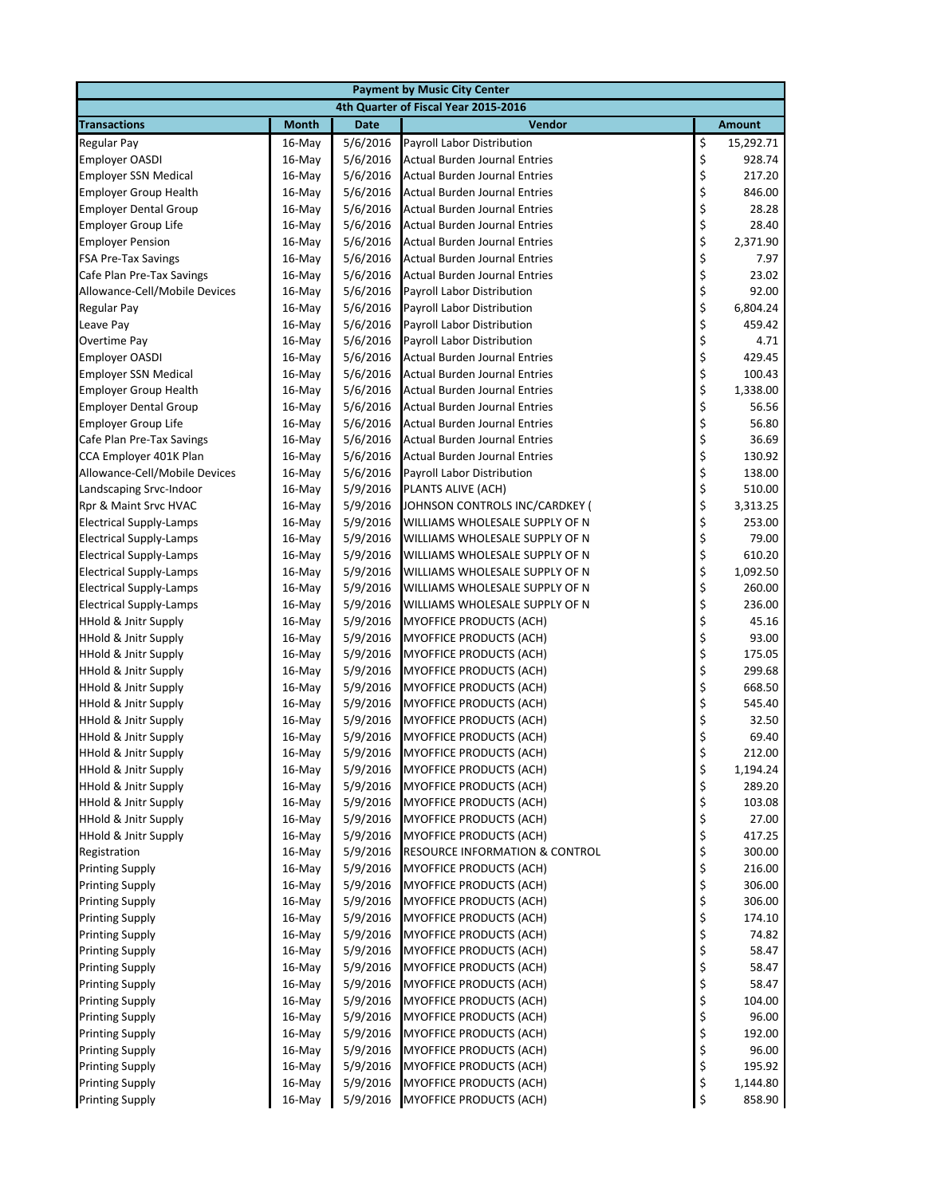| Payment by Music City Center | | | | |
|---|---|---|---|---|
| 4th Quarter of Fiscal Year 2015-2016 | | | | |
| **Transactions** | **Month** | **Date** | **Vendor** | **Amount** |
| Regular Pay | 16-May | 5/6/2016 | Payroll Labor Distribution | $ 15,292.71 |
| Employer OASDI | 16-May | 5/6/2016 | Actual Burden Journal Entries | $ 928.74 |
| Employer SSN Medical | 16-May | 5/6/2016 | Actual Burden Journal Entries | $ 217.20 |
| Employer Group Health | 16-May | 5/6/2016 | Actual Burden Journal Entries | $ 846.00 |
| Employer Dental Group | 16-May | 5/6/2016 | Actual Burden Journal Entries | $ 28.28 |
| Employer Group Life | 16-May | 5/6/2016 | Actual Burden Journal Entries | $ 28.40 |
| Employer Pension | 16-May | 5/6/2016 | Actual Burden Journal Entries | $ 2,371.90 |
| FSA Pre-Tax Savings | 16-May | 5/6/2016 | Actual Burden Journal Entries | $ 7.97 |
| Cafe Plan Pre-Tax Savings | 16-May | 5/6/2016 | Actual Burden Journal Entries | $ 23.02 |
| Allowance-Cell/Mobile Devices | 16-May | 5/6/2016 | Payroll Labor Distribution | $ 92.00 |
| Regular Pay | 16-May | 5/6/2016 | Payroll Labor Distribution | $ 6,804.24 |
| Leave Pay | 16-May | 5/6/2016 | Payroll Labor Distribution | $ 459.42 |
| Overtime Pay | 16-May | 5/6/2016 | Payroll Labor Distribution | $ 4.71 |
| Employer OASDI | 16-May | 5/6/2016 | Actual Burden Journal Entries | $ 429.45 |
| Employer SSN Medical | 16-May | 5/6/2016 | Actual Burden Journal Entries | $ 100.43 |
| Employer Group Health | 16-May | 5/6/2016 | Actual Burden Journal Entries | $ 1,338.00 |
| Employer Dental Group | 16-May | 5/6/2016 | Actual Burden Journal Entries | $ 56.56 |
| Employer Group Life | 16-May | 5/6/2016 | Actual Burden Journal Entries | $ 56.80 |
| Cafe Plan Pre-Tax Savings | 16-May | 5/6/2016 | Actual Burden Journal Entries | $ 36.69 |
| CCA Employer 401K Plan | 16-May | 5/6/2016 | Actual Burden Journal Entries | $ 130.92 |
| Allowance-Cell/Mobile Devices | 16-May | 5/6/2016 | Payroll Labor Distribution | $ 138.00 |
| Landscaping Srvc-Indoor | 16-May | 5/9/2016 | PLANTS ALIVE (ACH) | $ 510.00 |
| Rpr & Maint Srvc HVAC | 16-May | 5/9/2016 | JOHNSON CONTROLS INC/CARDKEY ( | $ 3,313.25 |
| Electrical Supply-Lamps | 16-May | 5/9/2016 | WILLIAMS WHOLESALE SUPPLY OF N | $ 253.00 |
| Electrical Supply-Lamps | 16-May | 5/9/2016 | WILLIAMS WHOLESALE SUPPLY OF N | $ 79.00 |
| Electrical Supply-Lamps | 16-May | 5/9/2016 | WILLIAMS WHOLESALE SUPPLY OF N | $ 610.20 |
| Electrical Supply-Lamps | 16-May | 5/9/2016 | WILLIAMS WHOLESALE SUPPLY OF N | $ 1,092.50 |
| Electrical Supply-Lamps | 16-May | 5/9/2016 | WILLIAMS WHOLESALE SUPPLY OF N | $ 260.00 |
| Electrical Supply-Lamps | 16-May | 5/9/2016 | WILLIAMS WHOLESALE SUPPLY OF N | $ 236.00 |
| HHold & Jnitr Supply | 16-May | 5/9/2016 | MYOFFICE PRODUCTS (ACH) | $ 45.16 |
| HHold & Jnitr Supply | 16-May | 5/9/2016 | MYOFFICE PRODUCTS (ACH) | $ 93.00 |
| HHold & Jnitr Supply | 16-May | 5/9/2016 | MYOFFICE PRODUCTS (ACH) | $ 175.05 |
| HHold & Jnitr Supply | 16-May | 5/9/2016 | MYOFFICE PRODUCTS (ACH) | $ 299.68 |
| HHold & Jnitr Supply | 16-May | 5/9/2016 | MYOFFICE PRODUCTS (ACH) | $ 668.50 |
| HHold & Jnitr Supply | 16-May | 5/9/2016 | MYOFFICE PRODUCTS (ACH) | $ 545.40 |
| HHold & Jnitr Supply | 16-May | 5/9/2016 | MYOFFICE PRODUCTS (ACH) | $ 32.50 |
| HHold & Jnitr Supply | 16-May | 5/9/2016 | MYOFFICE PRODUCTS (ACH) | $ 69.40 |
| HHold & Jnitr Supply | 16-May | 5/9/2016 | MYOFFICE PRODUCTS (ACH) | $ 212.00 |
| HHold & Jnitr Supply | 16-May | 5/9/2016 | MYOFFICE PRODUCTS (ACH) | $ 1,194.24 |
| HHold & Jnitr Supply | 16-May | 5/9/2016 | MYOFFICE PRODUCTS (ACH) | $ 289.20 |
| HHold & Jnitr Supply | 16-May | 5/9/2016 | MYOFFICE PRODUCTS (ACH) | $ 103.08 |
| HHold & Jnitr Supply | 16-May | 5/9/2016 | MYOFFICE PRODUCTS (ACH) | $ 27.00 |
| HHold & Jnitr Supply | 16-May | 5/9/2016 | MYOFFICE PRODUCTS (ACH) | $ 417.25 |
| Registration | 16-May | 5/9/2016 | RESOURCE INFORMATION & CONTROL | $ 300.00 |
| Printing Supply | 16-May | 5/9/2016 | MYOFFICE PRODUCTS (ACH) | $ 216.00 |
| Printing Supply | 16-May | 5/9/2016 | MYOFFICE PRODUCTS (ACH) | $ 306.00 |
| Printing Supply | 16-May | 5/9/2016 | MYOFFICE PRODUCTS (ACH) | $ 306.00 |
| Printing Supply | 16-May | 5/9/2016 | MYOFFICE PRODUCTS (ACH) | $ 174.10 |
| Printing Supply | 16-May | 5/9/2016 | MYOFFICE PRODUCTS (ACH) | $ 74.82 |
| Printing Supply | 16-May | 5/9/2016 | MYOFFICE PRODUCTS (ACH) | $ 58.47 |
| Printing Supply | 16-May | 5/9/2016 | MYOFFICE PRODUCTS (ACH) | $ 58.47 |
| Printing Supply | 16-May | 5/9/2016 | MYOFFICE PRODUCTS (ACH) | $ 58.47 |
| Printing Supply | 16-May | 5/9/2016 | MYOFFICE PRODUCTS (ACH) | $ 104.00 |
| Printing Supply | 16-May | 5/9/2016 | MYOFFICE PRODUCTS (ACH) | $ 96.00 |
| Printing Supply | 16-May | 5/9/2016 | MYOFFICE PRODUCTS (ACH) | $ 192.00 |
| Printing Supply | 16-May | 5/9/2016 | MYOFFICE PRODUCTS (ACH) | $ 96.00 |
| Printing Supply | 16-May | 5/9/2016 | MYOFFICE PRODUCTS (ACH) | $ 195.92 |
| Printing Supply | 16-May | 5/9/2016 | MYOFFICE PRODUCTS (ACH) | $ 1,144.80 |
| Printing Supply | 16-May | 5/9/2016 | MYOFFICE PRODUCTS (ACH) | $ 858.90 |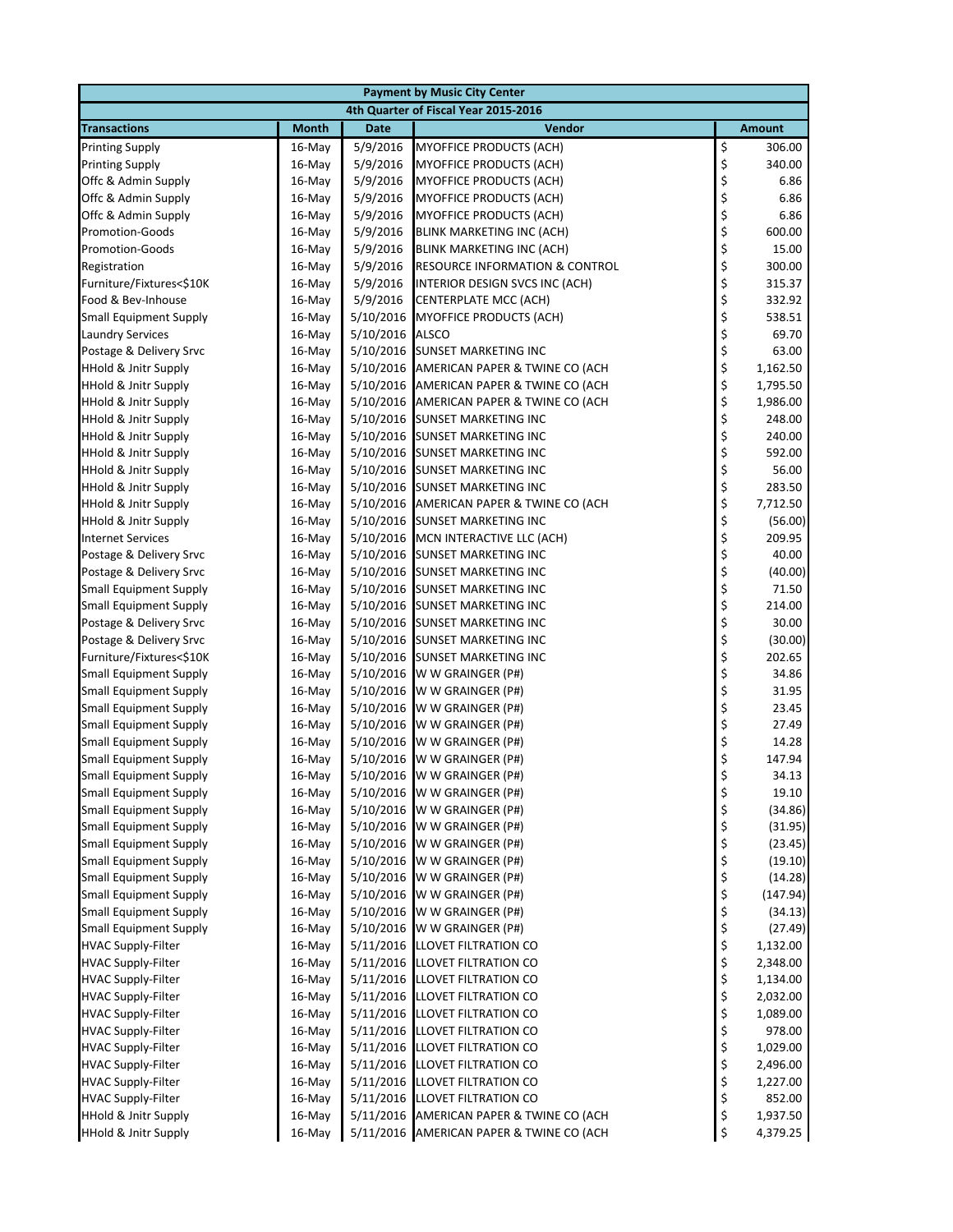| Payment by Music City Center | | | | |
|---|---|---|---|---|
| 4th Quarter of Fiscal Year 2015-2016 | | | | |
| **Transactions** | **Month** | **Date** | **Vendor** | **Amount** |
| Printing Supply | 16-May | 5/9/2016 | MYOFFICE PRODUCTS (ACH) | $ 306.00 |
| Printing Supply | 16-May | 5/9/2016 | MYOFFICE PRODUCTS (ACH) | $ 340.00 |
| Offc & Admin Supply | 16-May | 5/9/2016 | MYOFFICE PRODUCTS (ACH) | $ 6.86 |
| Offc & Admin Supply | 16-May | 5/9/2016 | MYOFFICE PRODUCTS (ACH) | $ 6.86 |
| Offc & Admin Supply | 16-May | 5/9/2016 | MYOFFICE PRODUCTS (ACH) | $ 6.86 |
| Promotion-Goods | 16-May | 5/9/2016 | BLINK MARKETING INC (ACH) | $ 600.00 |
| Promotion-Goods | 16-May | 5/9/2016 | BLINK MARKETING INC (ACH) | $ 15.00 |
| Registration | 16-May | 5/9/2016 | RESOURCE INFORMATION & CONTROL | $ 300.00 |
| Furniture/Fixtures<$10K | 16-May | 5/9/2016 | INTERIOR DESIGN SVCS INC (ACH) | $ 315.37 |
| Food & Bev-Inhouse | 16-May | 5/9/2016 | CENTERPLATE MCC (ACH) | $ 332.92 |
| Small Equipment Supply | 16-May | 5/10/2016 | MYOFFICE PRODUCTS (ACH) | $ 538.51 |
| Laundry Services | 16-May | 5/10/2016 | ALSCO | $ 69.70 |
| Postage & Delivery Srvc | 16-May | 5/10/2016 | SUNSET MARKETING INC | $ 63.00 |
| HHold & Jnitr Supply | 16-May | 5/10/2016 | AMERICAN PAPER & TWINE CO (ACH | $ 1,162.50 |
| HHold & Jnitr Supply | 16-May | 5/10/2016 | AMERICAN PAPER & TWINE CO (ACH | $ 1,795.50 |
| HHold & Jnitr Supply | 16-May | 5/10/2016 | AMERICAN PAPER & TWINE CO (ACH | $ 1,986.00 |
| HHold & Jnitr Supply | 16-May | 5/10/2016 | SUNSET MARKETING INC | $ 248.00 |
| HHold & Jnitr Supply | 16-May | 5/10/2016 | SUNSET MARKETING INC | $ 240.00 |
| HHold & Jnitr Supply | 16-May | 5/10/2016 | SUNSET MARKETING INC | $ 592.00 |
| HHold & Jnitr Supply | 16-May | 5/10/2016 | SUNSET MARKETING INC | $ 56.00 |
| HHold & Jnitr Supply | 16-May | 5/10/2016 | SUNSET MARKETING INC | $ 283.50 |
| HHold & Jnitr Supply | 16-May | 5/10/2016 | AMERICAN PAPER & TWINE CO (ACH | $ 7,712.50 |
| HHold & Jnitr Supply | 16-May | 5/10/2016 | SUNSET MARKETING INC | $ (56.00) |
| Internet Services | 16-May | 5/10/2016 | MCN INTERACTIVE LLC (ACH) | $ 209.95 |
| Postage & Delivery Srvc | 16-May | 5/10/2016 | SUNSET MARKETING INC | $ 40.00 |
| Postage & Delivery Srvc | 16-May | 5/10/2016 | SUNSET MARKETING INC | $ (40.00) |
| Small Equipment Supply | 16-May | 5/10/2016 | SUNSET MARKETING INC | $ 71.50 |
| Small Equipment Supply | 16-May | 5/10/2016 | SUNSET MARKETING INC | $ 214.00 |
| Postage & Delivery Srvc | 16-May | 5/10/2016 | SUNSET MARKETING INC | $ 30.00 |
| Postage & Delivery Srvc | 16-May | 5/10/2016 | SUNSET MARKETING INC | $ (30.00) |
| Furniture/Fixtures<$10K | 16-May | 5/10/2016 | SUNSET MARKETING INC | $ 202.65 |
| Small Equipment Supply | 16-May | 5/10/2016 | W W GRAINGER (P#) | $ 34.86 |
| Small Equipment Supply | 16-May | 5/10/2016 | W W GRAINGER (P#) | $ 31.95 |
| Small Equipment Supply | 16-May | 5/10/2016 | W W GRAINGER (P#) | $ 23.45 |
| Small Equipment Supply | 16-May | 5/10/2016 | W W GRAINGER (P#) | $ 27.49 |
| Small Equipment Supply | 16-May | 5/10/2016 | W W GRAINGER (P#) | $ 14.28 |
| Small Equipment Supply | 16-May | 5/10/2016 | W W GRAINGER (P#) | $ 147.94 |
| Small Equipment Supply | 16-May | 5/10/2016 | W W GRAINGER (P#) | $ 34.13 |
| Small Equipment Supply | 16-May | 5/10/2016 | W W GRAINGER (P#) | $ 19.10 |
| Small Equipment Supply | 16-May | 5/10/2016 | W W GRAINGER (P#) | $ (34.86) |
| Small Equipment Supply | 16-May | 5/10/2016 | W W GRAINGER (P#) | $ (31.95) |
| Small Equipment Supply | 16-May | 5/10/2016 | W W GRAINGER (P#) | $ (23.45) |
| Small Equipment Supply | 16-May | 5/10/2016 | W W GRAINGER (P#) | $ (19.10) |
| Small Equipment Supply | 16-May | 5/10/2016 | W W GRAINGER (P#) | $ (14.28) |
| Small Equipment Supply | 16-May | 5/10/2016 | W W GRAINGER (P#) | $ (147.94) |
| Small Equipment Supply | 16-May | 5/10/2016 | W W GRAINGER (P#) | $ (34.13) |
| Small Equipment Supply | 16-May | 5/10/2016 | W W GRAINGER (P#) | $ (27.49) |
| HVAC Supply-Filter | 16-May | 5/11/2016 | LLOVET FILTRATION CO | $ 1,132.00 |
| HVAC Supply-Filter | 16-May | 5/11/2016 | LLOVET FILTRATION CO | $ 2,348.00 |
| HVAC Supply-Filter | 16-May | 5/11/2016 | LLOVET FILTRATION CO | $ 1,134.00 |
| HVAC Supply-Filter | 16-May | 5/11/2016 | LLOVET FILTRATION CO | $ 2,032.00 |
| HVAC Supply-Filter | 16-May | 5/11/2016 | LLOVET FILTRATION CO | $ 1,089.00 |
| HVAC Supply-Filter | 16-May | 5/11/2016 | LLOVET FILTRATION CO | $ 978.00 |
| HVAC Supply-Filter | 16-May | 5/11/2016 | LLOVET FILTRATION CO | $ 1,029.00 |
| HVAC Supply-Filter | 16-May | 5/11/2016 | LLOVET FILTRATION CO | $ 2,496.00 |
| HVAC Supply-Filter | 16-May | 5/11/2016 | LLOVET FILTRATION CO | $ 1,227.00 |
| HVAC Supply-Filter | 16-May | 5/11/2016 | LLOVET FILTRATION CO | $ 852.00 |
| HHold & Jnitr Supply | 16-May | 5/11/2016 | AMERICAN PAPER & TWINE CO (ACH | $ 1,937.50 |
| HHold & Jnitr Supply | 16-May | 5/11/2016 | AMERICAN PAPER & TWINE CO (ACH | $ 4,379.25 |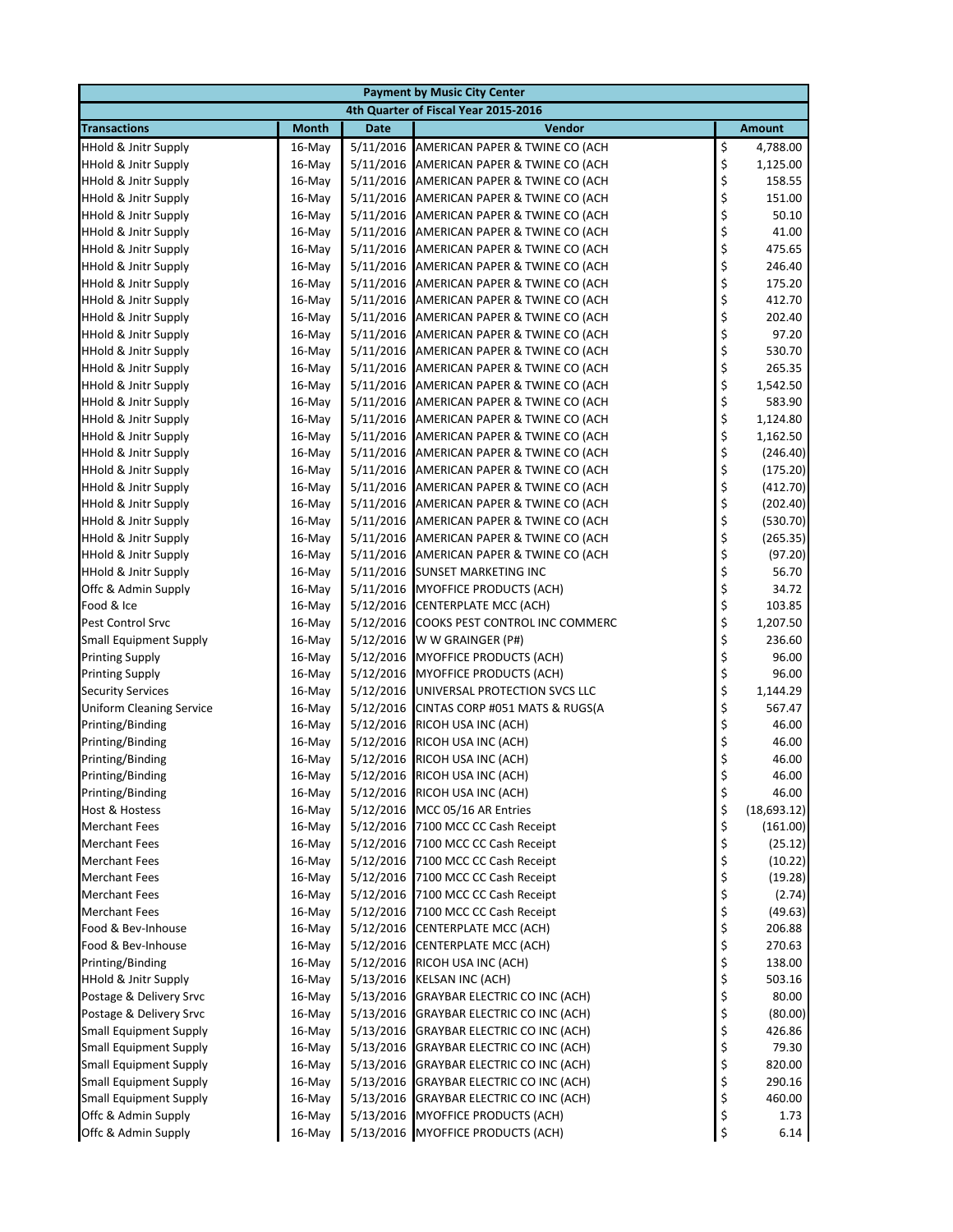| Payment by Music City Center | | | | |
|---|---|---|---|---|
| 4th Quarter of Fiscal Year 2015-2016 | | | | |
| **Transactions** | **Month** | **Date** | **Vendor** | **Amount** |
| HHold & Jnitr Supply | 16-May | 5/11/2016 | AMERICAN PAPER & TWINE CO (ACH | $ 4,788.00 |
| HHold & Jnitr Supply | 16-May | 5/11/2016 | AMERICAN PAPER & TWINE CO (ACH | $ 1,125.00 |
| HHold & Jnitr Supply | 16-May | 5/11/2016 | AMERICAN PAPER & TWINE CO (ACH | $ 158.55 |
| HHold & Jnitr Supply | 16-May | 5/11/2016 | AMERICAN PAPER & TWINE CO (ACH | $ 151.00 |
| HHold & Jnitr Supply | 16-May | 5/11/2016 | AMERICAN PAPER & TWINE CO (ACH | $ 50.10 |
| HHold & Jnitr Supply | 16-May | 5/11/2016 | AMERICAN PAPER & TWINE CO (ACH | $ 41.00 |
| HHold & Jnitr Supply | 16-May | 5/11/2016 | AMERICAN PAPER & TWINE CO (ACH | $ 475.65 |
| HHold & Jnitr Supply | 16-May | 5/11/2016 | AMERICAN PAPER & TWINE CO (ACH | $ 246.40 |
| HHold & Jnitr Supply | 16-May | 5/11/2016 | AMERICAN PAPER & TWINE CO (ACH | $ 175.20 |
| HHold & Jnitr Supply | 16-May | 5/11/2016 | AMERICAN PAPER & TWINE CO (ACH | $ 412.70 |
| HHold & Jnitr Supply | 16-May | 5/11/2016 | AMERICAN PAPER & TWINE CO (ACH | $ 202.40 |
| HHold & Jnitr Supply | 16-May | 5/11/2016 | AMERICAN PAPER & TWINE CO (ACH | $ 97.20 |
| HHold & Jnitr Supply | 16-May | 5/11/2016 | AMERICAN PAPER & TWINE CO (ACH | $ 530.70 |
| HHold & Jnitr Supply | 16-May | 5/11/2016 | AMERICAN PAPER & TWINE CO (ACH | $ 265.35 |
| HHold & Jnitr Supply | 16-May | 5/11/2016 | AMERICAN PAPER & TWINE CO (ACH | $ 1,542.50 |
| HHold & Jnitr Supply | 16-May | 5/11/2016 | AMERICAN PAPER & TWINE CO (ACH | $ 583.90 |
| HHold & Jnitr Supply | 16-May | 5/11/2016 | AMERICAN PAPER & TWINE CO (ACH | $ 1,124.80 |
| HHold & Jnitr Supply | 16-May | 5/11/2016 | AMERICAN PAPER & TWINE CO (ACH | $ 1,162.50 |
| HHold & Jnitr Supply | 16-May | 5/11/2016 | AMERICAN PAPER & TWINE CO (ACH | $ (246.40) |
| HHold & Jnitr Supply | 16-May | 5/11/2016 | AMERICAN PAPER & TWINE CO (ACH | $ (175.20) |
| HHold & Jnitr Supply | 16-May | 5/11/2016 | AMERICAN PAPER & TWINE CO (ACH | $ (412.70) |
| HHold & Jnitr Supply | 16-May | 5/11/2016 | AMERICAN PAPER & TWINE CO (ACH | $ (202.40) |
| HHold & Jnitr Supply | 16-May | 5/11/2016 | AMERICAN PAPER & TWINE CO (ACH | $ (530.70) |
| HHold & Jnitr Supply | 16-May | 5/11/2016 | AMERICAN PAPER & TWINE CO (ACH | $ (265.35) |
| HHold & Jnitr Supply | 16-May | 5/11/2016 | AMERICAN PAPER & TWINE CO (ACH | $ (97.20) |
| HHold & Jnitr Supply | 16-May | 5/11/2016 | SUNSET MARKETING INC | $ 56.70 |
| Offc & Admin Supply | 16-May | 5/11/2016 | MYOFFICE PRODUCTS (ACH) | $ 34.72 |
| Food & Ice | 16-May | 5/12/2016 | CENTERPLATE MCC (ACH) | $ 103.85 |
| Pest Control Srvc | 16-May | 5/12/2016 | COOKS PEST CONTROL INC COMMERC | $ 1,207.50 |
| Small Equipment Supply | 16-May | 5/12/2016 | W W GRAINGER (P#) | $ 236.60 |
| Printing Supply | 16-May | 5/12/2016 | MYOFFICE PRODUCTS (ACH) | $ 96.00 |
| Printing Supply | 16-May | 5/12/2016 | MYOFFICE PRODUCTS (ACH) | $ 96.00 |
| Security Services | 16-May | 5/12/2016 | UNIVERSAL PROTECTION SVCS LLC | $ 1,144.29 |
| Uniform Cleaning Service | 16-May | 5/12/2016 | CINTAS CORP #051 MATS & RUGS(A | $ 567.47 |
| Printing/Binding | 16-May | 5/12/2016 | RICOH USA INC (ACH) | $ 46.00 |
| Printing/Binding | 16-May | 5/12/2016 | RICOH USA INC (ACH) | $ 46.00 |
| Printing/Binding | 16-May | 5/12/2016 | RICOH USA INC (ACH) | $ 46.00 |
| Printing/Binding | 16-May | 5/12/2016 | RICOH USA INC (ACH) | $ 46.00 |
| Printing/Binding | 16-May | 5/12/2016 | RICOH USA INC (ACH) | $ 46.00 |
| Host & Hostess | 16-May | 5/12/2016 | MCC 05/16 AR Entries | $ (18,693.12) |
| Merchant Fees | 16-May | 5/12/2016 | 7100 MCC CC Cash Receipt | $ (161.00) |
| Merchant Fees | 16-May | 5/12/2016 | 7100 MCC CC Cash Receipt | $ (25.12) |
| Merchant Fees | 16-May | 5/12/2016 | 7100 MCC CC Cash Receipt | $ (10.22) |
| Merchant Fees | 16-May | 5/12/2016 | 7100 MCC CC Cash Receipt | $ (19.28) |
| Merchant Fees | 16-May | 5/12/2016 | 7100 MCC CC Cash Receipt | $ (2.74) |
| Merchant Fees | 16-May | 5/12/2016 | 7100 MCC CC Cash Receipt | $ (49.63) |
| Food & Bev-Inhouse | 16-May | 5/12/2016 | CENTERPLATE MCC (ACH) | $ 206.88 |
| Food & Bev-Inhouse | 16-May | 5/12/2016 | CENTERPLATE MCC (ACH) | $ 270.63 |
| Printing/Binding | 16-May | 5/12/2016 | RICOH USA INC (ACH) | $ 138.00 |
| HHold & Jnitr Supply | 16-May | 5/13/2016 | KELSAN INC (ACH) | $ 503.16 |
| Postage & Delivery Srvc | 16-May | 5/13/2016 | GRAYBAR ELECTRIC CO INC (ACH) | $ 80.00 |
| Postage & Delivery Srvc | 16-May | 5/13/2016 | GRAYBAR ELECTRIC CO INC (ACH) | $ (80.00) |
| Small Equipment Supply | 16-May | 5/13/2016 | GRAYBAR ELECTRIC CO INC (ACH) | $ 426.86 |
| Small Equipment Supply | 16-May | 5/13/2016 | GRAYBAR ELECTRIC CO INC (ACH) | $ 79.30 |
| Small Equipment Supply | 16-May | 5/13/2016 | GRAYBAR ELECTRIC CO INC (ACH) | $ 820.00 |
| Small Equipment Supply | 16-May | 5/13/2016 | GRAYBAR ELECTRIC CO INC (ACH) | $ 290.16 |
| Small Equipment Supply | 16-May | 5/13/2016 | GRAYBAR ELECTRIC CO INC (ACH) | $ 460.00 |
| Offc & Admin Supply | 16-May | 5/13/2016 | MYOFFICE PRODUCTS (ACH) | $ 1.73 |
| Offc & Admin Supply | 16-May | 5/13/2016 | MYOFFICE PRODUCTS (ACH) | $ 6.14 |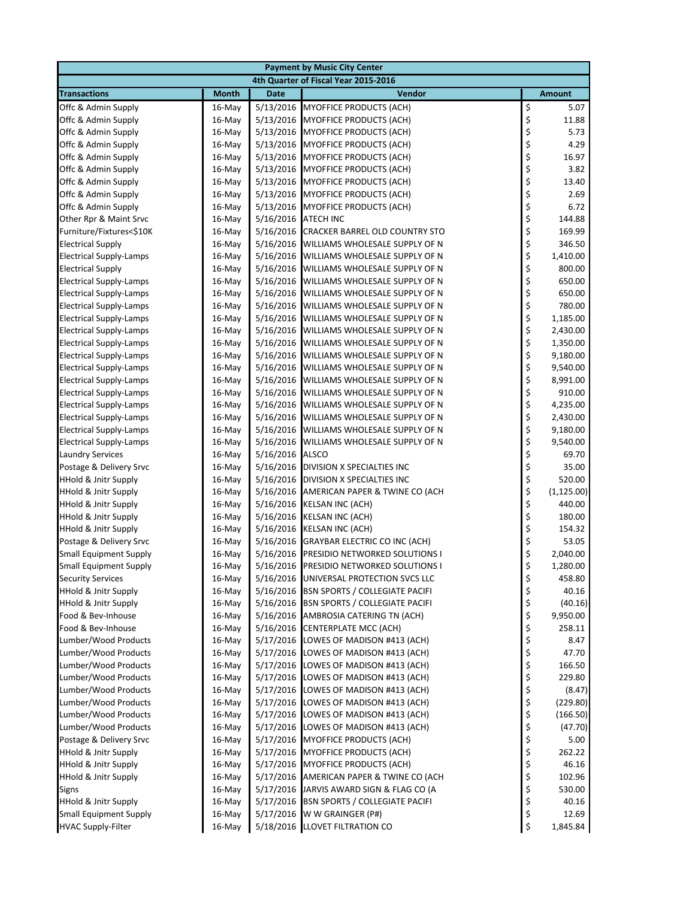| Payment by Music City Center | | | | |
|---|---|---|---|---|
| 4th Quarter of Fiscal Year 2015-2016 | | | | |
| **Transactions** | **Month** | **Date** | **Vendor** | **Amount** |
| Offc & Admin Supply | 16-May | 5/13/2016 | MYOFFICE PRODUCTS (ACH) | $ 5.07 |
| Offc & Admin Supply | 16-May | 5/13/2016 | MYOFFICE PRODUCTS (ACH) | $ 11.88 |
| Offc & Admin Supply | 16-May | 5/13/2016 | MYOFFICE PRODUCTS (ACH) | $ 5.73 |
| Offc & Admin Supply | 16-May | 5/13/2016 | MYOFFICE PRODUCTS (ACH) | $ 4.29 |
| Offc & Admin Supply | 16-May | 5/13/2016 | MYOFFICE PRODUCTS (ACH) | $ 16.97 |
| Offc & Admin Supply | 16-May | 5/13/2016 | MYOFFICE PRODUCTS (ACH) | $ 3.82 |
| Offc & Admin Supply | 16-May | 5/13/2016 | MYOFFICE PRODUCTS (ACH) | $ 13.40 |
| Offc & Admin Supply | 16-May | 5/13/2016 | MYOFFICE PRODUCTS (ACH) | $ 2.69 |
| Offc & Admin Supply | 16-May | 5/13/2016 | MYOFFICE PRODUCTS (ACH) | $ 6.72 |
| Other Rpr & Maint Srvc | 16-May | 5/16/2016 | ATECH INC | $ 144.88 |
| Furniture/Fixtures<$10K | 16-May | 5/16/2016 | CRACKER BARREL OLD COUNTRY STO | $ 169.99 |
| Electrical Supply | 16-May | 5/16/2016 | WILLIAMS WHOLESALE SUPPLY OF N | $ 346.50 |
| Electrical Supply-Lamps | 16-May | 5/16/2016 | WILLIAMS WHOLESALE SUPPLY OF N | $ 1,410.00 |
| Electrical Supply | 16-May | 5/16/2016 | WILLIAMS WHOLESALE SUPPLY OF N | $ 800.00 |
| Electrical Supply-Lamps | 16-May | 5/16/2016 | WILLIAMS WHOLESALE SUPPLY OF N | $ 650.00 |
| Electrical Supply-Lamps | 16-May | 5/16/2016 | WILLIAMS WHOLESALE SUPPLY OF N | $ 650.00 |
| Electrical Supply-Lamps | 16-May | 5/16/2016 | WILLIAMS WHOLESALE SUPPLY OF N | $ 780.00 |
| Electrical Supply-Lamps | 16-May | 5/16/2016 | WILLIAMS WHOLESALE SUPPLY OF N | $ 1,185.00 |
| Electrical Supply-Lamps | 16-May | 5/16/2016 | WILLIAMS WHOLESALE SUPPLY OF N | $ 2,430.00 |
| Electrical Supply-Lamps | 16-May | 5/16/2016 | WILLIAMS WHOLESALE SUPPLY OF N | $ 1,350.00 |
| Electrical Supply-Lamps | 16-May | 5/16/2016 | WILLIAMS WHOLESALE SUPPLY OF N | $ 9,180.00 |
| Electrical Supply-Lamps | 16-May | 5/16/2016 | WILLIAMS WHOLESALE SUPPLY OF N | $ 9,540.00 |
| Electrical Supply-Lamps | 16-May | 5/16/2016 | WILLIAMS WHOLESALE SUPPLY OF N | $ 8,991.00 |
| Electrical Supply-Lamps | 16-May | 5/16/2016 | WILLIAMS WHOLESALE SUPPLY OF N | $ 910.00 |
| Electrical Supply-Lamps | 16-May | 5/16/2016 | WILLIAMS WHOLESALE SUPPLY OF N | $ 4,235.00 |
| Electrical Supply-Lamps | 16-May | 5/16/2016 | WILLIAMS WHOLESALE SUPPLY OF N | $ 2,430.00 |
| Electrical Supply-Lamps | 16-May | 5/16/2016 | WILLIAMS WHOLESALE SUPPLY OF N | $ 9,180.00 |
| Electrical Supply-Lamps | 16-May | 5/16/2016 | WILLIAMS WHOLESALE SUPPLY OF N | $ 9,540.00 |
| Laundry Services | 16-May | 5/16/2016 | ALSCO | $ 69.70 |
| Postage & Delivery Srvc | 16-May | 5/16/2016 | DIVISION X SPECIALTIES INC | $ 35.00 |
| HHold & Jnitr Supply | 16-May | 5/16/2016 | DIVISION X SPECIALTIES INC | $ 520.00 |
| HHold & Jnitr Supply | 16-May | 5/16/2016 | AMERICAN PAPER & TWINE CO (ACH | $ (1,125.00) |
| HHold & Jnitr Supply | 16-May | 5/16/2016 | KELSAN INC (ACH) | $ 440.00 |
| HHold & Jnitr Supply | 16-May | 5/16/2016 | KELSAN INC (ACH) | $ 180.00 |
| HHold & Jnitr Supply | 16-May | 5/16/2016 | KELSAN INC (ACH) | $ 154.32 |
| Postage & Delivery Srvc | 16-May | 5/16/2016 | GRAYBAR ELECTRIC CO INC (ACH) | $ 53.05 |
| Small Equipment Supply | 16-May | 5/16/2016 | PRESIDIO NETWORKED SOLUTIONS I | $ 2,040.00 |
| Small Equipment Supply | 16-May | 5/16/2016 | PRESIDIO NETWORKED SOLUTIONS I | $ 1,280.00 |
| Security Services | 16-May | 5/16/2016 | UNIVERSAL PROTECTION SVCS LLC | $ 458.80 |
| HHold & Jnitr Supply | 16-May | 5/16/2016 | BSN SPORTS / COLLEGIATE PACIFI | $ 40.16 |
| HHold & Jnitr Supply | 16-May | 5/16/2016 | BSN SPORTS / COLLEGIATE PACIFI | $ (40.16) |
| Food & Bev-Inhouse | 16-May | 5/16/2016 | AMBROSIA CATERING TN (ACH) | $ 9,950.00 |
| Food & Bev-Inhouse | 16-May | 5/16/2016 | CENTERPLATE MCC (ACH) | $ 258.11 |
| Lumber/Wood Products | 16-May | 5/17/2016 | LOWES OF MADISON #413 (ACH) | $ 8.47 |
| Lumber/Wood Products | 16-May | 5/17/2016 | LOWES OF MADISON #413 (ACH) | $ 47.70 |
| Lumber/Wood Products | 16-May | 5/17/2016 | LOWES OF MADISON #413 (ACH) | $ 166.50 |
| Lumber/Wood Products | 16-May | 5/17/2016 | LOWES OF MADISON #413 (ACH) | $ 229.80 |
| Lumber/Wood Products | 16-May | 5/17/2016 | LOWES OF MADISON #413 (ACH) | $ (8.47) |
| Lumber/Wood Products | 16-May | 5/17/2016 | LOWES OF MADISON #413 (ACH) | $ (229.80) |
| Lumber/Wood Products | 16-May | 5/17/2016 | LOWES OF MADISON #413 (ACH) | $ (166.50) |
| Lumber/Wood Products | 16-May | 5/17/2016 | LOWES OF MADISON #413 (ACH) | $ (47.70) |
| Postage & Delivery Srvc | 16-May | 5/17/2016 | MYOFFICE PRODUCTS (ACH) | $ 5.00 |
| HHold & Jnitr Supply | 16-May | 5/17/2016 | MYOFFICE PRODUCTS (ACH) | $ 262.22 |
| HHold & Jnitr Supply | 16-May | 5/17/2016 | MYOFFICE PRODUCTS (ACH) | $ 46.16 |
| HHold & Jnitr Supply | 16-May | 5/17/2016 | AMERICAN PAPER & TWINE CO (ACH | $ 102.96 |
| Signs | 16-May | 5/17/2016 | JARVIS AWARD SIGN & FLAG CO (A | $ 530.00 |
| HHold & Jnitr Supply | 16-May | 5/17/2016 | BSN SPORTS / COLLEGIATE PACIFI | $ 40.16 |
| Small Equipment Supply | 16-May | 5/17/2016 | W W GRAINGER (P#) | $ 12.69 |
| HVAC Supply-Filter | 16-May | 5/18/2016 | LLOVET FILTRATION CO | $ 1,845.84 |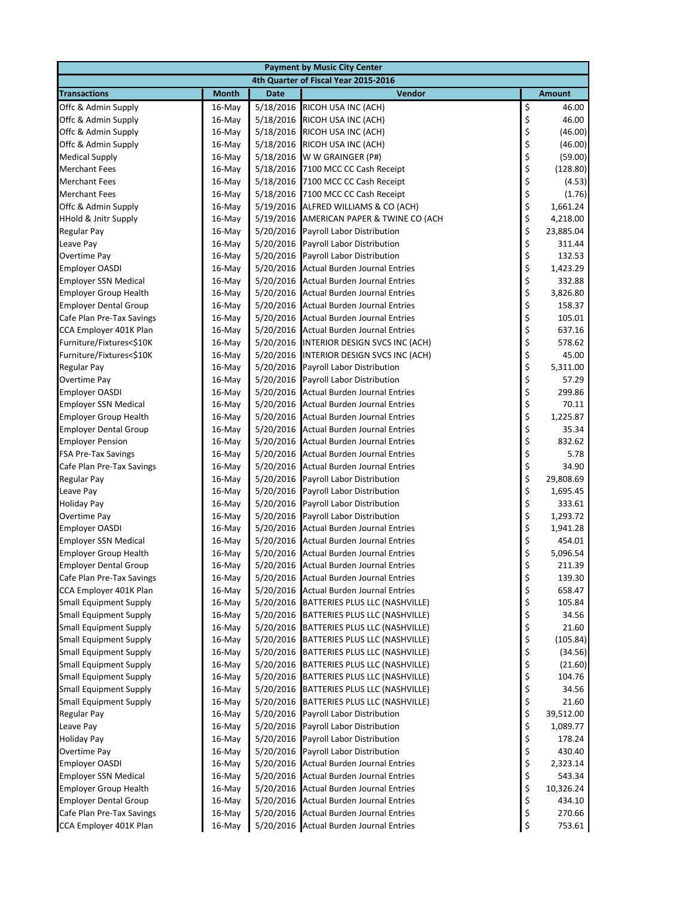| Payment by Music City Center | | | | |
|---|---|---|---|---|
| 4th Quarter of Fiscal Year 2015-2016 | | | | |
| **Transactions** | **Month** | **Date** | **Vendor** | **Amount** |
| Offc & Admin Supply | 16-May | 5/18/2016 | RICOH USA INC (ACH) | $ 46.00 |
| Offc & Admin Supply | 16-May | 5/18/2016 | RICOH USA INC (ACH) | $ 46.00 |
| Offc & Admin Supply | 16-May | 5/18/2016 | RICOH USA INC (ACH) | $ (46.00) |
| Offc & Admin Supply | 16-May | 5/18/2016 | RICOH USA INC (ACH) | $ (46.00) |
| Medical Supply | 16-May | 5/18/2016 | W W GRAINGER (P#) | $ (59.00) |
| Merchant Fees | 16-May | 5/18/2016 | 7100 MCC CC Cash Receipt | $ (128.80) |
| Merchant Fees | 16-May | 5/18/2016 | 7100 MCC CC Cash Receipt | $ (4.53) |
| Merchant Fees | 16-May | 5/18/2016 | 7100 MCC CC Cash Receipt | $ (1.76) |
| Offc & Admin Supply | 16-May | 5/19/2016 | ALFRED WILLIAMS & CO (ACH) | $ 1,661.24 |
| HHold & Jnitr Supply | 16-May | 5/19/2016 | AMERICAN PAPER & TWINE CO (ACH | $ 4,218.00 |
| Regular Pay | 16-May | 5/20/2016 | Payroll Labor Distribution | $ 23,885.04 |
| Leave Pay | 16-May | 5/20/2016 | Payroll Labor Distribution | $ 311.44 |
| Overtime Pay | 16-May | 5/20/2016 | Payroll Labor Distribution | $ 132.53 |
| Employer OASDI | 16-May | 5/20/2016 | Actual Burden Journal Entries | $ 1,423.29 |
| Employer SSN Medical | 16-May | 5/20/2016 | Actual Burden Journal Entries | $ 332.88 |
| Employer Group Health | 16-May | 5/20/2016 | Actual Burden Journal Entries | $ 3,826.80 |
| Employer Dental Group | 16-May | 5/20/2016 | Actual Burden Journal Entries | $ 158.37 |
| Cafe Plan Pre-Tax Savings | 16-May | 5/20/2016 | Actual Burden Journal Entries | $ 105.01 |
| CCA Employer 401K Plan | 16-May | 5/20/2016 | Actual Burden Journal Entries | $ 637.16 |
| Furniture/Fixtures<$10K | 16-May | 5/20/2016 | INTERIOR DESIGN SVCS INC (ACH) | $ 578.62 |
| Furniture/Fixtures<$10K | 16-May | 5/20/2016 | INTERIOR DESIGN SVCS INC (ACH) | $ 45.00 |
| Regular Pay | 16-May | 5/20/2016 | Payroll Labor Distribution | $ 5,311.00 |
| Overtime Pay | 16-May | 5/20/2016 | Payroll Labor Distribution | $ 57.29 |
| Employer OASDI | 16-May | 5/20/2016 | Actual Burden Journal Entries | $ 299.86 |
| Employer SSN Medical | 16-May | 5/20/2016 | Actual Burden Journal Entries | $ 70.11 |
| Employer Group Health | 16-May | 5/20/2016 | Actual Burden Journal Entries | $ 1,225.87 |
| Employer Dental Group | 16-May | 5/20/2016 | Actual Burden Journal Entries | $ 35.34 |
| Employer Pension | 16-May | 5/20/2016 | Actual Burden Journal Entries | $ 832.62 |
| FSA Pre-Tax Savings | 16-May | 5/20/2016 | Actual Burden Journal Entries | $ 5.78 |
| Cafe Plan Pre-Tax Savings | 16-May | 5/20/2016 | Actual Burden Journal Entries | $ 34.90 |
| Regular Pay | 16-May | 5/20/2016 | Payroll Labor Distribution | $ 29,808.69 |
| Leave Pay | 16-May | 5/20/2016 | Payroll Labor Distribution | $ 1,695.45 |
| Holiday Pay | 16-May | 5/20/2016 | Payroll Labor Distribution | $ 333.61 |
| Overtime Pay | 16-May | 5/20/2016 | Payroll Labor Distribution | $ 1,293.72 |
| Employer OASDI | 16-May | 5/20/2016 | Actual Burden Journal Entries | $ 1,941.28 |
| Employer SSN Medical | 16-May | 5/20/2016 | Actual Burden Journal Entries | $ 454.01 |
| Employer Group Health | 16-May | 5/20/2016 | Actual Burden Journal Entries | $ 5,096.54 |
| Employer Dental Group | 16-May | 5/20/2016 | Actual Burden Journal Entries | $ 211.39 |
| Cafe Plan Pre-Tax Savings | 16-May | 5/20/2016 | Actual Burden Journal Entries | $ 139.30 |
| CCA Employer 401K Plan | 16-May | 5/20/2016 | Actual Burden Journal Entries | $ 658.47 |
| Small Equipment Supply | 16-May | 5/20/2016 | BATTERIES PLUS LLC (NASHVILLE) | $ 105.84 |
| Small Equipment Supply | 16-May | 5/20/2016 | BATTERIES PLUS LLC (NASHVILLE) | $ 34.56 |
| Small Equipment Supply | 16-May | 5/20/2016 | BATTERIES PLUS LLC (NASHVILLE) | $ 21.60 |
| Small Equipment Supply | 16-May | 5/20/2016 | BATTERIES PLUS LLC (NASHVILLE) | $ (105.84) |
| Small Equipment Supply | 16-May | 5/20/2016 | BATTERIES PLUS LLC (NASHVILLE) | $ (34.56) |
| Small Equipment Supply | 16-May | 5/20/2016 | BATTERIES PLUS LLC (NASHVILLE) | $ (21.60) |
| Small Equipment Supply | 16-May | 5/20/2016 | BATTERIES PLUS LLC (NASHVILLE) | $ 104.76 |
| Small Equipment Supply | 16-May | 5/20/2016 | BATTERIES PLUS LLC (NASHVILLE) | $ 34.56 |
| Small Equipment Supply | 16-May | 5/20/2016 | BATTERIES PLUS LLC (NASHVILLE) | $ 21.60 |
| Regular Pay | 16-May | 5/20/2016 | Payroll Labor Distribution | $ 39,512.00 |
| Leave Pay | 16-May | 5/20/2016 | Payroll Labor Distribution | $ 1,089.77 |
| Holiday Pay | 16-May | 5/20/2016 | Payroll Labor Distribution | $ 178.24 |
| Overtime Pay | 16-May | 5/20/2016 | Payroll Labor Distribution | $ 430.40 |
| Employer OASDI | 16-May | 5/20/2016 | Actual Burden Journal Entries | $ 2,323.14 |
| Employer SSN Medical | 16-May | 5/20/2016 | Actual Burden Journal Entries | $ 543.34 |
| Employer Group Health | 16-May | 5/20/2016 | Actual Burden Journal Entries | $ 10,326.24 |
| Employer Dental Group | 16-May | 5/20/2016 | Actual Burden Journal Entries | $ 434.10 |
| Cafe Plan Pre-Tax Savings | 16-May | 5/20/2016 | Actual Burden Journal Entries | $ 270.66 |
| CCA Employer 401K Plan | 16-May | 5/20/2016 | Actual Burden Journal Entries | $ 753.61 |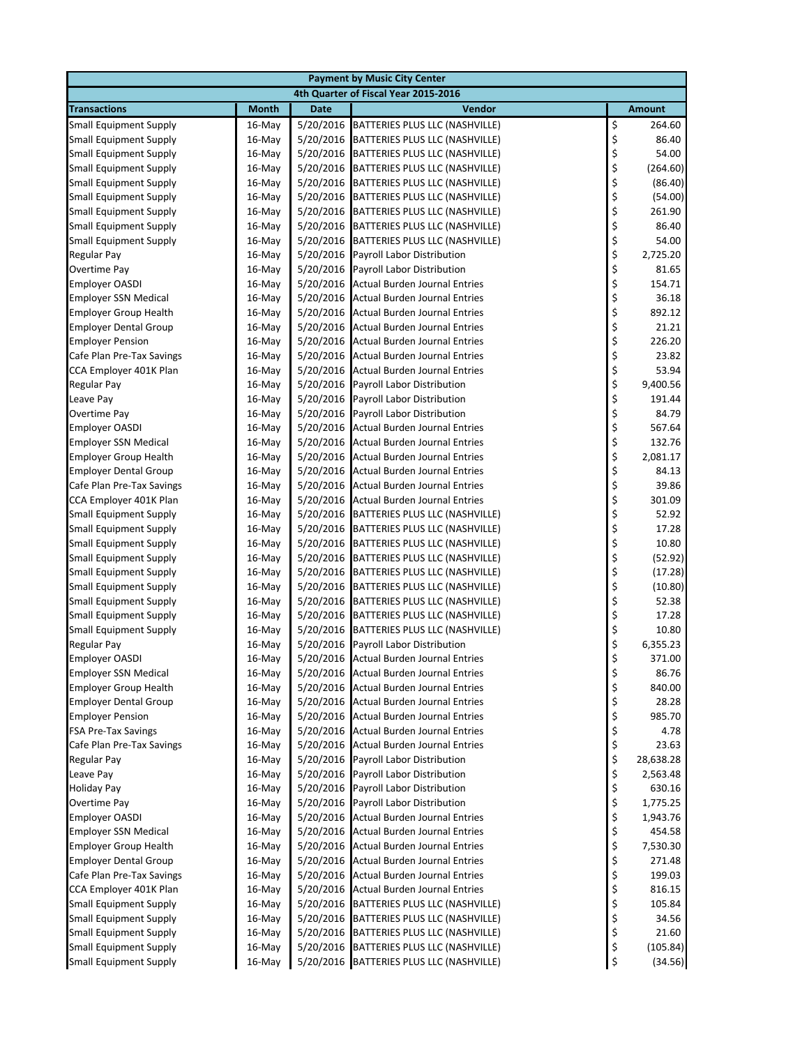| Payment by Music City Center | | | | |
|---|---|---|---|---|
| 4th Quarter of Fiscal Year 2015-2016 | | | | |
| **Transactions** | **Month** | **Date** | **Vendor** | **Amount** |
| Small Equipment Supply | 16-May | 5/20/2016 | BATTERIES PLUS LLC (NASHVILLE) | $ 264.60 |
| Small Equipment Supply | 16-May | 5/20/2016 | BATTERIES PLUS LLC (NASHVILLE) | $ 86.40 |
| Small Equipment Supply | 16-May | 5/20/2016 | BATTERIES PLUS LLC (NASHVILLE) | $ 54.00 |
| Small Equipment Supply | 16-May | 5/20/2016 | BATTERIES PLUS LLC (NASHVILLE) | $ (264.60) |
| Small Equipment Supply | 16-May | 5/20/2016 | BATTERIES PLUS LLC (NASHVILLE) | $ (86.40) |
| Small Equipment Supply | 16-May | 5/20/2016 | BATTERIES PLUS LLC (NASHVILLE) | $ (54.00) |
| Small Equipment Supply | 16-May | 5/20/2016 | BATTERIES PLUS LLC (NASHVILLE) | $ 261.90 |
| Small Equipment Supply | 16-May | 5/20/2016 | BATTERIES PLUS LLC (NASHVILLE) | $ 86.40 |
| Small Equipment Supply | 16-May | 5/20/2016 | BATTERIES PLUS LLC (NASHVILLE) | $ 54.00 |
| Regular Pay | 16-May | 5/20/2016 | Payroll Labor Distribution | $ 2,725.20 |
| Overtime Pay | 16-May | 5/20/2016 | Payroll Labor Distribution | $ 81.65 |
| Employer OASDI | 16-May | 5/20/2016 | Actual Burden Journal Entries | $ 154.71 |
| Employer SSN Medical | 16-May | 5/20/2016 | Actual Burden Journal Entries | $ 36.18 |
| Employer Group Health | 16-May | 5/20/2016 | Actual Burden Journal Entries | $ 892.12 |
| Employer Dental Group | 16-May | 5/20/2016 | Actual Burden Journal Entries | $ 21.21 |
| Employer Pension | 16-May | 5/20/2016 | Actual Burden Journal Entries | $ 226.20 |
| Cafe Plan Pre-Tax Savings | 16-May | 5/20/2016 | Actual Burden Journal Entries | $ 23.82 |
| CCA Employer 401K Plan | 16-May | 5/20/2016 | Actual Burden Journal Entries | $ 53.94 |
| Regular Pay | 16-May | 5/20/2016 | Payroll Labor Distribution | $ 9,400.56 |
| Leave Pay | 16-May | 5/20/2016 | Payroll Labor Distribution | $ 191.44 |
| Overtime Pay | 16-May | 5/20/2016 | Payroll Labor Distribution | $ 84.79 |
| Employer OASDI | 16-May | 5/20/2016 | Actual Burden Journal Entries | $ 567.64 |
| Employer SSN Medical | 16-May | 5/20/2016 | Actual Burden Journal Entries | $ 132.76 |
| Employer Group Health | 16-May | 5/20/2016 | Actual Burden Journal Entries | $ 2,081.17 |
| Employer Dental Group | 16-May | 5/20/2016 | Actual Burden Journal Entries | $ 84.13 |
| Cafe Plan Pre-Tax Savings | 16-May | 5/20/2016 | Actual Burden Journal Entries | $ 39.86 |
| CCA Employer 401K Plan | 16-May | 5/20/2016 | Actual Burden Journal Entries | $ 301.09 |
| Small Equipment Supply | 16-May | 5/20/2016 | BATTERIES PLUS LLC (NASHVILLE) | $ 52.92 |
| Small Equipment Supply | 16-May | 5/20/2016 | BATTERIES PLUS LLC (NASHVILLE) | $ 17.28 |
| Small Equipment Supply | 16-May | 5/20/2016 | BATTERIES PLUS LLC (NASHVILLE) | $ 10.80 |
| Small Equipment Supply | 16-May | 5/20/2016 | BATTERIES PLUS LLC (NASHVILLE) | $ (52.92) |
| Small Equipment Supply | 16-May | 5/20/2016 | BATTERIES PLUS LLC (NASHVILLE) | $ (17.28) |
| Small Equipment Supply | 16-May | 5/20/2016 | BATTERIES PLUS LLC (NASHVILLE) | $ (10.80) |
| Small Equipment Supply | 16-May | 5/20/2016 | BATTERIES PLUS LLC (NASHVILLE) | $ 52.38 |
| Small Equipment Supply | 16-May | 5/20/2016 | BATTERIES PLUS LLC (NASHVILLE) | $ 17.28 |
| Small Equipment Supply | 16-May | 5/20/2016 | BATTERIES PLUS LLC (NASHVILLE) | $ 10.80 |
| Regular Pay | 16-May | 5/20/2016 | Payroll Labor Distribution | $ 6,355.23 |
| Employer OASDI | 16-May | 5/20/2016 | Actual Burden Journal Entries | $ 371.00 |
| Employer SSN Medical | 16-May | 5/20/2016 | Actual Burden Journal Entries | $ 86.76 |
| Employer Group Health | 16-May | 5/20/2016 | Actual Burden Journal Entries | $ 840.00 |
| Employer Dental Group | 16-May | 5/20/2016 | Actual Burden Journal Entries | $ 28.28 |
| Employer Pension | 16-May | 5/20/2016 | Actual Burden Journal Entries | $ 985.70 |
| FSA Pre-Tax Savings | 16-May | 5/20/2016 | Actual Burden Journal Entries | $ 4.78 |
| Cafe Plan Pre-Tax Savings | 16-May | 5/20/2016 | Actual Burden Journal Entries | $ 23.63 |
| Regular Pay | 16-May | 5/20/2016 | Payroll Labor Distribution | $ 28,638.28 |
| Leave Pay | 16-May | 5/20/2016 | Payroll Labor Distribution | $ 2,563.48 |
| Holiday Pay | 16-May | 5/20/2016 | Payroll Labor Distribution | $ 630.16 |
| Overtime Pay | 16-May | 5/20/2016 | Payroll Labor Distribution | $ 1,775.25 |
| Employer OASDI | 16-May | 5/20/2016 | Actual Burden Journal Entries | $ 1,943.76 |
| Employer SSN Medical | 16-May | 5/20/2016 | Actual Burden Journal Entries | $ 454.58 |
| Employer Group Health | 16-May | 5/20/2016 | Actual Burden Journal Entries | $ 7,530.30 |
| Employer Dental Group | 16-May | 5/20/2016 | Actual Burden Journal Entries | $ 271.48 |
| Cafe Plan Pre-Tax Savings | 16-May | 5/20/2016 | Actual Burden Journal Entries | $ 199.03 |
| CCA Employer 401K Plan | 16-May | 5/20/2016 | Actual Burden Journal Entries | $ 816.15 |
| Small Equipment Supply | 16-May | 5/20/2016 | BATTERIES PLUS LLC (NASHVILLE) | $ 105.84 |
| Small Equipment Supply | 16-May | 5/20/2016 | BATTERIES PLUS LLC (NASHVILLE) | $ 34.56 |
| Small Equipment Supply | 16-May | 5/20/2016 | BATTERIES PLUS LLC (NASHVILLE) | $ 21.60 |
| Small Equipment Supply | 16-May | 5/20/2016 | BATTERIES PLUS LLC (NASHVILLE) | $ (105.84) |
| Small Equipment Supply | 16-May | 5/20/2016 | BATTERIES PLUS LLC (NASHVILLE) | $ (34.56) |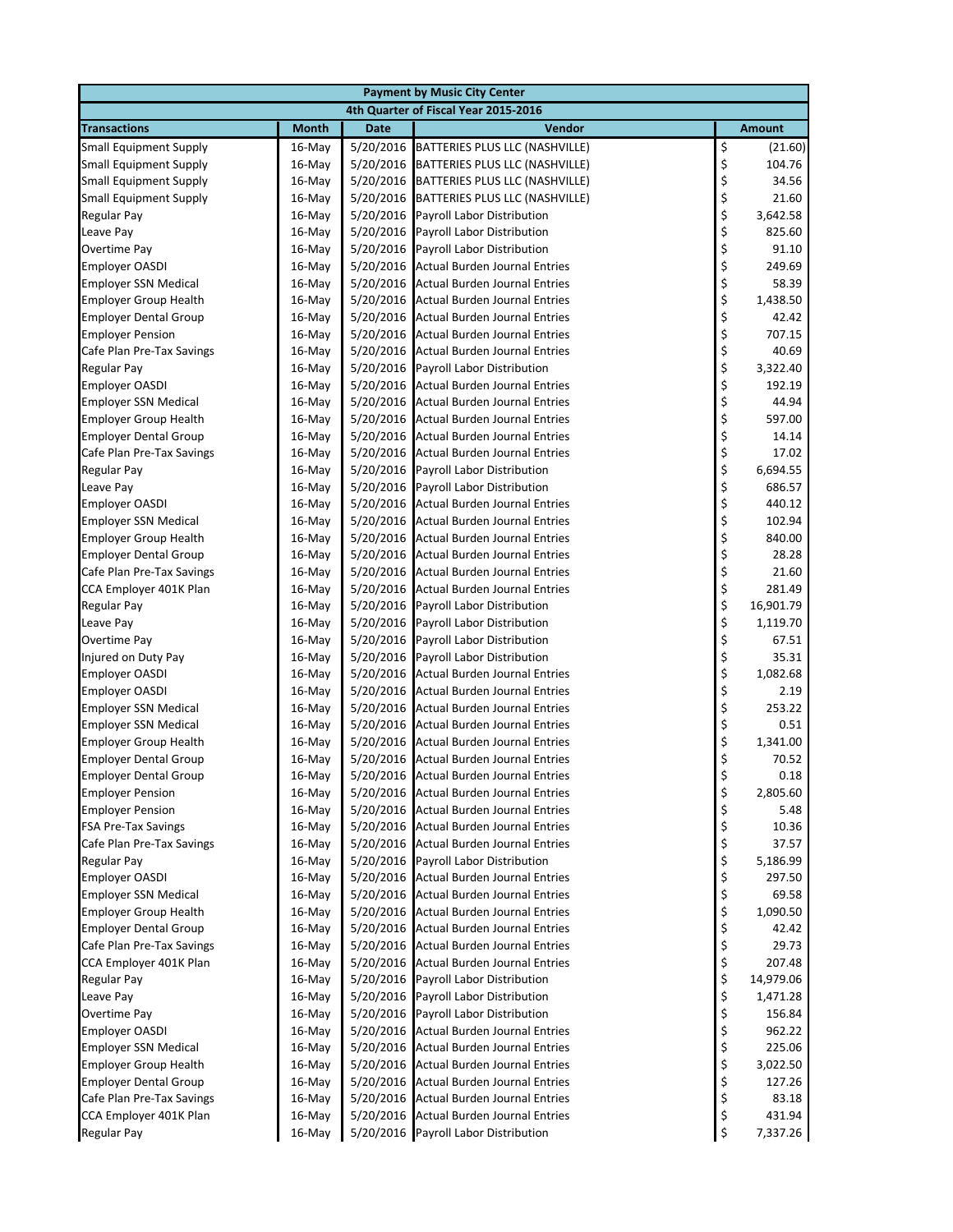| Payment by Music City Center | | | | |
|---|---|---|---|---|
| 4th Quarter of Fiscal Year 2015-2016 | | | | |
| **Transactions** | **Month** | **Date** | **Vendor** | **Amount** |
| Small Equipment Supply | 16-May | 5/20/2016 | BATTERIES PLUS LLC (NASHVILLE) | $ (21.60) |
| Small Equipment Supply | 16-May | 5/20/2016 | BATTERIES PLUS LLC (NASHVILLE) | $ 104.76 |
| Small Equipment Supply | 16-May | 5/20/2016 | BATTERIES PLUS LLC (NASHVILLE) | $ 34.56 |
| Small Equipment Supply | 16-May | 5/20/2016 | BATTERIES PLUS LLC (NASHVILLE) | $ 21.60 |
| Regular Pay | 16-May | 5/20/2016 | Payroll Labor Distribution | $ 3,642.58 |
| Leave Pay | 16-May | 5/20/2016 | Payroll Labor Distribution | $ 825.60 |
| Overtime Pay | 16-May | 5/20/2016 | Payroll Labor Distribution | $ 91.10 |
| Employer OASDI | 16-May | 5/20/2016 | Actual Burden Journal Entries | $ 249.69 |
| Employer SSN Medical | 16-May | 5/20/2016 | Actual Burden Journal Entries | $ 58.39 |
| Employer Group Health | 16-May | 5/20/2016 | Actual Burden Journal Entries | $ 1,438.50 |
| Employer Dental Group | 16-May | 5/20/2016 | Actual Burden Journal Entries | $ 42.42 |
| Employer Pension | 16-May | 5/20/2016 | Actual Burden Journal Entries | $ 707.15 |
| Cafe Plan Pre-Tax Savings | 16-May | 5/20/2016 | Actual Burden Journal Entries | $ 40.69 |
| Regular Pay | 16-May | 5/20/2016 | Payroll Labor Distribution | $ 3,322.40 |
| Employer OASDI | 16-May | 5/20/2016 | Actual Burden Journal Entries | $ 192.19 |
| Employer SSN Medical | 16-May | 5/20/2016 | Actual Burden Journal Entries | $ 44.94 |
| Employer Group Health | 16-May | 5/20/2016 | Actual Burden Journal Entries | $ 597.00 |
| Employer Dental Group | 16-May | 5/20/2016 | Actual Burden Journal Entries | $ 14.14 |
| Cafe Plan Pre-Tax Savings | 16-May | 5/20/2016 | Actual Burden Journal Entries | $ 17.02 |
| Regular Pay | 16-May | 5/20/2016 | Payroll Labor Distribution | $ 6,694.55 |
| Leave Pay | 16-May | 5/20/2016 | Payroll Labor Distribution | $ 686.57 |
| Employer OASDI | 16-May | 5/20/2016 | Actual Burden Journal Entries | $ 440.12 |
| Employer SSN Medical | 16-May | 5/20/2016 | Actual Burden Journal Entries | $ 102.94 |
| Employer Group Health | 16-May | 5/20/2016 | Actual Burden Journal Entries | $ 840.00 |
| Employer Dental Group | 16-May | 5/20/2016 | Actual Burden Journal Entries | $ 28.28 |
| Cafe Plan Pre-Tax Savings | 16-May | 5/20/2016 | Actual Burden Journal Entries | $ 21.60 |
| CCA Employer 401K Plan | 16-May | 5/20/2016 | Actual Burden Journal Entries | $ 281.49 |
| Regular Pay | 16-May | 5/20/2016 | Payroll Labor Distribution | $ 16,901.79 |
| Leave Pay | 16-May | 5/20/2016 | Payroll Labor Distribution | $ 1,119.70 |
| Overtime Pay | 16-May | 5/20/2016 | Payroll Labor Distribution | $ 67.51 |
| Injured on Duty Pay | 16-May | 5/20/2016 | Payroll Labor Distribution | $ 35.31 |
| Employer OASDI | 16-May | 5/20/2016 | Actual Burden Journal Entries | $ 1,082.68 |
| Employer OASDI | 16-May | 5/20/2016 | Actual Burden Journal Entries | $ 2.19 |
| Employer SSN Medical | 16-May | 5/20/2016 | Actual Burden Journal Entries | $ 253.22 |
| Employer SSN Medical | 16-May | 5/20/2016 | Actual Burden Journal Entries | $ 0.51 |
| Employer Group Health | 16-May | 5/20/2016 | Actual Burden Journal Entries | $ 1,341.00 |
| Employer Dental Group | 16-May | 5/20/2016 | Actual Burden Journal Entries | $ 70.52 |
| Employer Dental Group | 16-May | 5/20/2016 | Actual Burden Journal Entries | $ 0.18 |
| Employer Pension | 16-May | 5/20/2016 | Actual Burden Journal Entries | $ 2,805.60 |
| Employer Pension | 16-May | 5/20/2016 | Actual Burden Journal Entries | $ 5.48 |
| FSA Pre-Tax Savings | 16-May | 5/20/2016 | Actual Burden Journal Entries | $ 10.36 |
| Cafe Plan Pre-Tax Savings | 16-May | 5/20/2016 | Actual Burden Journal Entries | $ 37.57 |
| Regular Pay | 16-May | 5/20/2016 | Payroll Labor Distribution | $ 5,186.99 |
| Employer OASDI | 16-May | 5/20/2016 | Actual Burden Journal Entries | $ 297.50 |
| Employer SSN Medical | 16-May | 5/20/2016 | Actual Burden Journal Entries | $ 69.58 |
| Employer Group Health | 16-May | 5/20/2016 | Actual Burden Journal Entries | $ 1,090.50 |
| Employer Dental Group | 16-May | 5/20/2016 | Actual Burden Journal Entries | $ 42.42 |
| Cafe Plan Pre-Tax Savings | 16-May | 5/20/2016 | Actual Burden Journal Entries | $ 29.73 |
| CCA Employer 401K Plan | 16-May | 5/20/2016 | Actual Burden Journal Entries | $ 207.48 |
| Regular Pay | 16-May | 5/20/2016 | Payroll Labor Distribution | $ 14,979.06 |
| Leave Pay | 16-May | 5/20/2016 | Payroll Labor Distribution | $ 1,471.28 |
| Overtime Pay | 16-May | 5/20/2016 | Payroll Labor Distribution | $ 156.84 |
| Employer OASDI | 16-May | 5/20/2016 | Actual Burden Journal Entries | $ 962.22 |
| Employer SSN Medical | 16-May | 5/20/2016 | Actual Burden Journal Entries | $ 225.06 |
| Employer Group Health | 16-May | 5/20/2016 | Actual Burden Journal Entries | $ 3,022.50 |
| Employer Dental Group | 16-May | 5/20/2016 | Actual Burden Journal Entries | $ 127.26 |
| Cafe Plan Pre-Tax Savings | 16-May | 5/20/2016 | Actual Burden Journal Entries | $ 83.18 |
| CCA Employer 401K Plan | 16-May | 5/20/2016 | Actual Burden Journal Entries | $ 431.94 |
| Regular Pay | 16-May | 5/20/2016 | Payroll Labor Distribution | $ 7,337.26 |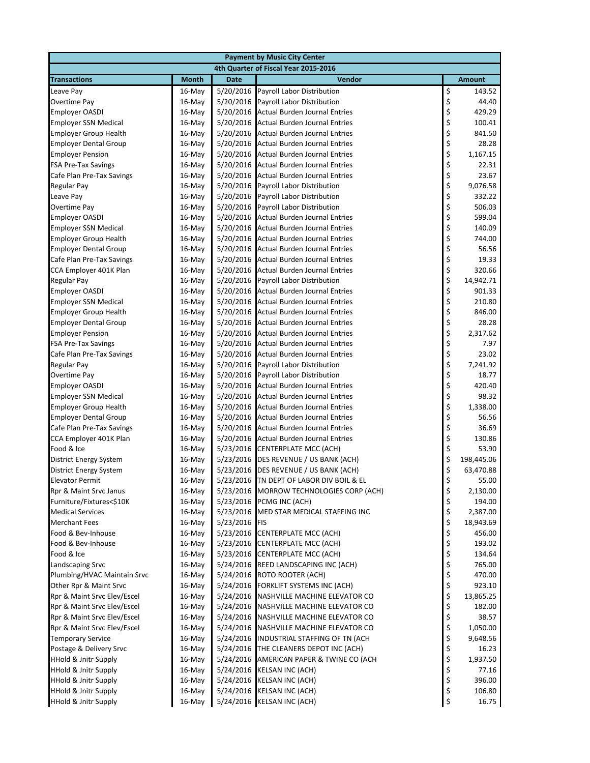| Payment by Music City Center | | | | |
|---|---|---|---|---|
| 4th Quarter of Fiscal Year 2015-2016 | | | | |
| **Transactions** | **Month** | **Date** | **Vendor** | **Amount** |
| Leave Pay | 16-May | 5/20/2016 | Payroll Labor Distribution | $ 143.52 |
| Overtime Pay | 16-May | 5/20/2016 | Payroll Labor Distribution | $ 44.40 |
| Employer OASDI | 16-May | 5/20/2016 | Actual Burden Journal Entries | $ 429.29 |
| Employer SSN Medical | 16-May | 5/20/2016 | Actual Burden Journal Entries | $ 100.41 |
| Employer Group Health | 16-May | 5/20/2016 | Actual Burden Journal Entries | $ 841.50 |
| Employer Dental Group | 16-May | 5/20/2016 | Actual Burden Journal Entries | $ 28.28 |
| Employer Pension | 16-May | 5/20/2016 | Actual Burden Journal Entries | $ 1,167.15 |
| FSA Pre-Tax Savings | 16-May | 5/20/2016 | Actual Burden Journal Entries | $ 22.31 |
| Cafe Plan Pre-Tax Savings | 16-May | 5/20/2016 | Actual Burden Journal Entries | $ 23.67 |
| Regular Pay | 16-May | 5/20/2016 | Payroll Labor Distribution | $ 9,076.58 |
| Leave Pay | 16-May | 5/20/2016 | Payroll Labor Distribution | $ 332.22 |
| Overtime Pay | 16-May | 5/20/2016 | Payroll Labor Distribution | $ 506.03 |
| Employer OASDI | 16-May | 5/20/2016 | Actual Burden Journal Entries | $ 599.04 |
| Employer SSN Medical | 16-May | 5/20/2016 | Actual Burden Journal Entries | $ 140.09 |
| Employer Group Health | 16-May | 5/20/2016 | Actual Burden Journal Entries | $ 744.00 |
| Employer Dental Group | 16-May | 5/20/2016 | Actual Burden Journal Entries | $ 56.56 |
| Cafe Plan Pre-Tax Savings | 16-May | 5/20/2016 | Actual Burden Journal Entries | $ 19.33 |
| CCA Employer 401K Plan | 16-May | 5/20/2016 | Actual Burden Journal Entries | $ 320.66 |
| Regular Pay | 16-May | 5/20/2016 | Payroll Labor Distribution | $ 14,942.71 |
| Employer OASDI | 16-May | 5/20/2016 | Actual Burden Journal Entries | $ 901.33 |
| Employer SSN Medical | 16-May | 5/20/2016 | Actual Burden Journal Entries | $ 210.80 |
| Employer Group Health | 16-May | 5/20/2016 | Actual Burden Journal Entries | $ 846.00 |
| Employer Dental Group | 16-May | 5/20/2016 | Actual Burden Journal Entries | $ 28.28 |
| Employer Pension | 16-May | 5/20/2016 | Actual Burden Journal Entries | $ 2,317.62 |
| FSA Pre-Tax Savings | 16-May | 5/20/2016 | Actual Burden Journal Entries | $ 7.97 |
| Cafe Plan Pre-Tax Savings | 16-May | 5/20/2016 | Actual Burden Journal Entries | $ 23.02 |
| Regular Pay | 16-May | 5/20/2016 | Payroll Labor Distribution | $ 7,241.92 |
| Overtime Pay | 16-May | 5/20/2016 | Payroll Labor Distribution | $ 18.77 |
| Employer OASDI | 16-May | 5/20/2016 | Actual Burden Journal Entries | $ 420.40 |
| Employer SSN Medical | 16-May | 5/20/2016 | Actual Burden Journal Entries | $ 98.32 |
| Employer Group Health | 16-May | 5/20/2016 | Actual Burden Journal Entries | $ 1,338.00 |
| Employer Dental Group | 16-May | 5/20/2016 | Actual Burden Journal Entries | $ 56.56 |
| Cafe Plan Pre-Tax Savings | 16-May | 5/20/2016 | Actual Burden Journal Entries | $ 36.69 |
| CCA Employer 401K Plan | 16-May | 5/20/2016 | Actual Burden Journal Entries | $ 130.86 |
| Food & Ice | 16-May | 5/23/2016 | CENTERPLATE MCC (ACH) | $ 53.90 |
| District Energy System | 16-May | 5/23/2016 | DES REVENUE / US BANK (ACH) | $ 198,445.06 |
| District Energy System | 16-May | 5/23/2016 | DES REVENUE / US BANK (ACH) | $ 63,470.88 |
| Elevator Permit | 16-May | 5/23/2016 | TN DEPT OF LABOR DIV BOIL & EL | $ 55.00 |
| Rpr & Maint Srvc Janus | 16-May | 5/23/2016 | MORROW TECHNOLOGIES CORP (ACH) | $ 2,130.00 |
| Furniture/Fixtures<$10K | 16-May | 5/23/2016 | PCMG INC (ACH) | $ 194.00 |
| Medical Services | 16-May | 5/23/2016 | MED STAR MEDICAL STAFFING INC | $ 2,387.00 |
| Merchant Fees | 16-May | 5/23/2016 | FIS | $ 18,943.69 |
| Food & Bev-Inhouse | 16-May | 5/23/2016 | CENTERPLATE MCC (ACH) | $ 456.00 |
| Food & Bev-Inhouse | 16-May | 5/23/2016 | CENTERPLATE MCC (ACH) | $ 193.02 |
| Food & Ice | 16-May | 5/23/2016 | CENTERPLATE MCC (ACH) | $ 134.64 |
| Landscaping Srvc | 16-May | 5/24/2016 | REED LANDSCAPING INC (ACH) | $ 765.00 |
| Plumbing/HVAC Maintain Srvc | 16-May | 5/24/2016 | ROTO ROOTER (ACH) | $ 470.00 |
| Other Rpr & Maint Srvc | 16-May | 5/24/2016 | FORKLIFT SYSTEMS INC (ACH) | $ 923.10 |
| Rpr & Maint Srvc Elev/Escel | 16-May | 5/24/2016 | NASHVILLE MACHINE ELEVATOR CO | $ 13,865.25 |
| Rpr & Maint Srvc Elev/Escel | 16-May | 5/24/2016 | NASHVILLE MACHINE ELEVATOR CO | $ 182.00 |
| Rpr & Maint Srvc Elev/Escel | 16-May | 5/24/2016 | NASHVILLE MACHINE ELEVATOR CO | $ 38.57 |
| Rpr & Maint Srvc Elev/Escel | 16-May | 5/24/2016 | NASHVILLE MACHINE ELEVATOR CO | $ 1,050.00 |
| Temporary Service | 16-May | 5/24/2016 | INDUSTRIAL STAFFING OF TN (ACH | $ 9,648.56 |
| Postage & Delivery Srvc | 16-May | 5/24/2016 | THE CLEANERS DEPOT INC (ACH) | $ 16.23 |
| HHold & Jnitr Supply | 16-May | 5/24/2016 | AMERICAN PAPER & TWINE CO (ACH | $ 1,937.50 |
| HHold & Jnitr Supply | 16-May | 5/24/2016 | KELSAN INC (ACH) | $ 77.16 |
| HHold & Jnitr Supply | 16-May | 5/24/2016 | KELSAN INC (ACH) | $ 396.00 |
| HHold & Jnitr Supply | 16-May | 5/24/2016 | KELSAN INC (ACH) | $ 106.80 |
| HHold & Jnitr Supply | 16-May | 5/24/2016 | KELSAN INC (ACH) | $ 16.75 |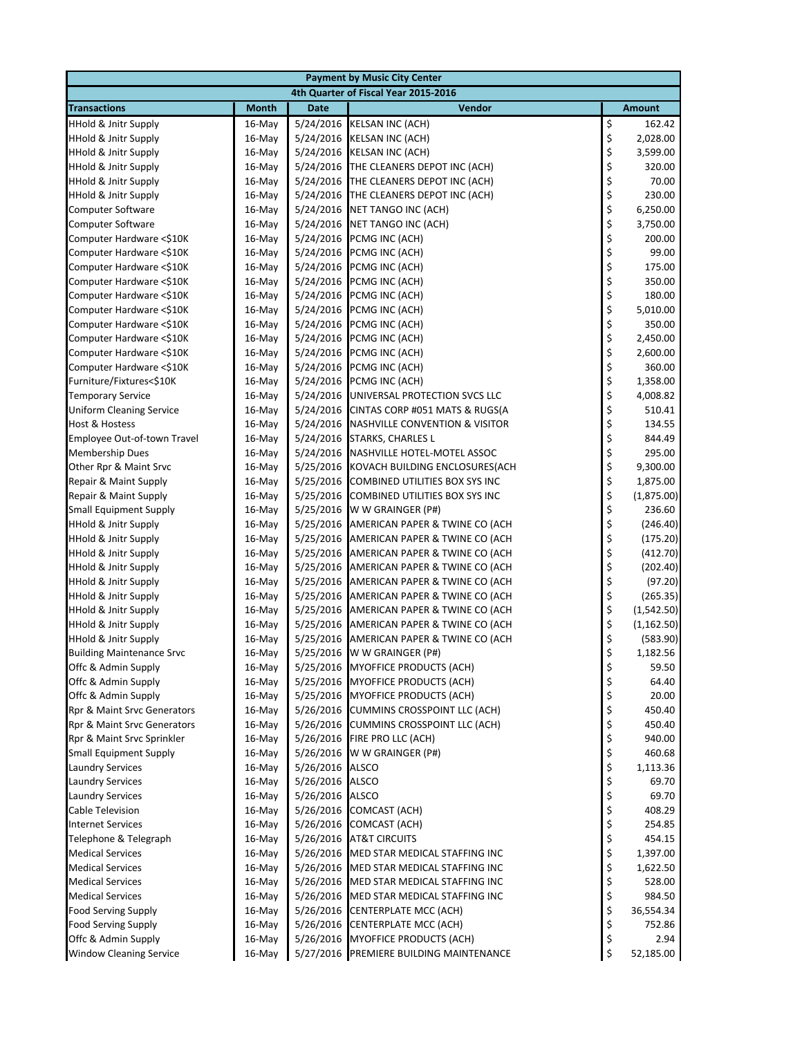| Payment by Music City Center | | | | |
|---|---|---|---|---|
| 4th Quarter of Fiscal Year 2015-2016 | | | | |
| **Transactions** | **Month** | **Date** | **Vendor** | **Amount** |
| HHold & Jnitr Supply | 16-May | 5/24/2016 | KELSAN INC (ACH) | $ 162.42 |
| HHold & Jnitr Supply | 16-May | 5/24/2016 | KELSAN INC (ACH) | $ 2,028.00 |
| HHold & Jnitr Supply | 16-May | 5/24/2016 | KELSAN INC (ACH) | $ 3,599.00 |
| HHold & Jnitr Supply | 16-May | 5/24/2016 | THE CLEANERS DEPOT INC (ACH) | $ 320.00 |
| HHold & Jnitr Supply | 16-May | 5/24/2016 | THE CLEANERS DEPOT INC (ACH) | $ 70.00 |
| HHold & Jnitr Supply | 16-May | 5/24/2016 | THE CLEANERS DEPOT INC (ACH) | $ 230.00 |
| Computer Software | 16-May | 5/24/2016 | NET TANGO INC (ACH) | $ 6,250.00 |
| Computer Software | 16-May | 5/24/2016 | NET TANGO INC (ACH) | $ 3,750.00 |
| Computer Hardware <$10K | 16-May | 5/24/2016 | PCMG INC (ACH) | $ 200.00 |
| Computer Hardware <$10K | 16-May | 5/24/2016 | PCMG INC (ACH) | $ 99.00 |
| Computer Hardware <$10K | 16-May | 5/24/2016 | PCMG INC (ACH) | $ 175.00 |
| Computer Hardware <$10K | 16-May | 5/24/2016 | PCMG INC (ACH) | $ 350.00 |
| Computer Hardware <$10K | 16-May | 5/24/2016 | PCMG INC (ACH) | $ 180.00 |
| Computer Hardware <$10K | 16-May | 5/24/2016 | PCMG INC (ACH) | $ 5,010.00 |
| Computer Hardware <$10K | 16-May | 5/24/2016 | PCMG INC (ACH) | $ 350.00 |
| Computer Hardware <$10K | 16-May | 5/24/2016 | PCMG INC (ACH) | $ 2,450.00 |
| Computer Hardware <$10K | 16-May | 5/24/2016 | PCMG INC (ACH) | $ 2,600.00 |
| Computer Hardware <$10K | 16-May | 5/24/2016 | PCMG INC (ACH) | $ 360.00 |
| Furniture/Fixtures<$10K | 16-May | 5/24/2016 | PCMG INC (ACH) | $ 1,358.00 |
| Temporary Service | 16-May | 5/24/2016 | UNIVERSAL PROTECTION SVCS LLC | $ 4,008.82 |
| Uniform Cleaning Service | 16-May | 5/24/2016 | CINTAS CORP #051 MATS & RUGS(A | $ 510.41 |
| Host & Hostess | 16-May | 5/24/2016 | NASHVILLE CONVENTION & VISITOR | $ 134.55 |
| Employee Out-of-town Travel | 16-May | 5/24/2016 | STARKS, CHARLES L | $ 844.49 |
| Membership Dues | 16-May | 5/24/2016 | NASHVILLE HOTEL-MOTEL ASSOC | $ 295.00 |
| Other Rpr & Maint Srvc | 16-May | 5/25/2016 | KOVACH BUILDING ENCLOSURES(ACH | $ 9,300.00 |
| Repair & Maint Supply | 16-May | 5/25/2016 | COMBINED UTILITIES BOX SYS INC | $ 1,875.00 |
| Repair & Maint Supply | 16-May | 5/25/2016 | COMBINED UTILITIES BOX SYS INC | $ (1,875.00) |
| Small Equipment Supply | 16-May | 5/25/2016 | W W GRAINGER (P#) | $ 236.60 |
| HHold & Jnitr Supply | 16-May | 5/25/2016 | AMERICAN PAPER & TWINE CO (ACH | $ (246.40) |
| HHold & Jnitr Supply | 16-May | 5/25/2016 | AMERICAN PAPER & TWINE CO (ACH | $ (175.20) |
| HHold & Jnitr Supply | 16-May | 5/25/2016 | AMERICAN PAPER & TWINE CO (ACH | $ (412.70) |
| HHold & Jnitr Supply | 16-May | 5/25/2016 | AMERICAN PAPER & TWINE CO (ACH | $ (202.40) |
| HHold & Jnitr Supply | 16-May | 5/25/2016 | AMERICAN PAPER & TWINE CO (ACH | $ (97.20) |
| HHold & Jnitr Supply | 16-May | 5/25/2016 | AMERICAN PAPER & TWINE CO (ACH | $ (265.35) |
| HHold & Jnitr Supply | 16-May | 5/25/2016 | AMERICAN PAPER & TWINE CO (ACH | $ (1,542.50) |
| HHold & Jnitr Supply | 16-May | 5/25/2016 | AMERICAN PAPER & TWINE CO (ACH | $ (1,162.50) |
| HHold & Jnitr Supply | 16-May | 5/25/2016 | AMERICAN PAPER & TWINE CO (ACH | $ (583.90) |
| Building Maintenance Srvc | 16-May | 5/25/2016 | W W GRAINGER (P#) | $ 1,182.56 |
| Offc & Admin Supply | 16-May | 5/25/2016 | MYOFFICE PRODUCTS (ACH) | $ 59.50 |
| Offc & Admin Supply | 16-May | 5/25/2016 | MYOFFICE PRODUCTS (ACH) | $ 64.40 |
| Offc & Admin Supply | 16-May | 5/25/2016 | MYOFFICE PRODUCTS (ACH) | $ 20.00 |
| Rpr & Maint Srvc Generators | 16-May | 5/26/2016 | CUMMINS CROSSPOINT LLC (ACH) | $ 450.40 |
| Rpr & Maint Srvc Generators | 16-May | 5/26/2016 | CUMMINS CROSSPOINT LLC (ACH) | $ 450.40 |
| Rpr & Maint Srvc Sprinkler | 16-May | 5/26/2016 | FIRE PRO LLC (ACH) | $ 940.00 |
| Small Equipment Supply | 16-May | 5/26/2016 | W W GRAINGER (P#) | $ 460.68 |
| Laundry Services | 16-May | 5/26/2016 | ALSCO | $ 1,113.36 |
| Laundry Services | 16-May | 5/26/2016 | ALSCO | $ 69.70 |
| Laundry Services | 16-May | 5/26/2016 | ALSCO | $ 69.70 |
| Cable Television | 16-May | 5/26/2016 | COMCAST (ACH) | $ 408.29 |
| Internet Services | 16-May | 5/26/2016 | COMCAST (ACH) | $ 254.85 |
| Telephone & Telegraph | 16-May | 5/26/2016 | AT&T CIRCUITS | $ 454.15 |
| Medical Services | 16-May | 5/26/2016 | MED STAR MEDICAL STAFFING INC | $ 1,397.00 |
| Medical Services | 16-May | 5/26/2016 | MED STAR MEDICAL STAFFING INC | $ 1,622.50 |
| Medical Services | 16-May | 5/26/2016 | MED STAR MEDICAL STAFFING INC | $ 528.00 |
| Medical Services | 16-May | 5/26/2016 | MED STAR MEDICAL STAFFING INC | $ 984.50 |
| Food Serving Supply | 16-May | 5/26/2016 | CENTERPLATE MCC (ACH) | $ 36,554.34 |
| Food Serving Supply | 16-May | 5/26/2016 | CENTERPLATE MCC (ACH) | $ 752.86 |
| Offc & Admin Supply | 16-May | 5/26/2016 | MYOFFICE PRODUCTS (ACH) | $ 2.94 |
| Window Cleaning Service | 16-May | 5/27/2016 | PREMIERE BUILDING MAINTENANCE | $ 52,185.00 |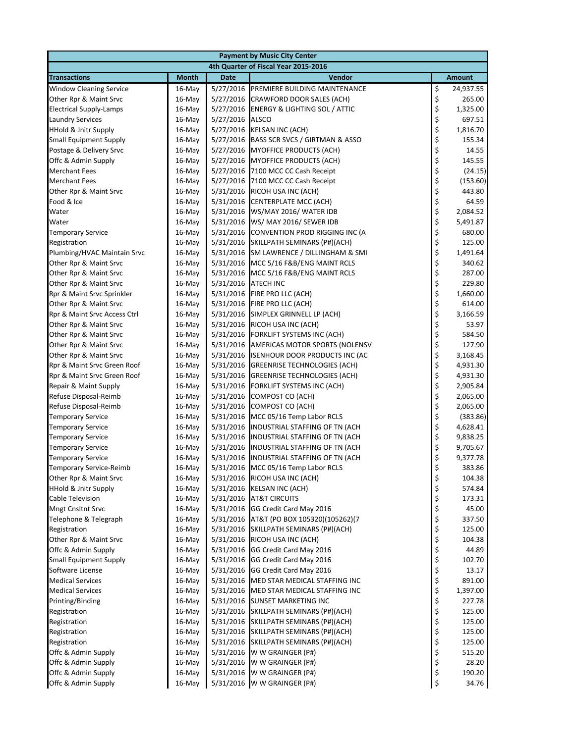| Payment by Music City Center | | | | |
|---|---|---|---|---|
| 4th Quarter of Fiscal Year 2015-2016 | | | | |
| **Transactions** | **Month** | **Date** | **Vendor** | **Amount** |
| Window Cleaning Service | 16-May | 5/27/2016 | PREMIERE BUILDING MAINTENANCE | $ 24,937.55 |
| Other Rpr & Maint Srvc | 16-May | 5/27/2016 | CRAWFORD DOOR SALES (ACH) | $ 265.00 |
| Electrical Supply-Lamps | 16-May | 5/27/2016 | ENERGY & LIGHTING SOL / ATTIC | $ 1,325.00 |
| Laundry Services | 16-May | 5/27/2016 | ALSCO | $ 697.51 |
| HHold & Jnitr Supply | 16-May | 5/27/2016 | KELSAN INC (ACH) | $ 1,816.70 |
| Small Equipment Supply | 16-May | 5/27/2016 | BASS SCR SVCS / GIRTMAN & ASSO | $ 155.34 |
| Postage & Delivery Srvc | 16-May | 5/27/2016 | MYOFFICE PRODUCTS (ACH) | $ 14.55 |
| Offc & Admin Supply | 16-May | 5/27/2016 | MYOFFICE PRODUCTS (ACH) | $ 145.55 |
| Merchant Fees | 16-May | 5/27/2016 | 7100 MCC CC Cash Receipt | $ (24.15) |
| Merchant Fees | 16-May | 5/27/2016 | 7100 MCC CC Cash Receipt | $ (153.60) |
| Other Rpr & Maint Srvc | 16-May | 5/31/2016 | RICOH USA INC (ACH) | $ 443.80 |
| Food & Ice | 16-May | 5/31/2016 | CENTERPLATE MCC (ACH) | $ 64.59 |
| Water | 16-May | 5/31/2016 | WS/MAY 2016/ WATER IDB | $ 2,084.52 |
| Water | 16-May | 5/31/2016 | WS/ MAY 2016/ SEWER IDB | $ 5,491.87 |
| Temporary Service | 16-May | 5/31/2016 | CONVENTION PROD RIGGING INC (A | $ 680.00 |
| Registration | 16-May | 5/31/2016 | SKILLPATH SEMINARS (P#)(ACH) | $ 125.00 |
| Plumbing/HVAC Maintain Srvc | 16-May | 5/31/2016 | SM LAWRENCE / DILLINGHAM & SMI | $ 1,491.64 |
| Other Rpr & Maint Srvc | 16-May | 5/31/2016 | MCC 5/16 F&B/ENG MAINT RCLS | $ 340.62 |
| Other Rpr & Maint Srvc | 16-May | 5/31/2016 | MCC 5/16 F&B/ENG MAINT RCLS | $ 287.00 |
| Other Rpr & Maint Srvc | 16-May | 5/31/2016 | ATECH INC | $ 229.80 |
| Rpr & Maint Srvc Sprinkler | 16-May | 5/31/2016 | FIRE PRO LLC (ACH) | $ 1,660.00 |
| Other Rpr & Maint Srvc | 16-May | 5/31/2016 | FIRE PRO LLC (ACH) | $ 614.00 |
| Rpr & Maint Srvc Access Ctrl | 16-May | 5/31/2016 | SIMPLEX GRINNELL LP (ACH) | $ 3,166.59 |
| Other Rpr & Maint Srvc | 16-May | 5/31/2016 | RICOH USA INC (ACH) | $ 53.97 |
| Other Rpr & Maint Srvc | 16-May | 5/31/2016 | FORKLIFT SYSTEMS INC (ACH) | $ 584.50 |
| Other Rpr & Maint Srvc | 16-May | 5/31/2016 | AMERICAS MOTOR SPORTS (NOLENSV | $ 127.90 |
| Other Rpr & Maint Srvc | 16-May | 5/31/2016 | ISENHOUR DOOR PRODUCTS INC (AC | $ 3,168.45 |
| Rpr & Maint Srvc Green Roof | 16-May | 5/31/2016 | GREENRISE TECHNOLOGIES (ACH) | $ 4,931.30 |
| Rpr & Maint Srvc Green Roof | 16-May | 5/31/2016 | GREENRISE TECHNOLOGIES (ACH) | $ 4,931.30 |
| Repair & Maint Supply | 16-May | 5/31/2016 | FORKLIFT SYSTEMS INC (ACH) | $ 2,905.84 |
| Refuse Disposal-Reimb | 16-May | 5/31/2016 | COMPOST CO (ACH) | $ 2,065.00 |
| Refuse Disposal-Reimb | 16-May | 5/31/2016 | COMPOST CO (ACH) | $ 2,065.00 |
| Temporary Service | 16-May | 5/31/2016 | MCC 05/16 Temp Labor RCLS | $ (383.86) |
| Temporary Service | 16-May | 5/31/2016 | INDUSTRIAL STAFFING OF TN (ACH | $ 4,628.41 |
| Temporary Service | 16-May | 5/31/2016 | INDUSTRIAL STAFFING OF TN (ACH | $ 9,838.25 |
| Temporary Service | 16-May | 5/31/2016 | INDUSTRIAL STAFFING OF TN (ACH | $ 9,705.67 |
| Temporary Service | 16-May | 5/31/2016 | INDUSTRIAL STAFFING OF TN (ACH | $ 9,377.78 |
| Temporary Service-Reimb | 16-May | 5/31/2016 | MCC 05/16 Temp Labor RCLS | $ 383.86 |
| Other Rpr & Maint Srvc | 16-May | 5/31/2016 | RICOH USA INC (ACH) | $ 104.38 |
| HHold & Jnitr Supply | 16-May | 5/31/2016 | KELSAN INC (ACH) | $ 574.84 |
| Cable Television | 16-May | 5/31/2016 | AT&T CIRCUITS | $ 173.31 |
| Mngt Cnsltnt Srvc | 16-May | 5/31/2016 | GG Credit Card May 2016 | $ 45.00 |
| Telephone & Telegraph | 16-May | 5/31/2016 | AT&T (PO BOX 105320)(105262)(7 | $ 337.50 |
| Registration | 16-May | 5/31/2016 | SKILLPATH SEMINARS (P#)(ACH) | $ 125.00 |
| Other Rpr & Maint Srvc | 16-May | 5/31/2016 | RICOH USA INC (ACH) | $ 104.38 |
| Offc & Admin Supply | 16-May | 5/31/2016 | GG Credit Card May 2016 | $ 44.89 |
| Small Equipment Supply | 16-May | 5/31/2016 | GG Credit Card May 2016 | $ 102.70 |
| Software License | 16-May | 5/31/2016 | GG Credit Card May 2016 | $ 13.17 |
| Medical Services | 16-May | 5/31/2016 | MED STAR MEDICAL STAFFING INC | $ 891.00 |
| Medical Services | 16-May | 5/31/2016 | MED STAR MEDICAL STAFFING INC | $ 1,397.00 |
| Printing/Binding | 16-May | 5/31/2016 | SUNSET MARKETING INC | $ 227.78 |
| Registration | 16-May | 5/31/2016 | SKILLPATH SEMINARS (P#)(ACH) | $ 125.00 |
| Registration | 16-May | 5/31/2016 | SKILLPATH SEMINARS (P#)(ACH) | $ 125.00 |
| Registration | 16-May | 5/31/2016 | SKILLPATH SEMINARS (P#)(ACH) | $ 125.00 |
| Registration | 16-May | 5/31/2016 | SKILLPATH SEMINARS (P#)(ACH) | $ 125.00 |
| Offc & Admin Supply | 16-May | 5/31/2016 | W W GRAINGER (P#) | $ 515.20 |
| Offc & Admin Supply | 16-May | 5/31/2016 | W W GRAINGER (P#) | $ 28.20 |
| Offc & Admin Supply | 16-May | 5/31/2016 | W W GRAINGER (P#) | $ 190.20 |
| Offc & Admin Supply | 16-May | 5/31/2016 | W W GRAINGER (P#) | $ 34.76 |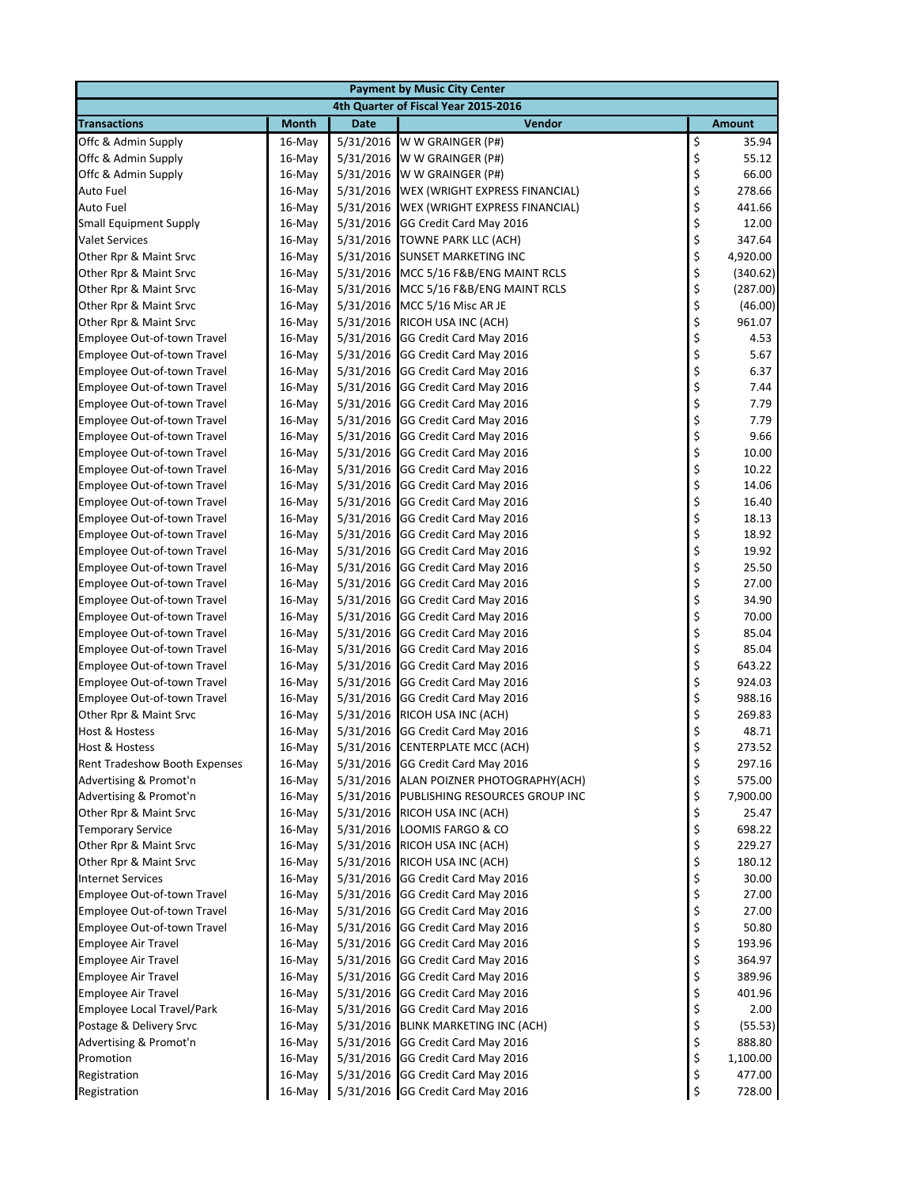| Payment by Music City Center | | | | |
|---|---|---|---|---|
| 4th Quarter of Fiscal Year 2015-2016 | | | | |
| **Transactions** | **Month** | **Date** | **Vendor** | **Amount** |
| Offc & Admin Supply | 16-May | 5/31/2016 | W W GRAINGER (P#) | $ 35.94 |
| Offc & Admin Supply | 16-May | 5/31/2016 | W W GRAINGER (P#) | $ 55.12 |
| Offc & Admin Supply | 16-May | 5/31/2016 | W W GRAINGER (P#) | $ 66.00 |
| Auto Fuel | 16-May | 5/31/2016 | WEX (WRIGHT EXPRESS FINANCIAL) | $ 278.66 |
| Auto Fuel | 16-May | 5/31/2016 | WEX (WRIGHT EXPRESS FINANCIAL) | $ 441.66 |
| Small Equipment Supply | 16-May | 5/31/2016 | GG Credit Card May 2016 | $ 12.00 |
| Valet Services | 16-May | 5/31/2016 | TOWNE PARK LLC (ACH) | $ 347.64 |
| Other Rpr & Maint Srvc | 16-May | 5/31/2016 | SUNSET MARKETING INC | $ 4,920.00 |
| Other Rpr & Maint Srvc | 16-May | 5/31/2016 | MCC 5/16 F&B/ENG MAINT RCLS | $ (340.62) |
| Other Rpr & Maint Srvc | 16-May | 5/31/2016 | MCC 5/16 F&B/ENG MAINT RCLS | $ (287.00) |
| Other Rpr & Maint Srvc | 16-May | 5/31/2016 | MCC 5/16 Misc AR JE | $ (46.00) |
| Other Rpr & Maint Srvc | 16-May | 5/31/2016 | RICOH USA INC (ACH) | $ 961.07 |
| Employee Out-of-town Travel | 16-May | 5/31/2016 | GG Credit Card May 2016 | $ 4.53 |
| Employee Out-of-town Travel | 16-May | 5/31/2016 | GG Credit Card May 2016 | $ 5.67 |
| Employee Out-of-town Travel | 16-May | 5/31/2016 | GG Credit Card May 2016 | $ 6.37 |
| Employee Out-of-town Travel | 16-May | 5/31/2016 | GG Credit Card May 2016 | $ 7.44 |
| Employee Out-of-town Travel | 16-May | 5/31/2016 | GG Credit Card May 2016 | $ 7.79 |
| Employee Out-of-town Travel | 16-May | 5/31/2016 | GG Credit Card May 2016 | $ 7.79 |
| Employee Out-of-town Travel | 16-May | 5/31/2016 | GG Credit Card May 2016 | $ 9.66 |
| Employee Out-of-town Travel | 16-May | 5/31/2016 | GG Credit Card May 2016 | $ 10.00 |
| Employee Out-of-town Travel | 16-May | 5/31/2016 | GG Credit Card May 2016 | $ 10.22 |
| Employee Out-of-town Travel | 16-May | 5/31/2016 | GG Credit Card May 2016 | $ 14.06 |
| Employee Out-of-town Travel | 16-May | 5/31/2016 | GG Credit Card May 2016 | $ 16.40 |
| Employee Out-of-town Travel | 16-May | 5/31/2016 | GG Credit Card May 2016 | $ 18.13 |
| Employee Out-of-town Travel | 16-May | 5/31/2016 | GG Credit Card May 2016 | $ 18.92 |
| Employee Out-of-town Travel | 16-May | 5/31/2016 | GG Credit Card May 2016 | $ 19.92 |
| Employee Out-of-town Travel | 16-May | 5/31/2016 | GG Credit Card May 2016 | $ 25.50 |
| Employee Out-of-town Travel | 16-May | 5/31/2016 | GG Credit Card May 2016 | $ 27.00 |
| Employee Out-of-town Travel | 16-May | 5/31/2016 | GG Credit Card May 2016 | $ 34.90 |
| Employee Out-of-town Travel | 16-May | 5/31/2016 | GG Credit Card May 2016 | $ 70.00 |
| Employee Out-of-town Travel | 16-May | 5/31/2016 | GG Credit Card May 2016 | $ 85.04 |
| Employee Out-of-town Travel | 16-May | 5/31/2016 | GG Credit Card May 2016 | $ 85.04 |
| Employee Out-of-town Travel | 16-May | 5/31/2016 | GG Credit Card May 2016 | $ 643.22 |
| Employee Out-of-town Travel | 16-May | 5/31/2016 | GG Credit Card May 2016 | $ 924.03 |
| Employee Out-of-town Travel | 16-May | 5/31/2016 | GG Credit Card May 2016 | $ 988.16 |
| Other Rpr & Maint Srvc | 16-May | 5/31/2016 | RICOH USA INC (ACH) | $ 269.83 |
| Host & Hostess | 16-May | 5/31/2016 | GG Credit Card May 2016 | $ 48.71 |
| Host & Hostess | 16-May | 5/31/2016 | CENTERPLATE MCC (ACH) | $ 273.52 |
| Rent Tradeshow Booth Expenses | 16-May | 5/31/2016 | GG Credit Card May 2016 | $ 297.16 |
| Advertising & Promot'n | 16-May | 5/31/2016 | ALAN POIZNER PHOTOGRAPHY(ACH) | $ 575.00 |
| Advertising & Promot'n | 16-May | 5/31/2016 | PUBLISHING RESOURCES GROUP INC | $ 7,900.00 |
| Other Rpr & Maint Srvc | 16-May | 5/31/2016 | RICOH USA INC (ACH) | $ 25.47 |
| Temporary Service | 16-May | 5/31/2016 | LOOMIS FARGO & CO | $ 698.22 |
| Other Rpr & Maint Srvc | 16-May | 5/31/2016 | RICOH USA INC (ACH) | $ 229.27 |
| Other Rpr & Maint Srvc | 16-May | 5/31/2016 | RICOH USA INC (ACH) | $ 180.12 |
| Internet Services | 16-May | 5/31/2016 | GG Credit Card May 2016 | $ 30.00 |
| Employee Out-of-town Travel | 16-May | 5/31/2016 | GG Credit Card May 2016 | $ 27.00 |
| Employee Out-of-town Travel | 16-May | 5/31/2016 | GG Credit Card May 2016 | $ 27.00 |
| Employee Out-of-town Travel | 16-May | 5/31/2016 | GG Credit Card May 2016 | $ 50.80 |
| Employee Air Travel | 16-May | 5/31/2016 | GG Credit Card May 2016 | $ 193.96 |
| Employee Air Travel | 16-May | 5/31/2016 | GG Credit Card May 2016 | $ 364.97 |
| Employee Air Travel | 16-May | 5/31/2016 | GG Credit Card May 2016 | $ 389.96 |
| Employee Air Travel | 16-May | 5/31/2016 | GG Credit Card May 2016 | $ 401.96 |
| Employee Local Travel/Park | 16-May | 5/31/2016 | GG Credit Card May 2016 | $ 2.00 |
| Postage & Delivery Srvc | 16-May | 5/31/2016 | BLINK MARKETING INC (ACH) | $ (55.53) |
| Advertising & Promot'n | 16-May | 5/31/2016 | GG Credit Card May 2016 | $ 888.80 |
| Promotion | 16-May | 5/31/2016 | GG Credit Card May 2016 | $ 1,100.00 |
| Registration | 16-May | 5/31/2016 | GG Credit Card May 2016 | $ 477.00 |
| Registration | 16-May | 5/31/2016 | GG Credit Card May 2016 | $ 728.00 |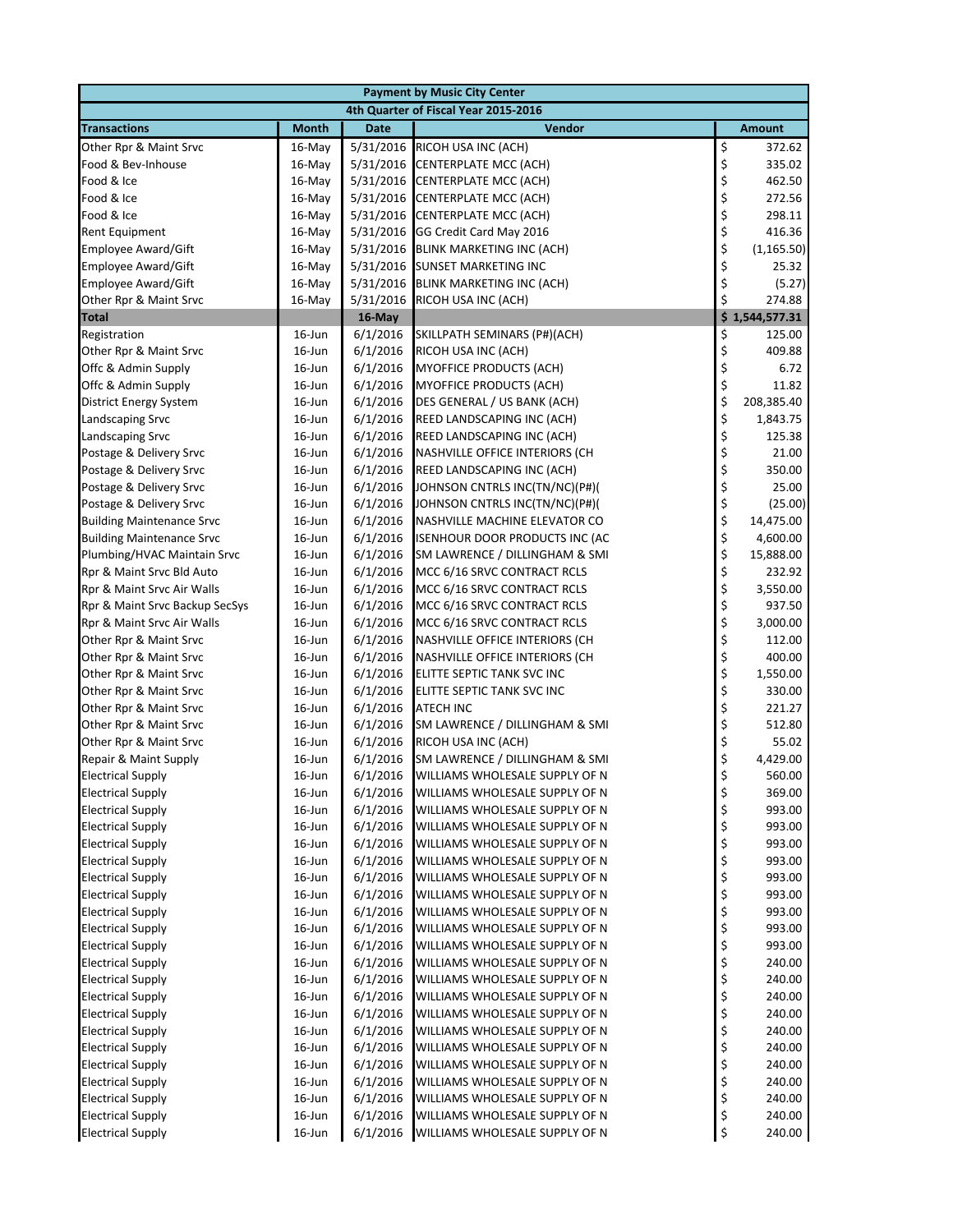| Payment by Music City Center | | | | |
|---|---|---|---|---|
| 4th Quarter of Fiscal Year 2015-2016 | | | | |
| **Transactions** | **Month** | **Date** | **Vendor** | **Amount** |
| Other Rpr & Maint Srvc | 16-May | 5/31/2016 | RICOH USA INC (ACH) | $ 372.62 |
| Food & Bev-Inhouse | 16-May | 5/31/2016 | CENTERPLATE MCC (ACH) | $ 335.02 |
| Food & Ice | 16-May | 5/31/2016 | CENTERPLATE MCC (ACH) | $ 462.50 |
| Food & Ice | 16-May | 5/31/2016 | CENTERPLATE MCC (ACH) | $ 272.56 |
| Food & Ice | 16-May | 5/31/2016 | CENTERPLATE MCC (ACH) | $ 298.11 |
| Rent Equipment | 16-May | 5/31/2016 | GG Credit Card May 2016 | $ 416.36 |
| Employee Award/Gift | 16-May | 5/31/2016 | BLINK MARKETING INC (ACH) | $ (1,165.50) |
| Employee Award/Gift | 16-May | 5/31/2016 | SUNSET MARKETING INC | $ 25.32 |
| Employee Award/Gift | 16-May | 5/31/2016 | BLINK MARKETING INC (ACH) | $ (5.27) |
| Other Rpr & Maint Srvc | 16-May | 5/31/2016 | RICOH USA INC (ACH) | $ 274.88 |
| **Total** | | **16-May** | | **$ 1,544,577.31** |
| Registration | 16-Jun | 6/1/2016 | SKILLPATH SEMINARS (P#)(ACH) | $ 125.00 |
| Other Rpr & Maint Srvc | 16-Jun | 6/1/2016 | RICOH USA INC (ACH) | $ 409.88 |
| Offc & Admin Supply | 16-Jun | 6/1/2016 | MYOFFICE PRODUCTS (ACH) | $ 6.72 |
| Offc & Admin Supply | 16-Jun | 6/1/2016 | MYOFFICE PRODUCTS (ACH) | $ 11.82 |
| District Energy System | 16-Jun | 6/1/2016 | DES GENERAL / US BANK (ACH) | $ 208,385.40 |
| Landscaping Srvc | 16-Jun | 6/1/2016 | REED LANDSCAPING INC (ACH) | $ 1,843.75 |
| Landscaping Srvc | 16-Jun | 6/1/2016 | REED LANDSCAPING INC (ACH) | $ 125.38 |
| Postage & Delivery Srvc | 16-Jun | 6/1/2016 | NASHVILLE OFFICE INTERIORS (CH | $ 21.00 |
| Postage & Delivery Srvc | 16-Jun | 6/1/2016 | REED LANDSCAPING INC (ACH) | $ 350.00 |
| Postage & Delivery Srvc | 16-Jun | 6/1/2016 | JOHNSON CNTRLS INC(TN/NC)(P#)( | $ 25.00 |
| Postage & Delivery Srvc | 16-Jun | 6/1/2016 | JOHNSON CNTRLS INC(TN/NC)(P#)( | $ (25.00) |
| Building Maintenance Srvc | 16-Jun | 6/1/2016 | NASHVILLE MACHINE ELEVATOR CO | $ 14,475.00 |
| Building Maintenance Srvc | 16-Jun | 6/1/2016 | ISENHOUR DOOR PRODUCTS INC (AC | $ 4,600.00 |
| Plumbing/HVAC Maintain Srvc | 16-Jun | 6/1/2016 | SM LAWRENCE / DILLINGHAM & SMI | $ 15,888.00 |
| Rpr & Maint Srvc Bld Auto | 16-Jun | 6/1/2016 | MCC 6/16 SRVC CONTRACT RCLS | $ 232.92 |
| Rpr & Maint Srvc Air Walls | 16-Jun | 6/1/2016 | MCC 6/16 SRVC CONTRACT RCLS | $ 3,550.00 |
| Rpr & Maint Srvc Backup SecSys | 16-Jun | 6/1/2016 | MCC 6/16 SRVC CONTRACT RCLS | $ 937.50 |
| Rpr & Maint Srvc Air Walls | 16-Jun | 6/1/2016 | MCC 6/16 SRVC CONTRACT RCLS | $ 3,000.00 |
| Other Rpr & Maint Srvc | 16-Jun | 6/1/2016 | NASHVILLE OFFICE INTERIORS (CH | $ 112.00 |
| Other Rpr & Maint Srvc | 16-Jun | 6/1/2016 | NASHVILLE OFFICE INTERIORS (CH | $ 400.00 |
| Other Rpr & Maint Srvc | 16-Jun | 6/1/2016 | ELITTE SEPTIC TANK SVC INC | $ 1,550.00 |
| Other Rpr & Maint Srvc | 16-Jun | 6/1/2016 | ELITTE SEPTIC TANK SVC INC | $ 330.00 |
| Other Rpr & Maint Srvc | 16-Jun | 6/1/2016 | ATECH INC | $ 221.27 |
| Other Rpr & Maint Srvc | 16-Jun | 6/1/2016 | SM LAWRENCE / DILLINGHAM & SMI | $ 512.80 |
| Other Rpr & Maint Srvc | 16-Jun | 6/1/2016 | RICOH USA INC (ACH) | $ 55.02 |
| Repair & Maint Supply | 16-Jun | 6/1/2016 | SM LAWRENCE / DILLINGHAM & SMI | $ 4,429.00 |
| Electrical Supply | 16-Jun | 6/1/2016 | WILLIAMS WHOLESALE SUPPLY OF N | $ 560.00 |
| Electrical Supply | 16-Jun | 6/1/2016 | WILLIAMS WHOLESALE SUPPLY OF N | $ 369.00 |
| Electrical Supply | 16-Jun | 6/1/2016 | WILLIAMS WHOLESALE SUPPLY OF N | $ 993.00 |
| Electrical Supply | 16-Jun | 6/1/2016 | WILLIAMS WHOLESALE SUPPLY OF N | $ 993.00 |
| Electrical Supply | 16-Jun | 6/1/2016 | WILLIAMS WHOLESALE SUPPLY OF N | $ 993.00 |
| Electrical Supply | 16-Jun | 6/1/2016 | WILLIAMS WHOLESALE SUPPLY OF N | $ 993.00 |
| Electrical Supply | 16-Jun | 6/1/2016 | WILLIAMS WHOLESALE SUPPLY OF N | $ 993.00 |
| Electrical Supply | 16-Jun | 6/1/2016 | WILLIAMS WHOLESALE SUPPLY OF N | $ 993.00 |
| Electrical Supply | 16-Jun | 6/1/2016 | WILLIAMS WHOLESALE SUPPLY OF N | $ 993.00 |
| Electrical Supply | 16-Jun | 6/1/2016 | WILLIAMS WHOLESALE SUPPLY OF N | $ 993.00 |
| Electrical Supply | 16-Jun | 6/1/2016 | WILLIAMS WHOLESALE SUPPLY OF N | $ 993.00 |
| Electrical Supply | 16-Jun | 6/1/2016 | WILLIAMS WHOLESALE SUPPLY OF N | $ 240.00 |
| Electrical Supply | 16-Jun | 6/1/2016 | WILLIAMS WHOLESALE SUPPLY OF N | $ 240.00 |
| Electrical Supply | 16-Jun | 6/1/2016 | WILLIAMS WHOLESALE SUPPLY OF N | $ 240.00 |
| Electrical Supply | 16-Jun | 6/1/2016 | WILLIAMS WHOLESALE SUPPLY OF N | $ 240.00 |
| Electrical Supply | 16-Jun | 6/1/2016 | WILLIAMS WHOLESALE SUPPLY OF N | $ 240.00 |
| Electrical Supply | 16-Jun | 6/1/2016 | WILLIAMS WHOLESALE SUPPLY OF N | $ 240.00 |
| Electrical Supply | 16-Jun | 6/1/2016 | WILLIAMS WHOLESALE SUPPLY OF N | $ 240.00 |
| Electrical Supply | 16-Jun | 6/1/2016 | WILLIAMS WHOLESALE SUPPLY OF N | $ 240.00 |
| Electrical Supply | 16-Jun | 6/1/2016 | WILLIAMS WHOLESALE SUPPLY OF N | $ 240.00 |
| Electrical Supply | 16-Jun | 6/1/2016 | WILLIAMS WHOLESALE SUPPLY OF N | $ 240.00 |
| Electrical Supply | 16-Jun | 6/1/2016 | WILLIAMS WHOLESALE SUPPLY OF N | $ 240.00 |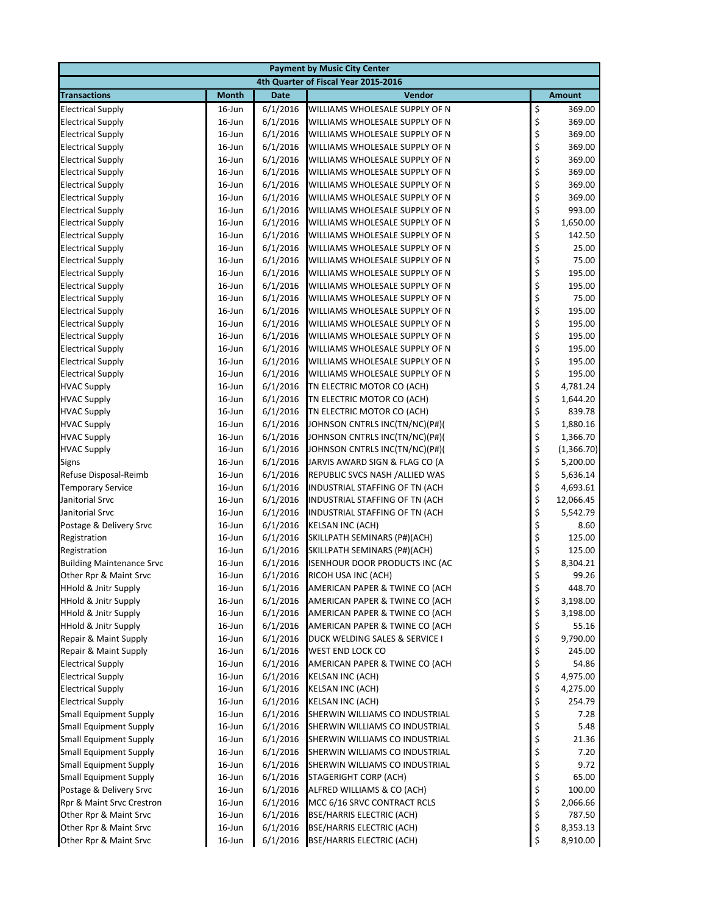| Payment by Music City Center | | | | |
|---|---|---|---|---|
| 4th Quarter of Fiscal Year 2015-2016 | | | | |
| **Transactions** | **Month** | **Date** | **Vendor** | **Amount** |
| Electrical Supply | 16-Jun | 6/1/2016 | WILLIAMS WHOLESALE SUPPLY OF N | $ 369.00 |
| Electrical Supply | 16-Jun | 6/1/2016 | WILLIAMS WHOLESALE SUPPLY OF N | $ 369.00 |
| Electrical Supply | 16-Jun | 6/1/2016 | WILLIAMS WHOLESALE SUPPLY OF N | $ 369.00 |
| Electrical Supply | 16-Jun | 6/1/2016 | WILLIAMS WHOLESALE SUPPLY OF N | $ 369.00 |
| Electrical Supply | 16-Jun | 6/1/2016 | WILLIAMS WHOLESALE SUPPLY OF N | $ 369.00 |
| Electrical Supply | 16-Jun | 6/1/2016 | WILLIAMS WHOLESALE SUPPLY OF N | $ 369.00 |
| Electrical Supply | 16-Jun | 6/1/2016 | WILLIAMS WHOLESALE SUPPLY OF N | $ 369.00 |
| Electrical Supply | 16-Jun | 6/1/2016 | WILLIAMS WHOLESALE SUPPLY OF N | $ 369.00 |
| Electrical Supply | 16-Jun | 6/1/2016 | WILLIAMS WHOLESALE SUPPLY OF N | $ 993.00 |
| Electrical Supply | 16-Jun | 6/1/2016 | WILLIAMS WHOLESALE SUPPLY OF N | $ 1,650.00 |
| Electrical Supply | 16-Jun | 6/1/2016 | WILLIAMS WHOLESALE SUPPLY OF N | $ 142.50 |
| Electrical Supply | 16-Jun | 6/1/2016 | WILLIAMS WHOLESALE SUPPLY OF N | $ 25.00 |
| Electrical Supply | 16-Jun | 6/1/2016 | WILLIAMS WHOLESALE SUPPLY OF N | $ 75.00 |
| Electrical Supply | 16-Jun | 6/1/2016 | WILLIAMS WHOLESALE SUPPLY OF N | $ 195.00 |
| Electrical Supply | 16-Jun | 6/1/2016 | WILLIAMS WHOLESALE SUPPLY OF N | $ 195.00 |
| Electrical Supply | 16-Jun | 6/1/2016 | WILLIAMS WHOLESALE SUPPLY OF N | $ 75.00 |
| Electrical Supply | 16-Jun | 6/1/2016 | WILLIAMS WHOLESALE SUPPLY OF N | $ 195.00 |
| Electrical Supply | 16-Jun | 6/1/2016 | WILLIAMS WHOLESALE SUPPLY OF N | $ 195.00 |
| Electrical Supply | 16-Jun | 6/1/2016 | WILLIAMS WHOLESALE SUPPLY OF N | $ 195.00 |
| Electrical Supply | 16-Jun | 6/1/2016 | WILLIAMS WHOLESALE SUPPLY OF N | $ 195.00 |
| Electrical Supply | 16-Jun | 6/1/2016 | WILLIAMS WHOLESALE SUPPLY OF N | $ 195.00 |
| Electrical Supply | 16-Jun | 6/1/2016 | WILLIAMS WHOLESALE SUPPLY OF N | $ 195.00 |
| HVAC Supply | 16-Jun | 6/1/2016 | TN ELECTRIC MOTOR CO (ACH) | $ 4,781.24 |
| HVAC Supply | 16-Jun | 6/1/2016 | TN ELECTRIC MOTOR CO (ACH) | $ 1,644.20 |
| HVAC Supply | 16-Jun | 6/1/2016 | TN ELECTRIC MOTOR CO (ACH) | $ 839.78 |
| HVAC Supply | 16-Jun | 6/1/2016 | JOHNSON CNTRLS INC(TN/NC)(P#)( | $ 1,880.16 |
| HVAC Supply | 16-Jun | 6/1/2016 | JOHNSON CNTRLS INC(TN/NC)(P#)( | $ 1,366.70 |
| HVAC Supply | 16-Jun | 6/1/2016 | JOHNSON CNTRLS INC(TN/NC)(P#)( | $ (1,366.70) |
| Signs | 16-Jun | 6/1/2016 | JARVIS AWARD SIGN & FLAG CO (A | $ 5,200.00 |
| Refuse Disposal-Reimb | 16-Jun | 6/1/2016 | REPUBLIC SVCS NASH /ALLIED WAS | $ 5,636.14 |
| Temporary Service | 16-Jun | 6/1/2016 | INDUSTRIAL STAFFING OF TN (ACH | $ 4,693.61 |
| Janitorial Srvc | 16-Jun | 6/1/2016 | INDUSTRIAL STAFFING OF TN (ACH | $ 12,066.45 |
| Janitorial Srvc | 16-Jun | 6/1/2016 | INDUSTRIAL STAFFING OF TN (ACH | $ 5,542.79 |
| Postage & Delivery Srvc | 16-Jun | 6/1/2016 | KELSAN INC (ACH) | $ 8.60 |
| Registration | 16-Jun | 6/1/2016 | SKILLPATH SEMINARS (P#)(ACH) | $ 125.00 |
| Registration | 16-Jun | 6/1/2016 | SKILLPATH SEMINARS (P#)(ACH) | $ 125.00 |
| Building Maintenance Srvc | 16-Jun | 6/1/2016 | ISENHOUR DOOR PRODUCTS INC (AC | $ 8,304.21 |
| Other Rpr & Maint Srvc | 16-Jun | 6/1/2016 | RICOH USA INC (ACH) | $ 99.26 |
| HHold & Jnitr Supply | 16-Jun | 6/1/2016 | AMERICAN PAPER & TWINE CO (ACH | $ 448.70 |
| HHold & Jnitr Supply | 16-Jun | 6/1/2016 | AMERICAN PAPER & TWINE CO (ACH | $ 3,198.00 |
| HHold & Jnitr Supply | 16-Jun | 6/1/2016 | AMERICAN PAPER & TWINE CO (ACH | $ 3,198.00 |
| HHold & Jnitr Supply | 16-Jun | 6/1/2016 | AMERICAN PAPER & TWINE CO (ACH | $ 55.16 |
| Repair & Maint Supply | 16-Jun | 6/1/2016 | DUCK WELDING SALES & SERVICE I | $ 9,790.00 |
| Repair & Maint Supply | 16-Jun | 6/1/2016 | WEST END LOCK CO | $ 245.00 |
| Electrical Supply | 16-Jun | 6/1/2016 | AMERICAN PAPER & TWINE CO (ACH | $ 54.86 |
| Electrical Supply | 16-Jun | 6/1/2016 | KELSAN INC (ACH) | $ 4,975.00 |
| Electrical Supply | 16-Jun | 6/1/2016 | KELSAN INC (ACH) | $ 4,275.00 |
| Electrical Supply | 16-Jun | 6/1/2016 | KELSAN INC (ACH) | $ 254.79 |
| Small Equipment Supply | 16-Jun | 6/1/2016 | SHERWIN WILLIAMS CO INDUSTRIAL | $ 7.28 |
| Small Equipment Supply | 16-Jun | 6/1/2016 | SHERWIN WILLIAMS CO INDUSTRIAL | $ 5.48 |
| Small Equipment Supply | 16-Jun | 6/1/2016 | SHERWIN WILLIAMS CO INDUSTRIAL | $ 21.36 |
| Small Equipment Supply | 16-Jun | 6/1/2016 | SHERWIN WILLIAMS CO INDUSTRIAL | $ 7.20 |
| Small Equipment Supply | 16-Jun | 6/1/2016 | SHERWIN WILLIAMS CO INDUSTRIAL | $ 9.72 |
| Small Equipment Supply | 16-Jun | 6/1/2016 | STAGERIGHT CORP (ACH) | $ 65.00 |
| Postage & Delivery Srvc | 16-Jun | 6/1/2016 | ALFRED WILLIAMS & CO (ACH) | $ 100.00 |
| Rpr & Maint Srvc Crestron | 16-Jun | 6/1/2016 | MCC 6/16 SRVC CONTRACT RCLS | $ 2,066.66 |
| Other Rpr & Maint Srvc | 16-Jun | 6/1/2016 | BSE/HARRIS ELECTRIC (ACH) | $ 787.50 |
| Other Rpr & Maint Srvc | 16-Jun | 6/1/2016 | BSE/HARRIS ELECTRIC (ACH) | $ 8,353.13 |
| Other Rpr & Maint Srvc | 16-Jun | 6/1/2016 | BSE/HARRIS ELECTRIC (ACH) | $ 8,910.00 |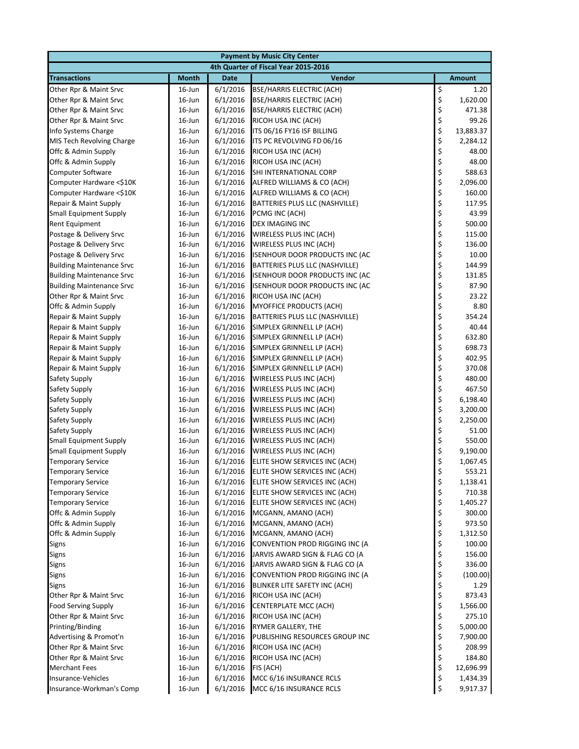| Payment by Music City Center | | | | |
|---|---|---|---|---|
| 4th Quarter of Fiscal Year 2015-2016 | | | | |
| **Transactions** | **Month** | **Date** | **Vendor** | **Amount** |
| Other Rpr & Maint Srvc | 16-Jun | 6/1/2016 | BSE/HARRIS ELECTRIC (ACH) | $ 1.20 |
| Other Rpr & Maint Srvc | 16-Jun | 6/1/2016 | BSE/HARRIS ELECTRIC (ACH) | $ 1,620.00 |
| Other Rpr & Maint Srvc | 16-Jun | 6/1/2016 | BSE/HARRIS ELECTRIC (ACH) | $ 471.38 |
| Other Rpr & Maint Srvc | 16-Jun | 6/1/2016 | RICOH USA INC (ACH) | $ 99.26 |
| Info Systems Charge | 16-Jun | 6/1/2016 | ITS 06/16 FY16 ISF BILLING | $ 13,883.37 |
| MIS Tech Revolving Charge | 16-Jun | 6/1/2016 | ITS PC REVOLVING FD 06/16 | $ 2,284.12 |
| Offc & Admin Supply | 16-Jun | 6/1/2016 | RICOH USA INC (ACH) | $ 48.00 |
| Offc & Admin Supply | 16-Jun | 6/1/2016 | RICOH USA INC (ACH) | $ 48.00 |
| Computer Software | 16-Jun | 6/1/2016 | SHI INTERNATIONAL CORP | $ 588.63 |
| Computer Hardware <$10K | 16-Jun | 6/1/2016 | ALFRED WILLIAMS & CO (ACH) | $ 2,096.00 |
| Computer Hardware <$10K | 16-Jun | 6/1/2016 | ALFRED WILLIAMS & CO (ACH) | $ 160.00 |
| Repair & Maint Supply | 16-Jun | 6/1/2016 | BATTERIES PLUS LLC (NASHVILLE) | $ 117.95 |
| Small Equipment Supply | 16-Jun | 6/1/2016 | PCMG INC (ACH) | $ 43.99 |
| Rent Equipment | 16-Jun | 6/1/2016 | DEX IMAGING INC | $ 500.00 |
| Postage & Delivery Srvc | 16-Jun | 6/1/2016 | WIRELESS PLUS INC (ACH) | $ 115.00 |
| Postage & Delivery Srvc | 16-Jun | 6/1/2016 | WIRELESS PLUS INC (ACH) | $ 136.00 |
| Postage & Delivery Srvc | 16-Jun | 6/1/2016 | ISENHOUR DOOR PRODUCTS INC (AC | $ 10.00 |
| Building Maintenance Srvc | 16-Jun | 6/1/2016 | BATTERIES PLUS LLC (NASHVILLE) | $ 144.99 |
| Building Maintenance Srvc | 16-Jun | 6/1/2016 | ISENHOUR DOOR PRODUCTS INC (AC | $ 131.85 |
| Building Maintenance Srvc | 16-Jun | 6/1/2016 | ISENHOUR DOOR PRODUCTS INC (AC | $ 87.90 |
| Other Rpr & Maint Srvc | 16-Jun | 6/1/2016 | RICOH USA INC (ACH) | $ 23.22 |
| Offc & Admin Supply | 16-Jun | 6/1/2016 | MYOFFICE PRODUCTS (ACH) | $ 8.80 |
| Repair & Maint Supply | 16-Jun | 6/1/2016 | BATTERIES PLUS LLC (NASHVILLE) | $ 354.24 |
| Repair & Maint Supply | 16-Jun | 6/1/2016 | SIMPLEX GRINNELL LP (ACH) | $ 40.44 |
| Repair & Maint Supply | 16-Jun | 6/1/2016 | SIMPLEX GRINNELL LP (ACH) | $ 632.80 |
| Repair & Maint Supply | 16-Jun | 6/1/2016 | SIMPLEX GRINNELL LP (ACH) | $ 698.73 |
| Repair & Maint Supply | 16-Jun | 6/1/2016 | SIMPLEX GRINNELL LP (ACH) | $ 402.95 |
| Repair & Maint Supply | 16-Jun | 6/1/2016 | SIMPLEX GRINNELL LP (ACH) | $ 370.08 |
| Safety Supply | 16-Jun | 6/1/2016 | WIRELESS PLUS INC (ACH) | $ 480.00 |
| Safety Supply | 16-Jun | 6/1/2016 | WIRELESS PLUS INC (ACH) | $ 467.50 |
| Safety Supply | 16-Jun | 6/1/2016 | WIRELESS PLUS INC (ACH) | $ 6,198.40 |
| Safety Supply | 16-Jun | 6/1/2016 | WIRELESS PLUS INC (ACH) | $ 3,200.00 |
| Safety Supply | 16-Jun | 6/1/2016 | WIRELESS PLUS INC (ACH) | $ 2,250.00 |
| Safety Supply | 16-Jun | 6/1/2016 | WIRELESS PLUS INC (ACH) | $ 51.00 |
| Small Equipment Supply | 16-Jun | 6/1/2016 | WIRELESS PLUS INC (ACH) | $ 550.00 |
| Small Equipment Supply | 16-Jun | 6/1/2016 | WIRELESS PLUS INC (ACH) | $ 9,190.00 |
| Temporary Service | 16-Jun | 6/1/2016 | ELITE SHOW SERVICES INC (ACH) | $ 1,067.45 |
| Temporary Service | 16-Jun | 6/1/2016 | ELITE SHOW SERVICES INC (ACH) | $ 553.21 |
| Temporary Service | 16-Jun | 6/1/2016 | ELITE SHOW SERVICES INC (ACH) | $ 1,138.41 |
| Temporary Service | 16-Jun | 6/1/2016 | ELITE SHOW SERVICES INC (ACH) | $ 710.38 |
| Temporary Service | 16-Jun | 6/1/2016 | ELITE SHOW SERVICES INC (ACH) | $ 1,405.27 |
| Offc & Admin Supply | 16-Jun | 6/1/2016 | MCGANN, AMANO (ACH) | $ 300.00 |
| Offc & Admin Supply | 16-Jun | 6/1/2016 | MCGANN, AMANO (ACH) | $ 973.50 |
| Offc & Admin Supply | 16-Jun | 6/1/2016 | MCGANN, AMANO (ACH) | $ 1,312.50 |
| Signs | 16-Jun | 6/1/2016 | CONVENTION PROD RIGGING INC (A | $ 100.00 |
| Signs | 16-Jun | 6/1/2016 | JARVIS AWARD SIGN & FLAG CO (A | $ 156.00 |
| Signs | 16-Jun | 6/1/2016 | JARVIS AWARD SIGN & FLAG CO (A | $ 336.00 |
| Signs | 16-Jun | 6/1/2016 | CONVENTION PROD RIGGING INC (A | $ (100.00) |
| Signs | 16-Jun | 6/1/2016 | BLINKER LITE SAFETY INC (ACH) | $ 1.29 |
| Other Rpr & Maint Srvc | 16-Jun | 6/1/2016 | RICOH USA INC (ACH) | $ 873.43 |
| Food Serving Supply | 16-Jun | 6/1/2016 | CENTERPLATE MCC (ACH) | $ 1,566.00 |
| Other Rpr & Maint Srvc | 16-Jun | 6/1/2016 | RICOH USA INC (ACH) | $ 275.10 |
| Printing/Binding | 16-Jun | 6/1/2016 | RYMER GALLERY, THE | $ 5,000.00 |
| Advertising & Promot'n | 16-Jun | 6/1/2016 | PUBLISHING RESOURCES GROUP INC | $ 7,900.00 |
| Other Rpr & Maint Srvc | 16-Jun | 6/1/2016 | RICOH USA INC (ACH) | $ 208.99 |
| Other Rpr & Maint Srvc | 16-Jun | 6/1/2016 | RICOH USA INC (ACH) | $ 184.80 |
| Merchant Fees | 16-Jun | 6/1/2016 | FIS (ACH) | $ 12,696.99 |
| Insurance-Vehicles | 16-Jun | 6/1/2016 | MCC 6/16 INSURANCE RCLS | $ 1,434.39 |
| Insurance-Workman's Comp | 16-Jun | 6/1/2016 | MCC 6/16 INSURANCE RCLS | $ 9,917.37 |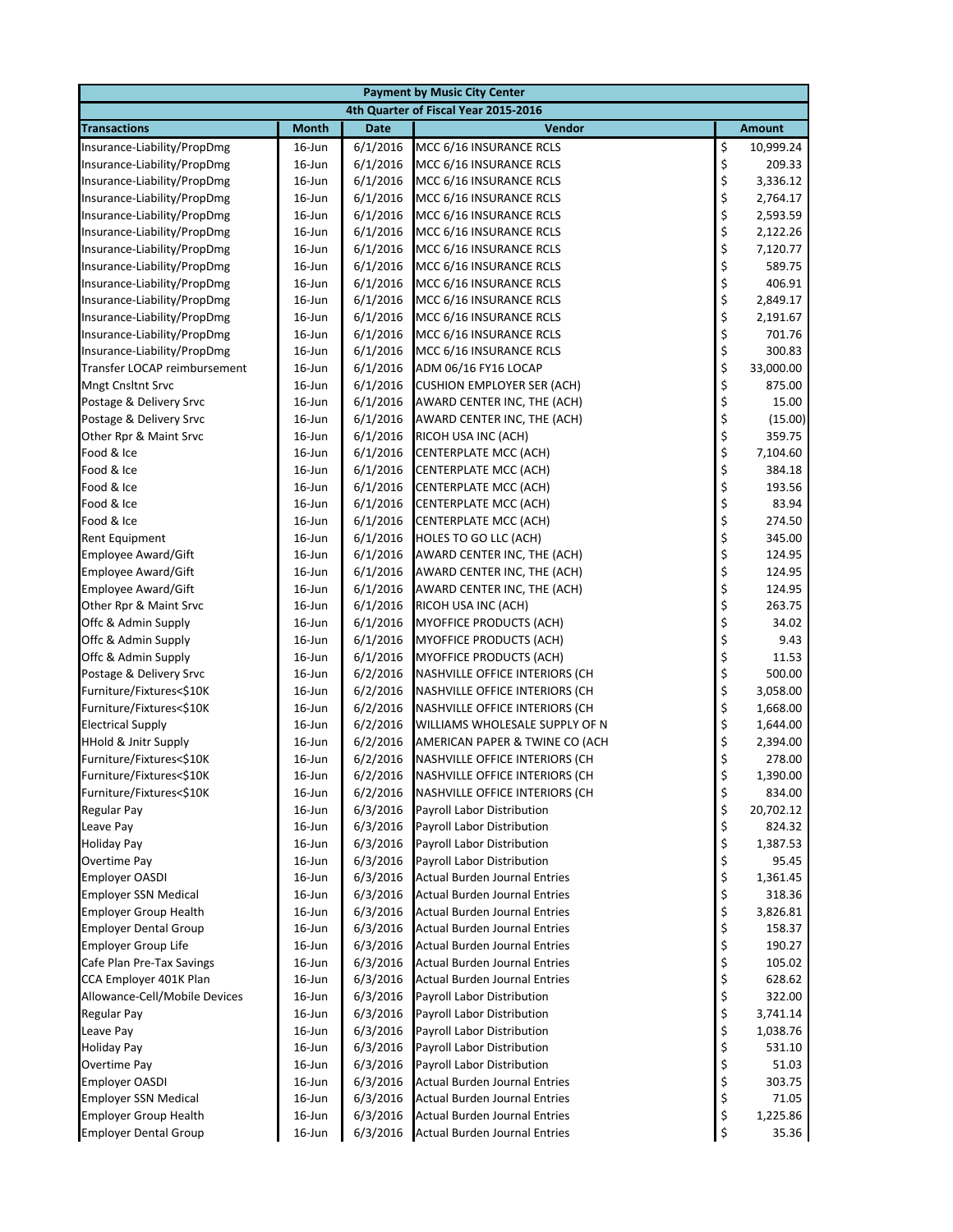| Payment by Music City Center | | | | |
|---|---|---|---|---|
| 4th Quarter of Fiscal Year 2015-2016 | | | | |
| **Transactions** | **Month** | **Date** | **Vendor** | **Amount** |
| Insurance-Liability/PropDmg | 16-Jun | 6/1/2016 | MCC 6/16 INSURANCE RCLS | $ 10,999.24 |
| Insurance-Liability/PropDmg | 16-Jun | 6/1/2016 | MCC 6/16 INSURANCE RCLS | $ 209.33 |
| Insurance-Liability/PropDmg | 16-Jun | 6/1/2016 | MCC 6/16 INSURANCE RCLS | $ 3,336.12 |
| Insurance-Liability/PropDmg | 16-Jun | 6/1/2016 | MCC 6/16 INSURANCE RCLS | $ 2,764.17 |
| Insurance-Liability/PropDmg | 16-Jun | 6/1/2016 | MCC 6/16 INSURANCE RCLS | $ 2,593.59 |
| Insurance-Liability/PropDmg | 16-Jun | 6/1/2016 | MCC 6/16 INSURANCE RCLS | $ 2,122.26 |
| Insurance-Liability/PropDmg | 16-Jun | 6/1/2016 | MCC 6/16 INSURANCE RCLS | $ 7,120.77 |
| Insurance-Liability/PropDmg | 16-Jun | 6/1/2016 | MCC 6/16 INSURANCE RCLS | $ 589.75 |
| Insurance-Liability/PropDmg | 16-Jun | 6/1/2016 | MCC 6/16 INSURANCE RCLS | $ 406.91 |
| Insurance-Liability/PropDmg | 16-Jun | 6/1/2016 | MCC 6/16 INSURANCE RCLS | $ 2,849.17 |
| Insurance-Liability/PropDmg | 16-Jun | 6/1/2016 | MCC 6/16 INSURANCE RCLS | $ 2,191.67 |
| Insurance-Liability/PropDmg | 16-Jun | 6/1/2016 | MCC 6/16 INSURANCE RCLS | $ 701.76 |
| Insurance-Liability/PropDmg | 16-Jun | 6/1/2016 | MCC 6/16 INSURANCE RCLS | $ 300.83 |
| Transfer LOCAP reimbursement | 16-Jun | 6/1/2016 | ADM 06/16 FY16 LOCAP | $ 33,000.00 |
| Mngt Cnsltnt Srvc | 16-Jun | 6/1/2016 | CUSHION EMPLOYER SER (ACH) | $ 875.00 |
| Postage & Delivery Srvc | 16-Jun | 6/1/2016 | AWARD CENTER INC, THE (ACH) | $ 15.00 |
| Postage & Delivery Srvc | 16-Jun | 6/1/2016 | AWARD CENTER INC, THE (ACH) | $ (15.00) |
| Other Rpr & Maint Srvc | 16-Jun | 6/1/2016 | RICOH USA INC (ACH) | $ 359.75 |
| Food & Ice | 16-Jun | 6/1/2016 | CENTERPLATE MCC (ACH) | $ 7,104.60 |
| Food & Ice | 16-Jun | 6/1/2016 | CENTERPLATE MCC (ACH) | $ 384.18 |
| Food & Ice | 16-Jun | 6/1/2016 | CENTERPLATE MCC (ACH) | $ 193.56 |
| Food & Ice | 16-Jun | 6/1/2016 | CENTERPLATE MCC (ACH) | $ 83.94 |
| Food & Ice | 16-Jun | 6/1/2016 | CENTERPLATE MCC (ACH) | $ 274.50 |
| Rent Equipment | 16-Jun | 6/1/2016 | HOLES TO GO LLC (ACH) | $ 345.00 |
| Employee Award/Gift | 16-Jun | 6/1/2016 | AWARD CENTER INC, THE (ACH) | $ 124.95 |
| Employee Award/Gift | 16-Jun | 6/1/2016 | AWARD CENTER INC, THE (ACH) | $ 124.95 |
| Employee Award/Gift | 16-Jun | 6/1/2016 | AWARD CENTER INC, THE (ACH) | $ 124.95 |
| Other Rpr & Maint Srvc | 16-Jun | 6/1/2016 | RICOH USA INC (ACH) | $ 263.75 |
| Offc & Admin Supply | 16-Jun | 6/1/2016 | MYOFFICE PRODUCTS (ACH) | $ 34.02 |
| Offc & Admin Supply | 16-Jun | 6/1/2016 | MYOFFICE PRODUCTS (ACH) | $ 9.43 |
| Offc & Admin Supply | 16-Jun | 6/1/2016 | MYOFFICE PRODUCTS (ACH) | $ 11.53 |
| Postage & Delivery Srvc | 16-Jun | 6/2/2016 | NASHVILLE OFFICE INTERIORS (CH | $ 500.00 |
| Furniture/Fixtures<$10K | 16-Jun | 6/2/2016 | NASHVILLE OFFICE INTERIORS (CH | $ 3,058.00 |
| Furniture/Fixtures<$10K | 16-Jun | 6/2/2016 | NASHVILLE OFFICE INTERIORS (CH | $ 1,668.00 |
| Electrical Supply | 16-Jun | 6/2/2016 | WILLIAMS WHOLESALE SUPPLY OF N | $ 1,644.00 |
| HHold & Jnitr Supply | 16-Jun | 6/2/2016 | AMERICAN PAPER & TWINE CO (ACH | $ 2,394.00 |
| Furniture/Fixtures<$10K | 16-Jun | 6/2/2016 | NASHVILLE OFFICE INTERIORS (CH | $ 278.00 |
| Furniture/Fixtures<$10K | 16-Jun | 6/2/2016 | NASHVILLE OFFICE INTERIORS (CH | $ 1,390.00 |
| Furniture/Fixtures<$10K | 16-Jun | 6/2/2016 | NASHVILLE OFFICE INTERIORS (CH | $ 834.00 |
| Regular Pay | 16-Jun | 6/3/2016 | Payroll Labor Distribution | $ 20,702.12 |
| Leave Pay | 16-Jun | 6/3/2016 | Payroll Labor Distribution | $ 824.32 |
| Holiday Pay | 16-Jun | 6/3/2016 | Payroll Labor Distribution | $ 1,387.53 |
| Overtime Pay | 16-Jun | 6/3/2016 | Payroll Labor Distribution | $ 95.45 |
| Employer OASDI | 16-Jun | 6/3/2016 | Actual Burden Journal Entries | $ 1,361.45 |
| Employer SSN Medical | 16-Jun | 6/3/2016 | Actual Burden Journal Entries | $ 318.36 |
| Employer Group Health | 16-Jun | 6/3/2016 | Actual Burden Journal Entries | $ 3,826.81 |
| Employer Dental Group | 16-Jun | 6/3/2016 | Actual Burden Journal Entries | $ 158.37 |
| Employer Group Life | 16-Jun | 6/3/2016 | Actual Burden Journal Entries | $ 190.27 |
| Cafe Plan Pre-Tax Savings | 16-Jun | 6/3/2016 | Actual Burden Journal Entries | $ 105.02 |
| CCA Employer 401K Plan | 16-Jun | 6/3/2016 | Actual Burden Journal Entries | $ 628.62 |
| Allowance-Cell/Mobile Devices | 16-Jun | 6/3/2016 | Payroll Labor Distribution | $ 322.00 |
| Regular Pay | 16-Jun | 6/3/2016 | Payroll Labor Distribution | $ 3,741.14 |
| Leave Pay | 16-Jun | 6/3/2016 | Payroll Labor Distribution | $ 1,038.76 |
| Holiday Pay | 16-Jun | 6/3/2016 | Payroll Labor Distribution | $ 531.10 |
| Overtime Pay | 16-Jun | 6/3/2016 | Payroll Labor Distribution | $ 51.03 |
| Employer OASDI | 16-Jun | 6/3/2016 | Actual Burden Journal Entries | $ 303.75 |
| Employer SSN Medical | 16-Jun | 6/3/2016 | Actual Burden Journal Entries | $ 71.05 |
| Employer Group Health | 16-Jun | 6/3/2016 | Actual Burden Journal Entries | $ 1,225.86 |
| Employer Dental Group | 16-Jun | 6/3/2016 | Actual Burden Journal Entries | $ 35.36 |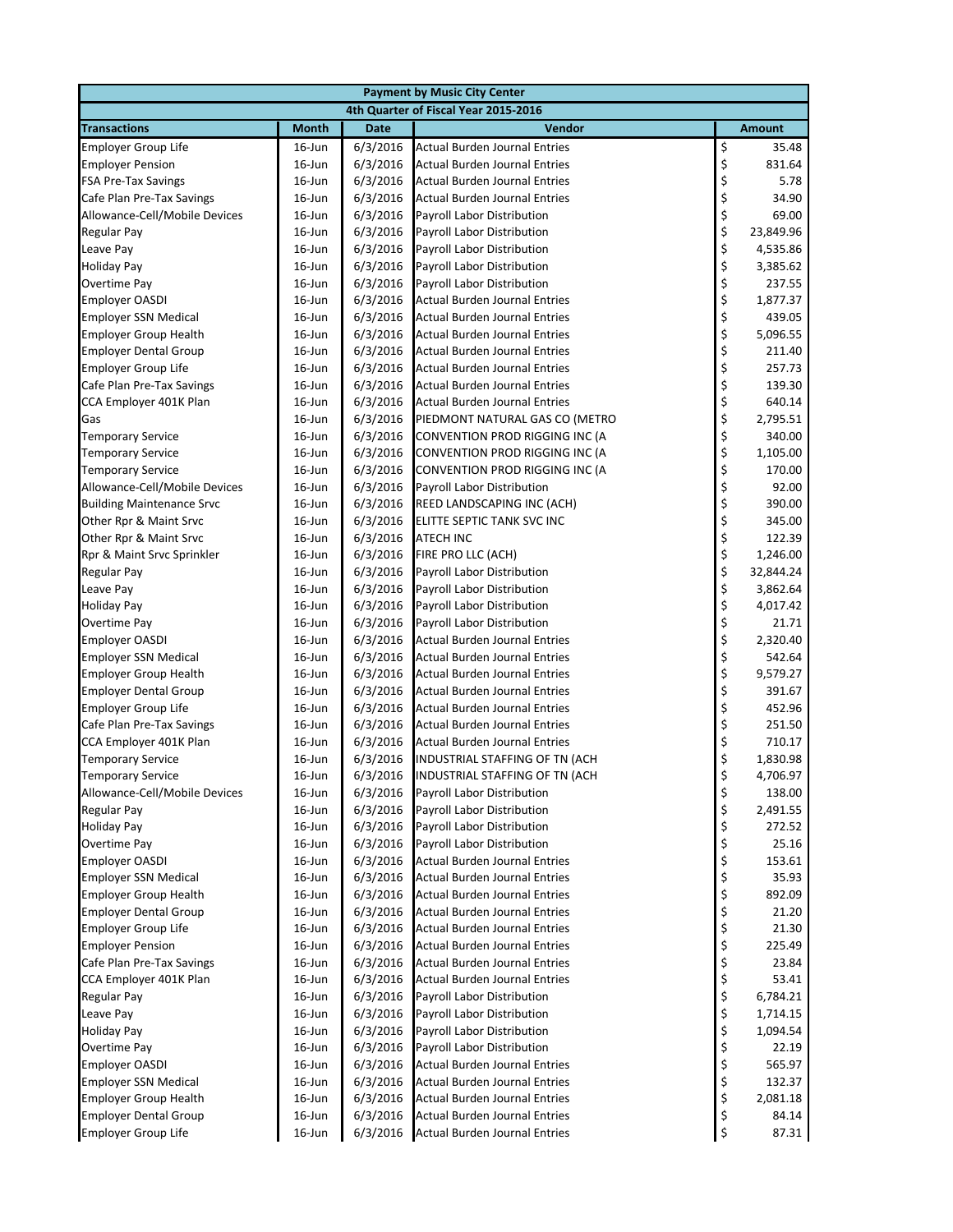| Payment by Music City Center | | | | |
|---|---|---|---|---|
| 4th Quarter of Fiscal Year 2015-2016 | | | | |
| **Transactions** | **Month** | **Date** | **Vendor** | **Amount** |
| Employer Group Life | 16-Jun | 6/3/2016 | Actual Burden Journal Entries | $ 35.48 |
| Employer Pension | 16-Jun | 6/3/2016 | Actual Burden Journal Entries | $ 831.64 |
| FSA Pre-Tax Savings | 16-Jun | 6/3/2016 | Actual Burden Journal Entries | $ 5.78 |
| Cafe Plan Pre-Tax Savings | 16-Jun | 6/3/2016 | Actual Burden Journal Entries | $ 34.90 |
| Allowance-Cell/Mobile Devices | 16-Jun | 6/3/2016 | Payroll Labor Distribution | $ 69.00 |
| Regular Pay | 16-Jun | 6/3/2016 | Payroll Labor Distribution | $ 23,849.96 |
| Leave Pay | 16-Jun | 6/3/2016 | Payroll Labor Distribution | $ 4,535.86 |
| Holiday Pay | 16-Jun | 6/3/2016 | Payroll Labor Distribution | $ 3,385.62 |
| Overtime Pay | 16-Jun | 6/3/2016 | Payroll Labor Distribution | $ 237.55 |
| Employer OASDI | 16-Jun | 6/3/2016 | Actual Burden Journal Entries | $ 1,877.37 |
| Employer SSN Medical | 16-Jun | 6/3/2016 | Actual Burden Journal Entries | $ 439.05 |
| Employer Group Health | 16-Jun | 6/3/2016 | Actual Burden Journal Entries | $ 5,096.55 |
| Employer Dental Group | 16-Jun | 6/3/2016 | Actual Burden Journal Entries | $ 211.40 |
| Employer Group Life | 16-Jun | 6/3/2016 | Actual Burden Journal Entries | $ 257.73 |
| Cafe Plan Pre-Tax Savings | 16-Jun | 6/3/2016 | Actual Burden Journal Entries | $ 139.30 |
| CCA Employer 401K Plan | 16-Jun | 6/3/2016 | Actual Burden Journal Entries | $ 640.14 |
| Gas | 16-Jun | 6/3/2016 | PIEDMONT NATURAL GAS CO (METRO | $ 2,795.51 |
| Temporary Service | 16-Jun | 6/3/2016 | CONVENTION PROD RIGGING INC (A | $ 340.00 |
| Temporary Service | 16-Jun | 6/3/2016 | CONVENTION PROD RIGGING INC (A | $ 1,105.00 |
| Temporary Service | 16-Jun | 6/3/2016 | CONVENTION PROD RIGGING INC (A | $ 170.00 |
| Allowance-Cell/Mobile Devices | 16-Jun | 6/3/2016 | Payroll Labor Distribution | $ 92.00 |
| Building Maintenance Srvc | 16-Jun | 6/3/2016 | REED LANDSCAPING INC (ACH) | $ 390.00 |
| Other Rpr & Maint Srvc | 16-Jun | 6/3/2016 | ELITTE SEPTIC TANK SVC INC | $ 345.00 |
| Other Rpr & Maint Srvc | 16-Jun | 6/3/2016 | ATECH INC | $ 122.39 |
| Rpr & Maint Srvc Sprinkler | 16-Jun | 6/3/2016 | FIRE PRO LLC (ACH) | $ 1,246.00 |
| Regular Pay | 16-Jun | 6/3/2016 | Payroll Labor Distribution | $ 32,844.24 |
| Leave Pay | 16-Jun | 6/3/2016 | Payroll Labor Distribution | $ 3,862.64 |
| Holiday Pay | 16-Jun | 6/3/2016 | Payroll Labor Distribution | $ 4,017.42 |
| Overtime Pay | 16-Jun | 6/3/2016 | Payroll Labor Distribution | $ 21.71 |
| Employer OASDI | 16-Jun | 6/3/2016 | Actual Burden Journal Entries | $ 2,320.40 |
| Employer SSN Medical | 16-Jun | 6/3/2016 | Actual Burden Journal Entries | $ 542.64 |
| Employer Group Health | 16-Jun | 6/3/2016 | Actual Burden Journal Entries | $ 9,579.27 |
| Employer Dental Group | 16-Jun | 6/3/2016 | Actual Burden Journal Entries | $ 391.67 |
| Employer Group Life | 16-Jun | 6/3/2016 | Actual Burden Journal Entries | $ 452.96 |
| Cafe Plan Pre-Tax Savings | 16-Jun | 6/3/2016 | Actual Burden Journal Entries | $ 251.50 |
| CCA Employer 401K Plan | 16-Jun | 6/3/2016 | Actual Burden Journal Entries | $ 710.17 |
| Temporary Service | 16-Jun | 6/3/2016 | INDUSTRIAL STAFFING OF TN (ACH | $ 1,830.98 |
| Temporary Service | 16-Jun | 6/3/2016 | INDUSTRIAL STAFFING OF TN (ACH | $ 4,706.97 |
| Allowance-Cell/Mobile Devices | 16-Jun | 6/3/2016 | Payroll Labor Distribution | $ 138.00 |
| Regular Pay | 16-Jun | 6/3/2016 | Payroll Labor Distribution | $ 2,491.55 |
| Holiday Pay | 16-Jun | 6/3/2016 | Payroll Labor Distribution | $ 272.52 |
| Overtime Pay | 16-Jun | 6/3/2016 | Payroll Labor Distribution | $ 25.16 |
| Employer OASDI | 16-Jun | 6/3/2016 | Actual Burden Journal Entries | $ 153.61 |
| Employer SSN Medical | 16-Jun | 6/3/2016 | Actual Burden Journal Entries | $ 35.93 |
| Employer Group Health | 16-Jun | 6/3/2016 | Actual Burden Journal Entries | $ 892.09 |
| Employer Dental Group | 16-Jun | 6/3/2016 | Actual Burden Journal Entries | $ 21.20 |
| Employer Group Life | 16-Jun | 6/3/2016 | Actual Burden Journal Entries | $ 21.30 |
| Employer Pension | 16-Jun | 6/3/2016 | Actual Burden Journal Entries | $ 225.49 |
| Cafe Plan Pre-Tax Savings | 16-Jun | 6/3/2016 | Actual Burden Journal Entries | $ 23.84 |
| CCA Employer 401K Plan | 16-Jun | 6/3/2016 | Actual Burden Journal Entries | $ 53.41 |
| Regular Pay | 16-Jun | 6/3/2016 | Payroll Labor Distribution | $ 6,784.21 |
| Leave Pay | 16-Jun | 6/3/2016 | Payroll Labor Distribution | $ 1,714.15 |
| Holiday Pay | 16-Jun | 6/3/2016 | Payroll Labor Distribution | $ 1,094.54 |
| Overtime Pay | 16-Jun | 6/3/2016 | Payroll Labor Distribution | $ 22.19 |
| Employer OASDI | 16-Jun | 6/3/2016 | Actual Burden Journal Entries | $ 565.97 |
| Employer SSN Medical | 16-Jun | 6/3/2016 | Actual Burden Journal Entries | $ 132.37 |
| Employer Group Health | 16-Jun | 6/3/2016 | Actual Burden Journal Entries | $ 2,081.18 |
| Employer Dental Group | 16-Jun | 6/3/2016 | Actual Burden Journal Entries | $ 84.14 |
| Employer Group Life | 16-Jun | 6/3/2016 | Actual Burden Journal Entries | $ 87.31 |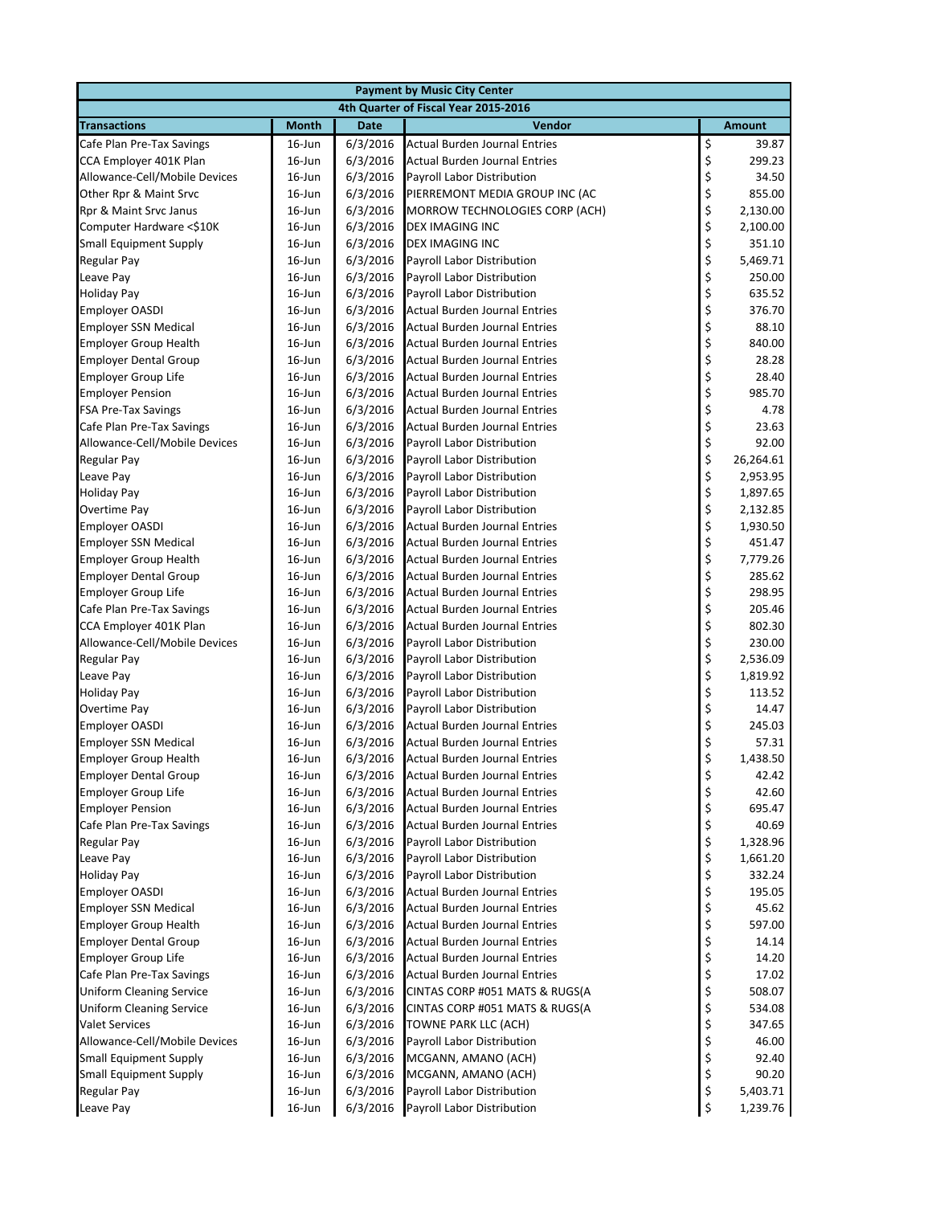| Payment by Music City Center | | | | |
|---|---|---|---|---|
| 4th Quarter of Fiscal Year 2015-2016 | | | | |
| **Transactions** | **Month** | **Date** | **Vendor** | **Amount** |
| Cafe Plan Pre-Tax Savings | 16-Jun | 6/3/2016 | Actual Burden Journal Entries | $ 39.87 |
| CCA Employer 401K Plan | 16-Jun | 6/3/2016 | Actual Burden Journal Entries | $ 299.23 |
| Allowance-Cell/Mobile Devices | 16-Jun | 6/3/2016 | Payroll Labor Distribution | $ 34.50 |
| Other Rpr & Maint Srvc | 16-Jun | 6/3/2016 | PIERREMONT MEDIA GROUP INC (AC | $ 855.00 |
| Rpr & Maint Srvc Janus | 16-Jun | 6/3/2016 | MORROW TECHNOLOGIES CORP (ACH) | $ 2,130.00 |
| Computer Hardware <$10K | 16-Jun | 6/3/2016 | DEX IMAGING INC | $ 2,100.00 |
| Small Equipment Supply | 16-Jun | 6/3/2016 | DEX IMAGING INC | $ 351.10 |
| Regular Pay | 16-Jun | 6/3/2016 | Payroll Labor Distribution | $ 5,469.71 |
| Leave Pay | 16-Jun | 6/3/2016 | Payroll Labor Distribution | $ 250.00 |
| Holiday Pay | 16-Jun | 6/3/2016 | Payroll Labor Distribution | $ 635.52 |
| Employer OASDI | 16-Jun | 6/3/2016 | Actual Burden Journal Entries | $ 376.70 |
| Employer SSN Medical | 16-Jun | 6/3/2016 | Actual Burden Journal Entries | $ 88.10 |
| Employer Group Health | 16-Jun | 6/3/2016 | Actual Burden Journal Entries | $ 840.00 |
| Employer Dental Group | 16-Jun | 6/3/2016 | Actual Burden Journal Entries | $ 28.28 |
| Employer Group Life | 16-Jun | 6/3/2016 | Actual Burden Journal Entries | $ 28.40 |
| Employer Pension | 16-Jun | 6/3/2016 | Actual Burden Journal Entries | $ 985.70 |
| FSA Pre-Tax Savings | 16-Jun | 6/3/2016 | Actual Burden Journal Entries | $ 4.78 |
| Cafe Plan Pre-Tax Savings | 16-Jun | 6/3/2016 | Actual Burden Journal Entries | $ 23.63 |
| Allowance-Cell/Mobile Devices | 16-Jun | 6/3/2016 | Payroll Labor Distribution | $ 92.00 |
| Regular Pay | 16-Jun | 6/3/2016 | Payroll Labor Distribution | $ 26,264.61 |
| Leave Pay | 16-Jun | 6/3/2016 | Payroll Labor Distribution | $ 2,953.95 |
| Holiday Pay | 16-Jun | 6/3/2016 | Payroll Labor Distribution | $ 1,897.65 |
| Overtime Pay | 16-Jun | 6/3/2016 | Payroll Labor Distribution | $ 2,132.85 |
| Employer OASDI | 16-Jun | 6/3/2016 | Actual Burden Journal Entries | $ 1,930.50 |
| Employer SSN Medical | 16-Jun | 6/3/2016 | Actual Burden Journal Entries | $ 451.47 |
| Employer Group Health | 16-Jun | 6/3/2016 | Actual Burden Journal Entries | $ 7,779.26 |
| Employer Dental Group | 16-Jun | 6/3/2016 | Actual Burden Journal Entries | $ 285.62 |
| Employer Group Life | 16-Jun | 6/3/2016 | Actual Burden Journal Entries | $ 298.95 |
| Cafe Plan Pre-Tax Savings | 16-Jun | 6/3/2016 | Actual Burden Journal Entries | $ 205.46 |
| CCA Employer 401K Plan | 16-Jun | 6/3/2016 | Actual Burden Journal Entries | $ 802.30 |
| Allowance-Cell/Mobile Devices | 16-Jun | 6/3/2016 | Payroll Labor Distribution | $ 230.00 |
| Regular Pay | 16-Jun | 6/3/2016 | Payroll Labor Distribution | $ 2,536.09 |
| Leave Pay | 16-Jun | 6/3/2016 | Payroll Labor Distribution | $ 1,819.92 |
| Holiday Pay | 16-Jun | 6/3/2016 | Payroll Labor Distribution | $ 113.52 |
| Overtime Pay | 16-Jun | 6/3/2016 | Payroll Labor Distribution | $ 14.47 |
| Employer OASDI | 16-Jun | 6/3/2016 | Actual Burden Journal Entries | $ 245.03 |
| Employer SSN Medical | 16-Jun | 6/3/2016 | Actual Burden Journal Entries | $ 57.31 |
| Employer Group Health | 16-Jun | 6/3/2016 | Actual Burden Journal Entries | $ 1,438.50 |
| Employer Dental Group | 16-Jun | 6/3/2016 | Actual Burden Journal Entries | $ 42.42 |
| Employer Group Life | 16-Jun | 6/3/2016 | Actual Burden Journal Entries | $ 42.60 |
| Employer Pension | 16-Jun | 6/3/2016 | Actual Burden Journal Entries | $ 695.47 |
| Cafe Plan Pre-Tax Savings | 16-Jun | 6/3/2016 | Actual Burden Journal Entries | $ 40.69 |
| Regular Pay | 16-Jun | 6/3/2016 | Payroll Labor Distribution | $ 1,328.96 |
| Leave Pay | 16-Jun | 6/3/2016 | Payroll Labor Distribution | $ 1,661.20 |
| Holiday Pay | 16-Jun | 6/3/2016 | Payroll Labor Distribution | $ 332.24 |
| Employer OASDI | 16-Jun | 6/3/2016 | Actual Burden Journal Entries | $ 195.05 |
| Employer SSN Medical | 16-Jun | 6/3/2016 | Actual Burden Journal Entries | $ 45.62 |
| Employer Group Health | 16-Jun | 6/3/2016 | Actual Burden Journal Entries | $ 597.00 |
| Employer Dental Group | 16-Jun | 6/3/2016 | Actual Burden Journal Entries | $ 14.14 |
| Employer Group Life | 16-Jun | 6/3/2016 | Actual Burden Journal Entries | $ 14.20 |
| Cafe Plan Pre-Tax Savings | 16-Jun | 6/3/2016 | Actual Burden Journal Entries | $ 17.02 |
| Uniform Cleaning Service | 16-Jun | 6/3/2016 | CINTAS CORP #051 MATS & RUGS(A | $ 508.07 |
| Uniform Cleaning Service | 16-Jun | 6/3/2016 | CINTAS CORP #051 MATS & RUGS(A | $ 534.08 |
| Valet Services | 16-Jun | 6/3/2016 | TOWNE PARK LLC (ACH) | $ 347.65 |
| Allowance-Cell/Mobile Devices | 16-Jun | 6/3/2016 | Payroll Labor Distribution | $ 46.00 |
| Small Equipment Supply | 16-Jun | 6/3/2016 | MCGANN, AMANO (ACH) | $ 92.40 |
| Small Equipment Supply | 16-Jun | 6/3/2016 | MCGANN, AMANO (ACH) | $ 90.20 |
| Regular Pay | 16-Jun | 6/3/2016 | Payroll Labor Distribution | $ 5,403.71 |
| Leave Pay | 16-Jun | 6/3/2016 | Payroll Labor Distribution | $ 1,239.76 |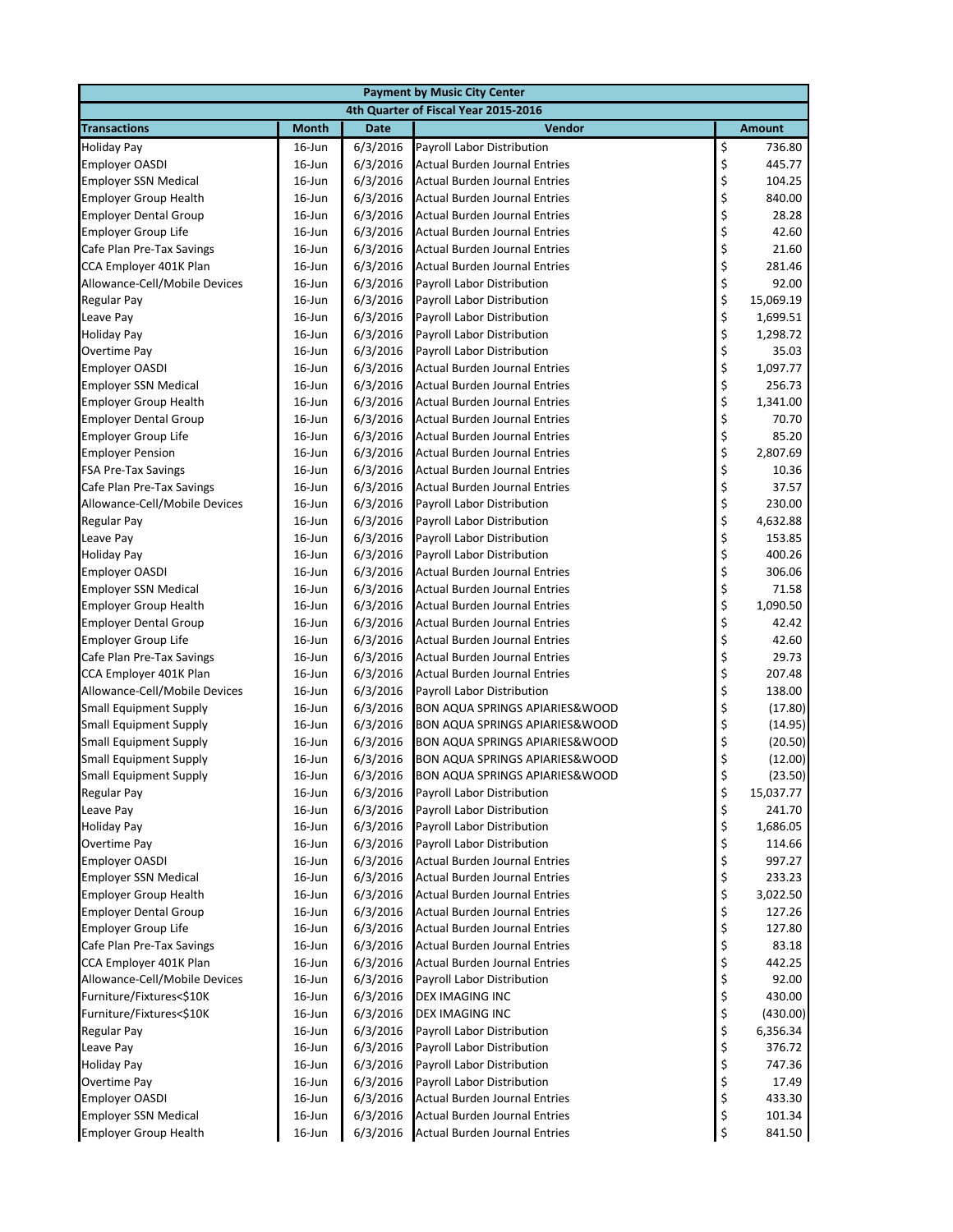| Payment by Music City Center | | | | |
|---|---|---|---|---|
| 4th Quarter of Fiscal Year 2015-2016 | | | | |
| Transactions | Month | Date | Vendor | Amount |
| Holiday Pay | 16-Jun | 6/3/2016 | Payroll Labor Distribution | $ 736.80 |
| Employer OASDI | 16-Jun | 6/3/2016 | Actual Burden Journal Entries | $ 445.77 |
| Employer SSN Medical | 16-Jun | 6/3/2016 | Actual Burden Journal Entries | $ 104.25 |
| Employer Group Health | 16-Jun | 6/3/2016 | Actual Burden Journal Entries | $ 840.00 |
| Employer Dental Group | 16-Jun | 6/3/2016 | Actual Burden Journal Entries | $ 28.28 |
| Employer Group Life | 16-Jun | 6/3/2016 | Actual Burden Journal Entries | $ 42.60 |
| Cafe Plan Pre-Tax Savings | 16-Jun | 6/3/2016 | Actual Burden Journal Entries | $ 21.60 |
| CCA Employer 401K Plan | 16-Jun | 6/3/2016 | Actual Burden Journal Entries | $ 281.46 |
| Allowance-Cell/Mobile Devices | 16-Jun | 6/3/2016 | Payroll Labor Distribution | $ 92.00 |
| Regular Pay | 16-Jun | 6/3/2016 | Payroll Labor Distribution | $ 15,069.19 |
| Leave Pay | 16-Jun | 6/3/2016 | Payroll Labor Distribution | $ 1,699.51 |
| Holiday Pay | 16-Jun | 6/3/2016 | Payroll Labor Distribution | $ 1,298.72 |
| Overtime Pay | 16-Jun | 6/3/2016 | Payroll Labor Distribution | $ 35.03 |
| Employer OASDI | 16-Jun | 6/3/2016 | Actual Burden Journal Entries | $ 1,097.77 |
| Employer SSN Medical | 16-Jun | 6/3/2016 | Actual Burden Journal Entries | $ 256.73 |
| Employer Group Health | 16-Jun | 6/3/2016 | Actual Burden Journal Entries | $ 1,341.00 |
| Employer Dental Group | 16-Jun | 6/3/2016 | Actual Burden Journal Entries | $ 70.70 |
| Employer Group Life | 16-Jun | 6/3/2016 | Actual Burden Journal Entries | $ 85.20 |
| Employer Pension | 16-Jun | 6/3/2016 | Actual Burden Journal Entries | $ 2,807.69 |
| FSA Pre-Tax Savings | 16-Jun | 6/3/2016 | Actual Burden Journal Entries | $ 10.36 |
| Cafe Plan Pre-Tax Savings | 16-Jun | 6/3/2016 | Actual Burden Journal Entries | $ 37.57 |
| Allowance-Cell/Mobile Devices | 16-Jun | 6/3/2016 | Payroll Labor Distribution | $ 230.00 |
| Regular Pay | 16-Jun | 6/3/2016 | Payroll Labor Distribution | $ 4,632.88 |
| Leave Pay | 16-Jun | 6/3/2016 | Payroll Labor Distribution | $ 153.85 |
| Holiday Pay | 16-Jun | 6/3/2016 | Payroll Labor Distribution | $ 400.26 |
| Employer OASDI | 16-Jun | 6/3/2016 | Actual Burden Journal Entries | $ 306.06 |
| Employer SSN Medical | 16-Jun | 6/3/2016 | Actual Burden Journal Entries | $ 71.58 |
| Employer Group Health | 16-Jun | 6/3/2016 | Actual Burden Journal Entries | $ 1,090.50 |
| Employer Dental Group | 16-Jun | 6/3/2016 | Actual Burden Journal Entries | $ 42.42 |
| Employer Group Life | 16-Jun | 6/3/2016 | Actual Burden Journal Entries | $ 42.60 |
| Cafe Plan Pre-Tax Savings | 16-Jun | 6/3/2016 | Actual Burden Journal Entries | $ 29.73 |
| CCA Employer 401K Plan | 16-Jun | 6/3/2016 | Actual Burden Journal Entries | $ 207.48 |
| Allowance-Cell/Mobile Devices | 16-Jun | 6/3/2016 | Payroll Labor Distribution | $ 138.00 |
| Small Equipment Supply | 16-Jun | 6/3/2016 | BON AQUA SPRINGS APIARIES&WOOD | $ (17.80) |
| Small Equipment Supply | 16-Jun | 6/3/2016 | BON AQUA SPRINGS APIARIES&WOOD | $ (14.95) |
| Small Equipment Supply | 16-Jun | 6/3/2016 | BON AQUA SPRINGS APIARIES&WOOD | $ (20.50) |
| Small Equipment Supply | 16-Jun | 6/3/2016 | BON AQUA SPRINGS APIARIES&WOOD | $ (12.00) |
| Small Equipment Supply | 16-Jun | 6/3/2016 | BON AQUA SPRINGS APIARIES&WOOD | $ (23.50) |
| Regular Pay | 16-Jun | 6/3/2016 | Payroll Labor Distribution | $ 15,037.77 |
| Leave Pay | 16-Jun | 6/3/2016 | Payroll Labor Distribution | $ 241.70 |
| Holiday Pay | 16-Jun | 6/3/2016 | Payroll Labor Distribution | $ 1,686.05 |
| Overtime Pay | 16-Jun | 6/3/2016 | Payroll Labor Distribution | $ 114.66 |
| Employer OASDI | 16-Jun | 6/3/2016 | Actual Burden Journal Entries | $ 997.27 |
| Employer SSN Medical | 16-Jun | 6/3/2016 | Actual Burden Journal Entries | $ 233.23 |
| Employer Group Health | 16-Jun | 6/3/2016 | Actual Burden Journal Entries | $ 3,022.50 |
| Employer Dental Group | 16-Jun | 6/3/2016 | Actual Burden Journal Entries | $ 127.26 |
| Employer Group Life | 16-Jun | 6/3/2016 | Actual Burden Journal Entries | $ 127.80 |
| Cafe Plan Pre-Tax Savings | 16-Jun | 6/3/2016 | Actual Burden Journal Entries | $ 83.18 |
| CCA Employer 401K Plan | 16-Jun | 6/3/2016 | Actual Burden Journal Entries | $ 442.25 |
| Allowance-Cell/Mobile Devices | 16-Jun | 6/3/2016 | Payroll Labor Distribution | $ 92.00 |
| Furniture/Fixtures<$10K | 16-Jun | 6/3/2016 | DEX IMAGING INC | $ 430.00 |
| Furniture/Fixtures<$10K | 16-Jun | 6/3/2016 | DEX IMAGING INC | $ (430.00) |
| Regular Pay | 16-Jun | 6/3/2016 | Payroll Labor Distribution | $ 6,356.34 |
| Leave Pay | 16-Jun | 6/3/2016 | Payroll Labor Distribution | $ 376.72 |
| Holiday Pay | 16-Jun | 6/3/2016 | Payroll Labor Distribution | $ 747.36 |
| Overtime Pay | 16-Jun | 6/3/2016 | Payroll Labor Distribution | $ 17.49 |
| Employer OASDI | 16-Jun | 6/3/2016 | Actual Burden Journal Entries | $ 433.30 |
| Employer SSN Medical | 16-Jun | 6/3/2016 | Actual Burden Journal Entries | $ 101.34 |
| Employer Group Health | 16-Jun | 6/3/2016 | Actual Burden Journal Entries | $ 841.50 |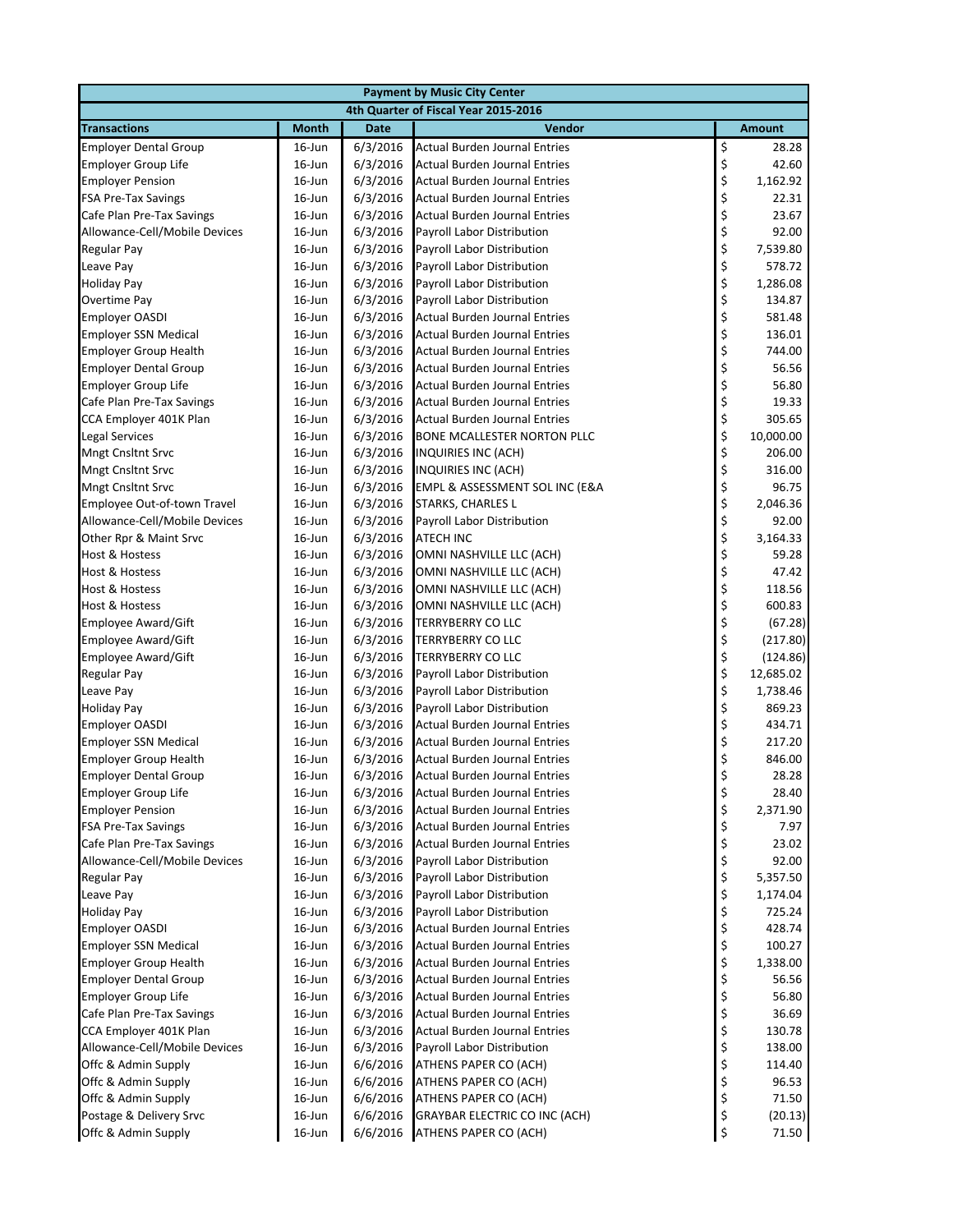| Payment by Music City Center | | | | |
|---|---|---|---|---|
| 4th Quarter of Fiscal Year 2015-2016 | | | | |
| **Transactions** | **Month** | **Date** | **Vendor** | **Amount** |
| Employer Dental Group | 16-Jun | 6/3/2016 | Actual Burden Journal Entries | $ 28.28 |
| Employer Group Life | 16-Jun | 6/3/2016 | Actual Burden Journal Entries | $ 42.60 |
| Employer Pension | 16-Jun | 6/3/2016 | Actual Burden Journal Entries | $ 1,162.92 |
| FSA Pre-Tax Savings | 16-Jun | 6/3/2016 | Actual Burden Journal Entries | $ 22.31 |
| Cafe Plan Pre-Tax Savings | 16-Jun | 6/3/2016 | Actual Burden Journal Entries | $ 23.67 |
| Allowance-Cell/Mobile Devices | 16-Jun | 6/3/2016 | Payroll Labor Distribution | $ 92.00 |
| Regular Pay | 16-Jun | 6/3/2016 | Payroll Labor Distribution | $ 7,539.80 |
| Leave Pay | 16-Jun | 6/3/2016 | Payroll Labor Distribution | $ 578.72 |
| Holiday Pay | 16-Jun | 6/3/2016 | Payroll Labor Distribution | $ 1,286.08 |
| Overtime Pay | 16-Jun | 6/3/2016 | Payroll Labor Distribution | $ 134.87 |
| Employer OASDI | 16-Jun | 6/3/2016 | Actual Burden Journal Entries | $ 581.48 |
| Employer SSN Medical | 16-Jun | 6/3/2016 | Actual Burden Journal Entries | $ 136.01 |
| Employer Group Health | 16-Jun | 6/3/2016 | Actual Burden Journal Entries | $ 744.00 |
| Employer Dental Group | 16-Jun | 6/3/2016 | Actual Burden Journal Entries | $ 56.56 |
| Employer Group Life | 16-Jun | 6/3/2016 | Actual Burden Journal Entries | $ 56.80 |
| Cafe Plan Pre-Tax Savings | 16-Jun | 6/3/2016 | Actual Burden Journal Entries | $ 19.33 |
| CCA Employer 401K Plan | 16-Jun | 6/3/2016 | Actual Burden Journal Entries | $ 305.65 |
| Legal Services | 16-Jun | 6/3/2016 | BONE MCALLESTER NORTON PLLC | $ 10,000.00 |
| Mngt Cnsltnt Srvc | 16-Jun | 6/3/2016 | INQUIRIES INC (ACH) | $ 206.00 |
| Mngt Cnsltnt Srvc | 16-Jun | 6/3/2016 | INQUIRIES INC (ACH) | $ 316.00 |
| Mngt Cnsltnt Srvc | 16-Jun | 6/3/2016 | EMPL & ASSESSMENT SOL INC (E&A | $ 96.75 |
| Employee Out-of-town Travel | 16-Jun | 6/3/2016 | STARKS, CHARLES L | $ 2,046.36 |
| Allowance-Cell/Mobile Devices | 16-Jun | 6/3/2016 | Payroll Labor Distribution | $ 92.00 |
| Other Rpr & Maint Srvc | 16-Jun | 6/3/2016 | ATECH INC | $ 3,164.33 |
| Host & Hostess | 16-Jun | 6/3/2016 | OMNI NASHVILLE LLC (ACH) | $ 59.28 |
| Host & Hostess | 16-Jun | 6/3/2016 | OMNI NASHVILLE LLC (ACH) | $ 47.42 |
| Host & Hostess | 16-Jun | 6/3/2016 | OMNI NASHVILLE LLC (ACH) | $ 118.56 |
| Host & Hostess | 16-Jun | 6/3/2016 | OMNI NASHVILLE LLC (ACH) | $ 600.83 |
| Employee Award/Gift | 16-Jun | 6/3/2016 | TERRYBERRY CO LLC | $ (67.28) |
| Employee Award/Gift | 16-Jun | 6/3/2016 | TERRYBERRY CO LLC | $ (217.80) |
| Employee Award/Gift | 16-Jun | 6/3/2016 | TERRYBERRY CO LLC | $ (124.86) |
| Regular Pay | 16-Jun | 6/3/2016 | Payroll Labor Distribution | $ 12,685.02 |
| Leave Pay | 16-Jun | 6/3/2016 | Payroll Labor Distribution | $ 1,738.46 |
| Holiday Pay | 16-Jun | 6/3/2016 | Payroll Labor Distribution | $ 869.23 |
| Employer OASDI | 16-Jun | 6/3/2016 | Actual Burden Journal Entries | $ 434.71 |
| Employer SSN Medical | 16-Jun | 6/3/2016 | Actual Burden Journal Entries | $ 217.20 |
| Employer Group Health | 16-Jun | 6/3/2016 | Actual Burden Journal Entries | $ 846.00 |
| Employer Dental Group | 16-Jun | 6/3/2016 | Actual Burden Journal Entries | $ 28.28 |
| Employer Group Life | 16-Jun | 6/3/2016 | Actual Burden Journal Entries | $ 28.40 |
| Employer Pension | 16-Jun | 6/3/2016 | Actual Burden Journal Entries | $ 2,371.90 |
| FSA Pre-Tax Savings | 16-Jun | 6/3/2016 | Actual Burden Journal Entries | $ 7.97 |
| Cafe Plan Pre-Tax Savings | 16-Jun | 6/3/2016 | Actual Burden Journal Entries | $ 23.02 |
| Allowance-Cell/Mobile Devices | 16-Jun | 6/3/2016 | Payroll Labor Distribution | $ 92.00 |
| Regular Pay | 16-Jun | 6/3/2016 | Payroll Labor Distribution | $ 5,357.50 |
| Leave Pay | 16-Jun | 6/3/2016 | Payroll Labor Distribution | $ 1,174.04 |
| Holiday Pay | 16-Jun | 6/3/2016 | Payroll Labor Distribution | $ 725.24 |
| Employer OASDI | 16-Jun | 6/3/2016 | Actual Burden Journal Entries | $ 428.74 |
| Employer SSN Medical | 16-Jun | 6/3/2016 | Actual Burden Journal Entries | $ 100.27 |
| Employer Group Health | 16-Jun | 6/3/2016 | Actual Burden Journal Entries | $ 1,338.00 |
| Employer Dental Group | 16-Jun | 6/3/2016 | Actual Burden Journal Entries | $ 56.56 |
| Employer Group Life | 16-Jun | 6/3/2016 | Actual Burden Journal Entries | $ 56.80 |
| Cafe Plan Pre-Tax Savings | 16-Jun | 6/3/2016 | Actual Burden Journal Entries | $ 36.69 |
| CCA Employer 401K Plan | 16-Jun | 6/3/2016 | Actual Burden Journal Entries | $ 130.78 |
| Allowance-Cell/Mobile Devices | 16-Jun | 6/3/2016 | Payroll Labor Distribution | $ 138.00 |
| Offc & Admin Supply | 16-Jun | 6/6/2016 | ATHENS PAPER CO (ACH) | $ 114.40 |
| Offc & Admin Supply | 16-Jun | 6/6/2016 | ATHENS PAPER CO (ACH) | $ 96.53 |
| Offc & Admin Supply | 16-Jun | 6/6/2016 | ATHENS PAPER CO (ACH) | $ 71.50 |
| Postage & Delivery Srvc | 16-Jun | 6/6/2016 | GRAYBAR ELECTRIC CO INC (ACH) | $ (20.13) |
| Offc & Admin Supply | 16-Jun | 6/6/2016 | ATHENS PAPER CO (ACH) | $ 71.50 |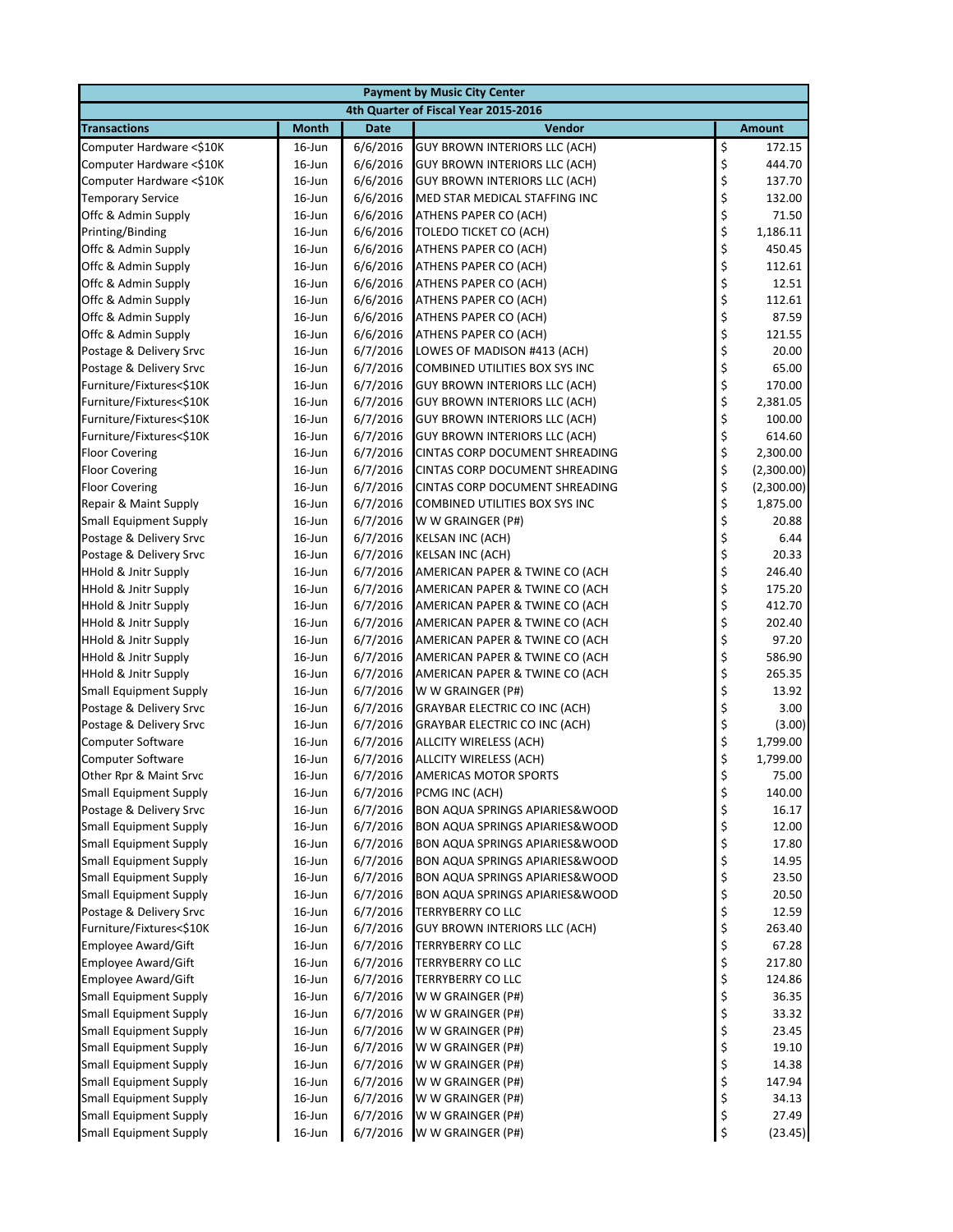| Payment by Music City Center | | | | |
|---|---|---|---|---|
| 4th Quarter of Fiscal Year 2015-2016 | | | | |
| **Transactions** | **Month** | **Date** | **Vendor** | **Amount** |
| Computer Hardware <$10K | 16-Jun | 6/6/2016 | GUY BROWN INTERIORS LLC (ACH) | $ 172.15 |
| Computer Hardware <$10K | 16-Jun | 6/6/2016 | GUY BROWN INTERIORS LLC (ACH) | $ 444.70 |
| Computer Hardware <$10K | 16-Jun | 6/6/2016 | GUY BROWN INTERIORS LLC (ACH) | $ 137.70 |
| Temporary Service | 16-Jun | 6/6/2016 | MED STAR MEDICAL STAFFING INC | $ 132.00 |
| Offc & Admin Supply | 16-Jun | 6/6/2016 | ATHENS PAPER CO (ACH) | $ 71.50 |
| Printing/Binding | 16-Jun | 6/6/2016 | TOLEDO TICKET CO (ACH) | $ 1,186.11 |
| Offc & Admin Supply | 16-Jun | 6/6/2016 | ATHENS PAPER CO (ACH) | $ 450.45 |
| Offc & Admin Supply | 16-Jun | 6/6/2016 | ATHENS PAPER CO (ACH) | $ 112.61 |
| Offc & Admin Supply | 16-Jun | 6/6/2016 | ATHENS PAPER CO (ACH) | $ 12.51 |
| Offc & Admin Supply | 16-Jun | 6/6/2016 | ATHENS PAPER CO (ACH) | $ 112.61 |
| Offc & Admin Supply | 16-Jun | 6/6/2016 | ATHENS PAPER CO (ACH) | $ 87.59 |
| Offc & Admin Supply | 16-Jun | 6/6/2016 | ATHENS PAPER CO (ACH) | $ 121.55 |
| Postage & Delivery Srvc | 16-Jun | 6/7/2016 | LOWES OF MADISON #413 (ACH) | $ 20.00 |
| Postage & Delivery Srvc | 16-Jun | 6/7/2016 | COMBINED UTILITIES BOX SYS INC | $ 65.00 |
| Furniture/Fixtures<$10K | 16-Jun | 6/7/2016 | GUY BROWN INTERIORS LLC (ACH) | $ 170.00 |
| Furniture/Fixtures<$10K | 16-Jun | 6/7/2016 | GUY BROWN INTERIORS LLC (ACH) | $ 2,381.05 |
| Furniture/Fixtures<$10K | 16-Jun | 6/7/2016 | GUY BROWN INTERIORS LLC (ACH) | $ 100.00 |
| Furniture/Fixtures<$10K | 16-Jun | 6/7/2016 | GUY BROWN INTERIORS LLC (ACH) | $ 614.60 |
| Floor Covering | 16-Jun | 6/7/2016 | CINTAS CORP DOCUMENT SHREADING | $ 2,300.00 |
| Floor Covering | 16-Jun | 6/7/2016 | CINTAS CORP DOCUMENT SHREADING | $ (2,300.00) |
| Floor Covering | 16-Jun | 6/7/2016 | CINTAS CORP DOCUMENT SHREADING | $ (2,300.00) |
| Repair & Maint Supply | 16-Jun | 6/7/2016 | COMBINED UTILITIES BOX SYS INC | $ 1,875.00 |
| Small Equipment Supply | 16-Jun | 6/7/2016 | W W GRAINGER (P#) | $ 20.88 |
| Postage & Delivery Srvc | 16-Jun | 6/7/2016 | KELSAN INC (ACH) | $ 6.44 |
| Postage & Delivery Srvc | 16-Jun | 6/7/2016 | KELSAN INC (ACH) | $ 20.33 |
| HHold & Jnitr Supply | 16-Jun | 6/7/2016 | AMERICAN PAPER & TWINE CO (ACH | $ 246.40 |
| HHold & Jnitr Supply | 16-Jun | 6/7/2016 | AMERICAN PAPER & TWINE CO (ACH | $ 175.20 |
| HHold & Jnitr Supply | 16-Jun | 6/7/2016 | AMERICAN PAPER & TWINE CO (ACH | $ 412.70 |
| HHold & Jnitr Supply | 16-Jun | 6/7/2016 | AMERICAN PAPER & TWINE CO (ACH | $ 202.40 |
| HHold & Jnitr Supply | 16-Jun | 6/7/2016 | AMERICAN PAPER & TWINE CO (ACH | $ 97.20 |
| HHold & Jnitr Supply | 16-Jun | 6/7/2016 | AMERICAN PAPER & TWINE CO (ACH | $ 586.90 |
| HHold & Jnitr Supply | 16-Jun | 6/7/2016 | AMERICAN PAPER & TWINE CO (ACH | $ 265.35 |
| Small Equipment Supply | 16-Jun | 6/7/2016 | W W GRAINGER (P#) | $ 13.92 |
| Postage & Delivery Srvc | 16-Jun | 6/7/2016 | GRAYBAR ELECTRIC CO INC (ACH) | $ 3.00 |
| Postage & Delivery Srvc | 16-Jun | 6/7/2016 | GRAYBAR ELECTRIC CO INC (ACH) | $ (3.00) |
| Computer Software | 16-Jun | 6/7/2016 | ALLCITY WIRELESS (ACH) | $ 1,799.00 |
| Computer Software | 16-Jun | 6/7/2016 | ALLCITY WIRELESS (ACH) | $ 1,799.00 |
| Other Rpr & Maint Srvc | 16-Jun | 6/7/2016 | AMERICAS MOTOR SPORTS | $ 75.00 |
| Small Equipment Supply | 16-Jun | 6/7/2016 | PCMG INC (ACH) | $ 140.00 |
| Postage & Delivery Srvc | 16-Jun | 6/7/2016 | BON AQUA SPRINGS APIARIES&WOOD | $ 16.17 |
| Small Equipment Supply | 16-Jun | 6/7/2016 | BON AQUA SPRINGS APIARIES&WOOD | $ 12.00 |
| Small Equipment Supply | 16-Jun | 6/7/2016 | BON AQUA SPRINGS APIARIES&WOOD | $ 17.80 |
| Small Equipment Supply | 16-Jun | 6/7/2016 | BON AQUA SPRINGS APIARIES&WOOD | $ 14.95 |
| Small Equipment Supply | 16-Jun | 6/7/2016 | BON AQUA SPRINGS APIARIES&WOOD | $ 23.50 |
| Small Equipment Supply | 16-Jun | 6/7/2016 | BON AQUA SPRINGS APIARIES&WOOD | $ 20.50 |
| Postage & Delivery Srvc | 16-Jun | 6/7/2016 | TERRYBERRY CO LLC | $ 12.59 |
| Furniture/Fixtures<$10K | 16-Jun | 6/7/2016 | GUY BROWN INTERIORS LLC (ACH) | $ 263.40 |
| Employee Award/Gift | 16-Jun | 6/7/2016 | TERRYBERRY CO LLC | $ 67.28 |
| Employee Award/Gift | 16-Jun | 6/7/2016 | TERRYBERRY CO LLC | $ 217.80 |
| Employee Award/Gift | 16-Jun | 6/7/2016 | TERRYBERRY CO LLC | $ 124.86 |
| Small Equipment Supply | 16-Jun | 6/7/2016 | W W GRAINGER (P#) | $ 36.35 |
| Small Equipment Supply | 16-Jun | 6/7/2016 | W W GRAINGER (P#) | $ 33.32 |
| Small Equipment Supply | 16-Jun | 6/7/2016 | W W GRAINGER (P#) | $ 23.45 |
| Small Equipment Supply | 16-Jun | 6/7/2016 | W W GRAINGER (P#) | $ 19.10 |
| Small Equipment Supply | 16-Jun | 6/7/2016 | W W GRAINGER (P#) | $ 14.38 |
| Small Equipment Supply | 16-Jun | 6/7/2016 | W W GRAINGER (P#) | $ 147.94 |
| Small Equipment Supply | 16-Jun | 6/7/2016 | W W GRAINGER (P#) | $ 34.13 |
| Small Equipment Supply | 16-Jun | 6/7/2016 | W W GRAINGER (P#) | $ 27.49 |
| Small Equipment Supply | 16-Jun | 6/7/2016 | W W GRAINGER (P#) | $ (23.45) |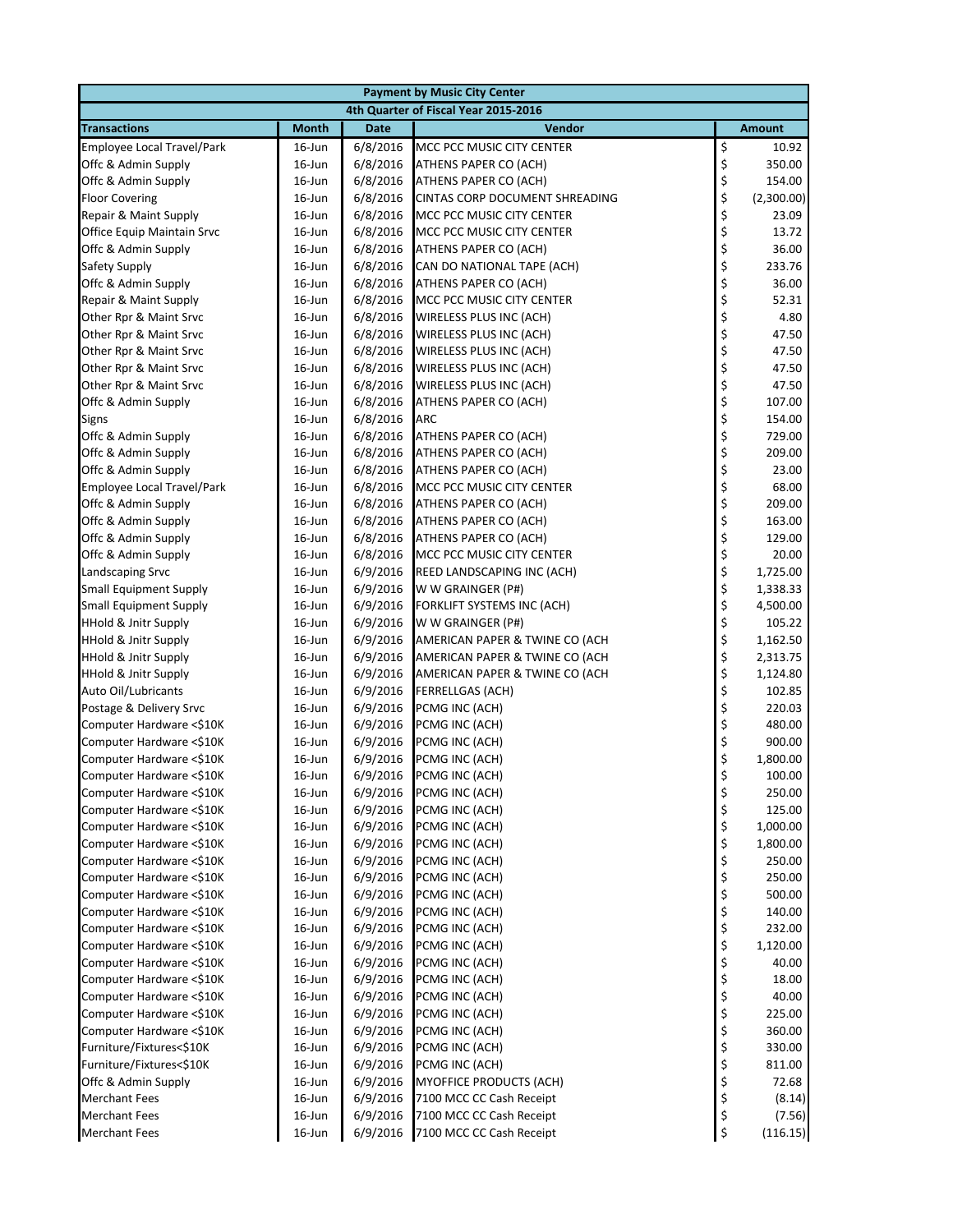| Payment by Music City Center | | | | |
|---|---|---|---|---|
| 4th Quarter of Fiscal Year 2015-2016 | | | | |
| **Transactions** | **Month** | **Date** | **Vendor** | **Amount** |
| Employee Local Travel/Park | 16-Jun | 6/8/2016 | MCC PCC MUSIC CITY CENTER | $ 10.92 |
| Offc & Admin Supply | 16-Jun | 6/8/2016 | ATHENS PAPER CO (ACH) | $ 350.00 |
| Offc & Admin Supply | 16-Jun | 6/8/2016 | ATHENS PAPER CO (ACH) | $ 154.00 |
| Floor Covering | 16-Jun | 6/8/2016 | CINTAS CORP DOCUMENT SHREADING | $ (2,300.00) |
| Repair & Maint Supply | 16-Jun | 6/8/2016 | MCC PCC MUSIC CITY CENTER | $ 23.09 |
| Office Equip Maintain Srvc | 16-Jun | 6/8/2016 | MCC PCC MUSIC CITY CENTER | $ 13.72 |
| Offc & Admin Supply | 16-Jun | 6/8/2016 | ATHENS PAPER CO (ACH) | $ 36.00 |
| Safety Supply | 16-Jun | 6/8/2016 | CAN DO NATIONAL TAPE (ACH) | $ 233.76 |
| Offc & Admin Supply | 16-Jun | 6/8/2016 | ATHENS PAPER CO (ACH) | $ 36.00 |
| Repair & Maint Supply | 16-Jun | 6/8/2016 | MCC PCC MUSIC CITY CENTER | $ 52.31 |
| Other Rpr & Maint Srvc | 16-Jun | 6/8/2016 | WIRELESS PLUS INC (ACH) | $ 4.80 |
| Other Rpr & Maint Srvc | 16-Jun | 6/8/2016 | WIRELESS PLUS INC (ACH) | $ 47.50 |
| Other Rpr & Maint Srvc | 16-Jun | 6/8/2016 | WIRELESS PLUS INC (ACH) | $ 47.50 |
| Other Rpr & Maint Srvc | 16-Jun | 6/8/2016 | WIRELESS PLUS INC (ACH) | $ 47.50 |
| Other Rpr & Maint Srvc | 16-Jun | 6/8/2016 | WIRELESS PLUS INC (ACH) | $ 47.50 |
| Offc & Admin Supply | 16-Jun | 6/8/2016 | ATHENS PAPER CO (ACH) | $ 107.00 |
| Signs | 16-Jun | 6/8/2016 | ARC | $ 154.00 |
| Offc & Admin Supply | 16-Jun | 6/8/2016 | ATHENS PAPER CO (ACH) | $ 729.00 |
| Offc & Admin Supply | 16-Jun | 6/8/2016 | ATHENS PAPER CO (ACH) | $ 209.00 |
| Offc & Admin Supply | 16-Jun | 6/8/2016 | ATHENS PAPER CO (ACH) | $ 23.00 |
| Employee Local Travel/Park | 16-Jun | 6/8/2016 | MCC PCC MUSIC CITY CENTER | $ 68.00 |
| Offc & Admin Supply | 16-Jun | 6/8/2016 | ATHENS PAPER CO (ACH) | $ 209.00 |
| Offc & Admin Supply | 16-Jun | 6/8/2016 | ATHENS PAPER CO (ACH) | $ 163.00 |
| Offc & Admin Supply | 16-Jun | 6/8/2016 | ATHENS PAPER CO (ACH) | $ 129.00 |
| Offc & Admin Supply | 16-Jun | 6/8/2016 | MCC PCC MUSIC CITY CENTER | $ 20.00 |
| Landscaping Srvc | 16-Jun | 6/9/2016 | REED LANDSCAPING INC (ACH) | $ 1,725.00 |
| Small Equipment Supply | 16-Jun | 6/9/2016 | W W GRAINGER (P#) | $ 1,338.33 |
| Small Equipment Supply | 16-Jun | 6/9/2016 | FORKLIFT SYSTEMS INC (ACH) | $ 4,500.00 |
| HHold & Jnitr Supply | 16-Jun | 6/9/2016 | W W GRAINGER (P#) | $ 105.22 |
| HHold & Jnitr Supply | 16-Jun | 6/9/2016 | AMERICAN PAPER & TWINE CO (ACH | $ 1,162.50 |
| HHold & Jnitr Supply | 16-Jun | 6/9/2016 | AMERICAN PAPER & TWINE CO (ACH | $ 2,313.75 |
| HHold & Jnitr Supply | 16-Jun | 6/9/2016 | AMERICAN PAPER & TWINE CO (ACH | $ 1,124.80 |
| Auto Oil/Lubricants | 16-Jun | 6/9/2016 | FERRELLGAS (ACH) | $ 102.85 |
| Postage & Delivery Srvc | 16-Jun | 6/9/2016 | PCMG INC (ACH) | $ 220.03 |
| Computer Hardware <$10K | 16-Jun | 6/9/2016 | PCMG INC (ACH) | $ 480.00 |
| Computer Hardware <$10K | 16-Jun | 6/9/2016 | PCMG INC (ACH) | $ 900.00 |
| Computer Hardware <$10K | 16-Jun | 6/9/2016 | PCMG INC (ACH) | $ 1,800.00 |
| Computer Hardware <$10K | 16-Jun | 6/9/2016 | PCMG INC (ACH) | $ 100.00 |
| Computer Hardware <$10K | 16-Jun | 6/9/2016 | PCMG INC (ACH) | $ 250.00 |
| Computer Hardware <$10K | 16-Jun | 6/9/2016 | PCMG INC (ACH) | $ 125.00 |
| Computer Hardware <$10K | 16-Jun | 6/9/2016 | PCMG INC (ACH) | $ 1,000.00 |
| Computer Hardware <$10K | 16-Jun | 6/9/2016 | PCMG INC (ACH) | $ 1,800.00 |
| Computer Hardware <$10K | 16-Jun | 6/9/2016 | PCMG INC (ACH) | $ 250.00 |
| Computer Hardware <$10K | 16-Jun | 6/9/2016 | PCMG INC (ACH) | $ 250.00 |
| Computer Hardware <$10K | 16-Jun | 6/9/2016 | PCMG INC (ACH) | $ 500.00 |
| Computer Hardware <$10K | 16-Jun | 6/9/2016 | PCMG INC (ACH) | $ 140.00 |
| Computer Hardware <$10K | 16-Jun | 6/9/2016 | PCMG INC (ACH) | $ 232.00 |
| Computer Hardware <$10K | 16-Jun | 6/9/2016 | PCMG INC (ACH) | $ 1,120.00 |
| Computer Hardware <$10K | 16-Jun | 6/9/2016 | PCMG INC (ACH) | $ 40.00 |
| Computer Hardware <$10K | 16-Jun | 6/9/2016 | PCMG INC (ACH) | $ 18.00 |
| Computer Hardware <$10K | 16-Jun | 6/9/2016 | PCMG INC (ACH) | $ 40.00 |
| Computer Hardware <$10K | 16-Jun | 6/9/2016 | PCMG INC (ACH) | $ 225.00 |
| Computer Hardware <$10K | 16-Jun | 6/9/2016 | PCMG INC (ACH) | $ 360.00 |
| Furniture/Fixtures<$10K | 16-Jun | 6/9/2016 | PCMG INC (ACH) | $ 330.00 |
| Furniture/Fixtures<$10K | 16-Jun | 6/9/2016 | PCMG INC (ACH) | $ 811.00 |
| Offc & Admin Supply | 16-Jun | 6/9/2016 | MYOFFICE PRODUCTS (ACH) | $ 72.68 |
| Merchant Fees | 16-Jun | 6/9/2016 | 7100 MCC CC Cash Receipt | $ (8.14) |
| Merchant Fees | 16-Jun | 6/9/2016 | 7100 MCC CC Cash Receipt | $ (7.56) |
| Merchant Fees | 16-Jun | 6/9/2016 | 7100 MCC CC Cash Receipt | $ (116.15) |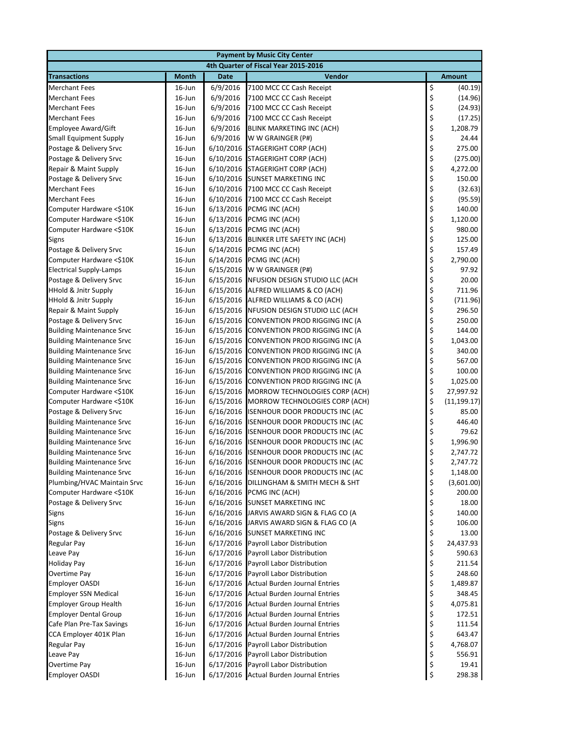| Payment by Music City Center | | | | |
|---|---|---|---|---|
| 4th Quarter of Fiscal Year 2015-2016 | | | | |
| **Transactions** | **Month** | **Date** | **Vendor** | **Amount** |
| Merchant Fees | 16-Jun | 6/9/2016 | 7100 MCC CC Cash Receipt | $ (40.19) |
| Merchant Fees | 16-Jun | 6/9/2016 | 7100 MCC CC Cash Receipt | $ (14.96) |
| Merchant Fees | 16-Jun | 6/9/2016 | 7100 MCC CC Cash Receipt | $ (24.93) |
| Merchant Fees | 16-Jun | 6/9/2016 | 7100 MCC CC Cash Receipt | $ (17.25) |
| Employee Award/Gift | 16-Jun | 6/9/2016 | BLINK MARKETING INC (ACH) | $ 1,208.79 |
| Small Equipment Supply | 16-Jun | 6/9/2016 | W W GRAINGER (P#) | $ 24.44 |
| Postage & Delivery Srvc | 16-Jun | 6/10/2016 | STAGERIGHT CORP (ACH) | $ 275.00 |
| Postage & Delivery Srvc | 16-Jun | 6/10/2016 | STAGERIGHT CORP (ACH) | $ (275.00) |
| Repair & Maint Supply | 16-Jun | 6/10/2016 | STAGERIGHT CORP (ACH) | $ 4,272.00 |
| Postage & Delivery Srvc | 16-Jun | 6/10/2016 | SUNSET MARKETING INC | $ 150.00 |
| Merchant Fees | 16-Jun | 6/10/2016 | 7100 MCC CC Cash Receipt | $ (32.63) |
| Merchant Fees | 16-Jun | 6/10/2016 | 7100 MCC CC Cash Receipt | $ (95.59) |
| Computer Hardware <$10K | 16-Jun | 6/13/2016 | PCMG INC (ACH) | $ 140.00 |
| Computer Hardware <$10K | 16-Jun | 6/13/2016 | PCMG INC (ACH) | $ 1,120.00 |
| Computer Hardware <$10K | 16-Jun | 6/13/2016 | PCMG INC (ACH) | $ 980.00 |
| Signs | 16-Jun | 6/13/2016 | BLINKER LITE SAFETY INC (ACH) | $ 125.00 |
| Postage & Delivery Srvc | 16-Jun | 6/14/2016 | PCMG INC (ACH) | $ 157.49 |
| Computer Hardware <$10K | 16-Jun | 6/14/2016 | PCMG INC (ACH) | $ 2,790.00 |
| Electrical Supply-Lamps | 16-Jun | 6/15/2016 | W W GRAINGER (P#) | $ 97.92 |
| Postage & Delivery Srvc | 16-Jun | 6/15/2016 | NFUSION DESIGN STUDIO LLC (ACH | $ 20.00 |
| HHold & Jnitr Supply | 16-Jun | 6/15/2016 | ALFRED WILLIAMS & CO (ACH) | $ 711.96 |
| HHold & Jnitr Supply | 16-Jun | 6/15/2016 | ALFRED WILLIAMS & CO (ACH) | $ (711.96) |
| Repair & Maint Supply | 16-Jun | 6/15/2016 | NFUSION DESIGN STUDIO LLC (ACH | $ 296.50 |
| Postage & Delivery Srvc | 16-Jun | 6/15/2016 | CONVENTION PROD RIGGING INC (A | $ 250.00 |
| Building Maintenance Srvc | 16-Jun | 6/15/2016 | CONVENTION PROD RIGGING INC (A | $ 144.00 |
| Building Maintenance Srvc | 16-Jun | 6/15/2016 | CONVENTION PROD RIGGING INC (A | $ 1,043.00 |
| Building Maintenance Srvc | 16-Jun | 6/15/2016 | CONVENTION PROD RIGGING INC (A | $ 340.00 |
| Building Maintenance Srvc | 16-Jun | 6/15/2016 | CONVENTION PROD RIGGING INC (A | $ 567.00 |
| Building Maintenance Srvc | 16-Jun | 6/15/2016 | CONVENTION PROD RIGGING INC (A | $ 100.00 |
| Building Maintenance Srvc | 16-Jun | 6/15/2016 | CONVENTION PROD RIGGING INC (A | $ 1,025.00 |
| Computer Hardware <$10K | 16-Jun | 6/15/2016 | MORROW TECHNOLOGIES CORP (ACH) | $ 27,997.92 |
| Computer Hardware <$10K | 16-Jun | 6/15/2016 | MORROW TECHNOLOGIES CORP (ACH) | $ (11,199.17) |
| Postage & Delivery Srvc | 16-Jun | 6/16/2016 | ISENHOUR DOOR PRODUCTS INC (AC | $ 85.00 |
| Building Maintenance Srvc | 16-Jun | 6/16/2016 | ISENHOUR DOOR PRODUCTS INC (AC | $ 446.40 |
| Building Maintenance Srvc | 16-Jun | 6/16/2016 | ISENHOUR DOOR PRODUCTS INC (AC | $ 79.62 |
| Building Maintenance Srvc | 16-Jun | 6/16/2016 | ISENHOUR DOOR PRODUCTS INC (AC | $ 1,996.90 |
| Building Maintenance Srvc | 16-Jun | 6/16/2016 | ISENHOUR DOOR PRODUCTS INC (AC | $ 2,747.72 |
| Building Maintenance Srvc | 16-Jun | 6/16/2016 | ISENHOUR DOOR PRODUCTS INC (AC | $ 2,747.72 |
| Building Maintenance Srvc | 16-Jun | 6/16/2016 | ISENHOUR DOOR PRODUCTS INC (AC | $ 1,148.00 |
| Plumbing/HVAC Maintain Srvc | 16-Jun | 6/16/2016 | DILLINGHAM & SMITH MECH & SHT | $ (3,601.00) |
| Computer Hardware <$10K | 16-Jun | 6/16/2016 | PCMG INC (ACH) | $ 200.00 |
| Postage & Delivery Srvc | 16-Jun | 6/16/2016 | SUNSET MARKETING INC | $ 18.00 |
| Signs | 16-Jun | 6/16/2016 | JARVIS AWARD SIGN & FLAG CO (A | $ 140.00 |
| Signs | 16-Jun | 6/16/2016 | JARVIS AWARD SIGN & FLAG CO (A | $ 106.00 |
| Postage & Delivery Srvc | 16-Jun | 6/16/2016 | SUNSET MARKETING INC | $ 13.00 |
| Regular Pay | 16-Jun | 6/17/2016 | Payroll Labor Distribution | $ 24,437.93 |
| Leave Pay | 16-Jun | 6/17/2016 | Payroll Labor Distribution | $ 590.63 |
| Holiday Pay | 16-Jun | 6/17/2016 | Payroll Labor Distribution | $ 211.54 |
| Overtime Pay | 16-Jun | 6/17/2016 | Payroll Labor Distribution | $ 248.60 |
| Employer OASDI | 16-Jun | 6/17/2016 | Actual Burden Journal Entries | $ 1,489.87 |
| Employer SSN Medical | 16-Jun | 6/17/2016 | Actual Burden Journal Entries | $ 348.45 |
| Employer Group Health | 16-Jun | 6/17/2016 | Actual Burden Journal Entries | $ 4,075.81 |
| Employer Dental Group | 16-Jun | 6/17/2016 | Actual Burden Journal Entries | $ 172.51 |
| Cafe Plan Pre-Tax Savings | 16-Jun | 6/17/2016 | Actual Burden Journal Entries | $ 111.54 |
| CCA Employer 401K Plan | 16-Jun | 6/17/2016 | Actual Burden Journal Entries | $ 643.47 |
| Regular Pay | 16-Jun | 6/17/2016 | Payroll Labor Distribution | $ 4,768.07 |
| Leave Pay | 16-Jun | 6/17/2016 | Payroll Labor Distribution | $ 556.91 |
| Overtime Pay | 16-Jun | 6/17/2016 | Payroll Labor Distribution | $ 19.41 |
| Employer OASDI | 16-Jun | 6/17/2016 | Actual Burden Journal Entries | $ 298.38 |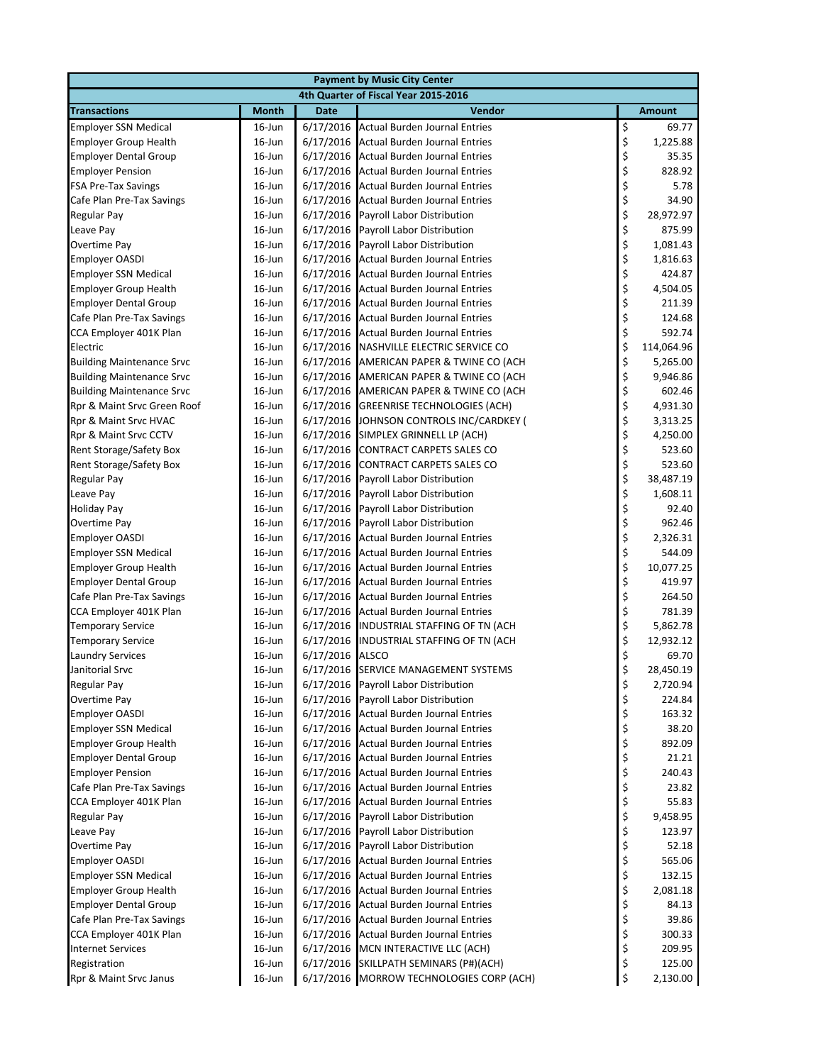| Payment by Music City Center | | | | |
|---|---|---|---|---|
| 4th Quarter of Fiscal Year 2015-2016 | | | | |
| Transactions | Month | Date | Vendor | Amount |
| Employer SSN Medical | 16-Jun | 6/17/2016 | Actual Burden Journal Entries | $ 69.77 |
| Employer Group Health | 16-Jun | 6/17/2016 | Actual Burden Journal Entries | $ 1,225.88 |
| Employer Dental Group | 16-Jun | 6/17/2016 | Actual Burden Journal Entries | $ 35.35 |
| Employer Pension | 16-Jun | 6/17/2016 | Actual Burden Journal Entries | $ 828.92 |
| FSA Pre-Tax Savings | 16-Jun | 6/17/2016 | Actual Burden Journal Entries | $ 5.78 |
| Cafe Plan Pre-Tax Savings | 16-Jun | 6/17/2016 | Actual Burden Journal Entries | $ 34.90 |
| Regular Pay | 16-Jun | 6/17/2016 | Payroll Labor Distribution | $ 28,972.97 |
| Leave Pay | 16-Jun | 6/17/2016 | Payroll Labor Distribution | $ 875.99 |
| Overtime Pay | 16-Jun | 6/17/2016 | Payroll Labor Distribution | $ 1,081.43 |
| Employer OASDI | 16-Jun | 6/17/2016 | Actual Burden Journal Entries | $ 1,816.63 |
| Employer SSN Medical | 16-Jun | 6/17/2016 | Actual Burden Journal Entries | $ 424.87 |
| Employer Group Health | 16-Jun | 6/17/2016 | Actual Burden Journal Entries | $ 4,504.05 |
| Employer Dental Group | 16-Jun | 6/17/2016 | Actual Burden Journal Entries | $ 211.39 |
| Cafe Plan Pre-Tax Savings | 16-Jun | 6/17/2016 | Actual Burden Journal Entries | $ 124.68 |
| CCA Employer 401K Plan | 16-Jun | 6/17/2016 | Actual Burden Journal Entries | $ 592.74 |
| Electric | 16-Jun | 6/17/2016 | NASHVILLE ELECTRIC SERVICE CO | $ 114,064.96 |
| Building Maintenance Srvc | 16-Jun | 6/17/2016 | AMERICAN PAPER & TWINE CO (ACH | $ 5,265.00 |
| Building Maintenance Srvc | 16-Jun | 6/17/2016 | AMERICAN PAPER & TWINE CO (ACH | $ 9,946.86 |
| Building Maintenance Srvc | 16-Jun | 6/17/2016 | AMERICAN PAPER & TWINE CO (ACH | $ 602.46 |
| Rpr & Maint Srvc Green Roof | 16-Jun | 6/17/2016 | GREENRISE TECHNOLOGIES (ACH) | $ 4,931.30 |
| Rpr & Maint Srvc HVAC | 16-Jun | 6/17/2016 | JOHNSON CONTROLS INC/CARDKEY ( | $ 3,313.25 |
| Rpr & Maint Srvc CCTV | 16-Jun | 6/17/2016 | SIMPLEX GRINNELL LP (ACH) | $ 4,250.00 |
| Rent Storage/Safety Box | 16-Jun | 6/17/2016 | CONTRACT CARPETS SALES CO | $ 523.60 |
| Rent Storage/Safety Box | 16-Jun | 6/17/2016 | CONTRACT CARPETS SALES CO | $ 523.60 |
| Regular Pay | 16-Jun | 6/17/2016 | Payroll Labor Distribution | $ 38,487.19 |
| Leave Pay | 16-Jun | 6/17/2016 | Payroll Labor Distribution | $ 1,608.11 |
| Holiday Pay | 16-Jun | 6/17/2016 | Payroll Labor Distribution | $ 92.40 |
| Overtime Pay | 16-Jun | 6/17/2016 | Payroll Labor Distribution | $ 962.46 |
| Employer OASDI | 16-Jun | 6/17/2016 | Actual Burden Journal Entries | $ 2,326.31 |
| Employer SSN Medical | 16-Jun | 6/17/2016 | Actual Burden Journal Entries | $ 544.09 |
| Employer Group Health | 16-Jun | 6/17/2016 | Actual Burden Journal Entries | $ 10,077.25 |
| Employer Dental Group | 16-Jun | 6/17/2016 | Actual Burden Journal Entries | $ 419.97 |
| Cafe Plan Pre-Tax Savings | 16-Jun | 6/17/2016 | Actual Burden Journal Entries | $ 264.50 |
| CCA Employer 401K Plan | 16-Jun | 6/17/2016 | Actual Burden Journal Entries | $ 781.39 |
| Temporary Service | 16-Jun | 6/17/2016 | INDUSTRIAL STAFFING OF TN (ACH | $ 5,862.78 |
| Temporary Service | 16-Jun | 6/17/2016 | INDUSTRIAL STAFFING OF TN (ACH | $ 12,932.12 |
| Laundry Services | 16-Jun | 6/17/2016 | ALSCO | $ 69.70 |
| Janitorial Srvc | 16-Jun | 6/17/2016 | SERVICE MANAGEMENT SYSTEMS | $ 28,450.19 |
| Regular Pay | 16-Jun | 6/17/2016 | Payroll Labor Distribution | $ 2,720.94 |
| Overtime Pay | 16-Jun | 6/17/2016 | Payroll Labor Distribution | $ 224.84 |
| Employer OASDI | 16-Jun | 6/17/2016 | Actual Burden Journal Entries | $ 163.32 |
| Employer SSN Medical | 16-Jun | 6/17/2016 | Actual Burden Journal Entries | $ 38.20 |
| Employer Group Health | 16-Jun | 6/17/2016 | Actual Burden Journal Entries | $ 892.09 |
| Employer Dental Group | 16-Jun | 6/17/2016 | Actual Burden Journal Entries | $ 21.21 |
| Employer Pension | 16-Jun | 6/17/2016 | Actual Burden Journal Entries | $ 240.43 |
| Cafe Plan Pre-Tax Savings | 16-Jun | 6/17/2016 | Actual Burden Journal Entries | $ 23.82 |
| CCA Employer 401K Plan | 16-Jun | 6/17/2016 | Actual Burden Journal Entries | $ 55.83 |
| Regular Pay | 16-Jun | 6/17/2016 | Payroll Labor Distribution | $ 9,458.95 |
| Leave Pay | 16-Jun | 6/17/2016 | Payroll Labor Distribution | $ 123.97 |
| Overtime Pay | 16-Jun | 6/17/2016 | Payroll Labor Distribution | $ 52.18 |
| Employer OASDI | 16-Jun | 6/17/2016 | Actual Burden Journal Entries | $ 565.06 |
| Employer SSN Medical | 16-Jun | 6/17/2016 | Actual Burden Journal Entries | $ 132.15 |
| Employer Group Health | 16-Jun | 6/17/2016 | Actual Burden Journal Entries | $ 2,081.18 |
| Employer Dental Group | 16-Jun | 6/17/2016 | Actual Burden Journal Entries | $ 84.13 |
| Cafe Plan Pre-Tax Savings | 16-Jun | 6/17/2016 | Actual Burden Journal Entries | $ 39.86 |
| CCA Employer 401K Plan | 16-Jun | 6/17/2016 | Actual Burden Journal Entries | $ 300.33 |
| Internet Services | 16-Jun | 6/17/2016 | MCN INTERACTIVE LLC (ACH) | $ 209.95 |
| Registration | 16-Jun | 6/17/2016 | SKILLPATH SEMINARS (P#)(ACH) | $ 125.00 |
| Rpr & Maint Srvc Janus | 16-Jun | 6/17/2016 | MORROW TECHNOLOGIES CORP (ACH) | $ 2,130.00 |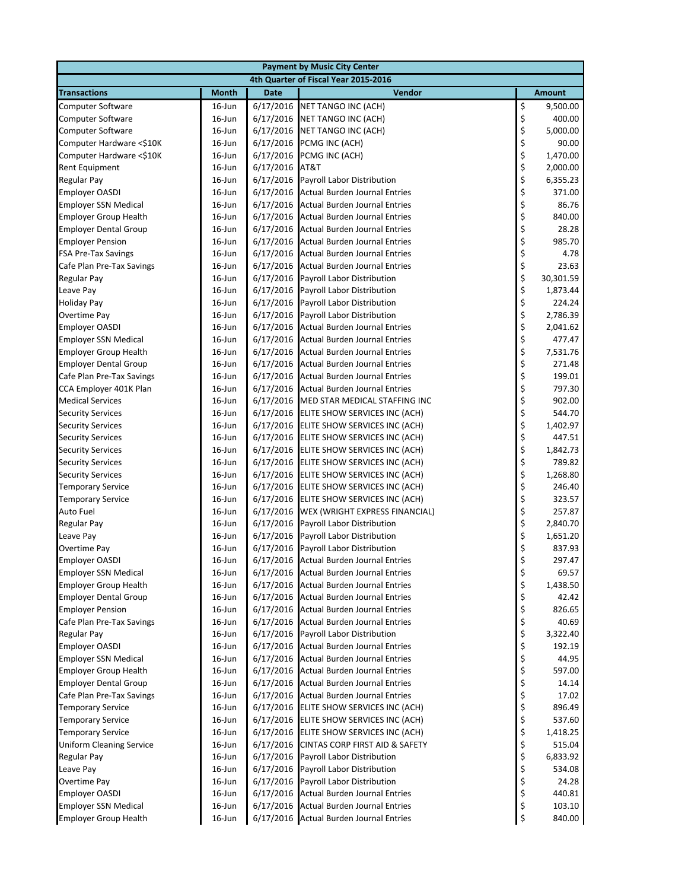| Payment by Music City Center | | | | |
|---|---|---|---|---|
| 4th Quarter of Fiscal Year 2015-2016 | | | | |
| **Transactions** | **Month** | **Date** | **Vendor** | **Amount** |
| Computer Software | 16-Jun | 6/17/2016 | NET TANGO INC (ACH) | $ 9,500.00 |
| Computer Software | 16-Jun | 6/17/2016 | NET TANGO INC (ACH) | $ 400.00 |
| Computer Software | 16-Jun | 6/17/2016 | NET TANGO INC (ACH) | $ 5,000.00 |
| Computer Hardware <$10K | 16-Jun | 6/17/2016 | PCMG INC (ACH) | $ 90.00 |
| Computer Hardware <$10K | 16-Jun | 6/17/2016 | PCMG INC (ACH) | $ 1,470.00 |
| Rent Equipment | 16-Jun | 6/17/2016 | AT&T | $ 2,000.00 |
| Regular Pay | 16-Jun | 6/17/2016 | Payroll Labor Distribution | $ 6,355.23 |
| Employer OASDI | 16-Jun | 6/17/2016 | Actual Burden Journal Entries | $ 371.00 |
| Employer SSN Medical | 16-Jun | 6/17/2016 | Actual Burden Journal Entries | $ 86.76 |
| Employer Group Health | 16-Jun | 6/17/2016 | Actual Burden Journal Entries | $ 840.00 |
| Employer Dental Group | 16-Jun | 6/17/2016 | Actual Burden Journal Entries | $ 28.28 |
| Employer Pension | 16-Jun | 6/17/2016 | Actual Burden Journal Entries | $ 985.70 |
| FSA Pre-Tax Savings | 16-Jun | 6/17/2016 | Actual Burden Journal Entries | $ 4.78 |
| Cafe Plan Pre-Tax Savings | 16-Jun | 6/17/2016 | Actual Burden Journal Entries | $ 23.63 |
| Regular Pay | 16-Jun | 6/17/2016 | Payroll Labor Distribution | $ 30,301.59 |
| Leave Pay | 16-Jun | 6/17/2016 | Payroll Labor Distribution | $ 1,873.44 |
| Holiday Pay | 16-Jun | 6/17/2016 | Payroll Labor Distribution | $ 224.24 |
| Overtime Pay | 16-Jun | 6/17/2016 | Payroll Labor Distribution | $ 2,786.39 |
| Employer OASDI | 16-Jun | 6/17/2016 | Actual Burden Journal Entries | $ 2,041.62 |
| Employer SSN Medical | 16-Jun | 6/17/2016 | Actual Burden Journal Entries | $ 477.47 |
| Employer Group Health | 16-Jun | 6/17/2016 | Actual Burden Journal Entries | $ 7,531.76 |
| Employer Dental Group | 16-Jun | 6/17/2016 | Actual Burden Journal Entries | $ 271.48 |
| Cafe Plan Pre-Tax Savings | 16-Jun | 6/17/2016 | Actual Burden Journal Entries | $ 199.01 |
| CCA Employer 401K Plan | 16-Jun | 6/17/2016 | Actual Burden Journal Entries | $ 797.30 |
| Medical Services | 16-Jun | 6/17/2016 | MED STAR MEDICAL STAFFING INC | $ 902.00 |
| Security Services | 16-Jun | 6/17/2016 | ELITE SHOW SERVICES INC (ACH) | $ 544.70 |
| Security Services | 16-Jun | 6/17/2016 | ELITE SHOW SERVICES INC (ACH) | $ 1,402.97 |
| Security Services | 16-Jun | 6/17/2016 | ELITE SHOW SERVICES INC (ACH) | $ 447.51 |
| Security Services | 16-Jun | 6/17/2016 | ELITE SHOW SERVICES INC (ACH) | $ 1,842.73 |
| Security Services | 16-Jun | 6/17/2016 | ELITE SHOW SERVICES INC (ACH) | $ 789.82 |
| Security Services | 16-Jun | 6/17/2016 | ELITE SHOW SERVICES INC (ACH) | $ 1,268.80 |
| Temporary Service | 16-Jun | 6/17/2016 | ELITE SHOW SERVICES INC (ACH) | $ 246.40 |
| Temporary Service | 16-Jun | 6/17/2016 | ELITE SHOW SERVICES INC (ACH) | $ 323.57 |
| Auto Fuel | 16-Jun | 6/17/2016 | WEX (WRIGHT EXPRESS FINANCIAL) | $ 257.87 |
| Regular Pay | 16-Jun | 6/17/2016 | Payroll Labor Distribution | $ 2,840.70 |
| Leave Pay | 16-Jun | 6/17/2016 | Payroll Labor Distribution | $ 1,651.20 |
| Overtime Pay | 16-Jun | 6/17/2016 | Payroll Labor Distribution | $ 837.93 |
| Employer OASDI | 16-Jun | 6/17/2016 | Actual Burden Journal Entries | $ 297.47 |
| Employer SSN Medical | 16-Jun | 6/17/2016 | Actual Burden Journal Entries | $ 69.57 |
| Employer Group Health | 16-Jun | 6/17/2016 | Actual Burden Journal Entries | $ 1,438.50 |
| Employer Dental Group | 16-Jun | 6/17/2016 | Actual Burden Journal Entries | $ 42.42 |
| Employer Pension | 16-Jun | 6/17/2016 | Actual Burden Journal Entries | $ 826.65 |
| Cafe Plan Pre-Tax Savings | 16-Jun | 6/17/2016 | Actual Burden Journal Entries | $ 40.69 |
| Regular Pay | 16-Jun | 6/17/2016 | Payroll Labor Distribution | $ 3,322.40 |
| Employer OASDI | 16-Jun | 6/17/2016 | Actual Burden Journal Entries | $ 192.19 |
| Employer SSN Medical | 16-Jun | 6/17/2016 | Actual Burden Journal Entries | $ 44.95 |
| Employer Group Health | 16-Jun | 6/17/2016 | Actual Burden Journal Entries | $ 597.00 |
| Employer Dental Group | 16-Jun | 6/17/2016 | Actual Burden Journal Entries | $ 14.14 |
| Cafe Plan Pre-Tax Savings | 16-Jun | 6/17/2016 | Actual Burden Journal Entries | $ 17.02 |
| Temporary Service | 16-Jun | 6/17/2016 | ELITE SHOW SERVICES INC (ACH) | $ 896.49 |
| Temporary Service | 16-Jun | 6/17/2016 | ELITE SHOW SERVICES INC (ACH) | $ 537.60 |
| Temporary Service | 16-Jun | 6/17/2016 | ELITE SHOW SERVICES INC (ACH) | $ 1,418.25 |
| Uniform Cleaning Service | 16-Jun | 6/17/2016 | CINTAS CORP FIRST AID & SAFETY | $ 515.04 |
| Regular Pay | 16-Jun | 6/17/2016 | Payroll Labor Distribution | $ 6,833.92 |
| Leave Pay | 16-Jun | 6/17/2016 | Payroll Labor Distribution | $ 534.08 |
| Overtime Pay | 16-Jun | 6/17/2016 | Payroll Labor Distribution | $ 24.28 |
| Employer OASDI | 16-Jun | 6/17/2016 | Actual Burden Journal Entries | $ 440.81 |
| Employer SSN Medical | 16-Jun | 6/17/2016 | Actual Burden Journal Entries | $ 103.10 |
| Employer Group Health | 16-Jun | 6/17/2016 | Actual Burden Journal Entries | $ 840.00 |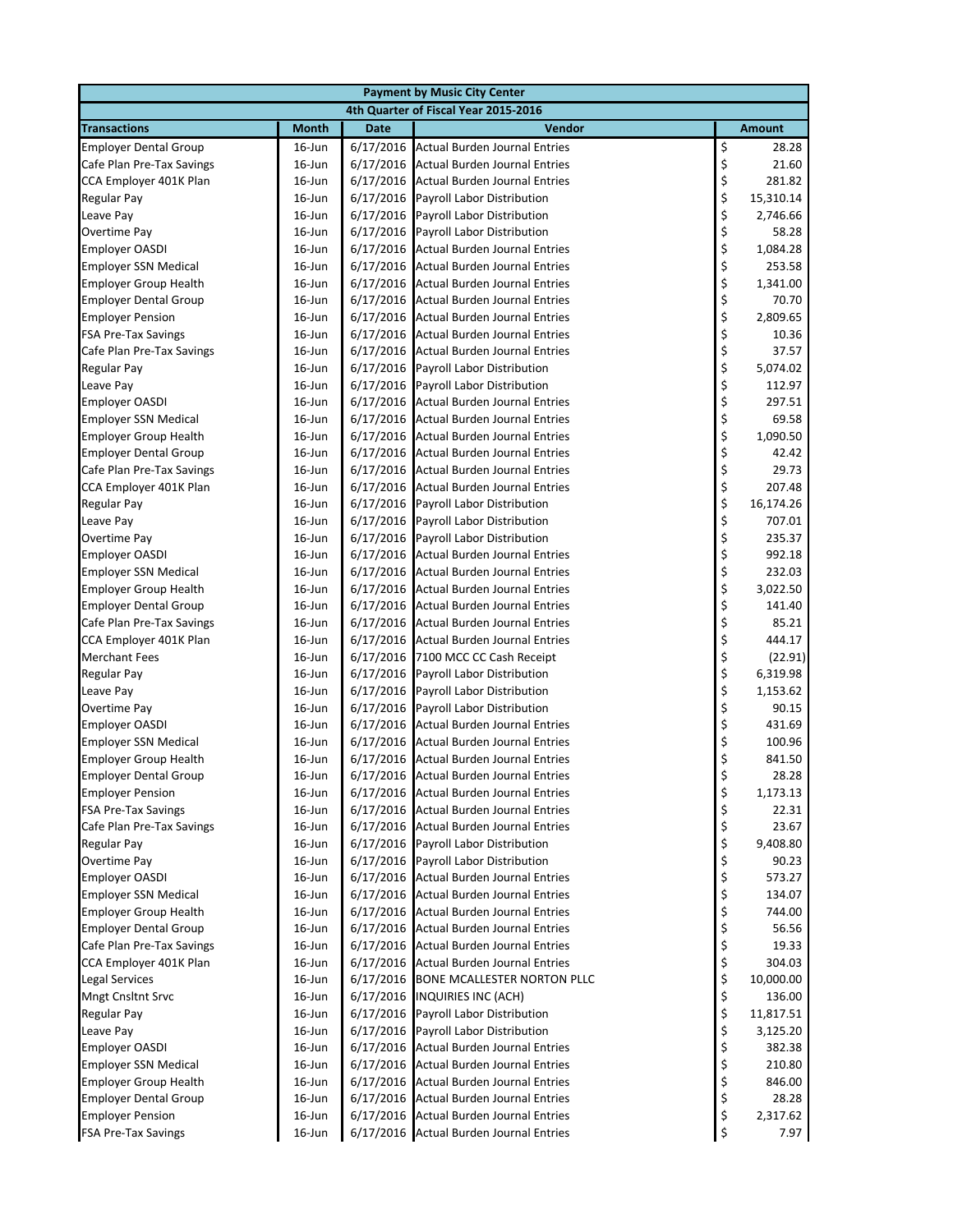| Payment by Music City Center | | | | |
|---|---|---|---|---|
| 4th Quarter of Fiscal Year 2015-2016 | | | | |
| **Transactions** | **Month** | **Date** | **Vendor** | **Amount** |
| Employer Dental Group | 16-Jun | 6/17/2016 | Actual Burden Journal Entries | $ 28.28 |
| Cafe Plan Pre-Tax Savings | 16-Jun | 6/17/2016 | Actual Burden Journal Entries | $ 21.60 |
| CCA Employer 401K Plan | 16-Jun | 6/17/2016 | Actual Burden Journal Entries | $ 281.82 |
| Regular Pay | 16-Jun | 6/17/2016 | Payroll Labor Distribution | $ 15,310.14 |
| Leave Pay | 16-Jun | 6/17/2016 | Payroll Labor Distribution | $ 2,746.66 |
| Overtime Pay | 16-Jun | 6/17/2016 | Payroll Labor Distribution | $ 58.28 |
| Employer OASDI | 16-Jun | 6/17/2016 | Actual Burden Journal Entries | $ 1,084.28 |
| Employer SSN Medical | 16-Jun | 6/17/2016 | Actual Burden Journal Entries | $ 253.58 |
| Employer Group Health | 16-Jun | 6/17/2016 | Actual Burden Journal Entries | $ 1,341.00 |
| Employer Dental Group | 16-Jun | 6/17/2016 | Actual Burden Journal Entries | $ 70.70 |
| Employer Pension | 16-Jun | 6/17/2016 | Actual Burden Journal Entries | $ 2,809.65 |
| FSA Pre-Tax Savings | 16-Jun | 6/17/2016 | Actual Burden Journal Entries | $ 10.36 |
| Cafe Plan Pre-Tax Savings | 16-Jun | 6/17/2016 | Actual Burden Journal Entries | $ 37.57 |
| Regular Pay | 16-Jun | 6/17/2016 | Payroll Labor Distribution | $ 5,074.02 |
| Leave Pay | 16-Jun | 6/17/2016 | Payroll Labor Distribution | $ 112.97 |
| Employer OASDI | 16-Jun | 6/17/2016 | Actual Burden Journal Entries | $ 297.51 |
| Employer SSN Medical | 16-Jun | 6/17/2016 | Actual Burden Journal Entries | $ 69.58 |
| Employer Group Health | 16-Jun | 6/17/2016 | Actual Burden Journal Entries | $ 1,090.50 |
| Employer Dental Group | 16-Jun | 6/17/2016 | Actual Burden Journal Entries | $ 42.42 |
| Cafe Plan Pre-Tax Savings | 16-Jun | 6/17/2016 | Actual Burden Journal Entries | $ 29.73 |
| CCA Employer 401K Plan | 16-Jun | 6/17/2016 | Actual Burden Journal Entries | $ 207.48 |
| Regular Pay | 16-Jun | 6/17/2016 | Payroll Labor Distribution | $ 16,174.26 |
| Leave Pay | 16-Jun | 6/17/2016 | Payroll Labor Distribution | $ 707.01 |
| Overtime Pay | 16-Jun | 6/17/2016 | Payroll Labor Distribution | $ 235.37 |
| Employer OASDI | 16-Jun | 6/17/2016 | Actual Burden Journal Entries | $ 992.18 |
| Employer SSN Medical | 16-Jun | 6/17/2016 | Actual Burden Journal Entries | $ 232.03 |
| Employer Group Health | 16-Jun | 6/17/2016 | Actual Burden Journal Entries | $ 3,022.50 |
| Employer Dental Group | 16-Jun | 6/17/2016 | Actual Burden Journal Entries | $ 141.40 |
| Cafe Plan Pre-Tax Savings | 16-Jun | 6/17/2016 | Actual Burden Journal Entries | $ 85.21 |
| CCA Employer 401K Plan | 16-Jun | 6/17/2016 | Actual Burden Journal Entries | $ 444.17 |
| Merchant Fees | 16-Jun | 6/17/2016 | 7100 MCC CC Cash Receipt | $ (22.91) |
| Regular Pay | 16-Jun | 6/17/2016 | Payroll Labor Distribution | $ 6,319.98 |
| Leave Pay | 16-Jun | 6/17/2016 | Payroll Labor Distribution | $ 1,153.62 |
| Overtime Pay | 16-Jun | 6/17/2016 | Payroll Labor Distribution | $ 90.15 |
| Employer OASDI | 16-Jun | 6/17/2016 | Actual Burden Journal Entries | $ 431.69 |
| Employer SSN Medical | 16-Jun | 6/17/2016 | Actual Burden Journal Entries | $ 100.96 |
| Employer Group Health | 16-Jun | 6/17/2016 | Actual Burden Journal Entries | $ 841.50 |
| Employer Dental Group | 16-Jun | 6/17/2016 | Actual Burden Journal Entries | $ 28.28 |
| Employer Pension | 16-Jun | 6/17/2016 | Actual Burden Journal Entries | $ 1,173.13 |
| FSA Pre-Tax Savings | 16-Jun | 6/17/2016 | Actual Burden Journal Entries | $ 22.31 |
| Cafe Plan Pre-Tax Savings | 16-Jun | 6/17/2016 | Actual Burden Journal Entries | $ 23.67 |
| Regular Pay | 16-Jun | 6/17/2016 | Payroll Labor Distribution | $ 9,408.80 |
| Overtime Pay | 16-Jun | 6/17/2016 | Payroll Labor Distribution | $ 90.23 |
| Employer OASDI | 16-Jun | 6/17/2016 | Actual Burden Journal Entries | $ 573.27 |
| Employer SSN Medical | 16-Jun | 6/17/2016 | Actual Burden Journal Entries | $ 134.07 |
| Employer Group Health | 16-Jun | 6/17/2016 | Actual Burden Journal Entries | $ 744.00 |
| Employer Dental Group | 16-Jun | 6/17/2016 | Actual Burden Journal Entries | $ 56.56 |
| Cafe Plan Pre-Tax Savings | 16-Jun | 6/17/2016 | Actual Burden Journal Entries | $ 19.33 |
| CCA Employer 401K Plan | 16-Jun | 6/17/2016 | Actual Burden Journal Entries | $ 304.03 |
| Legal Services | 16-Jun | 6/17/2016 | BONE MCALLESTER NORTON PLLC | $ 10,000.00 |
| Mngt Cnsltnt Srvc | 16-Jun | 6/17/2016 | INQUIRIES INC (ACH) | $ 136.00 |
| Regular Pay | 16-Jun | 6/17/2016 | Payroll Labor Distribution | $ 11,817.51 |
| Leave Pay | 16-Jun | 6/17/2016 | Payroll Labor Distribution | $ 3,125.20 |
| Employer OASDI | 16-Jun | 6/17/2016 | Actual Burden Journal Entries | $ 382.38 |
| Employer SSN Medical | 16-Jun | 6/17/2016 | Actual Burden Journal Entries | $ 210.80 |
| Employer Group Health | 16-Jun | 6/17/2016 | Actual Burden Journal Entries | $ 846.00 |
| Employer Dental Group | 16-Jun | 6/17/2016 | Actual Burden Journal Entries | $ 28.28 |
| Employer Pension | 16-Jun | 6/17/2016 | Actual Burden Journal Entries | $ 2,317.62 |
| FSA Pre-Tax Savings | 16-Jun | 6/17/2016 | Actual Burden Journal Entries | $ 7.97 |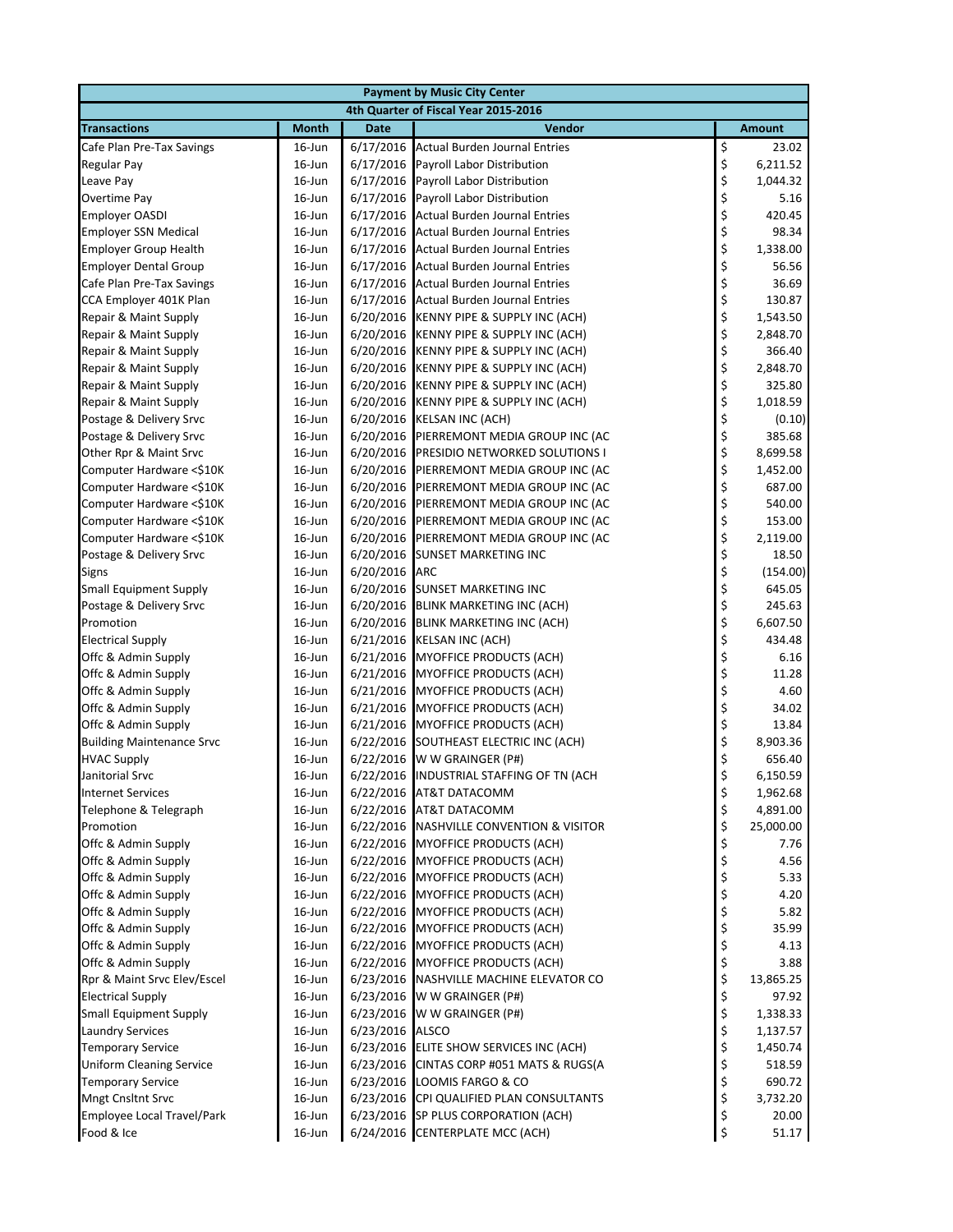| Payment by Music City Center | | | | |
|---|---|---|---|---|
| 4th Quarter of Fiscal Year 2015-2016 | | | | |
| **Transactions** | **Month** | **Date** | **Vendor** | **Amount** |
| Cafe Plan Pre-Tax Savings | 16-Jun | 6/17/2016 | Actual Burden Journal Entries | $ 23.02 |
| Regular Pay | 16-Jun | 6/17/2016 | Payroll Labor Distribution | $ 6,211.52 |
| Leave Pay | 16-Jun | 6/17/2016 | Payroll Labor Distribution | $ 1,044.32 |
| Overtime Pay | 16-Jun | 6/17/2016 | Payroll Labor Distribution | $ 5.16 |
| Employer OASDI | 16-Jun | 6/17/2016 | Actual Burden Journal Entries | $ 420.45 |
| Employer SSN Medical | 16-Jun | 6/17/2016 | Actual Burden Journal Entries | $ 98.34 |
| Employer Group Health | 16-Jun | 6/17/2016 | Actual Burden Journal Entries | $ 1,338.00 |
| Employer Dental Group | 16-Jun | 6/17/2016 | Actual Burden Journal Entries | $ 56.56 |
| Cafe Plan Pre-Tax Savings | 16-Jun | 6/17/2016 | Actual Burden Journal Entries | $ 36.69 |
| CCA Employer 401K Plan | 16-Jun | 6/17/2016 | Actual Burden Journal Entries | $ 130.87 |
| Repair & Maint Supply | 16-Jun | 6/20/2016 | KENNY PIPE & SUPPLY INC (ACH) | $ 1,543.50 |
| Repair & Maint Supply | 16-Jun | 6/20/2016 | KENNY PIPE & SUPPLY INC (ACH) | $ 2,848.70 |
| Repair & Maint Supply | 16-Jun | 6/20/2016 | KENNY PIPE & SUPPLY INC (ACH) | $ 366.40 |
| Repair & Maint Supply | 16-Jun | 6/20/2016 | KENNY PIPE & SUPPLY INC (ACH) | $ 2,848.70 |
| Repair & Maint Supply | 16-Jun | 6/20/2016 | KENNY PIPE & SUPPLY INC (ACH) | $ 325.80 |
| Repair & Maint Supply | 16-Jun | 6/20/2016 | KENNY PIPE & SUPPLY INC (ACH) | $ 1,018.59 |
| Postage & Delivery Srvc | 16-Jun | 6/20/2016 | KELSAN INC (ACH) | $ (0.10) |
| Postage & Delivery Srvc | 16-Jun | 6/20/2016 | PIERREMONT MEDIA GROUP INC (AC | $ 385.68 |
| Other Rpr & Maint Srvc | 16-Jun | 6/20/2016 | PRESIDIO NETWORKED SOLUTIONS I | $ 8,699.58 |
| Computer Hardware <$10K | 16-Jun | 6/20/2016 | PIERREMONT MEDIA GROUP INC (AC | $ 1,452.00 |
| Computer Hardware <$10K | 16-Jun | 6/20/2016 | PIERREMONT MEDIA GROUP INC (AC | $ 687.00 |
| Computer Hardware <$10K | 16-Jun | 6/20/2016 | PIERREMONT MEDIA GROUP INC (AC | $ 540.00 |
| Computer Hardware <$10K | 16-Jun | 6/20/2016 | PIERREMONT MEDIA GROUP INC (AC | $ 153.00 |
| Computer Hardware <$10K | 16-Jun | 6/20/2016 | PIERREMONT MEDIA GROUP INC (AC | $ 2,119.00 |
| Postage & Delivery Srvc | 16-Jun | 6/20/2016 | SUNSET MARKETING INC | $ 18.50 |
| Signs | 16-Jun | 6/20/2016 | ARC | $ (154.00) |
| Small Equipment Supply | 16-Jun | 6/20/2016 | SUNSET MARKETING INC | $ 645.05 |
| Postage & Delivery Srvc | 16-Jun | 6/20/2016 | BLINK MARKETING INC (ACH) | $ 245.63 |
| Promotion | 16-Jun | 6/20/2016 | BLINK MARKETING INC (ACH) | $ 6,607.50 |
| Electrical Supply | 16-Jun | 6/21/2016 | KELSAN INC (ACH) | $ 434.48 |
| Offc & Admin Supply | 16-Jun | 6/21/2016 | MYOFFICE PRODUCTS (ACH) | $ 6.16 |
| Offc & Admin Supply | 16-Jun | 6/21/2016 | MYOFFICE PRODUCTS (ACH) | $ 11.28 |
| Offc & Admin Supply | 16-Jun | 6/21/2016 | MYOFFICE PRODUCTS (ACH) | $ 4.60 |
| Offc & Admin Supply | 16-Jun | 6/21/2016 | MYOFFICE PRODUCTS (ACH) | $ 34.02 |
| Offc & Admin Supply | 16-Jun | 6/21/2016 | MYOFFICE PRODUCTS (ACH) | $ 13.84 |
| Building Maintenance Srvc | 16-Jun | 6/22/2016 | SOUTHEAST ELECTRIC INC (ACH) | $ 8,903.36 |
| HVAC Supply | 16-Jun | 6/22/2016 | W W GRAINGER (P#) | $ 656.40 |
| Janitorial Srvc | 16-Jun | 6/22/2016 | INDUSTRIAL STAFFING OF TN (ACH | $ 6,150.59 |
| Internet Services | 16-Jun | 6/22/2016 | AT&T DATACOMM | $ 1,962.68 |
| Telephone & Telegraph | 16-Jun | 6/22/2016 | AT&T DATACOMM | $ 4,891.00 |
| Promotion | 16-Jun | 6/22/2016 | NASHVILLE CONVENTION & VISITOR | $ 25,000.00 |
| Offc & Admin Supply | 16-Jun | 6/22/2016 | MYOFFICE PRODUCTS (ACH) | $ 7.76 |
| Offc & Admin Supply | 16-Jun | 6/22/2016 | MYOFFICE PRODUCTS (ACH) | $ 4.56 |
| Offc & Admin Supply | 16-Jun | 6/22/2016 | MYOFFICE PRODUCTS (ACH) | $ 5.33 |
| Offc & Admin Supply | 16-Jun | 6/22/2016 | MYOFFICE PRODUCTS (ACH) | $ 4.20 |
| Offc & Admin Supply | 16-Jun | 6/22/2016 | MYOFFICE PRODUCTS (ACH) | $ 5.82 |
| Offc & Admin Supply | 16-Jun | 6/22/2016 | MYOFFICE PRODUCTS (ACH) | $ 35.99 |
| Offc & Admin Supply | 16-Jun | 6/22/2016 | MYOFFICE PRODUCTS (ACH) | $ 4.13 |
| Offc & Admin Supply | 16-Jun | 6/22/2016 | MYOFFICE PRODUCTS (ACH) | $ 3.88 |
| Rpr & Maint Srvc Elev/Escel | 16-Jun | 6/23/2016 | NASHVILLE MACHINE ELEVATOR CO | $ 13,865.25 |
| Electrical Supply | 16-Jun | 6/23/2016 | W W GRAINGER (P#) | $ 97.92 |
| Small Equipment Supply | 16-Jun | 6/23/2016 | W W GRAINGER (P#) | $ 1,338.33 |
| Laundry Services | 16-Jun | 6/23/2016 | ALSCO | $ 1,137.57 |
| Temporary Service | 16-Jun | 6/23/2016 | ELITE SHOW SERVICES INC (ACH) | $ 1,450.74 |
| Uniform Cleaning Service | 16-Jun | 6/23/2016 | CINTAS CORP #051 MATS & RUGS(A | $ 518.59 |
| Temporary Service | 16-Jun | 6/23/2016 | LOOMIS FARGO & CO | $ 690.72 |
| Mngt Cnsltnt Srvc | 16-Jun | 6/23/2016 | CPI QUALIFIED PLAN CONSULTANTS | $ 3,732.20 |
| Employee Local Travel/Park | 16-Jun | 6/23/2016 | SP PLUS CORPORATION (ACH) | $ 20.00 |
| Food & Ice | 16-Jun | 6/24/2016 | CENTERPLATE MCC (ACH) | $ 51.17 |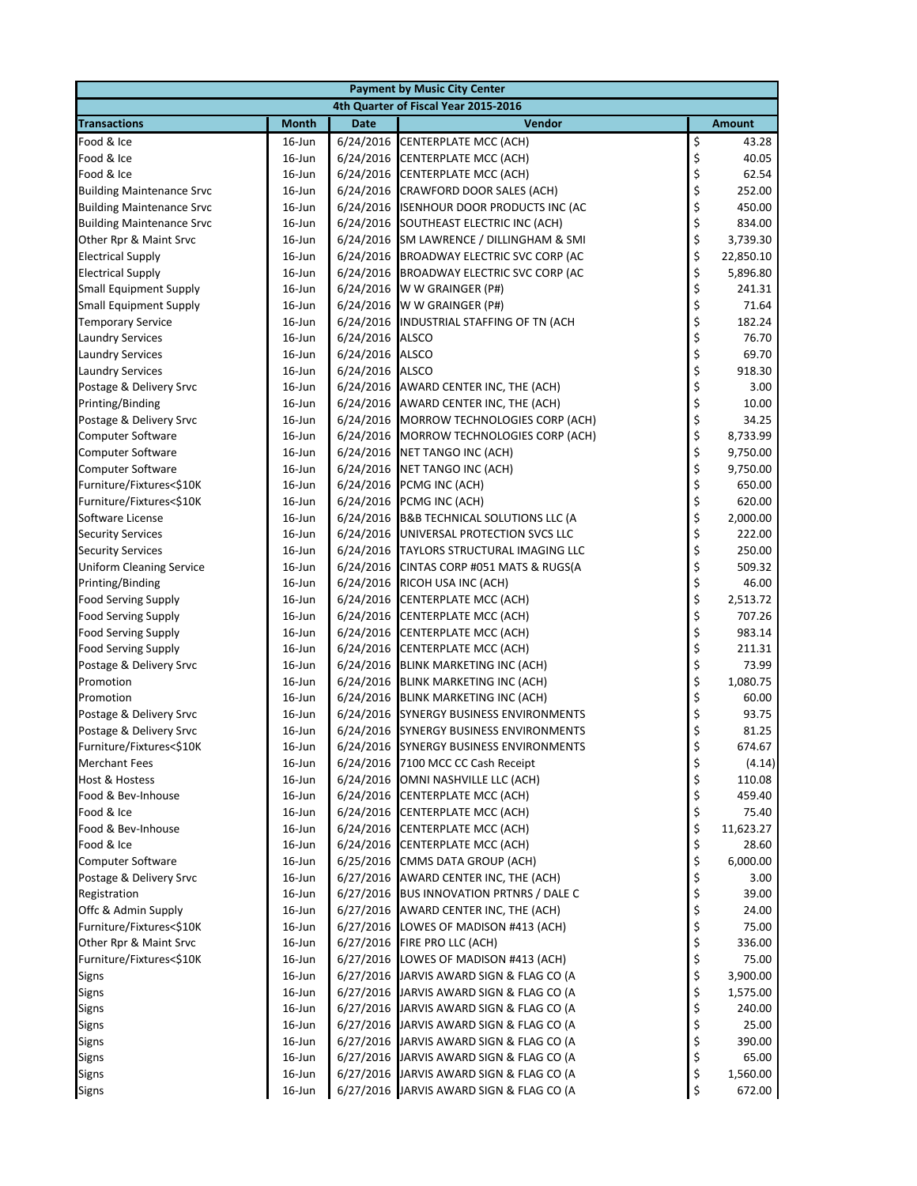| Payment by Music City Center | | | | |
|---|---|---|---|---|
| 4th Quarter of Fiscal Year 2015-2016 | | | | |
| **Transactions** | **Month** | **Date** | **Vendor** | **Amount** |
| Food & Ice | 16-Jun | 6/24/2016 | CENTERPLATE MCC (ACH) | $ 43.28 |
| Food & Ice | 16-Jun | 6/24/2016 | CENTERPLATE MCC (ACH) | $ 40.05 |
| Food & Ice | 16-Jun | 6/24/2016 | CENTERPLATE MCC (ACH) | $ 62.54 |
| Building Maintenance Srvc | 16-Jun | 6/24/2016 | CRAWFORD DOOR SALES (ACH) | $ 252.00 |
| Building Maintenance Srvc | 16-Jun | 6/24/2016 | ISENHOUR DOOR PRODUCTS INC (AC | $ 450.00 |
| Building Maintenance Srvc | 16-Jun | 6/24/2016 | SOUTHEAST ELECTRIC INC (ACH) | $ 834.00 |
| Other Rpr & Maint Srvc | 16-Jun | 6/24/2016 | SM LAWRENCE / DILLINGHAM & SMI | $ 3,739.30 |
| Electrical Supply | 16-Jun | 6/24/2016 | BROADWAY ELECTRIC SVC CORP (AC | $ 22,850.10 |
| Electrical Supply | 16-Jun | 6/24/2016 | BROADWAY ELECTRIC SVC CORP (AC | $ 5,896.80 |
| Small Equipment Supply | 16-Jun | 6/24/2016 | W W GRAINGER (P#) | $ 241.31 |
| Small Equipment Supply | 16-Jun | 6/24/2016 | W W GRAINGER (P#) | $ 71.64 |
| Temporary Service | 16-Jun | 6/24/2016 | INDUSTRIAL STAFFING OF TN (ACH | $ 182.24 |
| Laundry Services | 16-Jun | 6/24/2016 | ALSCO | $ 76.70 |
| Laundry Services | 16-Jun | 6/24/2016 | ALSCO | $ 69.70 |
| Laundry Services | 16-Jun | 6/24/2016 | ALSCO | $ 918.30 |
| Postage & Delivery Srvc | 16-Jun | 6/24/2016 | AWARD CENTER INC, THE (ACH) | $ 3.00 |
| Printing/Binding | 16-Jun | 6/24/2016 | AWARD CENTER INC, THE (ACH) | $ 10.00 |
| Postage & Delivery Srvc | 16-Jun | 6/24/2016 | MORROW TECHNOLOGIES CORP (ACH) | $ 34.25 |
| Computer Software | 16-Jun | 6/24/2016 | MORROW TECHNOLOGIES CORP (ACH) | $ 8,733.99 |
| Computer Software | 16-Jun | 6/24/2016 | NET TANGO INC (ACH) | $ 9,750.00 |
| Computer Software | 16-Jun | 6/24/2016 | NET TANGO INC (ACH) | $ 9,750.00 |
| Furniture/Fixtures<$10K | 16-Jun | 6/24/2016 | PCMG INC (ACH) | $ 650.00 |
| Furniture/Fixtures<$10K | 16-Jun | 6/24/2016 | PCMG INC (ACH) | $ 620.00 |
| Software License | 16-Jun | 6/24/2016 | B&B TECHNICAL SOLUTIONS LLC (A | $ 2,000.00 |
| Security Services | 16-Jun | 6/24/2016 | UNIVERSAL PROTECTION SVCS LLC | $ 222.00 |
| Security Services | 16-Jun | 6/24/2016 | TAYLORS STRUCTURAL IMAGING LLC | $ 250.00 |
| Uniform Cleaning Service | 16-Jun | 6/24/2016 | CINTAS CORP #051 MATS & RUGS(A | $ 509.32 |
| Printing/Binding | 16-Jun | 6/24/2016 | RICOH USA INC (ACH) | $ 46.00 |
| Food Serving Supply | 16-Jun | 6/24/2016 | CENTERPLATE MCC (ACH) | $ 2,513.72 |
| Food Serving Supply | 16-Jun | 6/24/2016 | CENTERPLATE MCC (ACH) | $ 707.26 |
| Food Serving Supply | 16-Jun | 6/24/2016 | CENTERPLATE MCC (ACH) | $ 983.14 |
| Food Serving Supply | 16-Jun | 6/24/2016 | CENTERPLATE MCC (ACH) | $ 211.31 |
| Postage & Delivery Srvc | 16-Jun | 6/24/2016 | BLINK MARKETING INC (ACH) | $ 73.99 |
| Promotion | 16-Jun | 6/24/2016 | BLINK MARKETING INC (ACH) | $ 1,080.75 |
| Promotion | 16-Jun | 6/24/2016 | BLINK MARKETING INC (ACH) | $ 60.00 |
| Postage & Delivery Srvc | 16-Jun | 6/24/2016 | SYNERGY BUSINESS ENVIRONMENTS | $ 93.75 |
| Postage & Delivery Srvc | 16-Jun | 6/24/2016 | SYNERGY BUSINESS ENVIRONMENTS | $ 81.25 |
| Furniture/Fixtures<$10K | 16-Jun | 6/24/2016 | SYNERGY BUSINESS ENVIRONMENTS | $ 674.67 |
| Merchant Fees | 16-Jun | 6/24/2016 | 7100 MCC CC Cash Receipt | $ (4.14) |
| Host & Hostess | 16-Jun | 6/24/2016 | OMNI NASHVILLE LLC (ACH) | $ 110.08 |
| Food & Bev-Inhouse | 16-Jun | 6/24/2016 | CENTERPLATE MCC (ACH) | $ 459.40 |
| Food & Ice | 16-Jun | 6/24/2016 | CENTERPLATE MCC (ACH) | $ 75.40 |
| Food & Bev-Inhouse | 16-Jun | 6/24/2016 | CENTERPLATE MCC (ACH) | $ 11,623.27 |
| Food & Ice | 16-Jun | 6/24/2016 | CENTERPLATE MCC (ACH) | $ 28.60 |
| Computer Software | 16-Jun | 6/25/2016 | CMMS DATA GROUP (ACH) | $ 6,000.00 |
| Postage & Delivery Srvc | 16-Jun | 6/27/2016 | AWARD CENTER INC, THE (ACH) | $ 3.00 |
| Registration | 16-Jun | 6/27/2016 | BUS INNOVATION PRTNRS / DALE C | $ 39.00 |
| Offc & Admin Supply | 16-Jun | 6/27/2016 | AWARD CENTER INC, THE (ACH) | $ 24.00 |
| Furniture/Fixtures<$10K | 16-Jun | 6/27/2016 | LOWES OF MADISON #413 (ACH) | $ 75.00 |
| Other Rpr & Maint Srvc | 16-Jun | 6/27/2016 | FIRE PRO LLC (ACH) | $ 336.00 |
| Furniture/Fixtures<$10K | 16-Jun | 6/27/2016 | LOWES OF MADISON #413 (ACH) | $ 75.00 |
| Signs | 16-Jun | 6/27/2016 | JARVIS AWARD SIGN & FLAG CO (A | $ 3,900.00 |
| Signs | 16-Jun | 6/27/2016 | JARVIS AWARD SIGN & FLAG CO (A | $ 1,575.00 |
| Signs | 16-Jun | 6/27/2016 | JARVIS AWARD SIGN & FLAG CO (A | $ 240.00 |
| Signs | 16-Jun | 6/27/2016 | JARVIS AWARD SIGN & FLAG CO (A | $ 25.00 |
| Signs | 16-Jun | 6/27/2016 | JARVIS AWARD SIGN & FLAG CO (A | $ 390.00 |
| Signs | 16-Jun | 6/27/2016 | JARVIS AWARD SIGN & FLAG CO (A | $ 65.00 |
| Signs | 16-Jun | 6/27/2016 | JARVIS AWARD SIGN & FLAG CO (A | $ 1,560.00 |
| Signs | 16-Jun | 6/27/2016 | JARVIS AWARD SIGN & FLAG CO (A | $ 672.00 |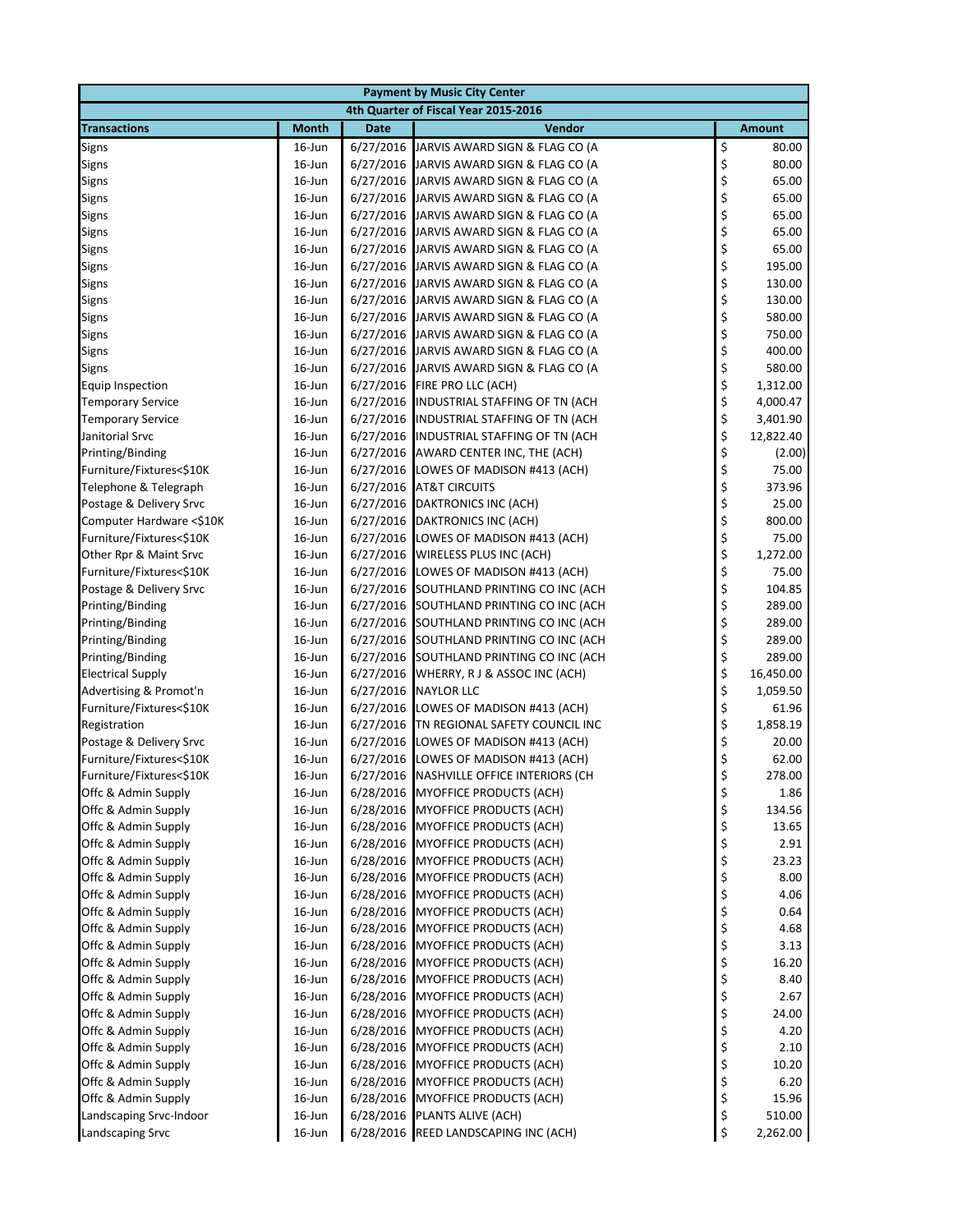| Payment by Music City Center | | | | |
|---|---|---|---|---|
| 4th Quarter of Fiscal Year 2015-2016 | | | | |
| **Transactions** | **Month** | **Date** | **Vendor** | **Amount** |
| Signs | 16-Jun | 6/27/2016 | JARVIS AWARD SIGN & FLAG CO (A | $ 80.00 |
| Signs | 16-Jun | 6/27/2016 | JARVIS AWARD SIGN & FLAG CO (A | $ 80.00 |
| Signs | 16-Jun | 6/27/2016 | JARVIS AWARD SIGN & FLAG CO (A | $ 65.00 |
| Signs | 16-Jun | 6/27/2016 | JARVIS AWARD SIGN & FLAG CO (A | $ 65.00 |
| Signs | 16-Jun | 6/27/2016 | JARVIS AWARD SIGN & FLAG CO (A | $ 65.00 |
| Signs | 16-Jun | 6/27/2016 | JARVIS AWARD SIGN & FLAG CO (A | $ 65.00 |
| Signs | 16-Jun | 6/27/2016 | JARVIS AWARD SIGN & FLAG CO (A | $ 65.00 |
| Signs | 16-Jun | 6/27/2016 | JARVIS AWARD SIGN & FLAG CO (A | $ 195.00 |
| Signs | 16-Jun | 6/27/2016 | JARVIS AWARD SIGN & FLAG CO (A | $ 130.00 |
| Signs | 16-Jun | 6/27/2016 | JARVIS AWARD SIGN & FLAG CO (A | $ 130.00 |
| Signs | 16-Jun | 6/27/2016 | JARVIS AWARD SIGN & FLAG CO (A | $ 580.00 |
| Signs | 16-Jun | 6/27/2016 | JARVIS AWARD SIGN & FLAG CO (A | $ 750.00 |
| Signs | 16-Jun | 6/27/2016 | JARVIS AWARD SIGN & FLAG CO (A | $ 400.00 |
| Signs | 16-Jun | 6/27/2016 | JARVIS AWARD SIGN & FLAG CO (A | $ 580.00 |
| Equip Inspection | 16-Jun | 6/27/2016 | FIRE PRO LLC (ACH) | $ 1,312.00 |
| Temporary Service | 16-Jun | 6/27/2016 | INDUSTRIAL STAFFING OF TN (ACH | $ 4,000.47 |
| Temporary Service | 16-Jun | 6/27/2016 | INDUSTRIAL STAFFING OF TN (ACH | $ 3,401.90 |
| Janitorial Srvc | 16-Jun | 6/27/2016 | INDUSTRIAL STAFFING OF TN (ACH | $ 12,822.40 |
| Printing/Binding | 16-Jun | 6/27/2016 | AWARD CENTER INC, THE (ACH) | $ (2.00) |
| Furniture/Fixtures<$10K | 16-Jun | 6/27/2016 | LOWES OF MADISON #413 (ACH) | $ 75.00 |
| Telephone & Telegraph | 16-Jun | 6/27/2016 | AT&T CIRCUITS | $ 373.96 |
| Postage & Delivery Srvc | 16-Jun | 6/27/2016 | DAKTRONICS INC (ACH) | $ 25.00 |
| Computer Hardware <$10K | 16-Jun | 6/27/2016 | DAKTRONICS INC (ACH) | $ 800.00 |
| Furniture/Fixtures<$10K | 16-Jun | 6/27/2016 | LOWES OF MADISON #413 (ACH) | $ 75.00 |
| Other Rpr & Maint Srvc | 16-Jun | 6/27/2016 | WIRELESS PLUS INC (ACH) | $ 1,272.00 |
| Furniture/Fixtures<$10K | 16-Jun | 6/27/2016 | LOWES OF MADISON #413 (ACH) | $ 75.00 |
| Postage & Delivery Srvc | 16-Jun | 6/27/2016 | SOUTHLAND PRINTING CO INC (ACH | $ 104.85 |
| Printing/Binding | 16-Jun | 6/27/2016 | SOUTHLAND PRINTING CO INC (ACH | $ 289.00 |
| Printing/Binding | 16-Jun | 6/27/2016 | SOUTHLAND PRINTING CO INC (ACH | $ 289.00 |
| Printing/Binding | 16-Jun | 6/27/2016 | SOUTHLAND PRINTING CO INC (ACH | $ 289.00 |
| Printing/Binding | 16-Jun | 6/27/2016 | SOUTHLAND PRINTING CO INC (ACH | $ 289.00 |
| Electrical Supply | 16-Jun | 6/27/2016 | WHERRY, R J & ASSOC INC (ACH) | $ 16,450.00 |
| Advertising & Promot'n | 16-Jun | 6/27/2016 | NAYLOR LLC | $ 1,059.50 |
| Furniture/Fixtures<$10K | 16-Jun | 6/27/2016 | LOWES OF MADISON #413 (ACH) | $ 61.96 |
| Registration | 16-Jun | 6/27/2016 | TN REGIONAL SAFETY COUNCIL INC | $ 1,858.19 |
| Postage & Delivery Srvc | 16-Jun | 6/27/2016 | LOWES OF MADISON #413 (ACH) | $ 20.00 |
| Furniture/Fixtures<$10K | 16-Jun | 6/27/2016 | LOWES OF MADISON #413 (ACH) | $ 62.00 |
| Furniture/Fixtures<$10K | 16-Jun | 6/27/2016 | NASHVILLE OFFICE INTERIORS (CH | $ 278.00 |
| Offc & Admin Supply | 16-Jun | 6/28/2016 | MYOFFICE PRODUCTS (ACH) | $ 1.86 |
| Offc & Admin Supply | 16-Jun | 6/28/2016 | MYOFFICE PRODUCTS (ACH) | $ 134.56 |
| Offc & Admin Supply | 16-Jun | 6/28/2016 | MYOFFICE PRODUCTS (ACH) | $ 13.65 |
| Offc & Admin Supply | 16-Jun | 6/28/2016 | MYOFFICE PRODUCTS (ACH) | $ 2.91 |
| Offc & Admin Supply | 16-Jun | 6/28/2016 | MYOFFICE PRODUCTS (ACH) | $ 23.23 |
| Offc & Admin Supply | 16-Jun | 6/28/2016 | MYOFFICE PRODUCTS (ACH) | $ 8.00 |
| Offc & Admin Supply | 16-Jun | 6/28/2016 | MYOFFICE PRODUCTS (ACH) | $ 4.06 |
| Offc & Admin Supply | 16-Jun | 6/28/2016 | MYOFFICE PRODUCTS (ACH) | $ 0.64 |
| Offc & Admin Supply | 16-Jun | 6/28/2016 | MYOFFICE PRODUCTS (ACH) | $ 4.68 |
| Offc & Admin Supply | 16-Jun | 6/28/2016 | MYOFFICE PRODUCTS (ACH) | $ 3.13 |
| Offc & Admin Supply | 16-Jun | 6/28/2016 | MYOFFICE PRODUCTS (ACH) | $ 16.20 |
| Offc & Admin Supply | 16-Jun | 6/28/2016 | MYOFFICE PRODUCTS (ACH) | $ 8.40 |
| Offc & Admin Supply | 16-Jun | 6/28/2016 | MYOFFICE PRODUCTS (ACH) | $ 2.67 |
| Offc & Admin Supply | 16-Jun | 6/28/2016 | MYOFFICE PRODUCTS (ACH) | $ 24.00 |
| Offc & Admin Supply | 16-Jun | 6/28/2016 | MYOFFICE PRODUCTS (ACH) | $ 4.20 |
| Offc & Admin Supply | 16-Jun | 6/28/2016 | MYOFFICE PRODUCTS (ACH) | $ 2.10 |
| Offc & Admin Supply | 16-Jun | 6/28/2016 | MYOFFICE PRODUCTS (ACH) | $ 10.20 |
| Offc & Admin Supply | 16-Jun | 6/28/2016 | MYOFFICE PRODUCTS (ACH) | $ 6.20 |
| Offc & Admin Supply | 16-Jun | 6/28/2016 | MYOFFICE PRODUCTS (ACH) | $ 15.96 |
| Landscaping Srvc-Indoor | 16-Jun | 6/28/2016 | PLANTS ALIVE (ACH) | $ 510.00 |
| Landscaping Srvc | 16-Jun | 6/28/2016 | REED LANDSCAPING INC (ACH) | $ 2,262.00 |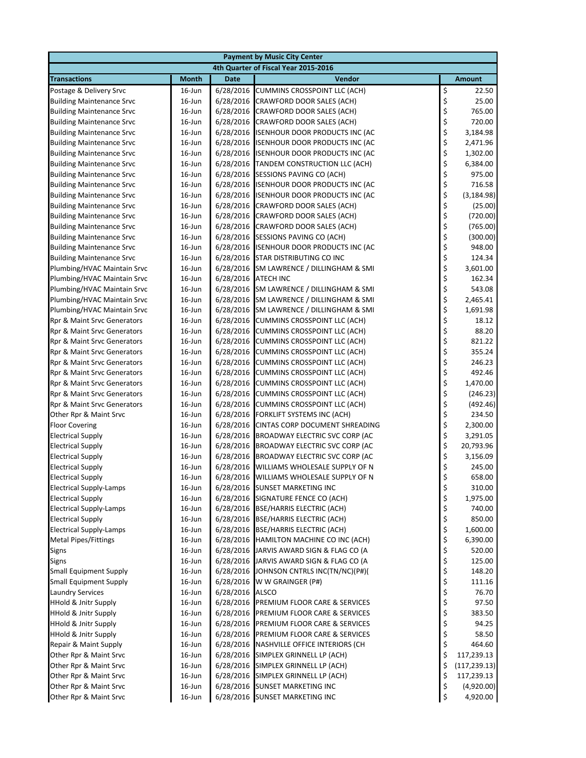| Payment by Music City Center | | | | |
|---|---|---|---|---|
| 4th Quarter of Fiscal Year 2015-2016 | | | | |
| **Transactions** | **Month** | **Date** | **Vendor** | **Amount** |
| Postage & Delivery Srvc | 16-Jun | 6/28/2016 | CUMMINS CROSSPOINT LLC (ACH) | $ 22.50 |
| Building Maintenance Srvc | 16-Jun | 6/28/2016 | CRAWFORD DOOR SALES (ACH) | $ 25.00 |
| Building Maintenance Srvc | 16-Jun | 6/28/2016 | CRAWFORD DOOR SALES (ACH) | $ 765.00 |
| Building Maintenance Srvc | 16-Jun | 6/28/2016 | CRAWFORD DOOR SALES (ACH) | $ 720.00 |
| Building Maintenance Srvc | 16-Jun | 6/28/2016 | ISENHOUR DOOR PRODUCTS INC (AC | $ 3,184.98 |
| Building Maintenance Srvc | 16-Jun | 6/28/2016 | ISENHOUR DOOR PRODUCTS INC (AC | $ 2,471.96 |
| Building Maintenance Srvc | 16-Jun | 6/28/2016 | ISENHOUR DOOR PRODUCTS INC (AC | $ 1,302.00 |
| Building Maintenance Srvc | 16-Jun | 6/28/2016 | TANDEM CONSTRUCTION LLC (ACH) | $ 6,384.00 |
| Building Maintenance Srvc | 16-Jun | 6/28/2016 | SESSIONS PAVING CO (ACH) | $ 975.00 |
| Building Maintenance Srvc | 16-Jun | 6/28/2016 | ISENHOUR DOOR PRODUCTS INC (AC | $ 716.58 |
| Building Maintenance Srvc | 16-Jun | 6/28/2016 | ISENHOUR DOOR PRODUCTS INC (AC | $ (3,184.98) |
| Building Maintenance Srvc | 16-Jun | 6/28/2016 | CRAWFORD DOOR SALES (ACH) | $ (25.00) |
| Building Maintenance Srvc | 16-Jun | 6/28/2016 | CRAWFORD DOOR SALES (ACH) | $ (720.00) |
| Building Maintenance Srvc | 16-Jun | 6/28/2016 | CRAWFORD DOOR SALES (ACH) | $ (765.00) |
| Building Maintenance Srvc | 16-Jun | 6/28/2016 | SESSIONS PAVING CO (ACH) | $ (300.00) |
| Building Maintenance Srvc | 16-Jun | 6/28/2016 | ISENHOUR DOOR PRODUCTS INC (AC | $ 948.00 |
| Building Maintenance Srvc | 16-Jun | 6/28/2016 | STAR DISTRIBUTING CO INC | $ 124.34 |
| Plumbing/HVAC Maintain Srvc | 16-Jun | 6/28/2016 | SM LAWRENCE / DILLINGHAM & SMI | $ 3,601.00 |
| Plumbing/HVAC Maintain Srvc | 16-Jun | 6/28/2016 | ATECH INC | $ 162.34 |
| Plumbing/HVAC Maintain Srvc | 16-Jun | 6/28/2016 | SM LAWRENCE / DILLINGHAM & SMI | $ 543.08 |
| Plumbing/HVAC Maintain Srvc | 16-Jun | 6/28/2016 | SM LAWRENCE / DILLINGHAM & SMI | $ 2,465.41 |
| Plumbing/HVAC Maintain Srvc | 16-Jun | 6/28/2016 | SM LAWRENCE / DILLINGHAM & SMI | $ 1,691.98 |
| Rpr & Maint Srvc Generators | 16-Jun | 6/28/2016 | CUMMINS CROSSPOINT LLC (ACH) | $ 18.12 |
| Rpr & Maint Srvc Generators | 16-Jun | 6/28/2016 | CUMMINS CROSSPOINT LLC (ACH) | $ 88.20 |
| Rpr & Maint Srvc Generators | 16-Jun | 6/28/2016 | CUMMINS CROSSPOINT LLC (ACH) | $ 821.22 |
| Rpr & Maint Srvc Generators | 16-Jun | 6/28/2016 | CUMMINS CROSSPOINT LLC (ACH) | $ 355.24 |
| Rpr & Maint Srvc Generators | 16-Jun | 6/28/2016 | CUMMINS CROSSPOINT LLC (ACH) | $ 246.23 |
| Rpr & Maint Srvc Generators | 16-Jun | 6/28/2016 | CUMMINS CROSSPOINT LLC (ACH) | $ 492.46 |
| Rpr & Maint Srvc Generators | 16-Jun | 6/28/2016 | CUMMINS CROSSPOINT LLC (ACH) | $ 1,470.00 |
| Rpr & Maint Srvc Generators | 16-Jun | 6/28/2016 | CUMMINS CROSSPOINT LLC (ACH) | $ (246.23) |
| Rpr & Maint Srvc Generators | 16-Jun | 6/28/2016 | CUMMINS CROSSPOINT LLC (ACH) | $ (492.46) |
| Other Rpr & Maint Srvc | 16-Jun | 6/28/2016 | FORKLIFT SYSTEMS INC (ACH) | $ 234.50 |
| Floor Covering | 16-Jun | 6/28/2016 | CINTAS CORP DOCUMENT SHREADING | $ 2,300.00 |
| Electrical Supply | 16-Jun | 6/28/2016 | BROADWAY ELECTRIC SVC CORP (AC | $ 3,291.05 |
| Electrical Supply | 16-Jun | 6/28/2016 | BROADWAY ELECTRIC SVC CORP (AC | $ 20,793.96 |
| Electrical Supply | 16-Jun | 6/28/2016 | BROADWAY ELECTRIC SVC CORP (AC | $ 3,156.09 |
| Electrical Supply | 16-Jun | 6/28/2016 | WILLIAMS WHOLESALE SUPPLY OF N | $ 245.00 |
| Electrical Supply | 16-Jun | 6/28/2016 | WILLIAMS WHOLESALE SUPPLY OF N | $ 658.00 |
| Electrical Supply-Lamps | 16-Jun | 6/28/2016 | SUNSET MARKETING INC | $ 310.00 |
| Electrical Supply | 16-Jun | 6/28/2016 | SIGNATURE FENCE CO (ACH) | $ 1,975.00 |
| Electrical Supply-Lamps | 16-Jun | 6/28/2016 | BSE/HARRIS ELECTRIC (ACH) | $ 740.00 |
| Electrical Supply | 16-Jun | 6/28/2016 | BSE/HARRIS ELECTRIC (ACH) | $ 850.00 |
| Electrical Supply-Lamps | 16-Jun | 6/28/2016 | BSE/HARRIS ELECTRIC (ACH) | $ 1,600.00 |
| Metal Pipes/Fittings | 16-Jun | 6/28/2016 | HAMILTON MACHINE CO INC (ACH) | $ 6,390.00 |
| Signs | 16-Jun | 6/28/2016 | JARVIS AWARD SIGN & FLAG CO (A | $ 520.00 |
| Signs | 16-Jun | 6/28/2016 | JARVIS AWARD SIGN & FLAG CO (A | $ 125.00 |
| Small Equipment Supply | 16-Jun | 6/28/2016 | JOHNSON CNTRLS INC(TN/NC)(P#)( | $ 148.20 |
| Small Equipment Supply | 16-Jun | 6/28/2016 | W W GRAINGER (P#) | $ 111.16 |
| Laundry Services | 16-Jun | 6/28/2016 | ALSCO | $ 76.70 |
| HHold & Jnitr Supply | 16-Jun | 6/28/2016 | PREMIUM FLOOR CARE & SERVICES | $ 97.50 |
| HHold & Jnitr Supply | 16-Jun | 6/28/2016 | PREMIUM FLOOR CARE & SERVICES | $ 383.50 |
| HHold & Jnitr Supply | 16-Jun | 6/28/2016 | PREMIUM FLOOR CARE & SERVICES | $ 94.25 |
| HHold & Jnitr Supply | 16-Jun | 6/28/2016 | PREMIUM FLOOR CARE & SERVICES | $ 58.50 |
| Repair & Maint Supply | 16-Jun | 6/28/2016 | NASHVILLE OFFICE INTERIORS (CH | $ 464.60 |
| Other Rpr & Maint Srvc | 16-Jun | 6/28/2016 | SIMPLEX GRINNELL LP (ACH) | $ 117,239.13 |
| Other Rpr & Maint Srvc | 16-Jun | 6/28/2016 | SIMPLEX GRINNELL LP (ACH) | $ (117,239.13) |
| Other Rpr & Maint Srvc | 16-Jun | 6/28/2016 | SIMPLEX GRINNELL LP (ACH) | $ 117,239.13 |
| Other Rpr & Maint Srvc | 16-Jun | 6/28/2016 | SUNSET MARKETING INC | $ (4,920.00) |
| Other Rpr & Maint Srvc | 16-Jun | 6/28/2016 | SUNSET MARKETING INC | $ 4,920.00 |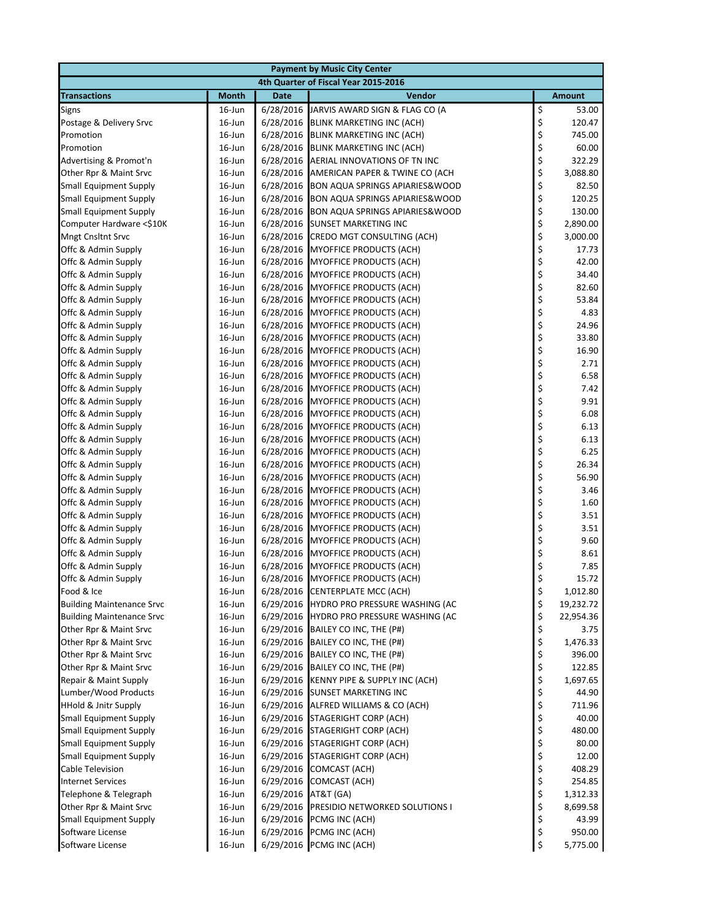| Payment by Music City Center | | | | |
|---|---|---|---|---|
| 4th Quarter of Fiscal Year 2015-2016 | | | | |
| **Transactions** | **Month** | **Date** | **Vendor** | **Amount** |
| Signs | 16-Jun | 6/28/2016 | JARVIS AWARD SIGN & FLAG CO (A | $ 53.00 |
| Postage & Delivery Srvc | 16-Jun | 6/28/2016 | BLINK MARKETING INC (ACH) | $ 120.47 |
| Promotion | 16-Jun | 6/28/2016 | BLINK MARKETING INC (ACH) | $ 745.00 |
| Promotion | 16-Jun | 6/28/2016 | BLINK MARKETING INC (ACH) | $ 60.00 |
| Advertising & Promot'n | 16-Jun | 6/28/2016 | AERIAL INNOVATIONS OF TN INC | $ 322.29 |
| Other Rpr & Maint Srvc | 16-Jun | 6/28/2016 | AMERICAN PAPER & TWINE CO (ACH | $ 3,088.80 |
| Small Equipment Supply | 16-Jun | 6/28/2016 | BON AQUA SPRINGS APIARIES&WOOD | $ 82.50 |
| Small Equipment Supply | 16-Jun | 6/28/2016 | BON AQUA SPRINGS APIARIES&WOOD | $ 120.25 |
| Small Equipment Supply | 16-Jun | 6/28/2016 | BON AQUA SPRINGS APIARIES&WOOD | $ 130.00 |
| Computer Hardware <$10K | 16-Jun | 6/28/2016 | SUNSET MARKETING INC | $ 2,890.00 |
| Mngt Cnsltnt Srvc | 16-Jun | 6/28/2016 | CREDO MGT CONSULTING (ACH) | $ 3,000.00 |
| Offc & Admin Supply | 16-Jun | 6/28/2016 | MYOFFICE PRODUCTS (ACH) | $ 17.73 |
| Offc & Admin Supply | 16-Jun | 6/28/2016 | MYOFFICE PRODUCTS (ACH) | $ 42.00 |
| Offc & Admin Supply | 16-Jun | 6/28/2016 | MYOFFICE PRODUCTS (ACH) | $ 34.40 |
| Offc & Admin Supply | 16-Jun | 6/28/2016 | MYOFFICE PRODUCTS (ACH) | $ 82.60 |
| Offc & Admin Supply | 16-Jun | 6/28/2016 | MYOFFICE PRODUCTS (ACH) | $ 53.84 |
| Offc & Admin Supply | 16-Jun | 6/28/2016 | MYOFFICE PRODUCTS (ACH) | $ 4.83 |
| Offc & Admin Supply | 16-Jun | 6/28/2016 | MYOFFICE PRODUCTS (ACH) | $ 24.96 |
| Offc & Admin Supply | 16-Jun | 6/28/2016 | MYOFFICE PRODUCTS (ACH) | $ 33.80 |
| Offc & Admin Supply | 16-Jun | 6/28/2016 | MYOFFICE PRODUCTS (ACH) | $ 16.90 |
| Offc & Admin Supply | 16-Jun | 6/28/2016 | MYOFFICE PRODUCTS (ACH) | $ 2.71 |
| Offc & Admin Supply | 16-Jun | 6/28/2016 | MYOFFICE PRODUCTS (ACH) | $ 6.58 |
| Offc & Admin Supply | 16-Jun | 6/28/2016 | MYOFFICE PRODUCTS (ACH) | $ 7.42 |
| Offc & Admin Supply | 16-Jun | 6/28/2016 | MYOFFICE PRODUCTS (ACH) | $ 9.91 |
| Offc & Admin Supply | 16-Jun | 6/28/2016 | MYOFFICE PRODUCTS (ACH) | $ 6.08 |
| Offc & Admin Supply | 16-Jun | 6/28/2016 | MYOFFICE PRODUCTS (ACH) | $ 6.13 |
| Offc & Admin Supply | 16-Jun | 6/28/2016 | MYOFFICE PRODUCTS (ACH) | $ 6.13 |
| Offc & Admin Supply | 16-Jun | 6/28/2016 | MYOFFICE PRODUCTS (ACH) | $ 6.25 |
| Offc & Admin Supply | 16-Jun | 6/28/2016 | MYOFFICE PRODUCTS (ACH) | $ 26.34 |
| Offc & Admin Supply | 16-Jun | 6/28/2016 | MYOFFICE PRODUCTS (ACH) | $ 56.90 |
| Offc & Admin Supply | 16-Jun | 6/28/2016 | MYOFFICE PRODUCTS (ACH) | $ 3.46 |
| Offc & Admin Supply | 16-Jun | 6/28/2016 | MYOFFICE PRODUCTS (ACH) | $ 1.60 |
| Offc & Admin Supply | 16-Jun | 6/28/2016 | MYOFFICE PRODUCTS (ACH) | $ 3.51 |
| Offc & Admin Supply | 16-Jun | 6/28/2016 | MYOFFICE PRODUCTS (ACH) | $ 3.51 |
| Offc & Admin Supply | 16-Jun | 6/28/2016 | MYOFFICE PRODUCTS (ACH) | $ 9.60 |
| Offc & Admin Supply | 16-Jun | 6/28/2016 | MYOFFICE PRODUCTS (ACH) | $ 8.61 |
| Offc & Admin Supply | 16-Jun | 6/28/2016 | MYOFFICE PRODUCTS (ACH) | $ 7.85 |
| Offc & Admin Supply | 16-Jun | 6/28/2016 | MYOFFICE PRODUCTS (ACH) | $ 15.72 |
| Food & Ice | 16-Jun | 6/28/2016 | CENTERPLATE MCC (ACH) | $ 1,012.80 |
| Building Maintenance Srvc | 16-Jun | 6/29/2016 | HYDRO PRO PRESSURE WASHING (AC | $ 19,232.72 |
| Building Maintenance Srvc | 16-Jun | 6/29/2016 | HYDRO PRO PRESSURE WASHING (AC | $ 22,954.36 |
| Other Rpr & Maint Srvc | 16-Jun | 6/29/2016 | BAILEY CO INC, THE (P#) | $ 3.75 |
| Other Rpr & Maint Srvc | 16-Jun | 6/29/2016 | BAILEY CO INC, THE (P#) | $ 1,476.33 |
| Other Rpr & Maint Srvc | 16-Jun | 6/29/2016 | BAILEY CO INC, THE (P#) | $ 396.00 |
| Other Rpr & Maint Srvc | 16-Jun | 6/29/2016 | BAILEY CO INC, THE (P#) | $ 122.85 |
| Repair & Maint Supply | 16-Jun | 6/29/2016 | KENNY PIPE & SUPPLY INC (ACH) | $ 1,697.65 |
| Lumber/Wood Products | 16-Jun | 6/29/2016 | SUNSET MARKETING INC | $ 44.90 |
| HHold & Jnitr Supply | 16-Jun | 6/29/2016 | ALFRED WILLIAMS & CO (ACH) | $ 711.96 |
| Small Equipment Supply | 16-Jun | 6/29/2016 | STAGERIGHT CORP (ACH) | $ 40.00 |
| Small Equipment Supply | 16-Jun | 6/29/2016 | STAGERIGHT CORP (ACH) | $ 480.00 |
| Small Equipment Supply | 16-Jun | 6/29/2016 | STAGERIGHT CORP (ACH) | $ 80.00 |
| Small Equipment Supply | 16-Jun | 6/29/2016 | STAGERIGHT CORP (ACH) | $ 12.00 |
| Cable Television | 16-Jun | 6/29/2016 | COMCAST (ACH) | $ 408.29 |
| Internet Services | 16-Jun | 6/29/2016 | COMCAST (ACH) | $ 254.85 |
| Telephone & Telegraph | 16-Jun | 6/29/2016 | AT&T (GA) | $ 1,312.33 |
| Other Rpr & Maint Srvc | 16-Jun | 6/29/2016 | PRESIDIO NETWORKED SOLUTIONS I | $ 8,699.58 |
| Small Equipment Supply | 16-Jun | 6/29/2016 | PCMG INC (ACH) | $ 43.99 |
| Software License | 16-Jun | 6/29/2016 | PCMG INC (ACH) | $ 950.00 |
| Software License | 16-Jun | 6/29/2016 | PCMG INC (ACH) | $ 5,775.00 |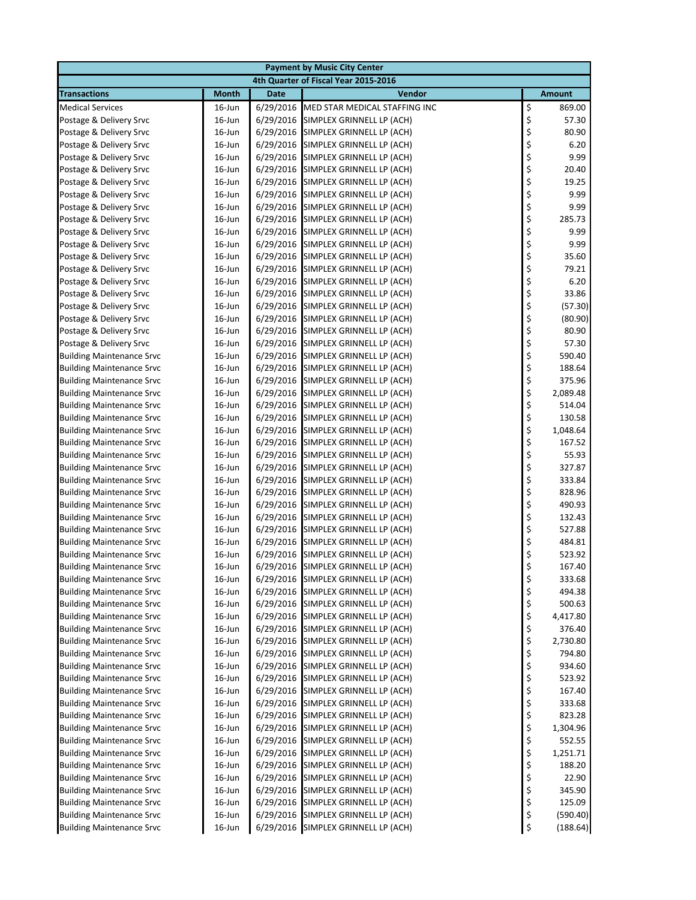| Payment by Music City Center | | | | |
|---|---|---|---|---|
| 4th Quarter of Fiscal Year 2015-2016 | | | | |
| **Transactions** | **Month** | **Date** | **Vendor** | **Amount** |
| Medical Services | 16-Jun | 6/29/2016 | MED STAR MEDICAL STAFFING INC | $ 869.00 |
| Postage & Delivery Srvc | 16-Jun | 6/29/2016 | SIMPLEX GRINNELL LP (ACH) | $ 57.30 |
| Postage & Delivery Srvc | 16-Jun | 6/29/2016 | SIMPLEX GRINNELL LP (ACH) | $ 80.90 |
| Postage & Delivery Srvc | 16-Jun | 6/29/2016 | SIMPLEX GRINNELL LP (ACH) | $ 6.20 |
| Postage & Delivery Srvc | 16-Jun | 6/29/2016 | SIMPLEX GRINNELL LP (ACH) | $ 9.99 |
| Postage & Delivery Srvc | 16-Jun | 6/29/2016 | SIMPLEX GRINNELL LP (ACH) | $ 20.40 |
| Postage & Delivery Srvc | 16-Jun | 6/29/2016 | SIMPLEX GRINNELL LP (ACH) | $ 19.25 |
| Postage & Delivery Srvc | 16-Jun | 6/29/2016 | SIMPLEX GRINNELL LP (ACH) | $ 9.99 |
| Postage & Delivery Srvc | 16-Jun | 6/29/2016 | SIMPLEX GRINNELL LP (ACH) | $ 9.99 |
| Postage & Delivery Srvc | 16-Jun | 6/29/2016 | SIMPLEX GRINNELL LP (ACH) | $ 285.73 |
| Postage & Delivery Srvc | 16-Jun | 6/29/2016 | SIMPLEX GRINNELL LP (ACH) | $ 9.99 |
| Postage & Delivery Srvc | 16-Jun | 6/29/2016 | SIMPLEX GRINNELL LP (ACH) | $ 9.99 |
| Postage & Delivery Srvc | 16-Jun | 6/29/2016 | SIMPLEX GRINNELL LP (ACH) | $ 35.60 |
| Postage & Delivery Srvc | 16-Jun | 6/29/2016 | SIMPLEX GRINNELL LP (ACH) | $ 79.21 |
| Postage & Delivery Srvc | 16-Jun | 6/29/2016 | SIMPLEX GRINNELL LP (ACH) | $ 6.20 |
| Postage & Delivery Srvc | 16-Jun | 6/29/2016 | SIMPLEX GRINNELL LP (ACH) | $ 33.86 |
| Postage & Delivery Srvc | 16-Jun | 6/29/2016 | SIMPLEX GRINNELL LP (ACH) | $ (57.30) |
| Postage & Delivery Srvc | 16-Jun | 6/29/2016 | SIMPLEX GRINNELL LP (ACH) | $ (80.90) |
| Postage & Delivery Srvc | 16-Jun | 6/29/2016 | SIMPLEX GRINNELL LP (ACH) | $ 80.90 |
| Postage & Delivery Srvc | 16-Jun | 6/29/2016 | SIMPLEX GRINNELL LP (ACH) | $ 57.30 |
| Building Maintenance Srvc | 16-Jun | 6/29/2016 | SIMPLEX GRINNELL LP (ACH) | $ 590.40 |
| Building Maintenance Srvc | 16-Jun | 6/29/2016 | SIMPLEX GRINNELL LP (ACH) | $ 188.64 |
| Building Maintenance Srvc | 16-Jun | 6/29/2016 | SIMPLEX GRINNELL LP (ACH) | $ 375.96 |
| Building Maintenance Srvc | 16-Jun | 6/29/2016 | SIMPLEX GRINNELL LP (ACH) | $ 2,089.48 |
| Building Maintenance Srvc | 16-Jun | 6/29/2016 | SIMPLEX GRINNELL LP (ACH) | $ 514.04 |
| Building Maintenance Srvc | 16-Jun | 6/29/2016 | SIMPLEX GRINNELL LP (ACH) | $ 130.58 |
| Building Maintenance Srvc | 16-Jun | 6/29/2016 | SIMPLEX GRINNELL LP (ACH) | $ 1,048.64 |
| Building Maintenance Srvc | 16-Jun | 6/29/2016 | SIMPLEX GRINNELL LP (ACH) | $ 167.52 |
| Building Maintenance Srvc | 16-Jun | 6/29/2016 | SIMPLEX GRINNELL LP (ACH) | $ 55.93 |
| Building Maintenance Srvc | 16-Jun | 6/29/2016 | SIMPLEX GRINNELL LP (ACH) | $ 327.87 |
| Building Maintenance Srvc | 16-Jun | 6/29/2016 | SIMPLEX GRINNELL LP (ACH) | $ 333.84 |
| Building Maintenance Srvc | 16-Jun | 6/29/2016 | SIMPLEX GRINNELL LP (ACH) | $ 828.96 |
| Building Maintenance Srvc | 16-Jun | 6/29/2016 | SIMPLEX GRINNELL LP (ACH) | $ 490.93 |
| Building Maintenance Srvc | 16-Jun | 6/29/2016 | SIMPLEX GRINNELL LP (ACH) | $ 132.43 |
| Building Maintenance Srvc | 16-Jun | 6/29/2016 | SIMPLEX GRINNELL LP (ACH) | $ 527.88 |
| Building Maintenance Srvc | 16-Jun | 6/29/2016 | SIMPLEX GRINNELL LP (ACH) | $ 484.81 |
| Building Maintenance Srvc | 16-Jun | 6/29/2016 | SIMPLEX GRINNELL LP (ACH) | $ 523.92 |
| Building Maintenance Srvc | 16-Jun | 6/29/2016 | SIMPLEX GRINNELL LP (ACH) | $ 167.40 |
| Building Maintenance Srvc | 16-Jun | 6/29/2016 | SIMPLEX GRINNELL LP (ACH) | $ 333.68 |
| Building Maintenance Srvc | 16-Jun | 6/29/2016 | SIMPLEX GRINNELL LP (ACH) | $ 494.38 |
| Building Maintenance Srvc | 16-Jun | 6/29/2016 | SIMPLEX GRINNELL LP (ACH) | $ 500.63 |
| Building Maintenance Srvc | 16-Jun | 6/29/2016 | SIMPLEX GRINNELL LP (ACH) | $ 4,417.80 |
| Building Maintenance Srvc | 16-Jun | 6/29/2016 | SIMPLEX GRINNELL LP (ACH) | $ 376.40 |
| Building Maintenance Srvc | 16-Jun | 6/29/2016 | SIMPLEX GRINNELL LP (ACH) | $ 2,730.80 |
| Building Maintenance Srvc | 16-Jun | 6/29/2016 | SIMPLEX GRINNELL LP (ACH) | $ 794.80 |
| Building Maintenance Srvc | 16-Jun | 6/29/2016 | SIMPLEX GRINNELL LP (ACH) | $ 934.60 |
| Building Maintenance Srvc | 16-Jun | 6/29/2016 | SIMPLEX GRINNELL LP (ACH) | $ 523.92 |
| Building Maintenance Srvc | 16-Jun | 6/29/2016 | SIMPLEX GRINNELL LP (ACH) | $ 167.40 |
| Building Maintenance Srvc | 16-Jun | 6/29/2016 | SIMPLEX GRINNELL LP (ACH) | $ 333.68 |
| Building Maintenance Srvc | 16-Jun | 6/29/2016 | SIMPLEX GRINNELL LP (ACH) | $ 823.28 |
| Building Maintenance Srvc | 16-Jun | 6/29/2016 | SIMPLEX GRINNELL LP (ACH) | $ 1,304.96 |
| Building Maintenance Srvc | 16-Jun | 6/29/2016 | SIMPLEX GRINNELL LP (ACH) | $ 552.55 |
| Building Maintenance Srvc | 16-Jun | 6/29/2016 | SIMPLEX GRINNELL LP (ACH) | $ 1,251.71 |
| Building Maintenance Srvc | 16-Jun | 6/29/2016 | SIMPLEX GRINNELL LP (ACH) | $ 188.20 |
| Building Maintenance Srvc | 16-Jun | 6/29/2016 | SIMPLEX GRINNELL LP (ACH) | $ 22.90 |
| Building Maintenance Srvc | 16-Jun | 6/29/2016 | SIMPLEX GRINNELL LP (ACH) | $ 345.90 |
| Building Maintenance Srvc | 16-Jun | 6/29/2016 | SIMPLEX GRINNELL LP (ACH) | $ 125.09 |
| Building Maintenance Srvc | 16-Jun | 6/29/2016 | SIMPLEX GRINNELL LP (ACH) | $ (590.40) |
| Building Maintenance Srvc | 16-Jun | 6/29/2016 | SIMPLEX GRINNELL LP (ACH) | $ (188.64) |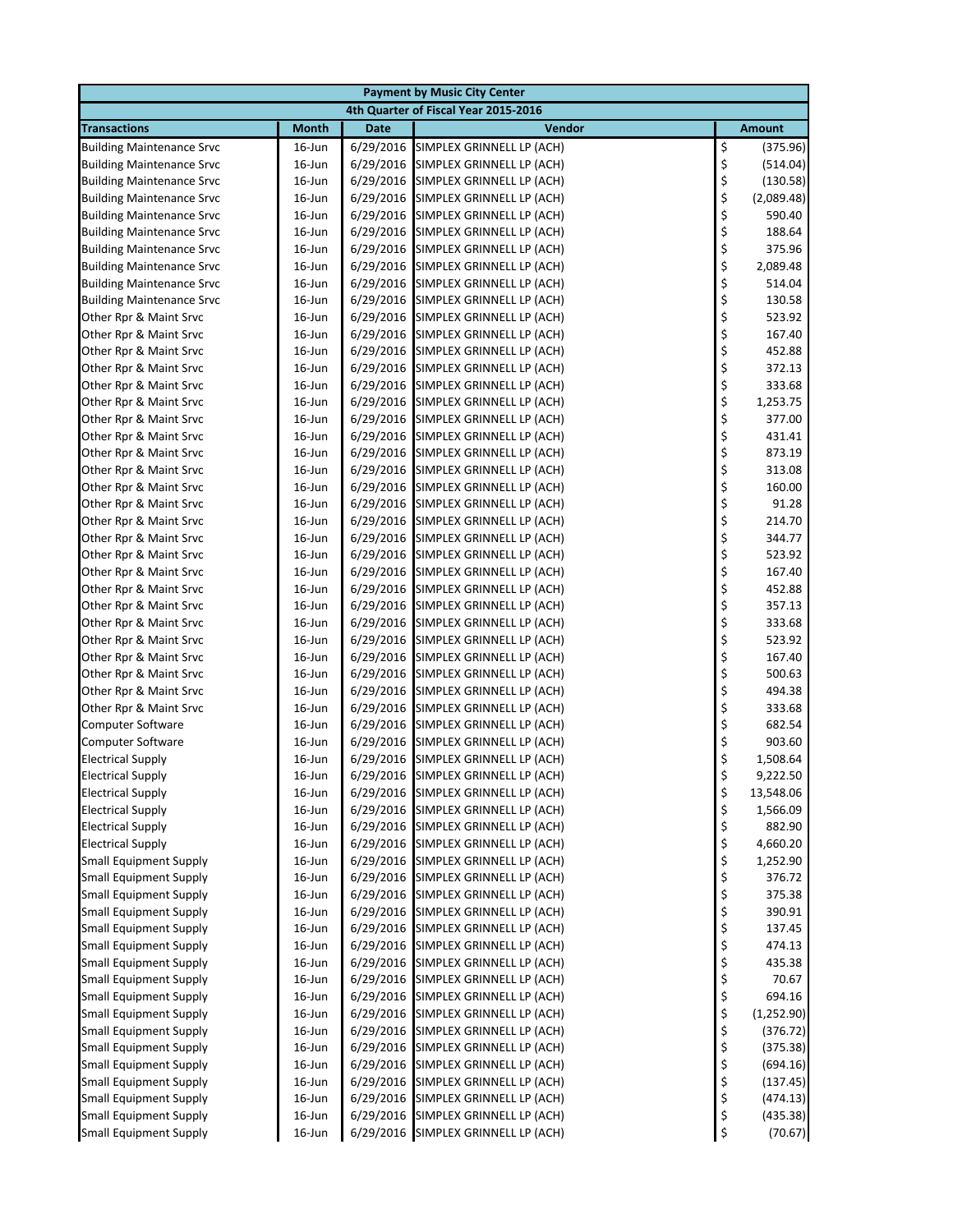| Payment by Music City Center | | | | |
|---|---|---|---|---|
| 4th Quarter of Fiscal Year 2015-2016 | | | | |
| **Transactions** | **Month** | **Date** | **Vendor** | **Amount** |
| Building Maintenance Srvc | 16-Jun | 6/29/2016 | SIMPLEX GRINNELL LP (ACH) | $ (375.96) |
| Building Maintenance Srvc | 16-Jun | 6/29/2016 | SIMPLEX GRINNELL LP (ACH) | $ (514.04) |
| Building Maintenance Srvc | 16-Jun | 6/29/2016 | SIMPLEX GRINNELL LP (ACH) | $ (130.58) |
| Building Maintenance Srvc | 16-Jun | 6/29/2016 | SIMPLEX GRINNELL LP (ACH) | $ (2,089.48) |
| Building Maintenance Srvc | 16-Jun | 6/29/2016 | SIMPLEX GRINNELL LP (ACH) | $ 590.40 |
| Building Maintenance Srvc | 16-Jun | 6/29/2016 | SIMPLEX GRINNELL LP (ACH) | $ 188.64 |
| Building Maintenance Srvc | 16-Jun | 6/29/2016 | SIMPLEX GRINNELL LP (ACH) | $ 375.96 |
| Building Maintenance Srvc | 16-Jun | 6/29/2016 | SIMPLEX GRINNELL LP (ACH) | $ 2,089.48 |
| Building Maintenance Srvc | 16-Jun | 6/29/2016 | SIMPLEX GRINNELL LP (ACH) | $ 514.04 |
| Building Maintenance Srvc | 16-Jun | 6/29/2016 | SIMPLEX GRINNELL LP (ACH) | $ 130.58 |
| Other Rpr & Maint Srvc | 16-Jun | 6/29/2016 | SIMPLEX GRINNELL LP (ACH) | $ 523.92 |
| Other Rpr & Maint Srvc | 16-Jun | 6/29/2016 | SIMPLEX GRINNELL LP (ACH) | $ 167.40 |
| Other Rpr & Maint Srvc | 16-Jun | 6/29/2016 | SIMPLEX GRINNELL LP (ACH) | $ 452.88 |
| Other Rpr & Maint Srvc | 16-Jun | 6/29/2016 | SIMPLEX GRINNELL LP (ACH) | $ 372.13 |
| Other Rpr & Maint Srvc | 16-Jun | 6/29/2016 | SIMPLEX GRINNELL LP (ACH) | $ 333.68 |
| Other Rpr & Maint Srvc | 16-Jun | 6/29/2016 | SIMPLEX GRINNELL LP (ACH) | $ 1,253.75 |
| Other Rpr & Maint Srvc | 16-Jun | 6/29/2016 | SIMPLEX GRINNELL LP (ACH) | $ 377.00 |
| Other Rpr & Maint Srvc | 16-Jun | 6/29/2016 | SIMPLEX GRINNELL LP (ACH) | $ 431.41 |
| Other Rpr & Maint Srvc | 16-Jun | 6/29/2016 | SIMPLEX GRINNELL LP (ACH) | $ 873.19 |
| Other Rpr & Maint Srvc | 16-Jun | 6/29/2016 | SIMPLEX GRINNELL LP (ACH) | $ 313.08 |
| Other Rpr & Maint Srvc | 16-Jun | 6/29/2016 | SIMPLEX GRINNELL LP (ACH) | $ 160.00 |
| Other Rpr & Maint Srvc | 16-Jun | 6/29/2016 | SIMPLEX GRINNELL LP (ACH) | $ 91.28 |
| Other Rpr & Maint Srvc | 16-Jun | 6/29/2016 | SIMPLEX GRINNELL LP (ACH) | $ 214.70 |
| Other Rpr & Maint Srvc | 16-Jun | 6/29/2016 | SIMPLEX GRINNELL LP (ACH) | $ 344.77 |
| Other Rpr & Maint Srvc | 16-Jun | 6/29/2016 | SIMPLEX GRINNELL LP (ACH) | $ 523.92 |
| Other Rpr & Maint Srvc | 16-Jun | 6/29/2016 | SIMPLEX GRINNELL LP (ACH) | $ 167.40 |
| Other Rpr & Maint Srvc | 16-Jun | 6/29/2016 | SIMPLEX GRINNELL LP (ACH) | $ 452.88 |
| Other Rpr & Maint Srvc | 16-Jun | 6/29/2016 | SIMPLEX GRINNELL LP (ACH) | $ 357.13 |
| Other Rpr & Maint Srvc | 16-Jun | 6/29/2016 | SIMPLEX GRINNELL LP (ACH) | $ 333.68 |
| Other Rpr & Maint Srvc | 16-Jun | 6/29/2016 | SIMPLEX GRINNELL LP (ACH) | $ 523.92 |
| Other Rpr & Maint Srvc | 16-Jun | 6/29/2016 | SIMPLEX GRINNELL LP (ACH) | $ 167.40 |
| Other Rpr & Maint Srvc | 16-Jun | 6/29/2016 | SIMPLEX GRINNELL LP (ACH) | $ 500.63 |
| Other Rpr & Maint Srvc | 16-Jun | 6/29/2016 | SIMPLEX GRINNELL LP (ACH) | $ 494.38 |
| Other Rpr & Maint Srvc | 16-Jun | 6/29/2016 | SIMPLEX GRINNELL LP (ACH) | $ 333.68 |
| Computer Software | 16-Jun | 6/29/2016 | SIMPLEX GRINNELL LP (ACH) | $ 682.54 |
| Computer Software | 16-Jun | 6/29/2016 | SIMPLEX GRINNELL LP (ACH) | $ 903.60 |
| Electrical Supply | 16-Jun | 6/29/2016 | SIMPLEX GRINNELL LP (ACH) | $ 1,508.64 |
| Electrical Supply | 16-Jun | 6/29/2016 | SIMPLEX GRINNELL LP (ACH) | $ 9,222.50 |
| Electrical Supply | 16-Jun | 6/29/2016 | SIMPLEX GRINNELL LP (ACH) | $ 13,548.06 |
| Electrical Supply | 16-Jun | 6/29/2016 | SIMPLEX GRINNELL LP (ACH) | $ 1,566.09 |
| Electrical Supply | 16-Jun | 6/29/2016 | SIMPLEX GRINNELL LP (ACH) | $ 882.90 |
| Electrical Supply | 16-Jun | 6/29/2016 | SIMPLEX GRINNELL LP (ACH) | $ 4,660.20 |
| Small Equipment Supply | 16-Jun | 6/29/2016 | SIMPLEX GRINNELL LP (ACH) | $ 1,252.90 |
| Small Equipment Supply | 16-Jun | 6/29/2016 | SIMPLEX GRINNELL LP (ACH) | $ 376.72 |
| Small Equipment Supply | 16-Jun | 6/29/2016 | SIMPLEX GRINNELL LP (ACH) | $ 375.38 |
| Small Equipment Supply | 16-Jun | 6/29/2016 | SIMPLEX GRINNELL LP (ACH) | $ 390.91 |
| Small Equipment Supply | 16-Jun | 6/29/2016 | SIMPLEX GRINNELL LP (ACH) | $ 137.45 |
| Small Equipment Supply | 16-Jun | 6/29/2016 | SIMPLEX GRINNELL LP (ACH) | $ 474.13 |
| Small Equipment Supply | 16-Jun | 6/29/2016 | SIMPLEX GRINNELL LP (ACH) | $ 435.38 |
| Small Equipment Supply | 16-Jun | 6/29/2016 | SIMPLEX GRINNELL LP (ACH) | $ 70.67 |
| Small Equipment Supply | 16-Jun | 6/29/2016 | SIMPLEX GRINNELL LP (ACH) | $ 694.16 |
| Small Equipment Supply | 16-Jun | 6/29/2016 | SIMPLEX GRINNELL LP (ACH) | $ (1,252.90) |
| Small Equipment Supply | 16-Jun | 6/29/2016 | SIMPLEX GRINNELL LP (ACH) | $ (376.72) |
| Small Equipment Supply | 16-Jun | 6/29/2016 | SIMPLEX GRINNELL LP (ACH) | $ (375.38) |
| Small Equipment Supply | 16-Jun | 6/29/2016 | SIMPLEX GRINNELL LP (ACH) | $ (694.16) |
| Small Equipment Supply | 16-Jun | 6/29/2016 | SIMPLEX GRINNELL LP (ACH) | $ (137.45) |
| Small Equipment Supply | 16-Jun | 6/29/2016 | SIMPLEX GRINNELL LP (ACH) | $ (474.13) |
| Small Equipment Supply | 16-Jun | 6/29/2016 | SIMPLEX GRINNELL LP (ACH) | $ (435.38) |
| Small Equipment Supply | 16-Jun | 6/29/2016 | SIMPLEX GRINNELL LP (ACH) | $ (70.67) |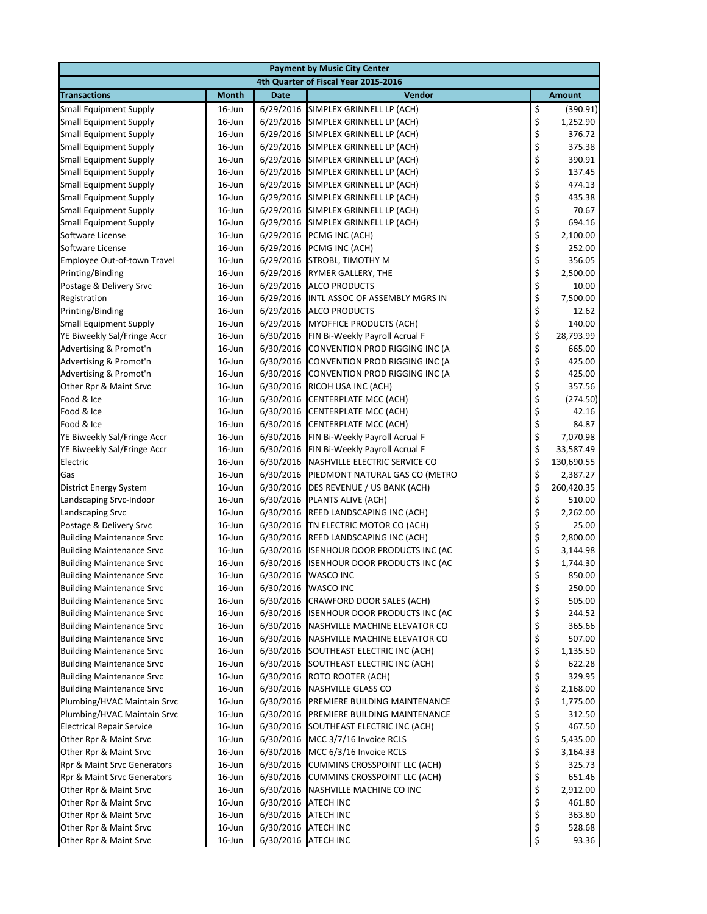| Payment by Music City Center | | | | |
|---|---|---|---|---|
| 4th Quarter of Fiscal Year 2015-2016 | | | | |
| **Transactions** | **Month** | **Date** | **Vendor** | **Amount** |
| Small Equipment Supply | 16-Jun | 6/29/2016 | SIMPLEX GRINNELL LP (ACH) | $ (390.91) |
| Small Equipment Supply | 16-Jun | 6/29/2016 | SIMPLEX GRINNELL LP (ACH) | $ 1,252.90 |
| Small Equipment Supply | 16-Jun | 6/29/2016 | SIMPLEX GRINNELL LP (ACH) | $ 376.72 |
| Small Equipment Supply | 16-Jun | 6/29/2016 | SIMPLEX GRINNELL LP (ACH) | $ 375.38 |
| Small Equipment Supply | 16-Jun | 6/29/2016 | SIMPLEX GRINNELL LP (ACH) | $ 390.91 |
| Small Equipment Supply | 16-Jun | 6/29/2016 | SIMPLEX GRINNELL LP (ACH) | $ 137.45 |
| Small Equipment Supply | 16-Jun | 6/29/2016 | SIMPLEX GRINNELL LP (ACH) | $ 474.13 |
| Small Equipment Supply | 16-Jun | 6/29/2016 | SIMPLEX GRINNELL LP (ACH) | $ 435.38 |
| Small Equipment Supply | 16-Jun | 6/29/2016 | SIMPLEX GRINNELL LP (ACH) | $ 70.67 |
| Small Equipment Supply | 16-Jun | 6/29/2016 | SIMPLEX GRINNELL LP (ACH) | $ 694.16 |
| Software License | 16-Jun | 6/29/2016 | PCMG INC (ACH) | $ 2,100.00 |
| Software License | 16-Jun | 6/29/2016 | PCMG INC (ACH) | $ 252.00 |
| Employee Out-of-town Travel | 16-Jun | 6/29/2016 | STROBL, TIMOTHY M | $ 356.05 |
| Printing/Binding | 16-Jun | 6/29/2016 | RYMER GALLERY, THE | $ 2,500.00 |
| Postage & Delivery Srvc | 16-Jun | 6/29/2016 | ALCO PRODUCTS | $ 10.00 |
| Registration | 16-Jun | 6/29/2016 | INTL ASSOC OF ASSEMBLY MGRS IN | $ 7,500.00 |
| Printing/Binding | 16-Jun | 6/29/2016 | ALCO PRODUCTS | $ 12.62 |
| Small Equipment Supply | 16-Jun | 6/29/2016 | MYOFFICE PRODUCTS (ACH) | $ 140.00 |
| YE Biweekly Sal/Fringe Accr | 16-Jun | 6/30/2016 | FIN Bi-Weekly Payroll Acrual F | $ 28,793.99 |
| Advertising & Promot'n | 16-Jun | 6/30/2016 | CONVENTION PROD RIGGING INC (A | $ 665.00 |
| Advertising & Promot'n | 16-Jun | 6/30/2016 | CONVENTION PROD RIGGING INC (A | $ 425.00 |
| Advertising & Promot'n | 16-Jun | 6/30/2016 | CONVENTION PROD RIGGING INC (A | $ 425.00 |
| Other Rpr & Maint Srvc | 16-Jun | 6/30/2016 | RICOH USA INC (ACH) | $ 357.56 |
| Food & Ice | 16-Jun | 6/30/2016 | CENTERPLATE MCC (ACH) | $ (274.50) |
| Food & Ice | 16-Jun | 6/30/2016 | CENTERPLATE MCC (ACH) | $ 42.16 |
| Food & Ice | 16-Jun | 6/30/2016 | CENTERPLATE MCC (ACH) | $ 84.87 |
| YE Biweekly Sal/Fringe Accr | 16-Jun | 6/30/2016 | FIN Bi-Weekly Payroll Acrual F | $ 7,070.98 |
| YE Biweekly Sal/Fringe Accr | 16-Jun | 6/30/2016 | FIN Bi-Weekly Payroll Acrual F | $ 33,587.49 |
| Electric | 16-Jun | 6/30/2016 | NASHVILLE ELECTRIC SERVICE CO | $ 130,690.55 |
| Gas | 16-Jun | 6/30/2016 | PIEDMONT NATURAL GAS CO (METRO | $ 2,387.27 |
| District Energy System | 16-Jun | 6/30/2016 | DES REVENUE / US BANK (ACH) | $ 260,420.35 |
| Landscaping Srvc-Indoor | 16-Jun | 6/30/2016 | PLANTS ALIVE (ACH) | $ 510.00 |
| Landscaping Srvc | 16-Jun | 6/30/2016 | REED LANDSCAPING INC (ACH) | $ 2,262.00 |
| Postage & Delivery Srvc | 16-Jun | 6/30/2016 | TN ELECTRIC MOTOR CO (ACH) | $ 25.00 |
| Building Maintenance Srvc | 16-Jun | 6/30/2016 | REED LANDSCAPING INC (ACH) | $ 2,800.00 |
| Building Maintenance Srvc | 16-Jun | 6/30/2016 | ISENHOUR DOOR PRODUCTS INC (AC | $ 3,144.98 |
| Building Maintenance Srvc | 16-Jun | 6/30/2016 | ISENHOUR DOOR PRODUCTS INC (AC | $ 1,744.30 |
| Building Maintenance Srvc | 16-Jun | 6/30/2016 | WASCO INC | $ 850.00 |
| Building Maintenance Srvc | 16-Jun | 6/30/2016 | WASCO INC | $ 250.00 |
| Building Maintenance Srvc | 16-Jun | 6/30/2016 | CRAWFORD DOOR SALES (ACH) | $ 505.00 |
| Building Maintenance Srvc | 16-Jun | 6/30/2016 | ISENHOUR DOOR PRODUCTS INC (AC | $ 244.52 |
| Building Maintenance Srvc | 16-Jun | 6/30/2016 | NASHVILLE MACHINE ELEVATOR CO | $ 365.66 |
| Building Maintenance Srvc | 16-Jun | 6/30/2016 | NASHVILLE MACHINE ELEVATOR CO | $ 507.00 |
| Building Maintenance Srvc | 16-Jun | 6/30/2016 | SOUTHEAST ELECTRIC INC (ACH) | $ 1,135.50 |
| Building Maintenance Srvc | 16-Jun | 6/30/2016 | SOUTHEAST ELECTRIC INC (ACH) | $ 622.28 |
| Building Maintenance Srvc | 16-Jun | 6/30/2016 | ROTO ROOTER (ACH) | $ 329.95 |
| Building Maintenance Srvc | 16-Jun | 6/30/2016 | NASHVILLE GLASS CO | $ 2,168.00 |
| Plumbing/HVAC Maintain Srvc | 16-Jun | 6/30/2016 | PREMIERE BUILDING MAINTENANCE | $ 1,775.00 |
| Plumbing/HVAC Maintain Srvc | 16-Jun | 6/30/2016 | PREMIERE BUILDING MAINTENANCE | $ 312.50 |
| Electrical Repair Service | 16-Jun | 6/30/2016 | SOUTHEAST ELECTRIC INC (ACH) | $ 467.50 |
| Other Rpr & Maint Srvc | 16-Jun | 6/30/2016 | MCC 3/7/16 Invoice RCLS | $ 5,435.00 |
| Other Rpr & Maint Srvc | 16-Jun | 6/30/2016 | MCC 6/3/16 Invoice RCLS | $ 3,164.33 |
| Rpr & Maint Srvc Generators | 16-Jun | 6/30/2016 | CUMMINS CROSSPOINT LLC (ACH) | $ 325.73 |
| Rpr & Maint Srvc Generators | 16-Jun | 6/30/2016 | CUMMINS CROSSPOINT LLC (ACH) | $ 651.46 |
| Other Rpr & Maint Srvc | 16-Jun | 6/30/2016 | NASHVILLE MACHINE CO INC | $ 2,912.00 |
| Other Rpr & Maint Srvc | 16-Jun | 6/30/2016 | ATECH INC | $ 461.80 |
| Other Rpr & Maint Srvc | 16-Jun | 6/30/2016 | ATECH INC | $ 363.80 |
| Other Rpr & Maint Srvc | 16-Jun | 6/30/2016 | ATECH INC | $ 528.68 |
| Other Rpr & Maint Srvc | 16-Jun | 6/30/2016 | ATECH INC | $ 93.36 |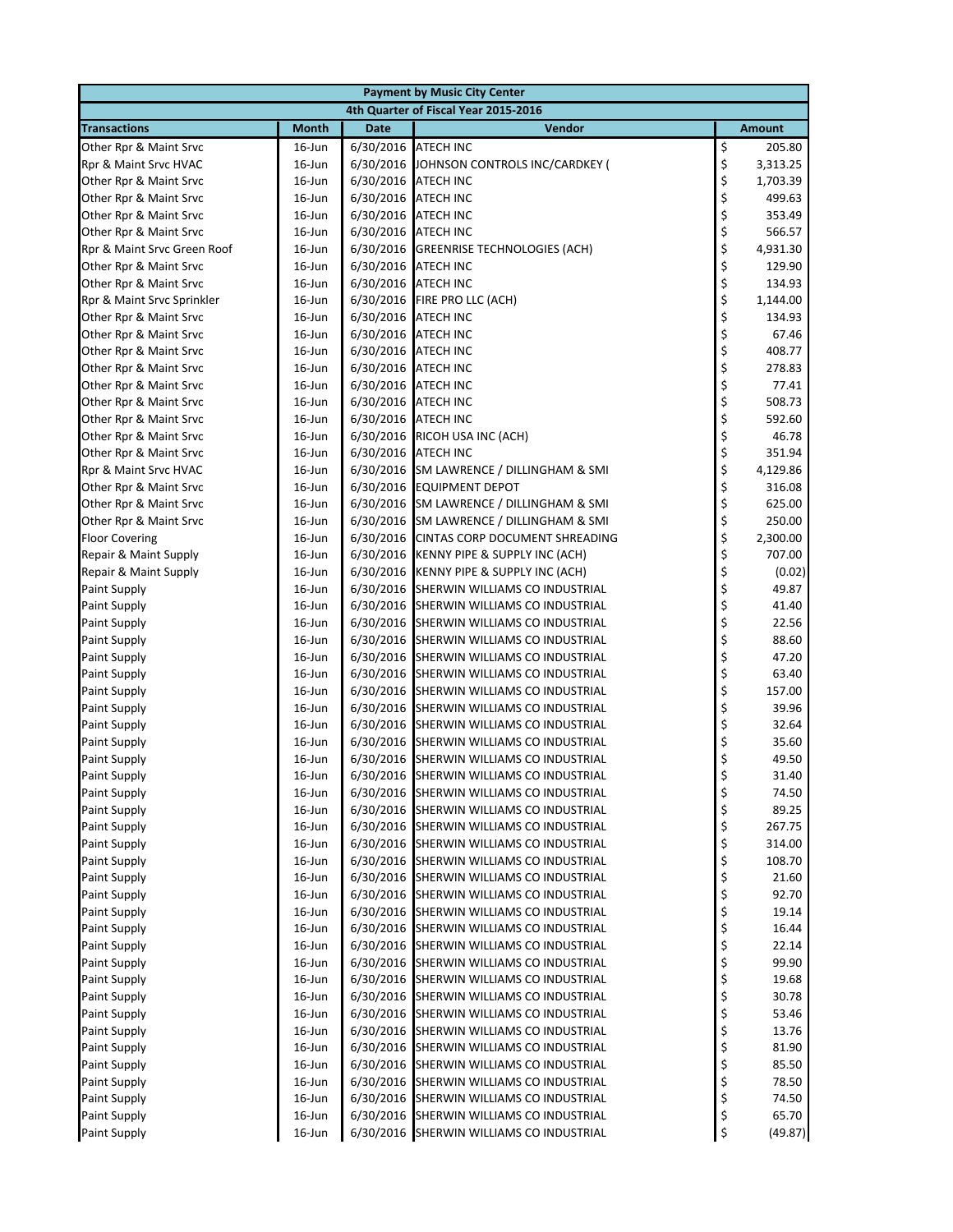| Payment by Music City Center | | | | |
|---|---|---|---|---|
| 4th Quarter of Fiscal Year 2015-2016 | | | | |
| **Transactions** | **Month** | **Date** | **Vendor** | **Amount** |
| Other Rpr & Maint Srvc | 16-Jun | 6/30/2016 | ATECH INC | $ 205.80 |
| Rpr & Maint Srvc HVAC | 16-Jun | 6/30/2016 | JOHNSON CONTROLS INC/CARDKEY ( | $ 3,313.25 |
| Other Rpr & Maint Srvc | 16-Jun | 6/30/2016 | ATECH INC | $ 1,703.39 |
| Other Rpr & Maint Srvc | 16-Jun | 6/30/2016 | ATECH INC | $ 499.63 |
| Other Rpr & Maint Srvc | 16-Jun | 6/30/2016 | ATECH INC | $ 353.49 |
| Other Rpr & Maint Srvc | 16-Jun | 6/30/2016 | ATECH INC | $ 566.57 |
| Rpr & Maint Srvc Green Roof | 16-Jun | 6/30/2016 | GREENRISE TECHNOLOGIES (ACH) | $ 4,931.30 |
| Other Rpr & Maint Srvc | 16-Jun | 6/30/2016 | ATECH INC | $ 129.90 |
| Other Rpr & Maint Srvc | 16-Jun | 6/30/2016 | ATECH INC | $ 134.93 |
| Rpr & Maint Srvc Sprinkler | 16-Jun | 6/30/2016 | FIRE PRO LLC (ACH) | $ 1,144.00 |
| Other Rpr & Maint Srvc | 16-Jun | 6/30/2016 | ATECH INC | $ 134.93 |
| Other Rpr & Maint Srvc | 16-Jun | 6/30/2016 | ATECH INC | $ 67.46 |
| Other Rpr & Maint Srvc | 16-Jun | 6/30/2016 | ATECH INC | $ 408.77 |
| Other Rpr & Maint Srvc | 16-Jun | 6/30/2016 | ATECH INC | $ 278.83 |
| Other Rpr & Maint Srvc | 16-Jun | 6/30/2016 | ATECH INC | $ 77.41 |
| Other Rpr & Maint Srvc | 16-Jun | 6/30/2016 | ATECH INC | $ 508.73 |
| Other Rpr & Maint Srvc | 16-Jun | 6/30/2016 | ATECH INC | $ 592.60 |
| Other Rpr & Maint Srvc | 16-Jun | 6/30/2016 | RICOH USA INC (ACH) | $ 46.78 |
| Other Rpr & Maint Srvc | 16-Jun | 6/30/2016 | ATECH INC | $ 351.94 |
| Rpr & Maint Srvc HVAC | 16-Jun | 6/30/2016 | SM LAWRENCE / DILLINGHAM & SMI | $ 4,129.86 |
| Other Rpr & Maint Srvc | 16-Jun | 6/30/2016 | EQUIPMENT DEPOT | $ 316.08 |
| Other Rpr & Maint Srvc | 16-Jun | 6/30/2016 | SM LAWRENCE / DILLINGHAM & SMI | $ 625.00 |
| Other Rpr & Maint Srvc | 16-Jun | 6/30/2016 | SM LAWRENCE / DILLINGHAM & SMI | $ 250.00 |
| Floor Covering | 16-Jun | 6/30/2016 | CINTAS CORP DOCUMENT SHREADING | $ 2,300.00 |
| Repair & Maint Supply | 16-Jun | 6/30/2016 | KENNY PIPE & SUPPLY INC (ACH) | $ 707.00 |
| Repair & Maint Supply | 16-Jun | 6/30/2016 | KENNY PIPE & SUPPLY INC (ACH) | $ (0.02) |
| Paint Supply | 16-Jun | 6/30/2016 | SHERWIN WILLIAMS CO INDUSTRIAL | $ 49.87 |
| Paint Supply | 16-Jun | 6/30/2016 | SHERWIN WILLIAMS CO INDUSTRIAL | $ 41.40 |
| Paint Supply | 16-Jun | 6/30/2016 | SHERWIN WILLIAMS CO INDUSTRIAL | $ 22.56 |
| Paint Supply | 16-Jun | 6/30/2016 | SHERWIN WILLIAMS CO INDUSTRIAL | $ 88.60 |
| Paint Supply | 16-Jun | 6/30/2016 | SHERWIN WILLIAMS CO INDUSTRIAL | $ 47.20 |
| Paint Supply | 16-Jun | 6/30/2016 | SHERWIN WILLIAMS CO INDUSTRIAL | $ 63.40 |
| Paint Supply | 16-Jun | 6/30/2016 | SHERWIN WILLIAMS CO INDUSTRIAL | $ 157.00 |
| Paint Supply | 16-Jun | 6/30/2016 | SHERWIN WILLIAMS CO INDUSTRIAL | $ 39.96 |
| Paint Supply | 16-Jun | 6/30/2016 | SHERWIN WILLIAMS CO INDUSTRIAL | $ 32.64 |
| Paint Supply | 16-Jun | 6/30/2016 | SHERWIN WILLIAMS CO INDUSTRIAL | $ 35.60 |
| Paint Supply | 16-Jun | 6/30/2016 | SHERWIN WILLIAMS CO INDUSTRIAL | $ 49.50 |
| Paint Supply | 16-Jun | 6/30/2016 | SHERWIN WILLIAMS CO INDUSTRIAL | $ 31.40 |
| Paint Supply | 16-Jun | 6/30/2016 | SHERWIN WILLIAMS CO INDUSTRIAL | $ 74.50 |
| Paint Supply | 16-Jun | 6/30/2016 | SHERWIN WILLIAMS CO INDUSTRIAL | $ 89.25 |
| Paint Supply | 16-Jun | 6/30/2016 | SHERWIN WILLIAMS CO INDUSTRIAL | $ 267.75 |
| Paint Supply | 16-Jun | 6/30/2016 | SHERWIN WILLIAMS CO INDUSTRIAL | $ 314.00 |
| Paint Supply | 16-Jun | 6/30/2016 | SHERWIN WILLIAMS CO INDUSTRIAL | $ 108.70 |
| Paint Supply | 16-Jun | 6/30/2016 | SHERWIN WILLIAMS CO INDUSTRIAL | $ 21.60 |
| Paint Supply | 16-Jun | 6/30/2016 | SHERWIN WILLIAMS CO INDUSTRIAL | $ 92.70 |
| Paint Supply | 16-Jun | 6/30/2016 | SHERWIN WILLIAMS CO INDUSTRIAL | $ 19.14 |
| Paint Supply | 16-Jun | 6/30/2016 | SHERWIN WILLIAMS CO INDUSTRIAL | $ 16.44 |
| Paint Supply | 16-Jun | 6/30/2016 | SHERWIN WILLIAMS CO INDUSTRIAL | $ 22.14 |
| Paint Supply | 16-Jun | 6/30/2016 | SHERWIN WILLIAMS CO INDUSTRIAL | $ 99.90 |
| Paint Supply | 16-Jun | 6/30/2016 | SHERWIN WILLIAMS CO INDUSTRIAL | $ 19.68 |
| Paint Supply | 16-Jun | 6/30/2016 | SHERWIN WILLIAMS CO INDUSTRIAL | $ 30.78 |
| Paint Supply | 16-Jun | 6/30/2016 | SHERWIN WILLIAMS CO INDUSTRIAL | $ 53.46 |
| Paint Supply | 16-Jun | 6/30/2016 | SHERWIN WILLIAMS CO INDUSTRIAL | $ 13.76 |
| Paint Supply | 16-Jun | 6/30/2016 | SHERWIN WILLIAMS CO INDUSTRIAL | $ 81.90 |
| Paint Supply | 16-Jun | 6/30/2016 | SHERWIN WILLIAMS CO INDUSTRIAL | $ 85.50 |
| Paint Supply | 16-Jun | 6/30/2016 | SHERWIN WILLIAMS CO INDUSTRIAL | $ 78.50 |
| Paint Supply | 16-Jun | 6/30/2016 | SHERWIN WILLIAMS CO INDUSTRIAL | $ 74.50 |
| Paint Supply | 16-Jun | 6/30/2016 | SHERWIN WILLIAMS CO INDUSTRIAL | $ 65.70 |
| Paint Supply | 16-Jun | 6/30/2016 | SHERWIN WILLIAMS CO INDUSTRIAL | $ (49.87) |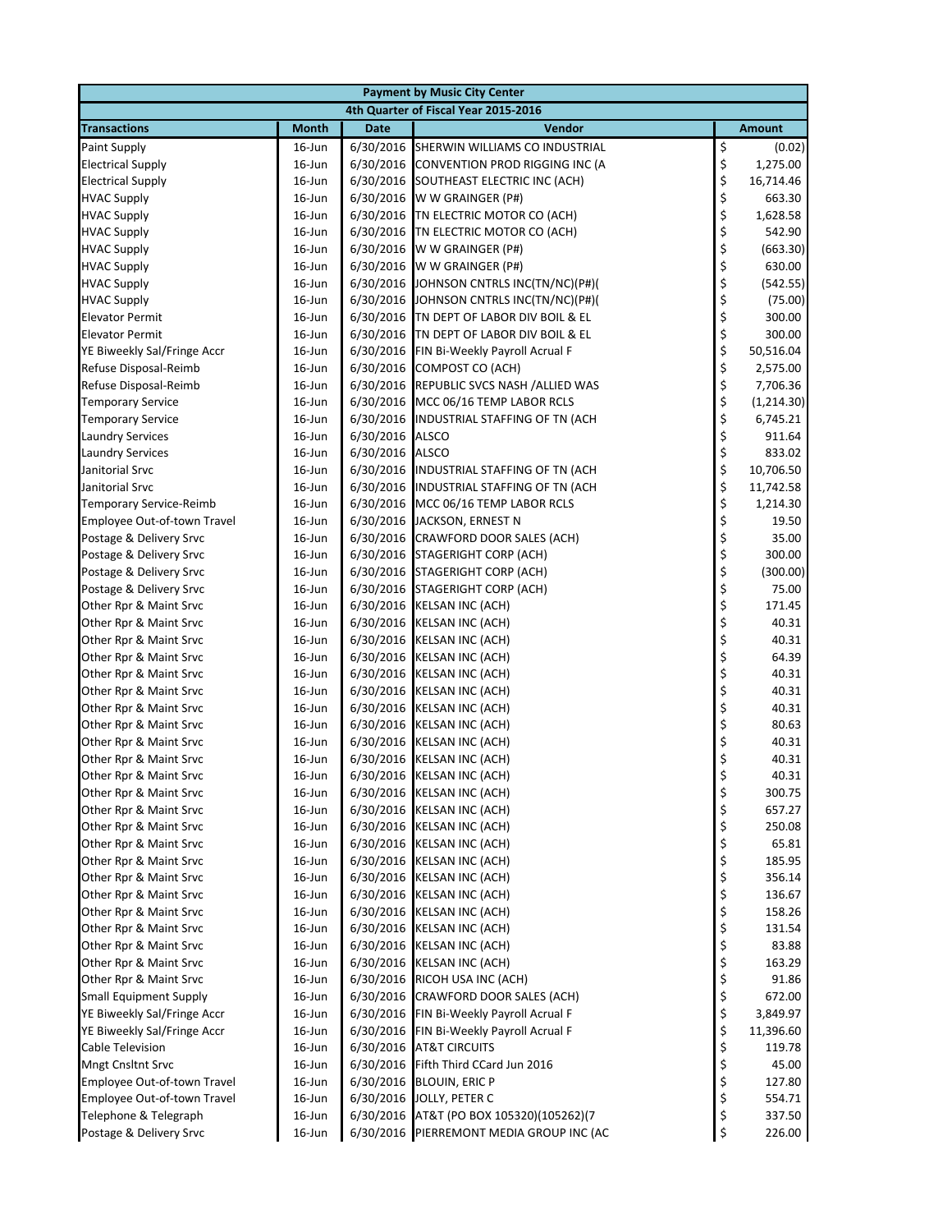| Payment by Music City Center | | | | |
|---|---|---|---|---|
| 4th Quarter of Fiscal Year 2015-2016 | | | | |
| **Transactions** | **Month** | **Date** | **Vendor** | **Amount** |
| Paint Supply | 16-Jun | 6/30/2016 | SHERWIN WILLIAMS CO INDUSTRIAL | $ (0.02) |
| Electrical Supply | 16-Jun | 6/30/2016 | CONVENTION PROD RIGGING INC (A | $ 1,275.00 |
| Electrical Supply | 16-Jun | 6/30/2016 | SOUTHEAST ELECTRIC INC (ACH) | $ 16,714.46 |
| HVAC Supply | 16-Jun | 6/30/2016 | W W GRAINGER (P#) | $ 663.30 |
| HVAC Supply | 16-Jun | 6/30/2016 | TN ELECTRIC MOTOR CO (ACH) | $ 1,628.58 |
| HVAC Supply | 16-Jun | 6/30/2016 | TN ELECTRIC MOTOR CO (ACH) | $ 542.90 |
| HVAC Supply | 16-Jun | 6/30/2016 | W W GRAINGER (P#) | $ (663.30) |
| HVAC Supply | 16-Jun | 6/30/2016 | W W GRAINGER (P#) | $ 630.00 |
| HVAC Supply | 16-Jun | 6/30/2016 | JOHNSON CNTRLS INC(TN/NC)(P#)( | $ (542.55) |
| HVAC Supply | 16-Jun | 6/30/2016 | JOHNSON CNTRLS INC(TN/NC)(P#)( | $ (75.00) |
| Elevator Permit | 16-Jun | 6/30/2016 | TN DEPT OF LABOR DIV BOIL & EL | $ 300.00 |
| Elevator Permit | 16-Jun | 6/30/2016 | TN DEPT OF LABOR DIV BOIL & EL | $ 300.00 |
| YE Biweekly Sal/Fringe Accr | 16-Jun | 6/30/2016 | FIN Bi-Weekly Payroll Acrual F | $ 50,516.04 |
| Refuse Disposal-Reimb | 16-Jun | 6/30/2016 | COMPOST CO (ACH) | $ 2,575.00 |
| Refuse Disposal-Reimb | 16-Jun | 6/30/2016 | REPUBLIC SVCS NASH /ALLIED WAS | $ 7,706.36 |
| Temporary Service | 16-Jun | 6/30/2016 | MCC 06/16 TEMP LABOR RCLS | $ (1,214.30) |
| Temporary Service | 16-Jun | 6/30/2016 | INDUSTRIAL STAFFING OF TN (ACH | $ 6,745.21 |
| Laundry Services | 16-Jun | 6/30/2016 | ALSCO | $ 911.64 |
| Laundry Services | 16-Jun | 6/30/2016 | ALSCO | $ 833.02 |
| Janitorial Srvc | 16-Jun | 6/30/2016 | INDUSTRIAL STAFFING OF TN (ACH | $ 10,706.50 |
| Janitorial Srvc | 16-Jun | 6/30/2016 | INDUSTRIAL STAFFING OF TN (ACH | $ 11,742.58 |
| Temporary Service-Reimb | 16-Jun | 6/30/2016 | MCC 06/16 TEMP LABOR RCLS | $ 1,214.30 |
| Employee Out-of-town Travel | 16-Jun | 6/30/2016 | JACKSON, ERNEST N | $ 19.50 |
| Postage & Delivery Srvc | 16-Jun | 6/30/2016 | CRAWFORD DOOR SALES (ACH) | $ 35.00 |
| Postage & Delivery Srvc | 16-Jun | 6/30/2016 | STAGERIGHT CORP (ACH) | $ 300.00 |
| Postage & Delivery Srvc | 16-Jun | 6/30/2016 | STAGERIGHT CORP (ACH) | $ (300.00) |
| Postage & Delivery Srvc | 16-Jun | 6/30/2016 | STAGERIGHT CORP (ACH) | $ 75.00 |
| Other Rpr & Maint Srvc | 16-Jun | 6/30/2016 | KELSAN INC (ACH) | $ 171.45 |
| Other Rpr & Maint Srvc | 16-Jun | 6/30/2016 | KELSAN INC (ACH) | $ 40.31 |
| Other Rpr & Maint Srvc | 16-Jun | 6/30/2016 | KELSAN INC (ACH) | $ 40.31 |
| Other Rpr & Maint Srvc | 16-Jun | 6/30/2016 | KELSAN INC (ACH) | $ 64.39 |
| Other Rpr & Maint Srvc | 16-Jun | 6/30/2016 | KELSAN INC (ACH) | $ 40.31 |
| Other Rpr & Maint Srvc | 16-Jun | 6/30/2016 | KELSAN INC (ACH) | $ 40.31 |
| Other Rpr & Maint Srvc | 16-Jun | 6/30/2016 | KELSAN INC (ACH) | $ 40.31 |
| Other Rpr & Maint Srvc | 16-Jun | 6/30/2016 | KELSAN INC (ACH) | $ 80.63 |
| Other Rpr & Maint Srvc | 16-Jun | 6/30/2016 | KELSAN INC (ACH) | $ 40.31 |
| Other Rpr & Maint Srvc | 16-Jun | 6/30/2016 | KELSAN INC (ACH) | $ 40.31 |
| Other Rpr & Maint Srvc | 16-Jun | 6/30/2016 | KELSAN INC (ACH) | $ 40.31 |
| Other Rpr & Maint Srvc | 16-Jun | 6/30/2016 | KELSAN INC (ACH) | $ 300.75 |
| Other Rpr & Maint Srvc | 16-Jun | 6/30/2016 | KELSAN INC (ACH) | $ 657.27 |
| Other Rpr & Maint Srvc | 16-Jun | 6/30/2016 | KELSAN INC (ACH) | $ 250.08 |
| Other Rpr & Maint Srvc | 16-Jun | 6/30/2016 | KELSAN INC (ACH) | $ 65.81 |
| Other Rpr & Maint Srvc | 16-Jun | 6/30/2016 | KELSAN INC (ACH) | $ 185.95 |
| Other Rpr & Maint Srvc | 16-Jun | 6/30/2016 | KELSAN INC (ACH) | $ 356.14 |
| Other Rpr & Maint Srvc | 16-Jun | 6/30/2016 | KELSAN INC (ACH) | $ 136.67 |
| Other Rpr & Maint Srvc | 16-Jun | 6/30/2016 | KELSAN INC (ACH) | $ 158.26 |
| Other Rpr & Maint Srvc | 16-Jun | 6/30/2016 | KELSAN INC (ACH) | $ 131.54 |
| Other Rpr & Maint Srvc | 16-Jun | 6/30/2016 | KELSAN INC (ACH) | $ 83.88 |
| Other Rpr & Maint Srvc | 16-Jun | 6/30/2016 | KELSAN INC (ACH) | $ 163.29 |
| Other Rpr & Maint Srvc | 16-Jun | 6/30/2016 | RICOH USA INC (ACH) | $ 91.86 |
| Small Equipment Supply | 16-Jun | 6/30/2016 | CRAWFORD DOOR SALES (ACH) | $ 672.00 |
| YE Biweekly Sal/Fringe Accr | 16-Jun | 6/30/2016 | FIN Bi-Weekly Payroll Acrual F | $ 3,849.97 |
| YE Biweekly Sal/Fringe Accr | 16-Jun | 6/30/2016 | FIN Bi-Weekly Payroll Acrual F | $ 11,396.60 |
| Cable Television | 16-Jun | 6/30/2016 | AT&T CIRCUITS | $ 119.78 |
| Mngt Cnsltnt Srvc | 16-Jun | 6/30/2016 | Fifth Third CCard Jun 2016 | $ 45.00 |
| Employee Out-of-town Travel | 16-Jun | 6/30/2016 | BLOUIN, ERIC P | $ 127.80 |
| Employee Out-of-town Travel | 16-Jun | 6/30/2016 | JOLLY, PETER C | $ 554.71 |
| Telephone & Telegraph | 16-Jun | 6/30/2016 | AT&T (PO BOX 105320)(105262)(7 | $ 337.50 |
| Postage & Delivery Srvc | 16-Jun | 6/30/2016 | PIERREMONT MEDIA GROUP INC (AC | $ 226.00 |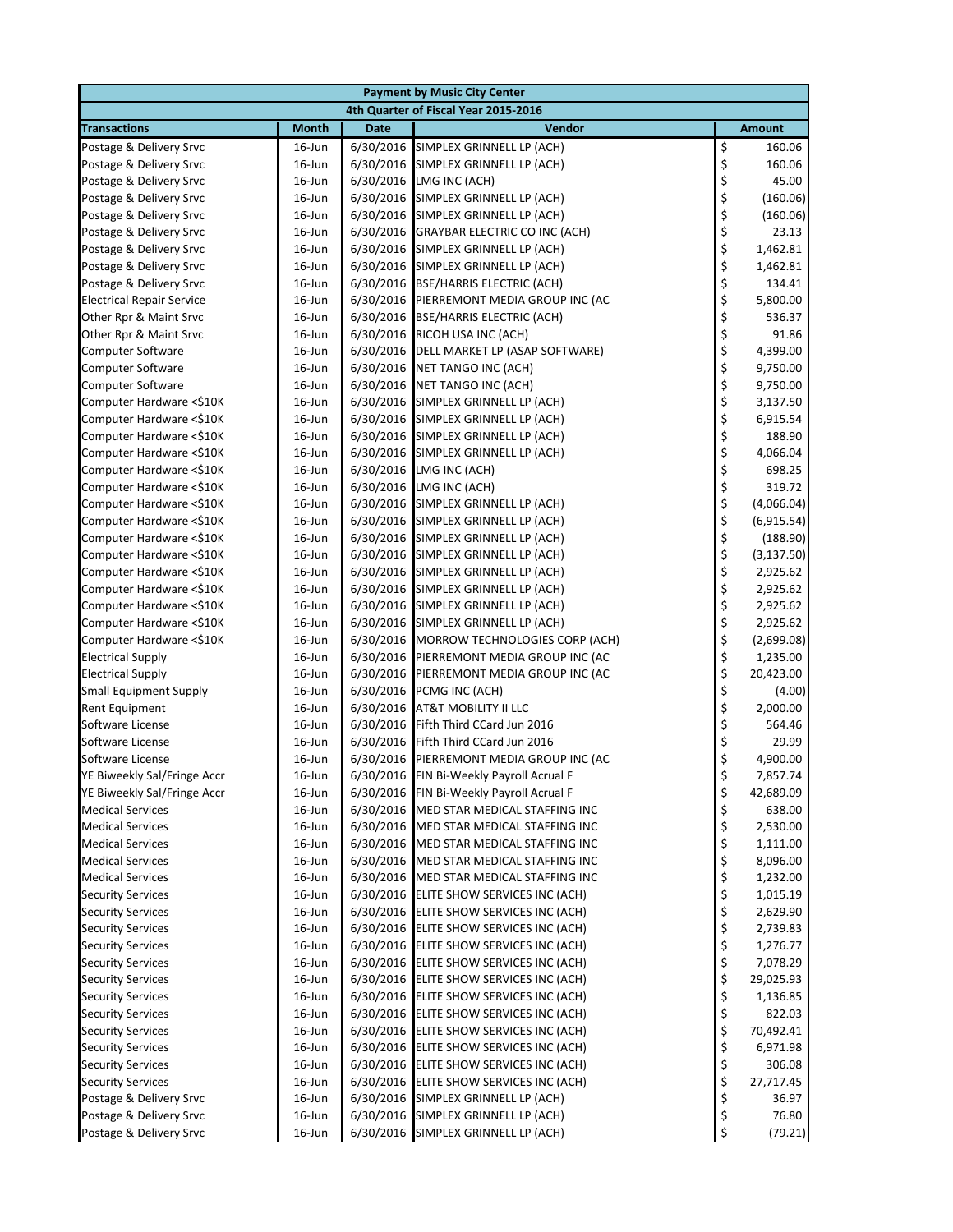| Payment by Music City Center | | | | |
|---|---|---|---|---|
| 4th Quarter of Fiscal Year 2015-2016 | | | | |
| **Transactions** | **Month** | **Date** | **Vendor** | **Amount** |
| Postage & Delivery Srvc | 16-Jun | 6/30/2016 | SIMPLEX GRINNELL LP (ACH) | $ 160.06 |
| Postage & Delivery Srvc | 16-Jun | 6/30/2016 | SIMPLEX GRINNELL LP (ACH) | $ 160.06 |
| Postage & Delivery Srvc | 16-Jun | 6/30/2016 | LMG INC (ACH) | $ 45.00 |
| Postage & Delivery Srvc | 16-Jun | 6/30/2016 | SIMPLEX GRINNELL LP (ACH) | $ (160.06) |
| Postage & Delivery Srvc | 16-Jun | 6/30/2016 | SIMPLEX GRINNELL LP (ACH) | $ (160.06) |
| Postage & Delivery Srvc | 16-Jun | 6/30/2016 | GRAYBAR ELECTRIC CO INC (ACH) | $ 23.13 |
| Postage & Delivery Srvc | 16-Jun | 6/30/2016 | SIMPLEX GRINNELL LP (ACH) | $ 1,462.81 |
| Postage & Delivery Srvc | 16-Jun | 6/30/2016 | SIMPLEX GRINNELL LP (ACH) | $ 1,462.81 |
| Postage & Delivery Srvc | 16-Jun | 6/30/2016 | BSE/HARRIS ELECTRIC (ACH) | $ 134.41 |
| Electrical Repair Service | 16-Jun | 6/30/2016 | PIERREMONT MEDIA GROUP INC (AC | $ 5,800.00 |
| Other Rpr & Maint Srvc | 16-Jun | 6/30/2016 | BSE/HARRIS ELECTRIC (ACH) | $ 536.37 |
| Other Rpr & Maint Srvc | 16-Jun | 6/30/2016 | RICOH USA INC (ACH) | $ 91.86 |
| Computer Software | 16-Jun | 6/30/2016 | DELL MARKET LP (ASAP SOFTWARE) | $ 4,399.00 |
| Computer Software | 16-Jun | 6/30/2016 | NET TANGO INC (ACH) | $ 9,750.00 |
| Computer Software | 16-Jun | 6/30/2016 | NET TANGO INC (ACH) | $ 9,750.00 |
| Computer Hardware <$10K | 16-Jun | 6/30/2016 | SIMPLEX GRINNELL LP (ACH) | $ 3,137.50 |
| Computer Hardware <$10K | 16-Jun | 6/30/2016 | SIMPLEX GRINNELL LP (ACH) | $ 6,915.54 |
| Computer Hardware <$10K | 16-Jun | 6/30/2016 | SIMPLEX GRINNELL LP (ACH) | $ 188.90 |
| Computer Hardware <$10K | 16-Jun | 6/30/2016 | SIMPLEX GRINNELL LP (ACH) | $ 4,066.04 |
| Computer Hardware <$10K | 16-Jun | 6/30/2016 | LMG INC (ACH) | $ 698.25 |
| Computer Hardware <$10K | 16-Jun | 6/30/2016 | LMG INC (ACH) | $ 319.72 |
| Computer Hardware <$10K | 16-Jun | 6/30/2016 | SIMPLEX GRINNELL LP (ACH) | $ (4,066.04) |
| Computer Hardware <$10K | 16-Jun | 6/30/2016 | SIMPLEX GRINNELL LP (ACH) | $ (6,915.54) |
| Computer Hardware <$10K | 16-Jun | 6/30/2016 | SIMPLEX GRINNELL LP (ACH) | $ (188.90) |
| Computer Hardware <$10K | 16-Jun | 6/30/2016 | SIMPLEX GRINNELL LP (ACH) | $ (3,137.50) |
| Computer Hardware <$10K | 16-Jun | 6/30/2016 | SIMPLEX GRINNELL LP (ACH) | $ 2,925.62 |
| Computer Hardware <$10K | 16-Jun | 6/30/2016 | SIMPLEX GRINNELL LP (ACH) | $ 2,925.62 |
| Computer Hardware <$10K | 16-Jun | 6/30/2016 | SIMPLEX GRINNELL LP (ACH) | $ 2,925.62 |
| Computer Hardware <$10K | 16-Jun | 6/30/2016 | SIMPLEX GRINNELL LP (ACH) | $ 2,925.62 |
| Computer Hardware <$10K | 16-Jun | 6/30/2016 | MORROW TECHNOLOGIES CORP (ACH) | $ (2,699.08) |
| Electrical Supply | 16-Jun | 6/30/2016 | PIERREMONT MEDIA GROUP INC (AC | $ 1,235.00 |
| Electrical Supply | 16-Jun | 6/30/2016 | PIERREMONT MEDIA GROUP INC (AC | $ 20,423.00 |
| Small Equipment Supply | 16-Jun | 6/30/2016 | PCMG INC (ACH) | $ (4.00) |
| Rent Equipment | 16-Jun | 6/30/2016 | AT&T MOBILITY II LLC | $ 2,000.00 |
| Software License | 16-Jun | 6/30/2016 | Fifth Third CCard Jun 2016 | $ 564.46 |
| Software License | 16-Jun | 6/30/2016 | Fifth Third CCard Jun 2016 | $ 29.99 |
| Software License | 16-Jun | 6/30/2016 | PIERREMONT MEDIA GROUP INC (AC | $ 4,900.00 |
| YE Biweekly Sal/Fringe Accr | 16-Jun | 6/30/2016 | FIN Bi-Weekly Payroll Acrual F | $ 7,857.74 |
| YE Biweekly Sal/Fringe Accr | 16-Jun | 6/30/2016 | FIN Bi-Weekly Payroll Acrual F | $ 42,689.09 |
| Medical Services | 16-Jun | 6/30/2016 | MED STAR MEDICAL STAFFING INC | $ 638.00 |
| Medical Services | 16-Jun | 6/30/2016 | MED STAR MEDICAL STAFFING INC | $ 2,530.00 |
| Medical Services | 16-Jun | 6/30/2016 | MED STAR MEDICAL STAFFING INC | $ 1,111.00 |
| Medical Services | 16-Jun | 6/30/2016 | MED STAR MEDICAL STAFFING INC | $ 8,096.00 |
| Medical Services | 16-Jun | 6/30/2016 | MED STAR MEDICAL STAFFING INC | $ 1,232.00 |
| Security Services | 16-Jun | 6/30/2016 | ELITE SHOW SERVICES INC (ACH) | $ 1,015.19 |
| Security Services | 16-Jun | 6/30/2016 | ELITE SHOW SERVICES INC (ACH) | $ 2,629.90 |
| Security Services | 16-Jun | 6/30/2016 | ELITE SHOW SERVICES INC (ACH) | $ 2,739.83 |
| Security Services | 16-Jun | 6/30/2016 | ELITE SHOW SERVICES INC (ACH) | $ 1,276.77 |
| Security Services | 16-Jun | 6/30/2016 | ELITE SHOW SERVICES INC (ACH) | $ 7,078.29 |
| Security Services | 16-Jun | 6/30/2016 | ELITE SHOW SERVICES INC (ACH) | $ 29,025.93 |
| Security Services | 16-Jun | 6/30/2016 | ELITE SHOW SERVICES INC (ACH) | $ 1,136.85 |
| Security Services | 16-Jun | 6/30/2016 | ELITE SHOW SERVICES INC (ACH) | $ 822.03 |
| Security Services | 16-Jun | 6/30/2016 | ELITE SHOW SERVICES INC (ACH) | $ 70,492.41 |
| Security Services | 16-Jun | 6/30/2016 | ELITE SHOW SERVICES INC (ACH) | $ 6,971.98 |
| Security Services | 16-Jun | 6/30/2016 | ELITE SHOW SERVICES INC (ACH) | $ 306.08 |
| Security Services | 16-Jun | 6/30/2016 | ELITE SHOW SERVICES INC (ACH) | $ 27,717.45 |
| Postage & Delivery Srvc | 16-Jun | 6/30/2016 | SIMPLEX GRINNELL LP (ACH) | $ 36.97 |
| Postage & Delivery Srvc | 16-Jun | 6/30/2016 | SIMPLEX GRINNELL LP (ACH) | $ 76.80 |
| Postage & Delivery Srvc | 16-Jun | 6/30/2016 | SIMPLEX GRINNELL LP (ACH) | $ (79.21) |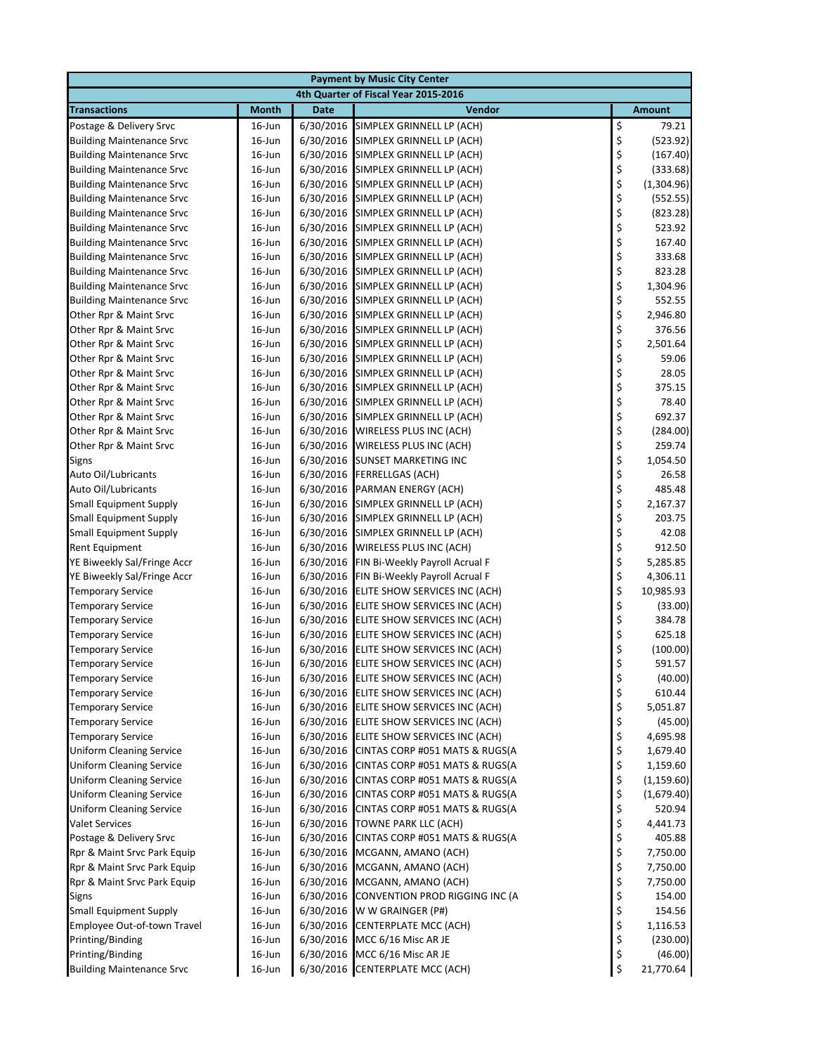| Payment by Music City Center | | | | |
|---|---|---|---|---|
| 4th Quarter of Fiscal Year 2015-2016 | | | | |
| **Transactions** | **Month** | **Date** | **Vendor** | **Amount** |
| Postage & Delivery Srvc | 16-Jun | 6/30/2016 | SIMPLEX GRINNELL LP (ACH) | $ 79.21 |
| Building Maintenance Srvc | 16-Jun | 6/30/2016 | SIMPLEX GRINNELL LP (ACH) | $ (523.92) |
| Building Maintenance Srvc | 16-Jun | 6/30/2016 | SIMPLEX GRINNELL LP (ACH) | $ (167.40) |
| Building Maintenance Srvc | 16-Jun | 6/30/2016 | SIMPLEX GRINNELL LP (ACH) | $ (333.68) |
| Building Maintenance Srvc | 16-Jun | 6/30/2016 | SIMPLEX GRINNELL LP (ACH) | $ (1,304.96) |
| Building Maintenance Srvc | 16-Jun | 6/30/2016 | SIMPLEX GRINNELL LP (ACH) | $ (552.55) |
| Building Maintenance Srvc | 16-Jun | 6/30/2016 | SIMPLEX GRINNELL LP (ACH) | $ (823.28) |
| Building Maintenance Srvc | 16-Jun | 6/30/2016 | SIMPLEX GRINNELL LP (ACH) | $ 523.92 |
| Building Maintenance Srvc | 16-Jun | 6/30/2016 | SIMPLEX GRINNELL LP (ACH) | $ 167.40 |
| Building Maintenance Srvc | 16-Jun | 6/30/2016 | SIMPLEX GRINNELL LP (ACH) | $ 333.68 |
| Building Maintenance Srvc | 16-Jun | 6/30/2016 | SIMPLEX GRINNELL LP (ACH) | $ 823.28 |
| Building Maintenance Srvc | 16-Jun | 6/30/2016 | SIMPLEX GRINNELL LP (ACH) | $ 1,304.96 |
| Building Maintenance Srvc | 16-Jun | 6/30/2016 | SIMPLEX GRINNELL LP (ACH) | $ 552.55 |
| Other Rpr & Maint Srvc | 16-Jun | 6/30/2016 | SIMPLEX GRINNELL LP (ACH) | $ 2,946.80 |
| Other Rpr & Maint Srvc | 16-Jun | 6/30/2016 | SIMPLEX GRINNELL LP (ACH) | $ 376.56 |
| Other Rpr & Maint Srvc | 16-Jun | 6/30/2016 | SIMPLEX GRINNELL LP (ACH) | $ 2,501.64 |
| Other Rpr & Maint Srvc | 16-Jun | 6/30/2016 | SIMPLEX GRINNELL LP (ACH) | $ 59.06 |
| Other Rpr & Maint Srvc | 16-Jun | 6/30/2016 | SIMPLEX GRINNELL LP (ACH) | $ 28.05 |
| Other Rpr & Maint Srvc | 16-Jun | 6/30/2016 | SIMPLEX GRINNELL LP (ACH) | $ 375.15 |
| Other Rpr & Maint Srvc | 16-Jun | 6/30/2016 | SIMPLEX GRINNELL LP (ACH) | $ 78.40 |
| Other Rpr & Maint Srvc | 16-Jun | 6/30/2016 | SIMPLEX GRINNELL LP (ACH) | $ 692.37 |
| Other Rpr & Maint Srvc | 16-Jun | 6/30/2016 | WIRELESS PLUS INC (ACH) | $ (284.00) |
| Other Rpr & Maint Srvc | 16-Jun | 6/30/2016 | WIRELESS PLUS INC (ACH) | $ 259.74 |
| Signs | 16-Jun | 6/30/2016 | SUNSET MARKETING INC | $ 1,054.50 |
| Auto Oil/Lubricants | 16-Jun | 6/30/2016 | FERRELLGAS (ACH) | $ 26.58 |
| Auto Oil/Lubricants | 16-Jun | 6/30/2016 | PARMAN ENERGY (ACH) | $ 485.48 |
| Small Equipment Supply | 16-Jun | 6/30/2016 | SIMPLEX GRINNELL LP (ACH) | $ 2,167.37 |
| Small Equipment Supply | 16-Jun | 6/30/2016 | SIMPLEX GRINNELL LP (ACH) | $ 203.75 |
| Small Equipment Supply | 16-Jun | 6/30/2016 | SIMPLEX GRINNELL LP (ACH) | $ 42.08 |
| Rent Equipment | 16-Jun | 6/30/2016 | WIRELESS PLUS INC (ACH) | $ 912.50 |
| YE Biweekly Sal/Fringe Accr | 16-Jun | 6/30/2016 | FIN Bi-Weekly Payroll Acrual F | $ 5,285.85 |
| YE Biweekly Sal/Fringe Accr | 16-Jun | 6/30/2016 | FIN Bi-Weekly Payroll Acrual F | $ 4,306.11 |
| Temporary Service | 16-Jun | 6/30/2016 | ELITE SHOW SERVICES INC (ACH) | $ 10,985.93 |
| Temporary Service | 16-Jun | 6/30/2016 | ELITE SHOW SERVICES INC (ACH) | $ (33.00) |
| Temporary Service | 16-Jun | 6/30/2016 | ELITE SHOW SERVICES INC (ACH) | $ 384.78 |
| Temporary Service | 16-Jun | 6/30/2016 | ELITE SHOW SERVICES INC (ACH) | $ 625.18 |
| Temporary Service | 16-Jun | 6/30/2016 | ELITE SHOW SERVICES INC (ACH) | $ (100.00) |
| Temporary Service | 16-Jun | 6/30/2016 | ELITE SHOW SERVICES INC (ACH) | $ 591.57 |
| Temporary Service | 16-Jun | 6/30/2016 | ELITE SHOW SERVICES INC (ACH) | $ (40.00) |
| Temporary Service | 16-Jun | 6/30/2016 | ELITE SHOW SERVICES INC (ACH) | $ 610.44 |
| Temporary Service | 16-Jun | 6/30/2016 | ELITE SHOW SERVICES INC (ACH) | $ 5,051.87 |
| Temporary Service | 16-Jun | 6/30/2016 | ELITE SHOW SERVICES INC (ACH) | $ (45.00) |
| Temporary Service | 16-Jun | 6/30/2016 | ELITE SHOW SERVICES INC (ACH) | $ 4,695.98 |
| Uniform Cleaning Service | 16-Jun | 6/30/2016 | CINTAS CORP #051 MATS & RUGS(A | $ 1,679.40 |
| Uniform Cleaning Service | 16-Jun | 6/30/2016 | CINTAS CORP #051 MATS & RUGS(A | $ 1,159.60 |
| Uniform Cleaning Service | 16-Jun | 6/30/2016 | CINTAS CORP #051 MATS & RUGS(A | $ (1,159.60) |
| Uniform Cleaning Service | 16-Jun | 6/30/2016 | CINTAS CORP #051 MATS & RUGS(A | $ (1,679.40) |
| Uniform Cleaning Service | 16-Jun | 6/30/2016 | CINTAS CORP #051 MATS & RUGS(A | $ 520.94 |
| Valet Services | 16-Jun | 6/30/2016 | TOWNE PARK LLC (ACH) | $ 4,441.73 |
| Postage & Delivery Srvc | 16-Jun | 6/30/2016 | CINTAS CORP #051 MATS & RUGS(A | $ 405.88 |
| Rpr & Maint Srvc Park Equip | 16-Jun | 6/30/2016 | MCGANN, AMANO (ACH) | $ 7,750.00 |
| Rpr & Maint Srvc Park Equip | 16-Jun | 6/30/2016 | MCGANN, AMANO (ACH) | $ 7,750.00 |
| Rpr & Maint Srvc Park Equip | 16-Jun | 6/30/2016 | MCGANN, AMANO (ACH) | $ 7,750.00 |
| Signs | 16-Jun | 6/30/2016 | CONVENTION PROD RIGGING INC (A | $ 154.00 |
| Small Equipment Supply | 16-Jun | 6/30/2016 | W W GRAINGER (P#) | $ 154.56 |
| Employee Out-of-town Travel | 16-Jun | 6/30/2016 | CENTERPLATE MCC (ACH) | $ 1,116.53 |
| Printing/Binding | 16-Jun | 6/30/2016 | MCC 6/16 Misc AR JE | $ (230.00) |
| Printing/Binding | 16-Jun | 6/30/2016 | MCC 6/16 Misc AR JE | $ (46.00) |
| Building Maintenance Srvc | 16-Jun | 6/30/2016 | CENTERPLATE MCC (ACH) | $ 21,770.64 |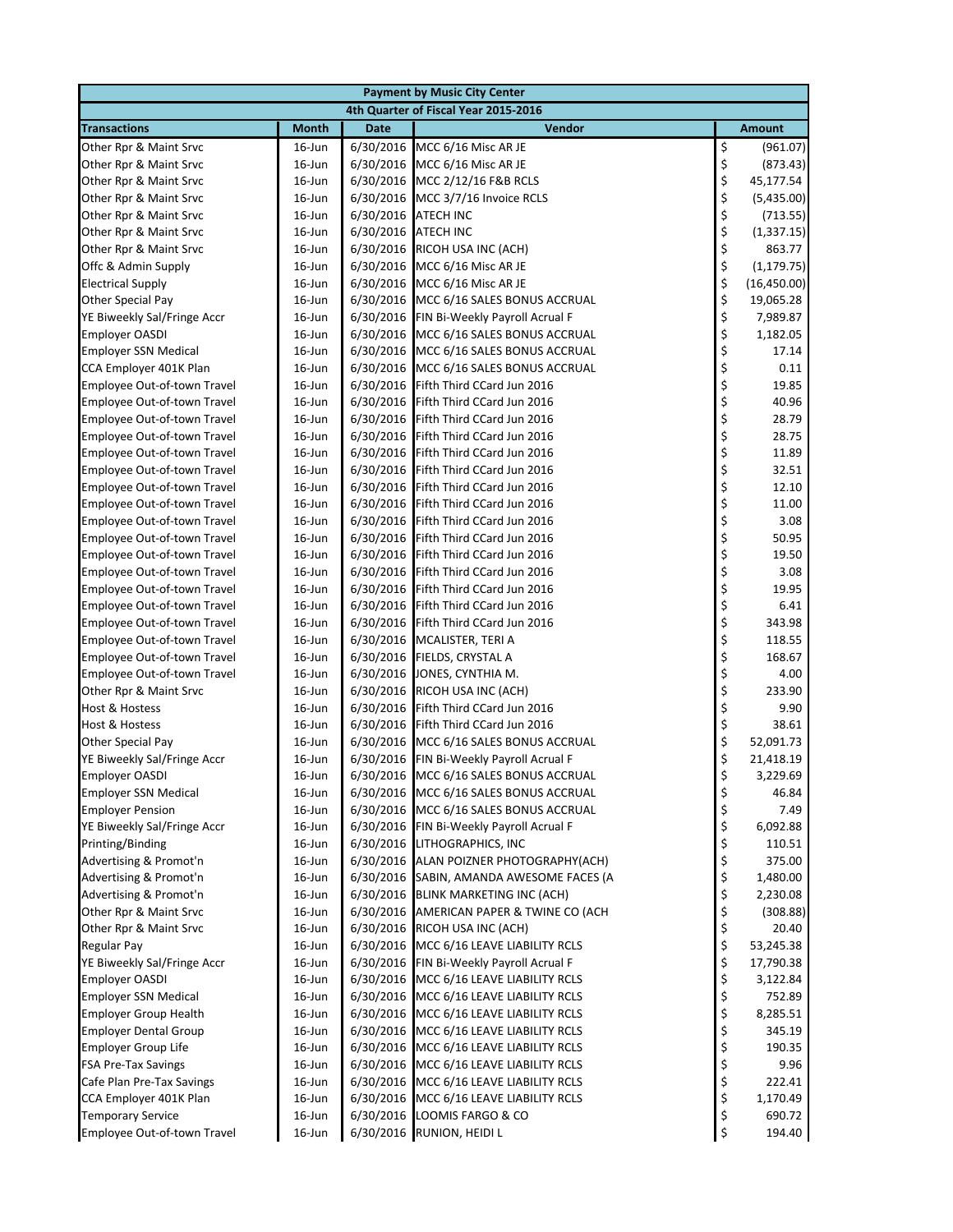| Payment by Music City Center | | | | |
|---|---|---|---|---|
| 4th Quarter of Fiscal Year 2015-2016 | | | | |
| **Transactions** | **Month** | **Date** | **Vendor** | **Amount** |
| Other Rpr & Maint Srvc | 16-Jun | 6/30/2016 | MCC 6/16 Misc AR JE | $ (961.07) |
| Other Rpr & Maint Srvc | 16-Jun | 6/30/2016 | MCC 6/16 Misc AR JE | $ (873.43) |
| Other Rpr & Maint Srvc | 16-Jun | 6/30/2016 | MCC 2/12/16 F&B RCLS | $ 45,177.54 |
| Other Rpr & Maint Srvc | 16-Jun | 6/30/2016 | MCC 3/7/16 Invoice RCLS | $ (5,435.00) |
| Other Rpr & Maint Srvc | 16-Jun | 6/30/2016 | ATECH INC | $ (713.55) |
| Other Rpr & Maint Srvc | 16-Jun | 6/30/2016 | ATECH INC | $ (1,337.15) |
| Other Rpr & Maint Srvc | 16-Jun | 6/30/2016 | RICOH USA INC (ACH) | $ 863.77 |
| Offc & Admin Supply | 16-Jun | 6/30/2016 | MCC 6/16 Misc AR JE | $ (1,179.75) |
| Electrical Supply | 16-Jun | 6/30/2016 | MCC 6/16 Misc AR JE | $ (16,450.00) |
| Other Special Pay | 16-Jun | 6/30/2016 | MCC 6/16 SALES BONUS ACCRUAL | $ 19,065.28 |
| YE Biweekly Sal/Fringe Accr | 16-Jun | 6/30/2016 | FIN Bi-Weekly Payroll Acrual F | $ 7,989.87 |
| Employer OASDI | 16-Jun | 6/30/2016 | MCC 6/16 SALES BONUS ACCRUAL | $ 1,182.05 |
| Employer SSN Medical | 16-Jun | 6/30/2016 | MCC 6/16 SALES BONUS ACCRUAL | $ 17.14 |
| CCA Employer 401K Plan | 16-Jun | 6/30/2016 | MCC 6/16 SALES BONUS ACCRUAL | $ 0.11 |
| Employee Out-of-town Travel | 16-Jun | 6/30/2016 | Fifth Third CCard Jun 2016 | $ 19.85 |
| Employee Out-of-town Travel | 16-Jun | 6/30/2016 | Fifth Third CCard Jun 2016 | $ 40.96 |
| Employee Out-of-town Travel | 16-Jun | 6/30/2016 | Fifth Third CCard Jun 2016 | $ 28.79 |
| Employee Out-of-town Travel | 16-Jun | 6/30/2016 | Fifth Third CCard Jun 2016 | $ 28.75 |
| Employee Out-of-town Travel | 16-Jun | 6/30/2016 | Fifth Third CCard Jun 2016 | $ 11.89 |
| Employee Out-of-town Travel | 16-Jun | 6/30/2016 | Fifth Third CCard Jun 2016 | $ 32.51 |
| Employee Out-of-town Travel | 16-Jun | 6/30/2016 | Fifth Third CCard Jun 2016 | $ 12.10 |
| Employee Out-of-town Travel | 16-Jun | 6/30/2016 | Fifth Third CCard Jun 2016 | $ 11.00 |
| Employee Out-of-town Travel | 16-Jun | 6/30/2016 | Fifth Third CCard Jun 2016 | $ 3.08 |
| Employee Out-of-town Travel | 16-Jun | 6/30/2016 | Fifth Third CCard Jun 2016 | $ 50.95 |
| Employee Out-of-town Travel | 16-Jun | 6/30/2016 | Fifth Third CCard Jun 2016 | $ 19.50 |
| Employee Out-of-town Travel | 16-Jun | 6/30/2016 | Fifth Third CCard Jun 2016 | $ 3.08 |
| Employee Out-of-town Travel | 16-Jun | 6/30/2016 | Fifth Third CCard Jun 2016 | $ 19.95 |
| Employee Out-of-town Travel | 16-Jun | 6/30/2016 | Fifth Third CCard Jun 2016 | $ 6.41 |
| Employee Out-of-town Travel | 16-Jun | 6/30/2016 | Fifth Third CCard Jun 2016 | $ 343.98 |
| Employee Out-of-town Travel | 16-Jun | 6/30/2016 | MCALISTER, TERI A | $ 118.55 |
| Employee Out-of-town Travel | 16-Jun | 6/30/2016 | FIELDS, CRYSTAL A | $ 168.67 |
| Employee Out-of-town Travel | 16-Jun | 6/30/2016 | JONES, CYNTHIA M. | $ 4.00 |
| Other Rpr & Maint Srvc | 16-Jun | 6/30/2016 | RICOH USA INC (ACH) | $ 233.90 |
| Host & Hostess | 16-Jun | 6/30/2016 | Fifth Third CCard Jun 2016 | $ 9.90 |
| Host & Hostess | 16-Jun | 6/30/2016 | Fifth Third CCard Jun 2016 | $ 38.61 |
| Other Special Pay | 16-Jun | 6/30/2016 | MCC 6/16 SALES BONUS ACCRUAL | $ 52,091.73 |
| YE Biweekly Sal/Fringe Accr | 16-Jun | 6/30/2016 | FIN Bi-Weekly Payroll Acrual F | $ 21,418.19 |
| Employer OASDI | 16-Jun | 6/30/2016 | MCC 6/16 SALES BONUS ACCRUAL | $ 3,229.69 |
| Employer SSN Medical | 16-Jun | 6/30/2016 | MCC 6/16 SALES BONUS ACCRUAL | $ 46.84 |
| Employer Pension | 16-Jun | 6/30/2016 | MCC 6/16 SALES BONUS ACCRUAL | $ 7.49 |
| YE Biweekly Sal/Fringe Accr | 16-Jun | 6/30/2016 | FIN Bi-Weekly Payroll Acrual F | $ 6,092.88 |
| Printing/Binding | 16-Jun | 6/30/2016 | LITHOGRAPHICS, INC | $ 110.51 |
| Advertising & Promot'n | 16-Jun | 6/30/2016 | ALAN POIZNER PHOTOGRAPHY(ACH) | $ 375.00 |
| Advertising & Promot'n | 16-Jun | 6/30/2016 | SABIN, AMANDA AWESOME FACES (A | $ 1,480.00 |
| Advertising & Promot'n | 16-Jun | 6/30/2016 | BLINK MARKETING INC (ACH) | $ 2,230.08 |
| Other Rpr & Maint Srvc | 16-Jun | 6/30/2016 | AMERICAN PAPER & TWINE CO (ACH | $ (308.88) |
| Other Rpr & Maint Srvc | 16-Jun | 6/30/2016 | RICOH USA INC (ACH) | $ 20.40 |
| Regular Pay | 16-Jun | 6/30/2016 | MCC 6/16 LEAVE LIABILITY RCLS | $ 53,245.38 |
| YE Biweekly Sal/Fringe Accr | 16-Jun | 6/30/2016 | FIN Bi-Weekly Payroll Acrual F | $ 17,790.38 |
| Employer OASDI | 16-Jun | 6/30/2016 | MCC 6/16 LEAVE LIABILITY RCLS | $ 3,122.84 |
| Employer SSN Medical | 16-Jun | 6/30/2016 | MCC 6/16 LEAVE LIABILITY RCLS | $ 752.89 |
| Employer Group Health | 16-Jun | 6/30/2016 | MCC 6/16 LEAVE LIABILITY RCLS | $ 8,285.51 |
| Employer Dental Group | 16-Jun | 6/30/2016 | MCC 6/16 LEAVE LIABILITY RCLS | $ 345.19 |
| Employer Group Life | 16-Jun | 6/30/2016 | MCC 6/16 LEAVE LIABILITY RCLS | $ 190.35 |
| FSA Pre-Tax Savings | 16-Jun | 6/30/2016 | MCC 6/16 LEAVE LIABILITY RCLS | $ 9.96 |
| Cafe Plan Pre-Tax Savings | 16-Jun | 6/30/2016 | MCC 6/16 LEAVE LIABILITY RCLS | $ 222.41 |
| CCA Employer 401K Plan | 16-Jun | 6/30/2016 | MCC 6/16 LEAVE LIABILITY RCLS | $ 1,170.49 |
| Temporary Service | 16-Jun | 6/30/2016 | LOOMIS FARGO & CO | $ 690.72 |
| Employee Out-of-town Travel | 16-Jun | 6/30/2016 | RUNION, HEIDI L | $ 194.40 |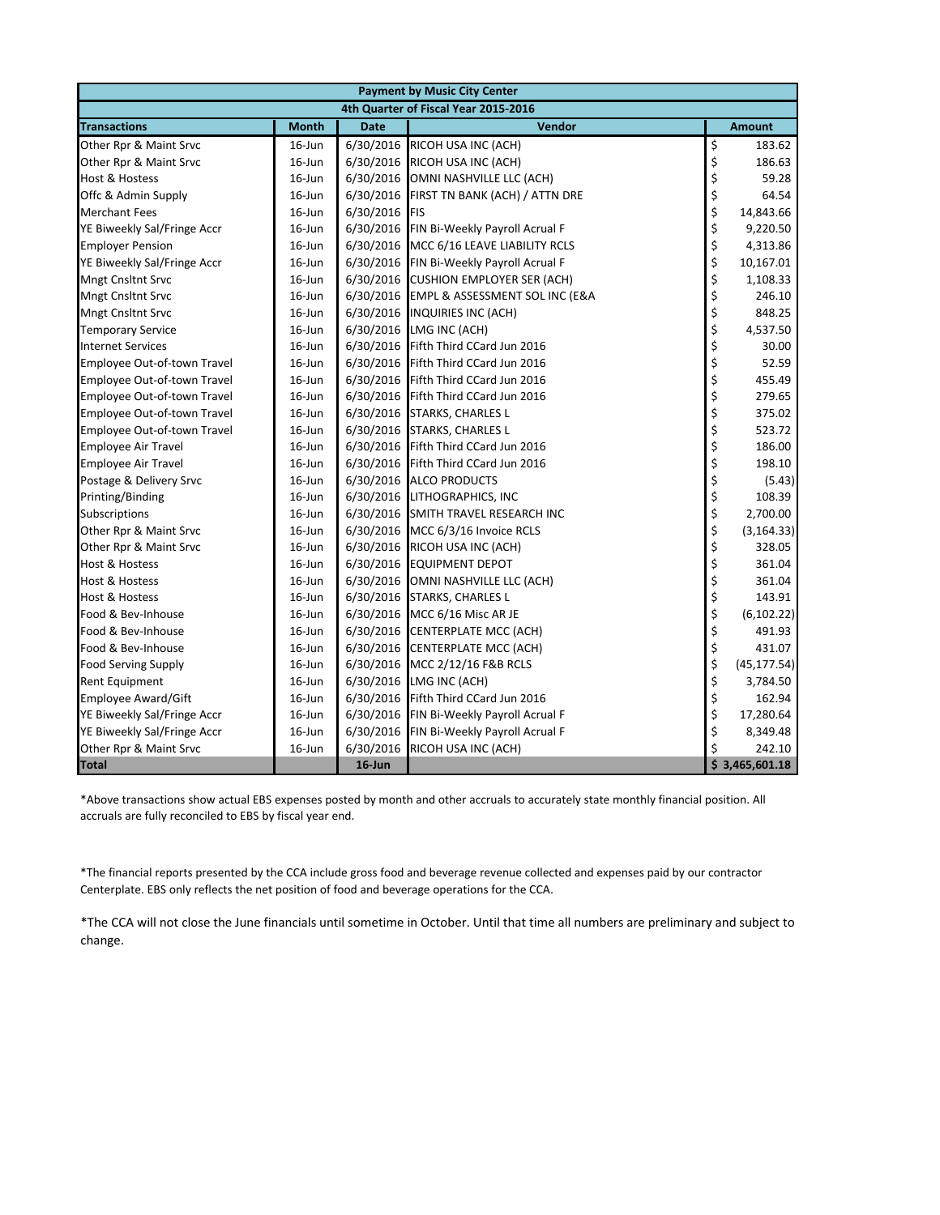| Payment by Music City Center | | | | |
|---|---|---|---|---|
| 4th Quarter of Fiscal Year 2015-2016 | | | | |
| **Transactions** | **Month** | **Date** | **Vendor** | **Amount** |
| Other Rpr & Maint Srvc | 16-Jun | 6/30/2016 | RICOH USA INC (ACH) | $ 183.62 |
| Other Rpr & Maint Srvc | 16-Jun | 6/30/2016 | RICOH USA INC (ACH) | $ 186.63 |
| Host & Hostess | 16-Jun | 6/30/2016 | OMNI NASHVILLE LLC (ACH) | $ 59.28 |
| Offc & Admin Supply | 16-Jun | 6/30/2016 | FIRST TN BANK (ACH) / ATTN DRE | $ 64.54 |
| Merchant Fees | 16-Jun | 6/30/2016 | FIS | $ 14,843.66 |
| YE Biweekly Sal/Fringe Accr | 16-Jun | 6/30/2016 | FIN Bi-Weekly Payroll Acrual F | $ 9,220.50 |
| Employer Pension | 16-Jun | 6/30/2016 | MCC 6/16 LEAVE LIABILITY RCLS | $ 4,313.86 |
| YE Biweekly Sal/Fringe Accr | 16-Jun | 6/30/2016 | FIN Bi-Weekly Payroll Acrual F | $ 10,167.01 |
| Mngt Cnsltnt Srvc | 16-Jun | 6/30/2016 | CUSHION EMPLOYER SER (ACH) | $ 1,108.33 |
| Mngt Cnsltnt Srvc | 16-Jun | 6/30/2016 | EMPL & ASSESSMENT SOL INC (E&A | $ 246.10 |
| Mngt Cnsltnt Srvc | 16-Jun | 6/30/2016 | INQUIRIES INC (ACH) | $ 848.25 |
| Temporary Service | 16-Jun | 6/30/2016 | LMG INC (ACH) | $ 4,537.50 |
| Internet Services | 16-Jun | 6/30/2016 | Fifth Third CCard Jun 2016 | $ 30.00 |
| Employee Out-of-town Travel | 16-Jun | 6/30/2016 | Fifth Third CCard Jun 2016 | $ 52.59 |
| Employee Out-of-town Travel | 16-Jun | 6/30/2016 | Fifth Third CCard Jun 2016 | $ 455.49 |
| Employee Out-of-town Travel | 16-Jun | 6/30/2016 | Fifth Third CCard Jun 2016 | $ 279.65 |
| Employee Out-of-town Travel | 16-Jun | 6/30/2016 | STARKS, CHARLES L | $ 375.02 |
| Employee Out-of-town Travel | 16-Jun | 6/30/2016 | STARKS, CHARLES L | $ 523.72 |
| Employee Air Travel | 16-Jun | 6/30/2016 | Fifth Third CCard Jun 2016 | $ 186.00 |
| Employee Air Travel | 16-Jun | 6/30/2016 | Fifth Third CCard Jun 2016 | $ 198.10 |
| Postage & Delivery Srvc | 16-Jun | 6/30/2016 | ALCO PRODUCTS | $ (5.43) |
| Printing/Binding | 16-Jun | 6/30/2016 | LITHOGRAPHICS, INC | $ 108.39 |
| Subscriptions | 16-Jun | 6/30/2016 | SMITH TRAVEL RESEARCH INC | $ 2,700.00 |
| Other Rpr & Maint Srvc | 16-Jun | 6/30/2016 | MCC 6/3/16 Invoice RCLS | $ (3,164.33) |
| Other Rpr & Maint Srvc | 16-Jun | 6/30/2016 | RICOH USA INC (ACH) | $ 328.05 |
| Host & Hostess | 16-Jun | 6/30/2016 | EQUIPMENT DEPOT | $ 361.04 |
| Host & Hostess | 16-Jun | 6/30/2016 | OMNI NASHVILLE LLC (ACH) | $ 361.04 |
| Host & Hostess | 16-Jun | 6/30/2016 | STARKS, CHARLES L | $ 143.91 |
| Food & Bev-Inhouse | 16-Jun | 6/30/2016 | MCC 6/16 Misc AR JE | $ (6,102.22) |
| Food & Bev-Inhouse | 16-Jun | 6/30/2016 | CENTERPLATE MCC (ACH) | $ 491.93 |
| Food & Bev-Inhouse | 16-Jun | 6/30/2016 | CENTERPLATE MCC (ACH) | $ 431.07 |
| Food Serving Supply | 16-Jun | 6/30/2016 | MCC 2/12/16 F&B RCLS | $ (45,177.54) |
| Rent Equipment | 16-Jun | 6/30/2016 | LMG INC (ACH) | $ 3,784.50 |
| Employee Award/Gift | 16-Jun | 6/30/2016 | Fifth Third CCard Jun 2016 | $ 162.94 |
| YE Biweekly Sal/Fringe Accr | 16-Jun | 6/30/2016 | FIN Bi-Weekly Payroll Acrual F | $ 17,280.64 |
| YE Biweekly Sal/Fringe Accr | 16-Jun | 6/30/2016 | FIN Bi-Weekly Payroll Acrual F | $ 8,349.48 |
| Other Rpr & Maint Srvc | 16-Jun | 6/30/2016 | RICOH USA INC (ACH) | $ 242.10 |
| **Total** | | **16-Jun** | | **$ 3,465,601.18** |

*Above transactions show actual EBS expenses posted by month and other accruals to accurately state monthly financial position. All accruals are fully reconciled to EBS by fiscal year end.

*The financial reports presented by the CCA include gross food and beverage revenue collected and expenses paid by our contractor Centerplate. EBS only reflects the net position of food and beverage operations for the CCA.

*The CCA will not close the June financials until sometime in October. Until that time all numbers are preliminary and subject to change.